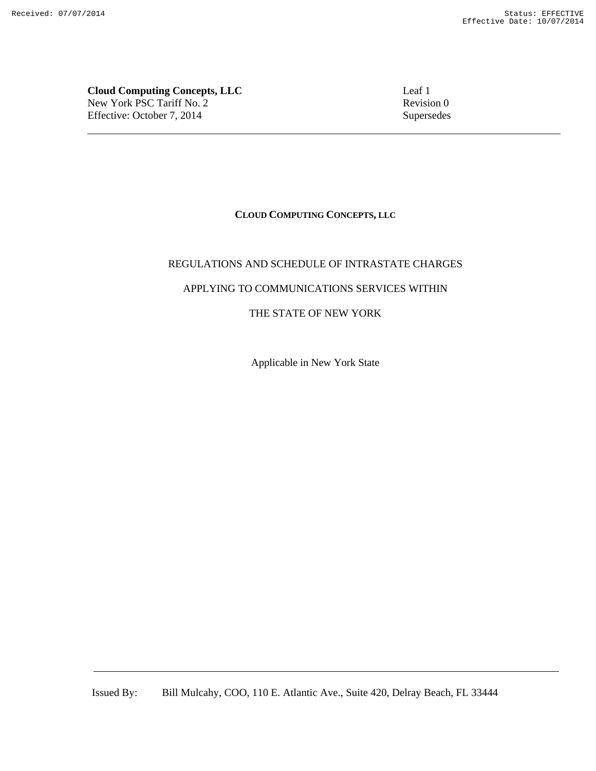**Cloud Computing Concepts, LLC**
New York PSC Tariff No. 2
Effective: October 7, 2014

Leaf 1
Revision 0
Supersedes

# CLOUD COMPUTING CONCEPTS, LLC

REGULATIONS AND SCHEDULE OF INTRASTATE CHARGES

APPLYING TO COMMUNICATIONS SERVICES WITHIN

THE STATE OF NEW YORK

Applicable in New York State

Issued By: Bill Mulcahy, COO, 110 E. Atlantic Ave., Suite 420, Delray Beach, FL 33444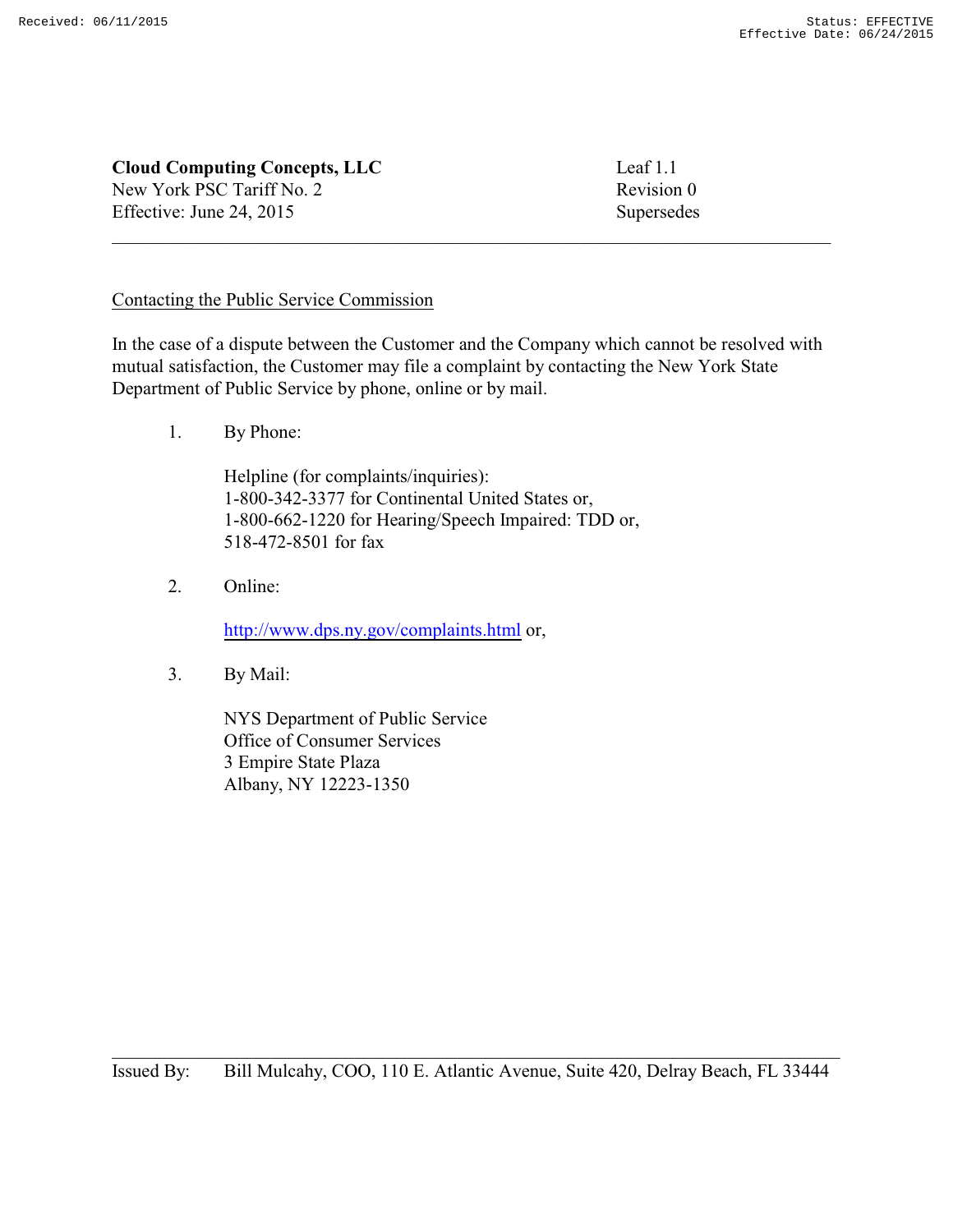**Cloud Computing Concepts, LLC**
New York PSC Tariff No. 2
Effective: June 24, 2015

Leaf 1.1
Revision 0
Supersedes

---

Contacting the Public Service Commission

In the case of a dispute between the Customer and the Company which cannot be resolved with mutual satisfaction, the Customer may file a complaint by contacting the New York State Department of Public Service by phone, online or by mail.

1. By Phone:

   Helpline (for complaints/inquiries):
   1-800-342-3377 for Continental United States or,
   1-800-662-1220 for Hearing/Speech Impaired: TDD or,
   518-472-8501 for fax

2. Online:

   http://www.dps.ny.gov/complaints.html or,

3. By Mail:

   NYS Department of Public Service
   Office of Consumer Services
   3 Empire State Plaza
   Albany, NY 12223-1350

---

Issued By: Bill Mulcahy, COO, 110 E. Atlantic Avenue, Suite 420, Delray Beach, FL 33444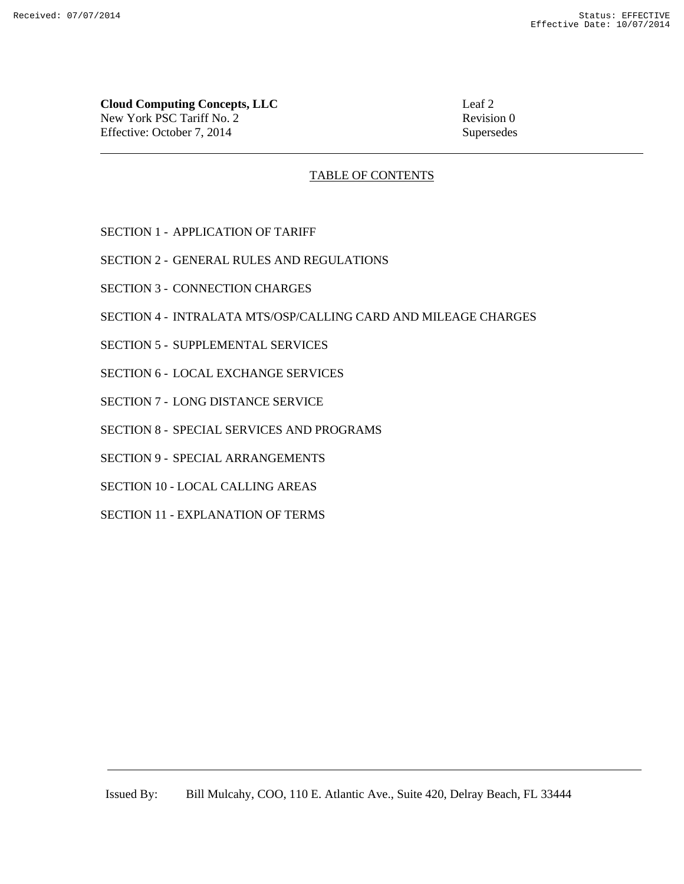**Cloud Computing Concepts, LLC**
New York PSC Tariff No. 2
Effective: October 7, 2014

Leaf 2
Revision 0
Supersedes

## TABLE OF CONTENTS

SECTION 1 - APPLICATION OF TARIFF

SECTION 2 - GENERAL RULES AND REGULATIONS

SECTION 3 - CONNECTION CHARGES

SECTION 4 - INTRALATA MTS/OSP/CALLING CARD AND MILEAGE CHARGES

SECTION 5 - SUPPLEMENTAL SERVICES

SECTION 6 - LOCAL EXCHANGE SERVICES

SECTION 7 - LONG DISTANCE SERVICE

SECTION 8 - SPECIAL SERVICES AND PROGRAMS

SECTION 9 - SPECIAL ARRANGEMENTS

SECTION 10 - LOCAL CALLING AREAS

SECTION 11 - EXPLANATION OF TERMS

Issued By: Bill Mulcahy, COO, 110 E. Atlantic Ave., Suite 420, Delray Beach, FL 33444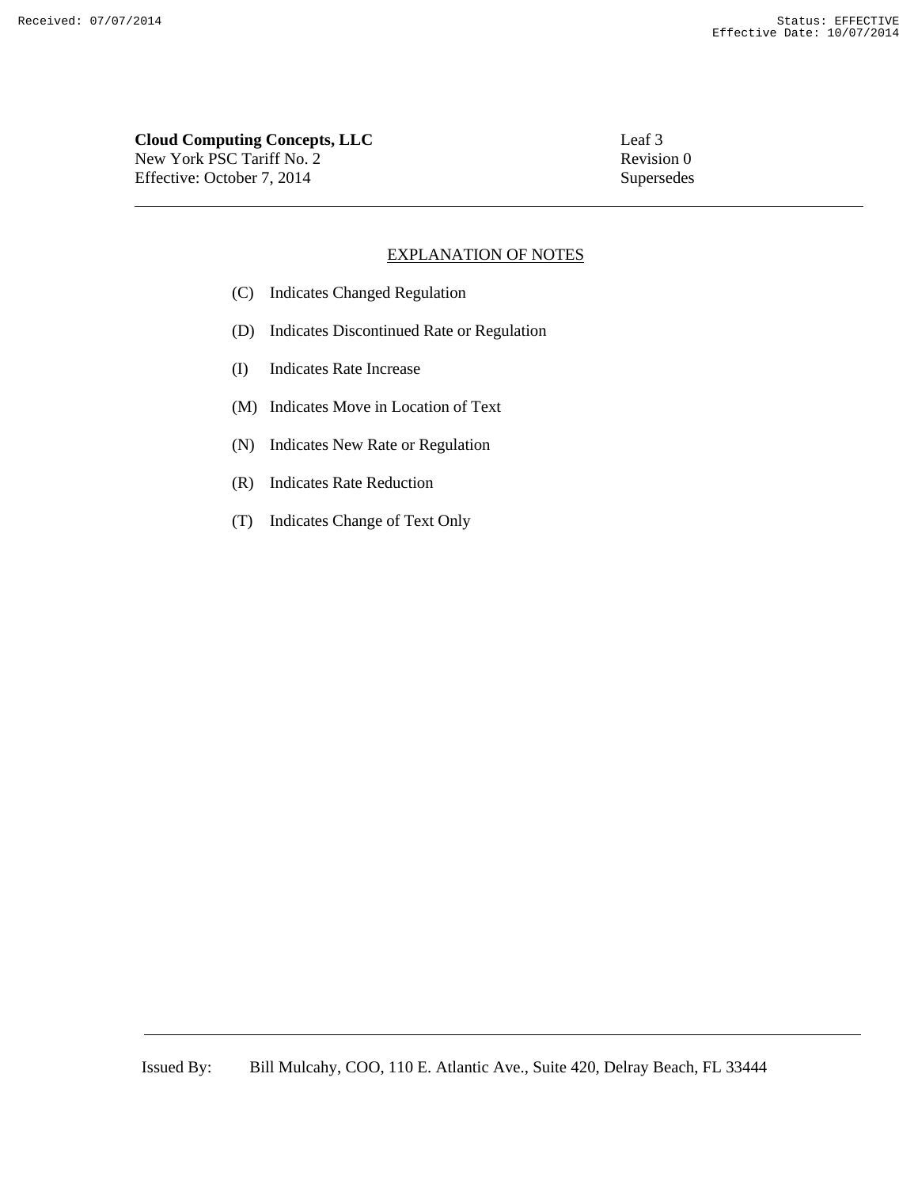**Cloud Computing Concepts, LLC**
New York PSC Tariff No. 2
Effective: October 7, 2014

Leaf 3
Revision 0
Supersedes

## EXPLANATION OF NOTES

(C) Indicates Changed Regulation

(D) Indicates Discontinued Rate or Regulation

(I) Indicates Rate Increase

(M) Indicates Move in Location of Text

(N) Indicates New Rate or Regulation

(R) Indicates Rate Reduction

(T) Indicates Change of Text Only

Issued By: Bill Mulcahy, COO, 110 E. Atlantic Ave., Suite 420, Delray Beach, FL 33444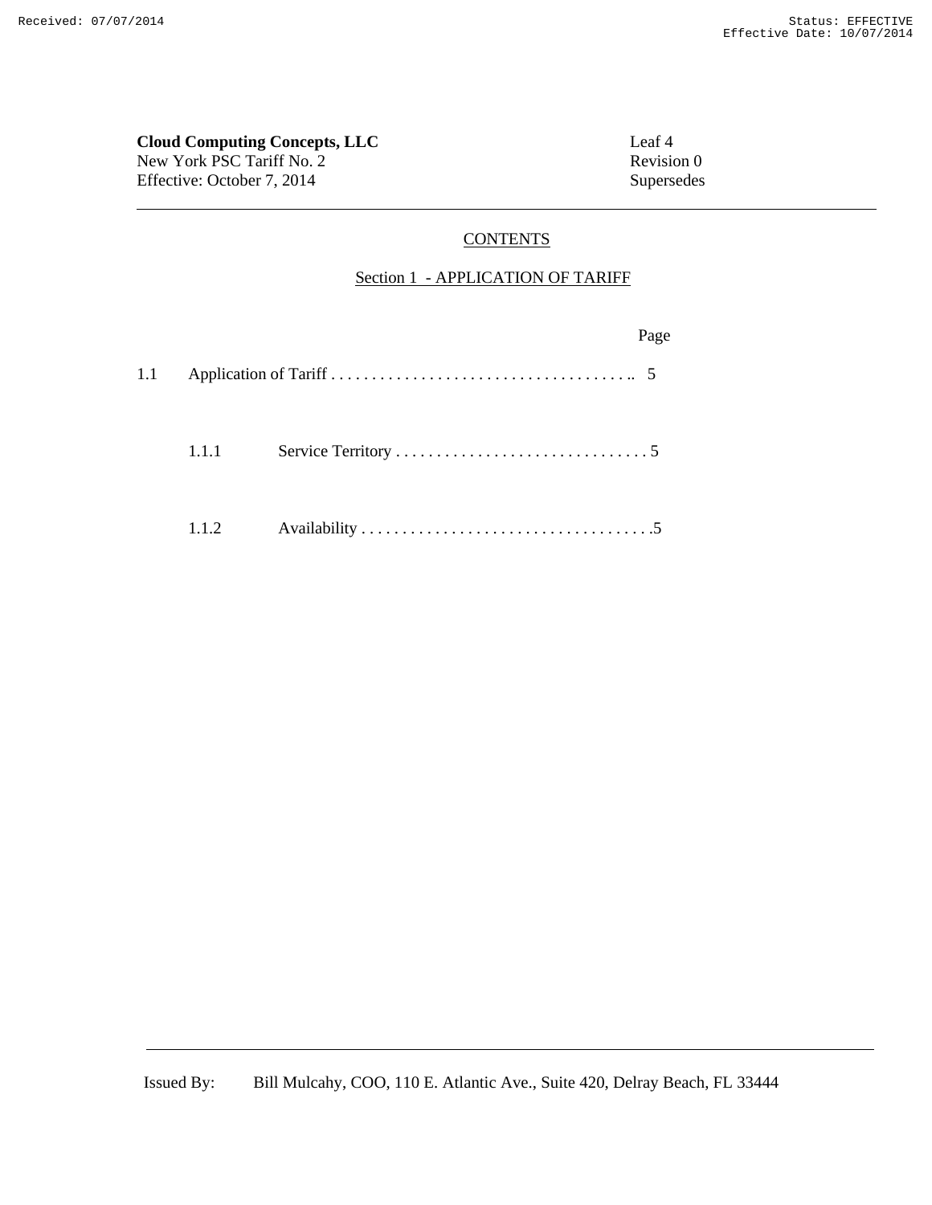**Cloud Computing Concepts, LLC**
New York PSC Tariff No. 2
Effective: October 7, 2014

Leaf 4
Revision 0
Supersedes

---

## CONTENTS

### Section 1 - APPLICATION OF TARIFF

| | | Page |
|---|---|---|
| 1.1 | Application of Tariff | 5 |
| 1.1.1 | Service Territory | 5 |
| 1.1.2 | Availability | 5 |

---

Issued By: Bill Mulcahy, COO, 110 E. Atlantic Ave., Suite 420, Delray Beach, FL 33444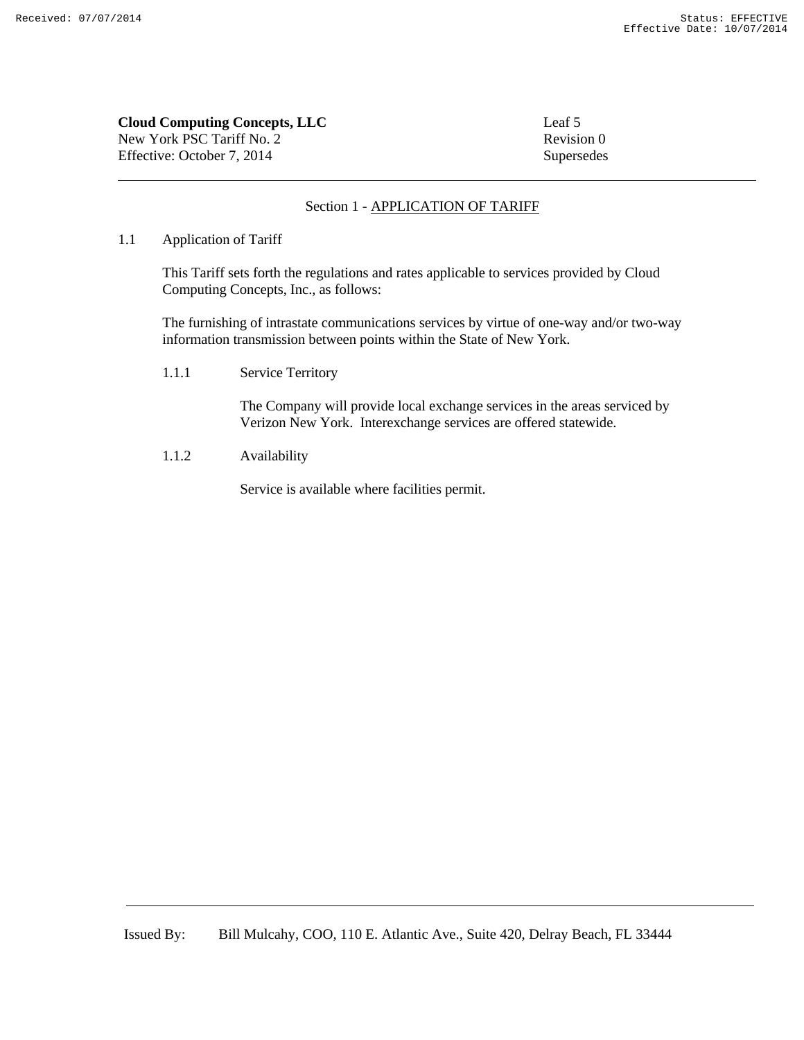**Cloud Computing Concepts, LLC**
New York PSC Tariff No. 2
Effective: October 7, 2014

Leaf 5
Revision 0
Supersedes

## Section 1 - APPLICATION OF TARIFF

1.1 Application of Tariff

This Tariff sets forth the regulations and rates applicable to services provided by Cloud Computing Concepts, Inc., as follows:

The furnishing of intrastate communications services by virtue of one-way and/or two-way information transmission between points within the State of New York.

1.1.1 Service Territory

The Company will provide local exchange services in the areas serviced by Verizon New York. Interexchange services are offered statewide.

1.1.2 Availability

Service is available where facilities permit.

Issued By: Bill Mulcahy, COO, 110 E. Atlantic Ave., Suite 420, Delray Beach, FL 33444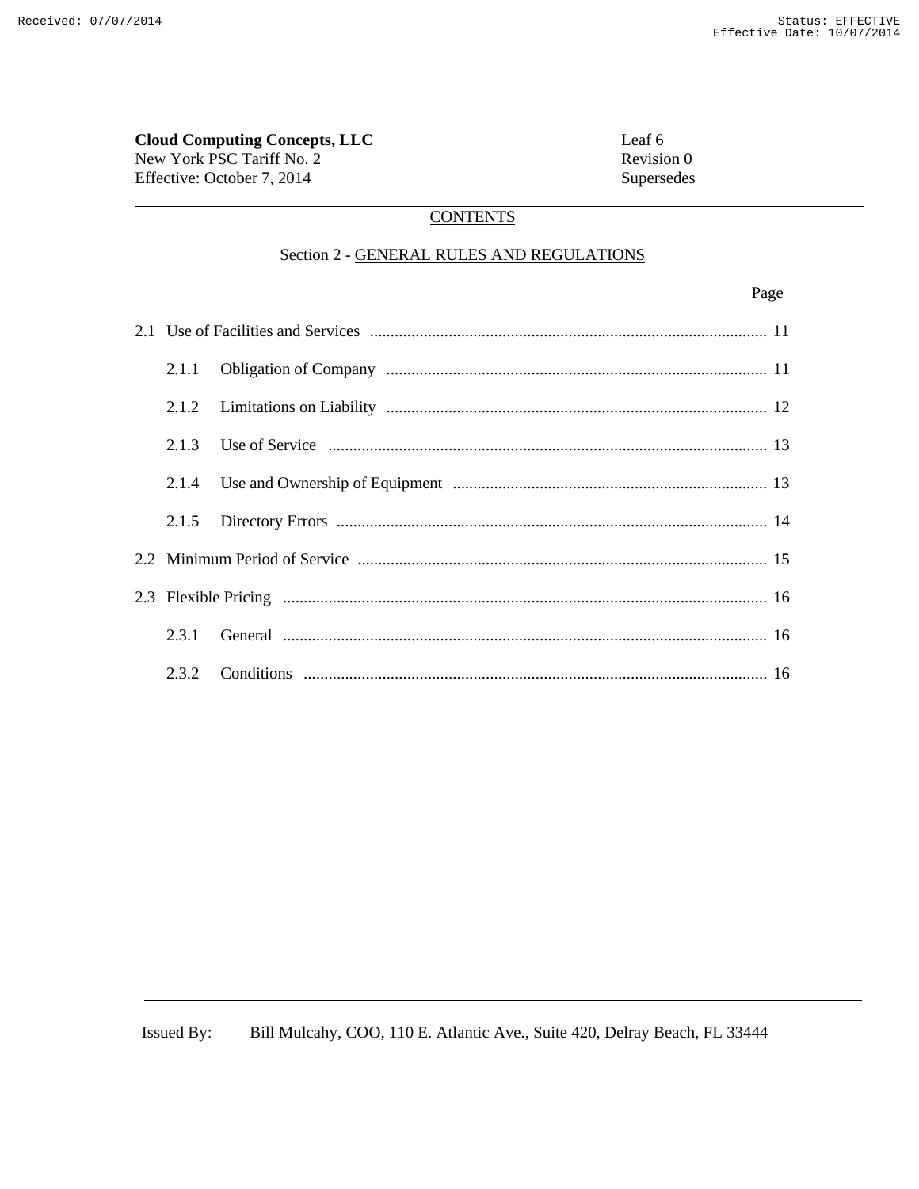**Cloud Computing Concepts, LLC**
New York PSC Tariff No. 2
Effective: October 7, 2014

Leaf 6
Revision 0
Supersedes

## CONTENTS

### Section 2 - GENERAL RULES AND REGULATIONS

| | Page |
|---|---|
| 2.1 Use of Facilities and Services | 11 |
| 2.1.1 Obligation of Company | 11 |
| 2.1.2 Limitations on Liability | 12 |
| 2.1.3 Use of Service | 13 |
| 2.1.4 Use and Ownership of Equipment | 13 |
| 2.1.5 Directory Errors | 14 |
| 2.2 Minimum Period of Service | 15 |
| 2.3 Flexible Pricing | 16 |
| 2.3.1 General | 16 |
| 2.3.2 Conditions | 16 |

Issued By: Bill Mulcahy, COO, 110 E. Atlantic Ave., Suite 420, Delray Beach, FL 33444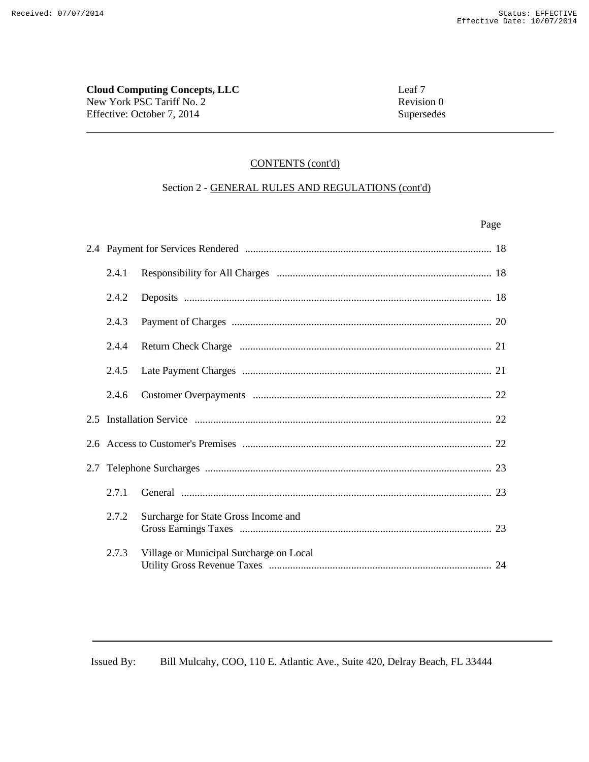**Cloud Computing Concepts, LLC**
New York PSC Tariff No. 2
Effective: October 7, 2014

Leaf 7
Revision 0
Supersedes

## CONTENTS (cont'd)

### Section 2 - GENERAL RULES AND REGULATIONS (cont'd)

| | | Page |
|---|---|---|
| 2.4 | Payment for Services Rendered | 18 |
| 2.4.1 | Responsibility for All Charges | 18 |
| 2.4.2 | Deposits | 18 |
| 2.4.3 | Payment of Charges | 20 |
| 2.4.4 | Return Check Charge | 21 |
| 2.4.5 | Late Payment Charges | 21 |
| 2.4.6 | Customer Overpayments | 22 |
| 2.5 | Installation Service | 22 |
| 2.6 | Access to Customer's Premises | 22 |
| 2.7 | Telephone Surcharges | 23 |
| 2.7.1 | General | 23 |
| 2.7.2 | Surcharge for State Gross Income and Gross Earnings Taxes | 23 |
| 2.7.3 | Village or Municipal Surcharge on Local Utility Gross Revenue Taxes | 24 |

Issued By: Bill Mulcahy, COO, 110 E. Atlantic Ave., Suite 420, Delray Beach, FL 33444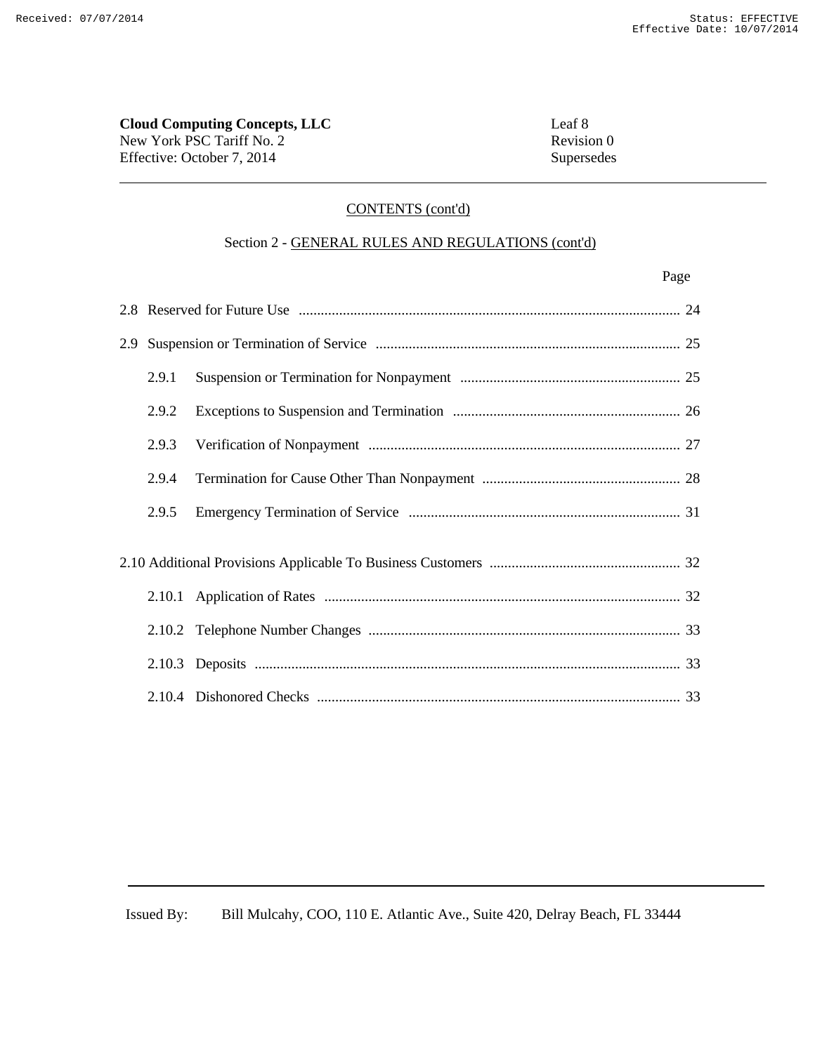**Cloud Computing Concepts, LLC**
New York PSC Tariff No. 2
Effective: October 7, 2014

Leaf 8
Revision 0
Supersedes

CONTENTS (cont'd)

Section 2 - GENERAL RULES AND REGULATIONS (cont'd)

| | | Page |
|---|---|---|
| 2.8 | Reserved for Future Use | 24 |
| 2.9 | Suspension or Termination of Service | 25 |
| 2.9.1 | Suspension or Termination for Nonpayment | 25 |
| 2.9.2 | Exceptions to Suspension and Termination | 26 |
| 2.9.3 | Verification of Nonpayment | 27 |
| 2.9.4 | Termination for Cause Other Than Nonpayment | 28 |
| 2.9.5 | Emergency Termination of Service | 31 |
| 2.10 | Additional Provisions Applicable To Business Customers | 32 |
| 2.10.1 | Application of Rates | 32 |
| 2.10.2 | Telephone Number Changes | 33 |
| 2.10.3 | Deposits | 33 |
| 2.10.4 | Dishonored Checks | 33 |

Issued By: Bill Mulcahy, COO, 110 E. Atlantic Ave., Suite 420, Delray Beach, FL 33444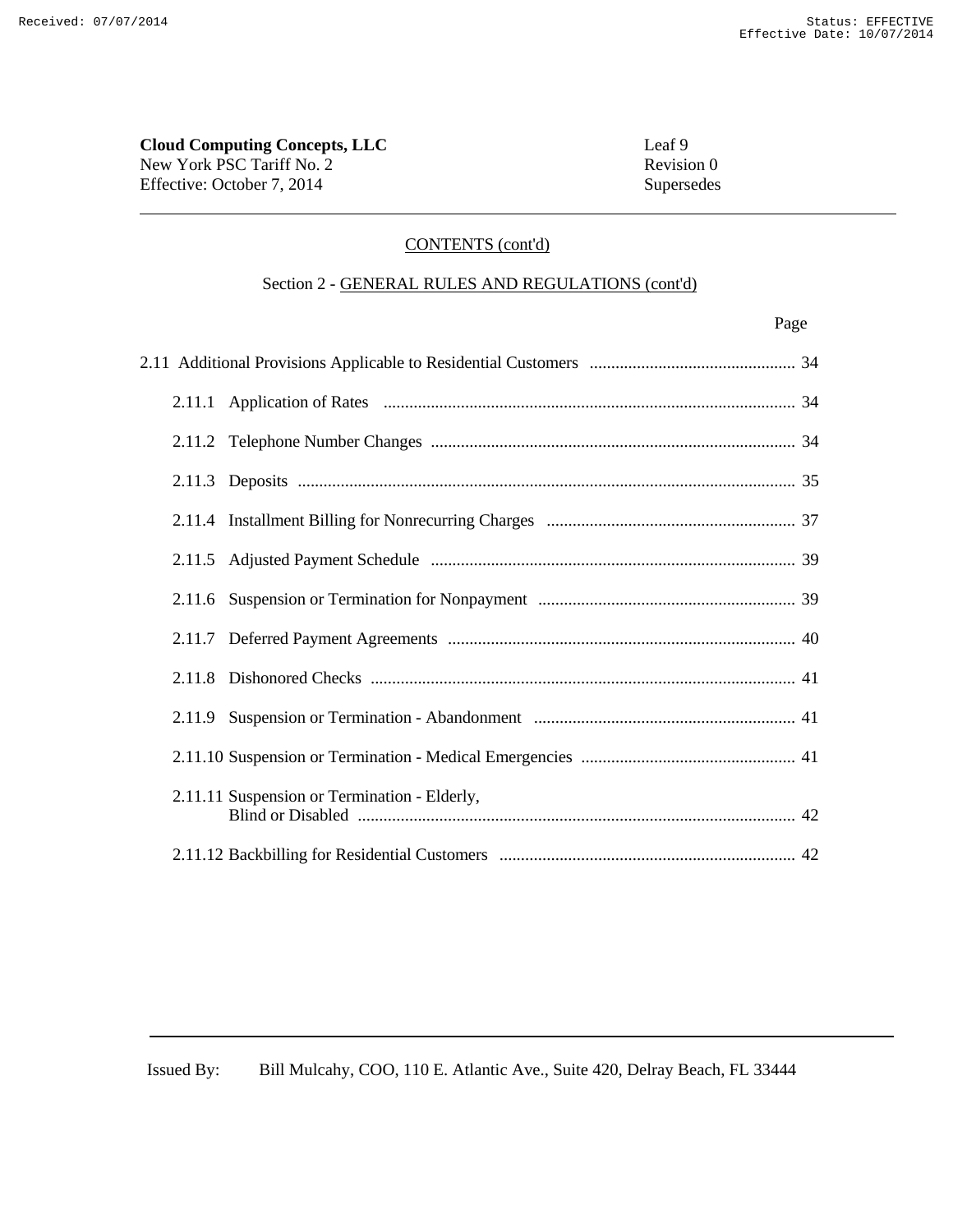**Cloud Computing Concepts, LLC**
New York PSC Tariff No. 2
Effective: October 7, 2014

Leaf 9
Revision 0
Supersedes

CONTENTS (cont'd)

Section 2 - GENERAL RULES AND REGULATIONS (cont'd)

| | Page |
|---|---|
| 2.11 Additional Provisions Applicable to Residential Customers | 34 |
| 2.11.1 Application of Rates | 34 |
| 2.11.2 Telephone Number Changes | 34 |
| 2.11.3 Deposits | 35 |
| 2.11.4 Installment Billing for Nonrecurring Charges | 37 |
| 2.11.5 Adjusted Payment Schedule | 39 |
| 2.11.6 Suspension or Termination for Nonpayment | 39 |
| 2.11.7 Deferred Payment Agreements | 40 |
| 2.11.8 Dishonored Checks | 41 |
| 2.11.9 Suspension or Termination - Abandonment | 41 |
| 2.11.10 Suspension or Termination - Medical Emergencies | 41 |
| 2.11.11 Suspension or Termination - Elderly, Blind or Disabled | 42 |
| 2.11.12 Backbilling for Residential Customers | 42 |

Issued By: Bill Mulcahy, COO, 110 E. Atlantic Ave., Suite 420, Delray Beach, FL 33444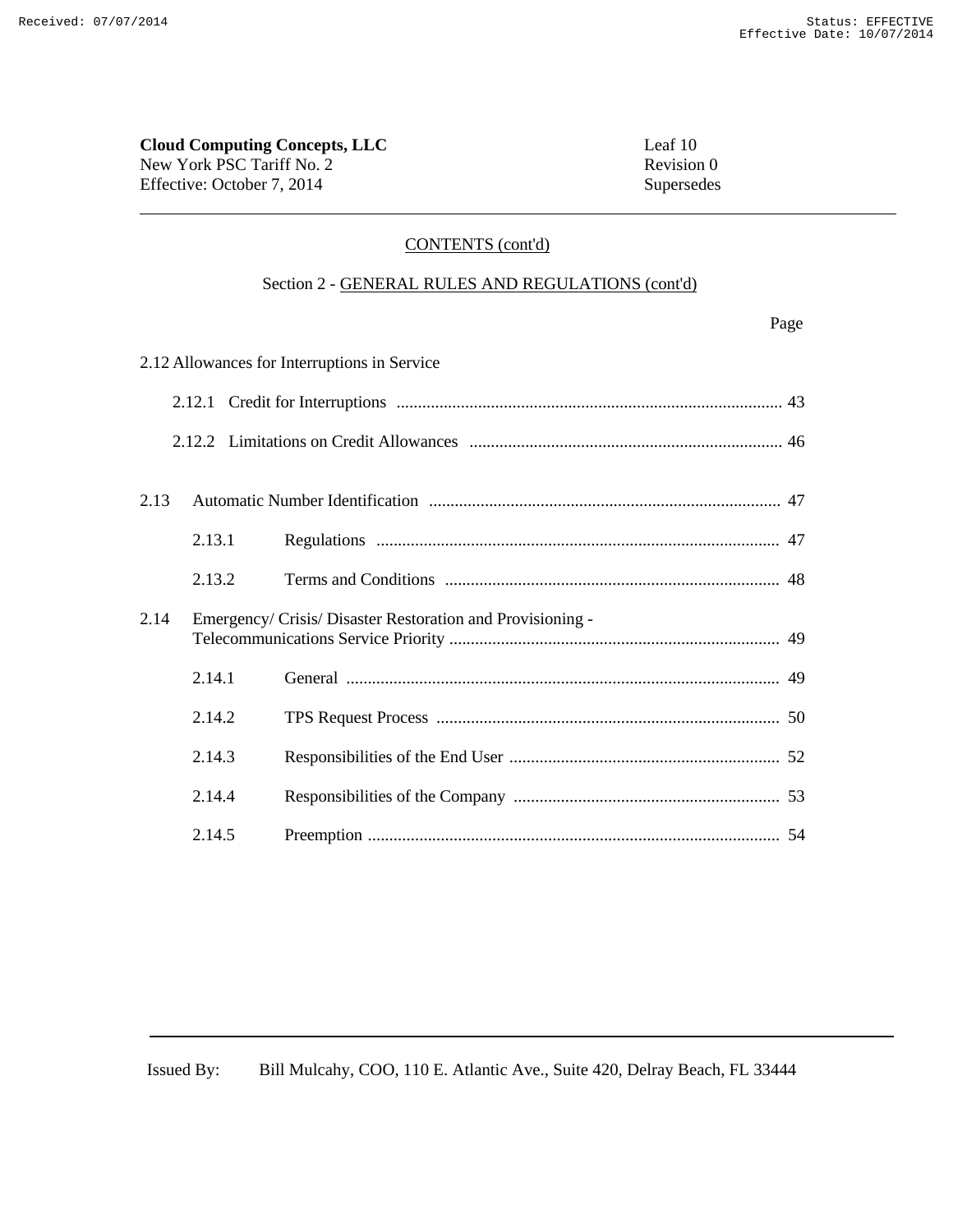**Cloud Computing Concepts, LLC**
New York PSC Tariff No. 2
Effective: October 7, 2014

Leaf 10
Revision 0
Supersedes

CONTENTS (cont'd)

Section 2 - GENERAL RULES AND REGULATIONS (cont'd)

| | | Page |
|---|---|---|
| 2.12 | Allowances for Interruptions in Service | |
| 2.12.1 | Credit for Interruptions | 43 |
| 2.12.2 | Limitations on Credit Allowances | 46 |
| 2.13 | Automatic Number Identification | 47 |
| 2.13.1 | Regulations | 47 |
| 2.13.2 | Terms and Conditions | 48 |
| 2.14 | Emergency/ Crisis/ Disaster Restoration and Provisioning - Telecommunications Service Priority | 49 |
| 2.14.1 | General | 49 |
| 2.14.2 | TPS Request Process | 50 |
| 2.14.3 | Responsibilities of the End User | 52 |
| 2.14.4 | Responsibilities of the Company | 53 |
| 2.14.5 | Preemption | 54 |

Issued By: Bill Mulcahy, COO, 110 E. Atlantic Ave., Suite 420, Delray Beach, FL 33444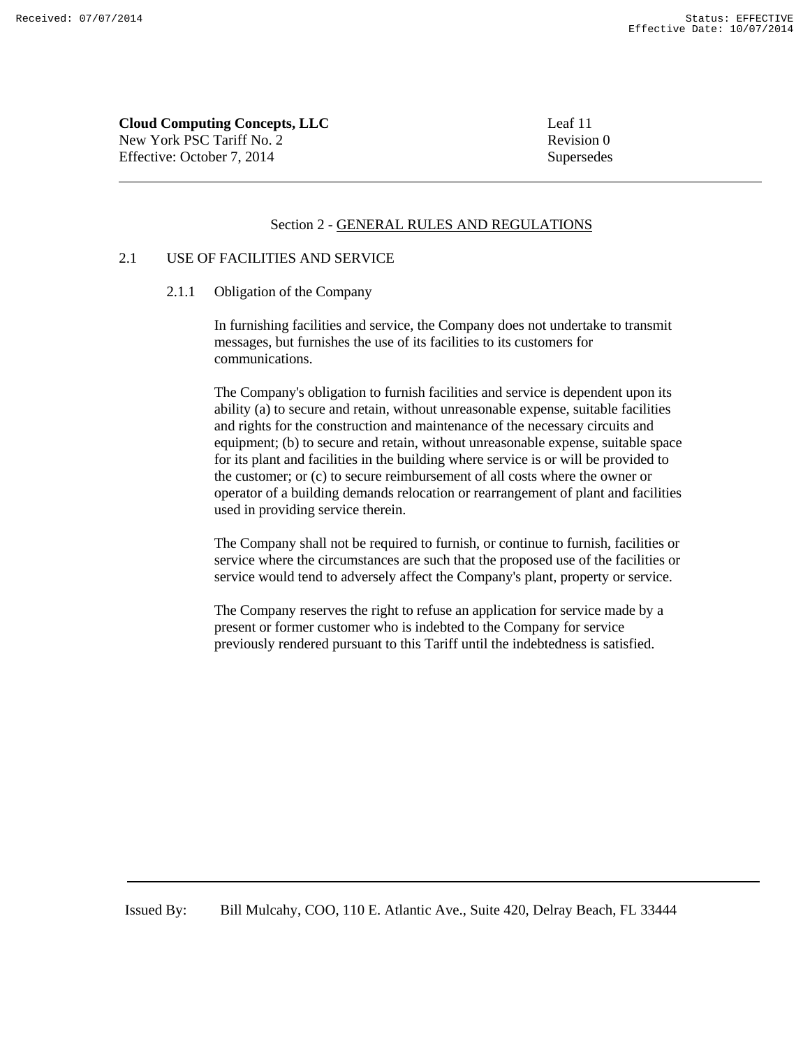## Section 2 - GENERAL RULES AND REGULATIONS

### 2.1 USE OF FACILITIES AND SERVICE

#### 2.1.1 Obligation of the Company

In furnishing facilities and service, the Company does not undertake to transmit messages, but furnishes the use of its facilities to its customers for communications.

The Company's obligation to furnish facilities and service is dependent upon its ability (a) to secure and retain, without unreasonable expense, suitable facilities and rights for the construction and maintenance of the necessary circuits and equipment; (b) to secure and retain, without unreasonable expense, suitable space for its plant and facilities in the building where service is or will be provided to the customer; or (c) to secure reimbursement of all costs where the owner or operator of a building demands relocation or rearrangement of plant and facilities used in providing service therein.

The Company shall not be required to furnish, or continue to furnish, facilities or service where the circumstances are such that the proposed use of the facilities or service would tend to adversely affect the Company's plant, property or service.

The Company reserves the right to refuse an application for service made by a present or former customer who is indebted to the Company for service previously rendered pursuant to this Tariff until the indebtedness is satisfied.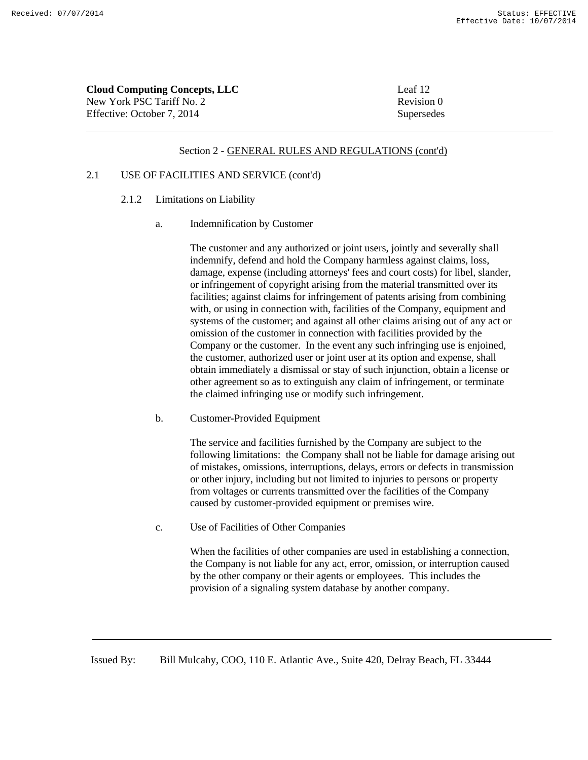Section 2 - GENERAL RULES AND REGULATIONS (cont'd)

2.1 USE OF FACILITIES AND SERVICE (cont'd)

2.1.2 Limitations on Liability

a. Indemnification by Customer

The customer and any authorized or joint users, jointly and severally shall indemnify, defend and hold the Company harmless against claims, loss, damage, expense (including attorneys' fees and court costs) for libel, slander, or infringement of copyright arising from the material transmitted over its facilities; against claims for infringement of patents arising from combining with, or using in connection with, facilities of the Company, equipment and systems of the customer; and against all other claims arising out of any act or omission of the customer in connection with facilities provided by the Company or the customer. In the event any such infringing use is enjoined, the customer, authorized user or joint user at its option and expense, shall obtain immediately a dismissal or stay of such injunction, obtain a license or other agreement so as to extinguish any claim of infringement, or terminate the claimed infringing use or modify such infringement.

b. Customer-Provided Equipment

The service and facilities furnished by the Company are subject to the following limitations: the Company shall not be liable for damage arising out of mistakes, omissions, interruptions, delays, errors or defects in transmission or other injury, including but not limited to injuries to persons or property from voltages or currents transmitted over the facilities of the Company caused by customer-provided equipment or premises wire.

c. Use of Facilities of Other Companies

When the facilities of other companies are used in establishing a connection, the Company is not liable for any act, error, omission, or interruption caused by the other company or their agents or employees. This includes the provision of a signaling system database by another company.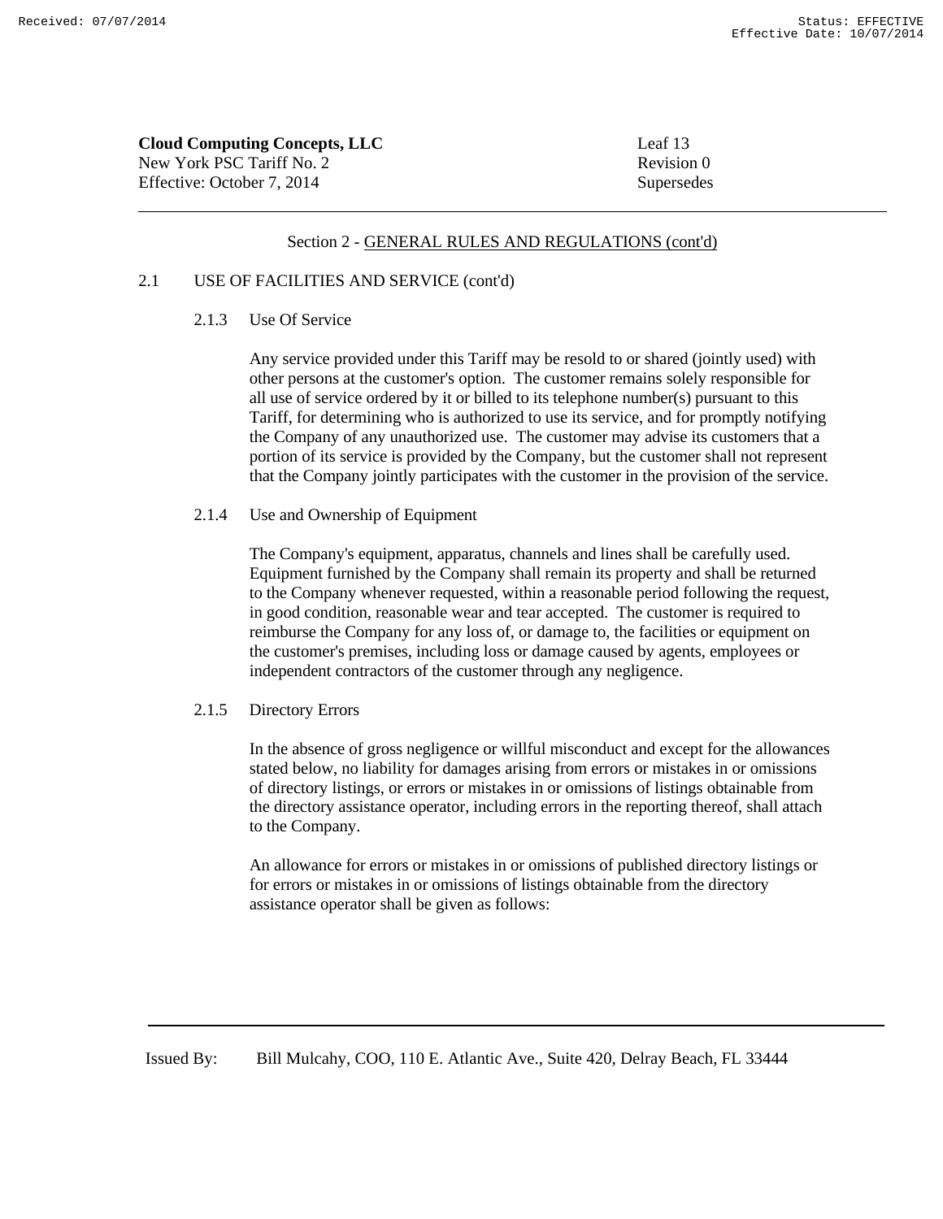Section 2 - GENERAL RULES AND REGULATIONS (cont'd)

2.1 USE OF FACILITIES AND SERVICE (cont'd)

2.1.3 Use Of Service

Any service provided under this Tariff may be resold to or shared (jointly used) with other persons at the customer's option. The customer remains solely responsible for all use of service ordered by it or billed to its telephone number(s) pursuant to this Tariff, for determining who is authorized to use its service, and for promptly notifying the Company of any unauthorized use. The customer may advise its customers that a portion of its service is provided by the Company, but the customer shall not represent that the Company jointly participates with the customer in the provision of the service.

2.1.4 Use and Ownership of Equipment

The Company's equipment, apparatus, channels and lines shall be carefully used. Equipment furnished by the Company shall remain its property and shall be returned to the Company whenever requested, within a reasonable period following the request, in good condition, reasonable wear and tear accepted. The customer is required to reimburse the Company for any loss of, or damage to, the facilities or equipment on the customer's premises, including loss or damage caused by agents, employees or independent contractors of the customer through any negligence.

2.1.5 Directory Errors

In the absence of gross negligence or willful misconduct and except for the allowances stated below, no liability for damages arising from errors or mistakes in or omissions of directory listings, or errors or mistakes in or omissions of listings obtainable from the directory assistance operator, including errors in the reporting thereof, shall attach to the Company.

An allowance for errors or mistakes in or omissions of published directory listings or for errors or mistakes in or omissions of listings obtainable from the directory assistance operator shall be given as follows: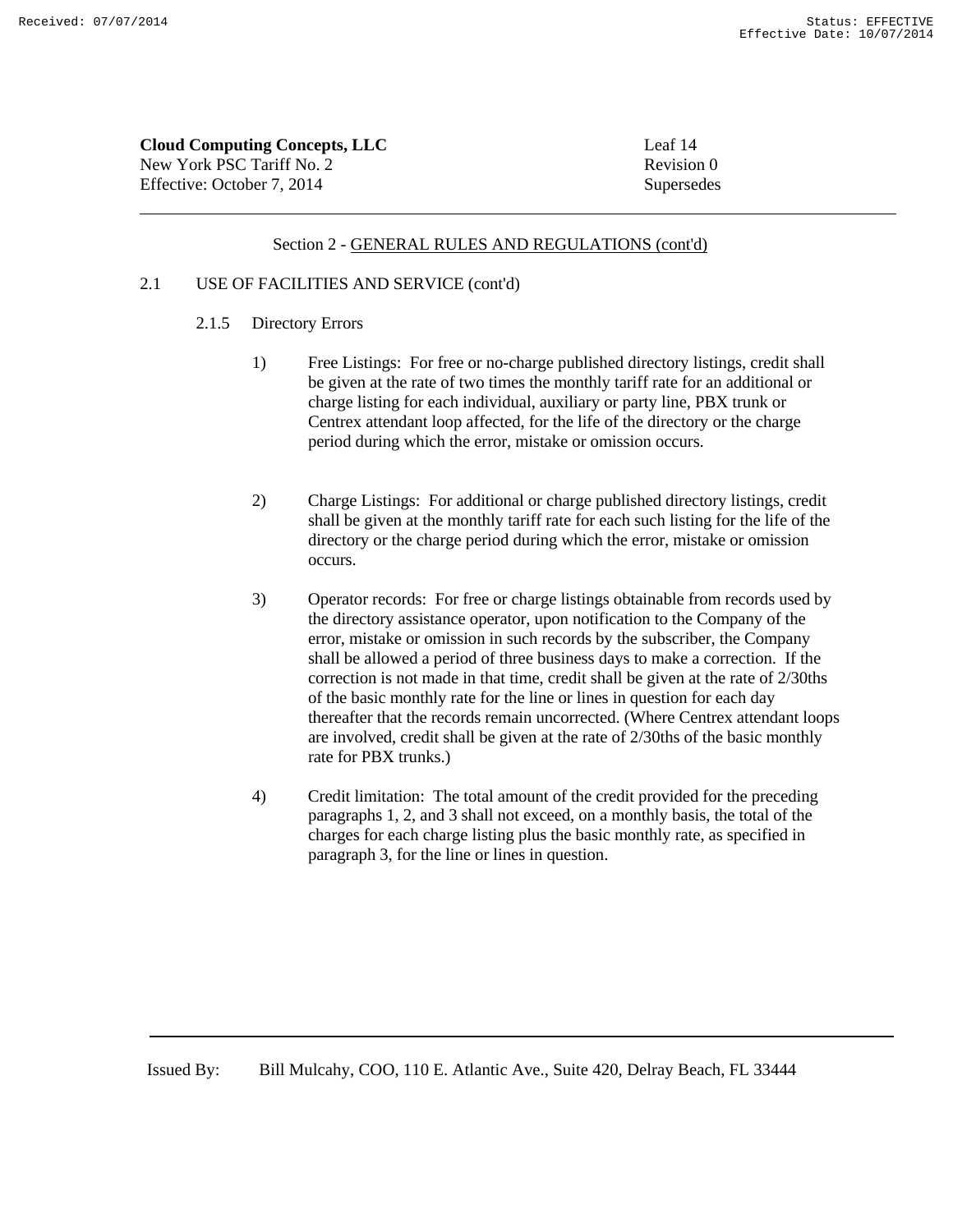## Section 2 - GENERAL RULES AND REGULATIONS (cont'd)

### 2.1 USE OF FACILITIES AND SERVICE (cont'd)

#### 2.1.5 Directory Errors

1) Free Listings: For free or no-charge published directory listings, credit shall be given at the rate of two times the monthly tariff rate for an additional or charge listing for each individual, auxiliary or party line, PBX trunk or Centrex attendant loop affected, for the life of the directory or the charge period during which the error, mistake or omission occurs.

2) Charge Listings: For additional or charge published directory listings, credit shall be given at the monthly tariff rate for each such listing for the life of the directory or the charge period during which the error, mistake or omission occurs.

3) Operator records: For free or charge listings obtainable from records used by the directory assistance operator, upon notification to the Company of the error, mistake or omission in such records by the subscriber, the Company shall be allowed a period of three business days to make a correction. If the correction is not made in that time, credit shall be given at the rate of 2/30ths of the basic monthly rate for the line or lines in question for each day thereafter that the records remain uncorrected. (Where Centrex attendant loops are involved, credit shall be given at the rate of 2/30ths of the basic monthly rate for PBX trunks.)

4) Credit limitation: The total amount of the credit provided for the preceding paragraphs 1, 2, and 3 shall not exceed, on a monthly basis, the total of the charges for each charge listing plus the basic monthly rate, as specified in paragraph 3, for the line or lines in question.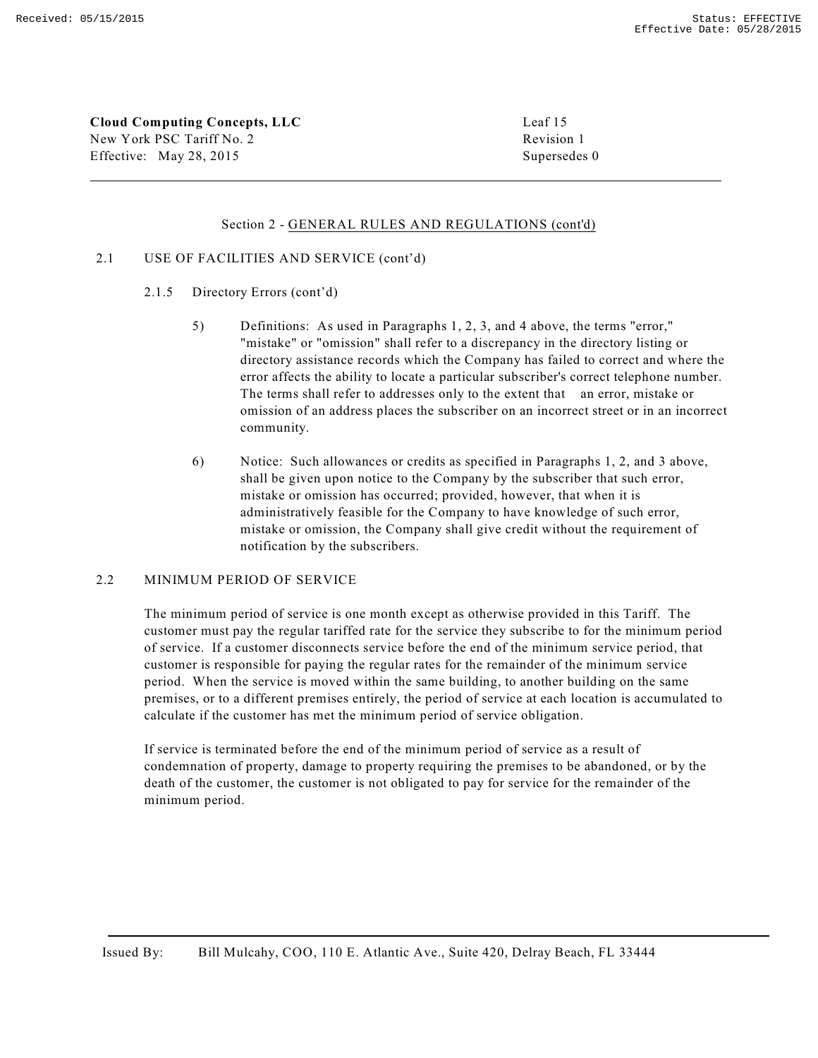Section 2 - GENERAL RULES AND REGULATIONS (cont'd)

2.1 USE OF FACILITIES AND SERVICE (cont'd)

2.1.5 Directory Errors (cont'd)

5) Definitions: As used in Paragraphs 1, 2, 3, and 4 above, the terms "error," "mistake" or "omission" shall refer to a discrepancy in the directory listing or directory assistance records which the Company has failed to correct and where the error affects the ability to locate a particular subscriber's correct telephone number. The terms shall refer to addresses only to the extent that an error, mistake or omission of an address places the subscriber on an incorrect street or in an incorrect community.

6) Notice: Such allowances or credits as specified in Paragraphs 1, 2, and 3 above, shall be given upon notice to the Company by the subscriber that such error, mistake or omission has occurred; provided, however, that when it is administratively feasible for the Company to have knowledge of such error, mistake or omission, the Company shall give credit without the requirement of notification by the subscribers.

2.2 MINIMUM PERIOD OF SERVICE

The minimum period of service is one month except as otherwise provided in this Tariff. The customer must pay the regular tariffed rate for the service they subscribe to for the minimum period of service. If a customer disconnects service before the end of the minimum service period, that customer is responsible for paying the regular rates for the remainder of the minimum service period. When the service is moved within the same building, to another building on the same premises, or to a different premises entirely, the period of service at each location is accumulated to calculate if the customer has met the minimum period of service obligation.

If service is terminated before the end of the minimum period of service as a result of condemnation of property, damage to property requiring the premises to be abandoned, or by the death of the customer, the customer is not obligated to pay for service for the remainder of the minimum period.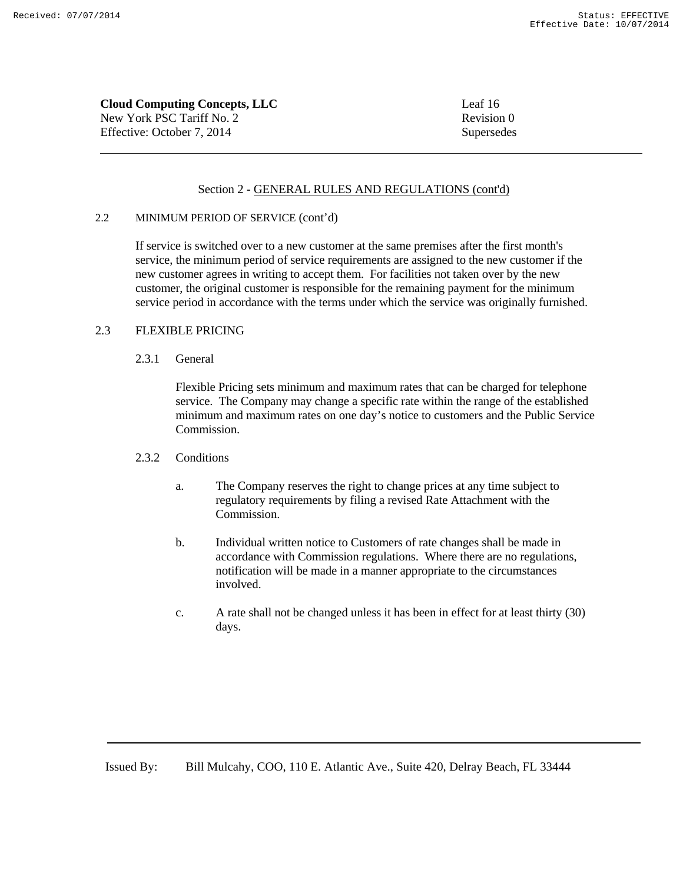## Section 2 - GENERAL RULES AND REGULATIONS (cont'd)

2.2 MINIMUM PERIOD OF SERVICE (cont'd)

If service is switched over to a new customer at the same premises after the first month's service, the minimum period of service requirements are assigned to the new customer if the new customer agrees in writing to accept them. For facilities not taken over by the new customer, the original customer is responsible for the remaining payment for the minimum service period in accordance with the terms under which the service was originally furnished.

2.3 FLEXIBLE PRICING

2.3.1 General

Flexible Pricing sets minimum and maximum rates that can be charged for telephone service. The Company may change a specific rate within the range of the established minimum and maximum rates on one day's notice to customers and the Public Service Commission.

2.3.2 Conditions

a. The Company reserves the right to change prices at any time subject to regulatory requirements by filing a revised Rate Attachment with the Commission.

b. Individual written notice to Customers of rate changes shall be made in accordance with Commission regulations. Where there are no regulations, notification will be made in a manner appropriate to the circumstances involved.

c. A rate shall not be changed unless it has been in effect for at least thirty (30) days.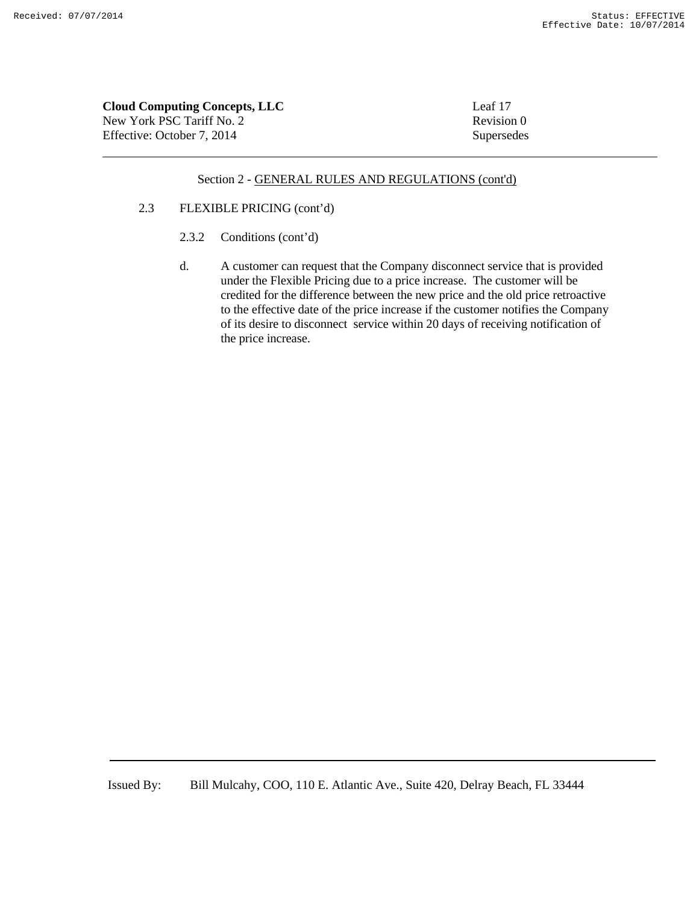Section 2 - GENERAL RULES AND REGULATIONS (cont'd)

2.3 FLEXIBLE PRICING (cont'd)

2.3.2 Conditions (cont'd)

d. A customer can request that the Company disconnect service that is provided under the Flexible Pricing due to a price increase. The customer will be credited for the difference between the new price and the old price retroactive to the effective date of the price increase if the customer notifies the Company of its desire to disconnect service within 20 days of receiving notification of the price increase.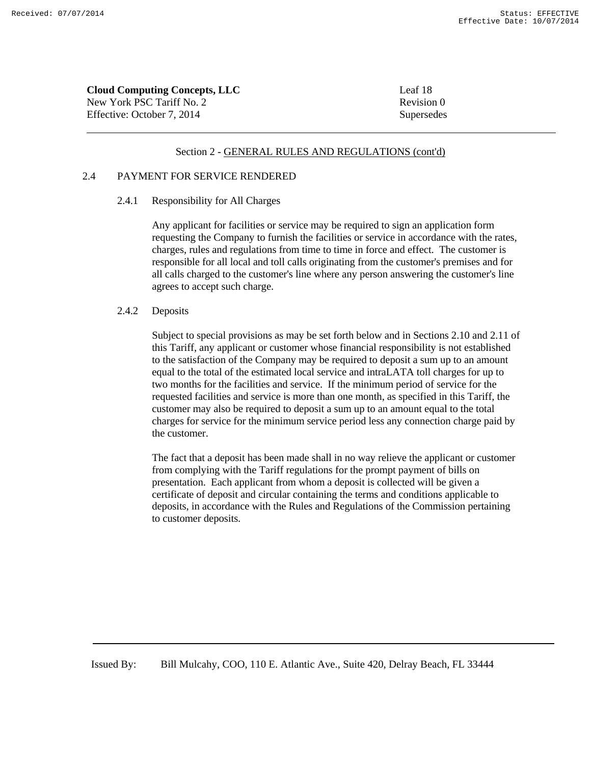Section 2 - GENERAL RULES AND REGULATIONS (cont'd)

## 2.4 PAYMENT FOR SERVICE RENDERED

### 2.4.1 Responsibility for All Charges

Any applicant for facilities or service may be required to sign an application form requesting the Company to furnish the facilities or service in accordance with the rates, charges, rules and regulations from time to time in force and effect. The customer is responsible for all local and toll calls originating from the customer's premises and for all calls charged to the customer's line where any person answering the customer's line agrees to accept such charge.

### 2.4.2 Deposits

Subject to special provisions as may be set forth below and in Sections 2.10 and 2.11 of this Tariff, any applicant or customer whose financial responsibility is not established to the satisfaction of the Company may be required to deposit a sum up to an amount equal to the total of the estimated local service and intraLATA toll charges for up to two months for the facilities and service. If the minimum period of service for the requested facilities and service is more than one month, as specified in this Tariff, the customer may also be required to deposit a sum up to an amount equal to the total charges for service for the minimum service period less any connection charge paid by the customer.

The fact that a deposit has been made shall in no way relieve the applicant or customer from complying with the Tariff regulations for the prompt payment of bills on presentation. Each applicant from whom a deposit is collected will be given a certificate of deposit and circular containing the terms and conditions applicable to deposits, in accordance with the Rules and Regulations of the Commission pertaining to customer deposits.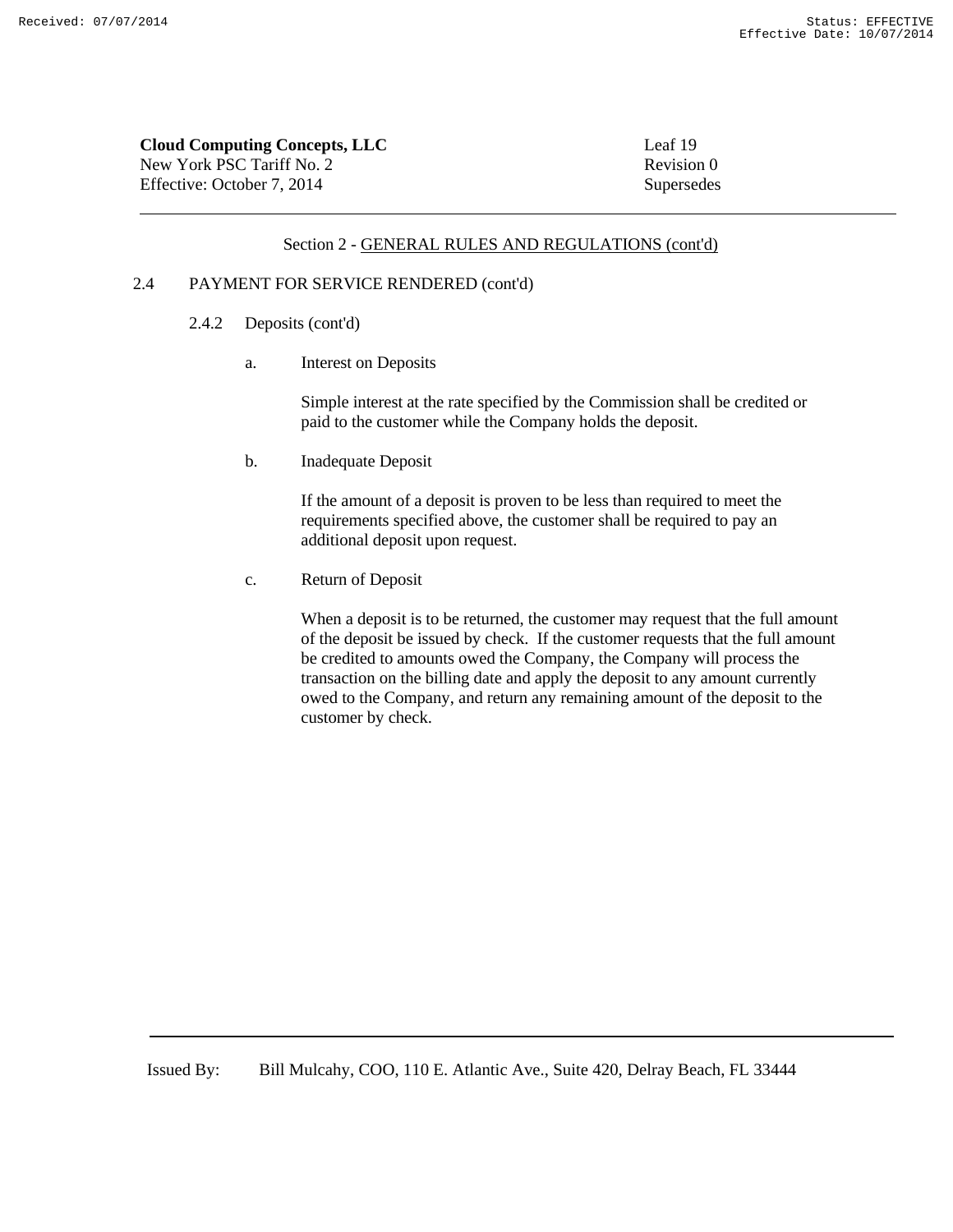## Section 2 - GENERAL RULES AND REGULATIONS (cont'd)

### 2.4 PAYMENT FOR SERVICE RENDERED (cont'd)

#### 2.4.2 Deposits (cont'd)

a. Interest on Deposits

Simple interest at the rate specified by the Commission shall be credited or paid to the customer while the Company holds the deposit.

b. Inadequate Deposit

If the amount of a deposit is proven to be less than required to meet the requirements specified above, the customer shall be required to pay an additional deposit upon request.

c. Return of Deposit

When a deposit is to be returned, the customer may request that the full amount of the deposit be issued by check. If the customer requests that the full amount be credited to amounts owed the Company, the Company will process the transaction on the billing date and apply the deposit to any amount currently owed to the Company, and return any remaining amount of the deposit to the customer by check.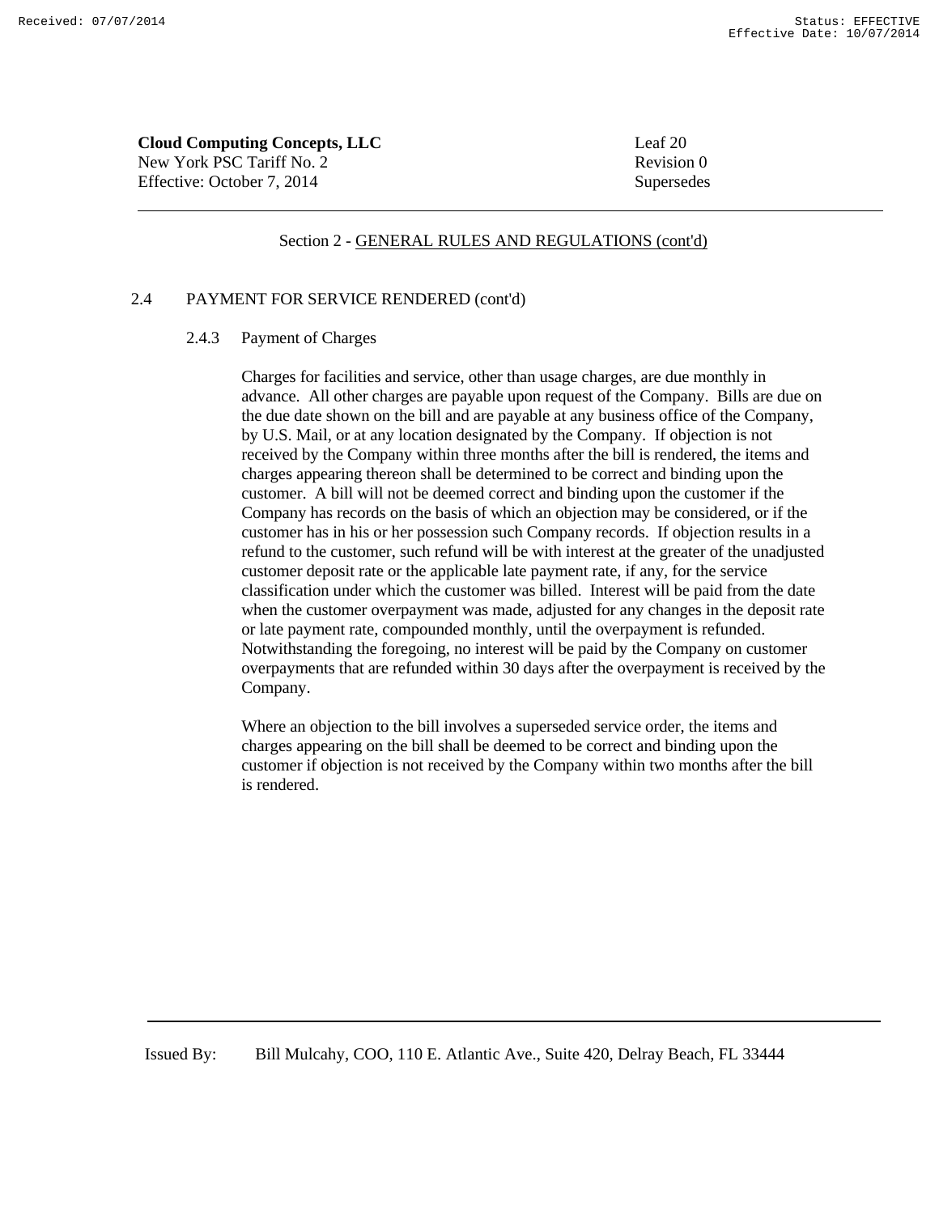Section 2 - GENERAL RULES AND REGULATIONS (cont'd)

2.4 PAYMENT FOR SERVICE RENDERED (cont'd)

2.4.3 Payment of Charges

Charges for facilities and service, other than usage charges, are due monthly in advance. All other charges are payable upon request of the Company. Bills are due on the due date shown on the bill and are payable at any business office of the Company, by U.S. Mail, or at any location designated by the Company. If objection is not received by the Company within three months after the bill is rendered, the items and charges appearing thereon shall be determined to be correct and binding upon the customer. A bill will not be deemed correct and binding upon the customer if the Company has records on the basis of which an objection may be considered, or if the customer has in his or her possession such Company records. If objection results in a refund to the customer, such refund will be with interest at the greater of the unadjusted customer deposit rate or the applicable late payment rate, if any, for the service classification under which the customer was billed. Interest will be paid from the date when the customer overpayment was made, adjusted for any changes in the deposit rate or late payment rate, compounded monthly, until the overpayment is refunded. Notwithstanding the foregoing, no interest will be paid by the Company on customer overpayments that are refunded within 30 days after the overpayment is received by the Company.

Where an objection to the bill involves a superseded service order, the items and charges appearing on the bill shall be deemed to be correct and binding upon the customer if objection is not received by the Company within two months after the bill is rendered.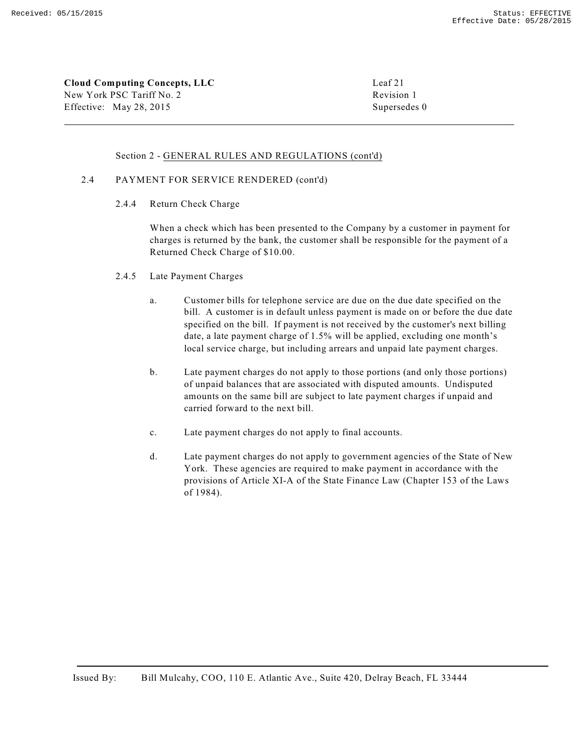Section 2 - GENERAL RULES AND REGULATIONS (cont'd)

2.4 PAYMENT FOR SERVICE RENDERED (cont'd)

2.4.4 Return Check Charge

When a check which has been presented to the Company by a customer in payment for charges is returned by the bank, the customer shall be responsible for the payment of a Returned Check Charge of $10.00.

2.4.5 Late Payment Charges

a. Customer bills for telephone service are due on the due date specified on the bill. A customer is in default unless payment is made on or before the due date specified on the bill. If payment is not received by the customer's next billing date, a late payment charge of 1.5% will be applied, excluding one month's local service charge, but including arrears and unpaid late payment charges.

b. Late payment charges do not apply to those portions (and only those portions) of unpaid balances that are associated with disputed amounts. Undisputed amounts on the same bill are subject to late payment charges if unpaid and carried forward to the next bill.

c. Late payment charges do not apply to final accounts.

d. Late payment charges do not apply to government agencies of the State of New York. These agencies are required to make payment in accordance with the provisions of Article XI-A of the State Finance Law (Chapter 153 of the Laws of 1984).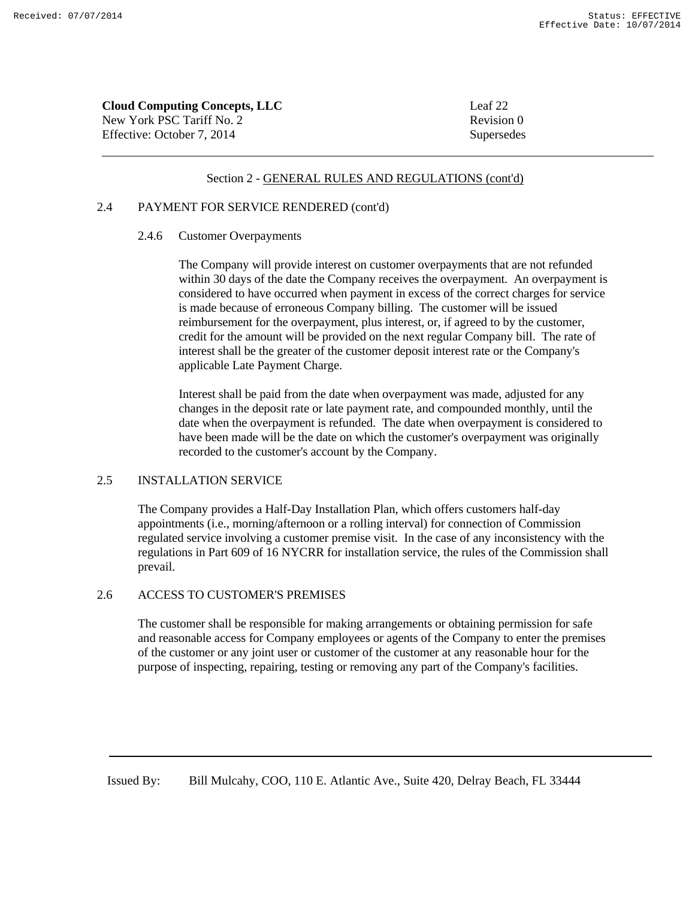**Cloud Computing Concepts, LLC**
New York PSC Tariff No. 2
Effective: October 7, 2014

Leaf 22
Revision 0
Supersedes

Section 2 - GENERAL RULES AND REGULATIONS (cont'd)

2.4 PAYMENT FOR SERVICE RENDERED (cont'd)

2.4.6 Customer Overpayments

The Company will provide interest on customer overpayments that are not refunded within 30 days of the date the Company receives the overpayment. An overpayment is considered to have occurred when payment in excess of the correct charges for service is made because of erroneous Company billing. The customer will be issued reimbursement for the overpayment, plus interest, or, if agreed to by the customer, credit for the amount will be provided on the next regular Company bill. The rate of interest shall be the greater of the customer deposit interest rate or the Company's applicable Late Payment Charge.

Interest shall be paid from the date when overpayment was made, adjusted for any changes in the deposit rate or late payment rate, and compounded monthly, until the date when the overpayment is refunded. The date when overpayment is considered to have been made will be the date on which the customer's overpayment was originally recorded to the customer's account by the Company.

2.5 INSTALLATION SERVICE

The Company provides a Half-Day Installation Plan, which offers customers half-day appointments (i.e., morning/afternoon or a rolling interval) for connection of Commission regulated service involving a customer premise visit. In the case of any inconsistency with the regulations in Part 609 of 16 NYCRR for installation service, the rules of the Commission shall prevail.

2.6 ACCESS TO CUSTOMER'S PREMISES

The customer shall be responsible for making arrangements or obtaining permission for safe and reasonable access for Company employees or agents of the Company to enter the premises of the customer or any joint user or customer of the customer at any reasonable hour for the purpose of inspecting, repairing, testing or removing any part of the Company's facilities.

Issued By: Bill Mulcahy, COO, 110 E. Atlantic Ave., Suite 420, Delray Beach, FL 33444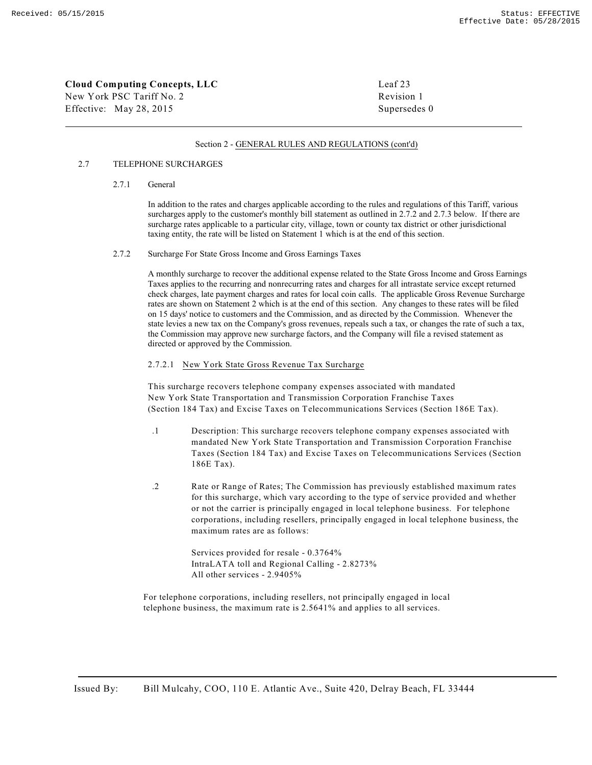**Cloud Computing Concepts, LLC**
New York PSC Tariff No. 2
Effective: May 28, 2015

Leaf 23
Revision 1
Supersedes 0

Section 2 - GENERAL RULES AND REGULATIONS (cont'd)

2.7 TELEPHONE SURCHARGES

2.7.1 General

In addition to the rates and charges applicable according to the rules and regulations of this Tariff, various surcharges apply to the customer's monthly bill statement as outlined in 2.7.2 and 2.7.3 below. If there are surcharge rates applicable to a particular city, village, town or county tax district or other jurisdictional taxing entity, the rate will be listed on Statement 1 which is at the end of this section.

2.7.2 Surcharge For State Gross Income and Gross Earnings Taxes

A monthly surcharge to recover the additional expense related to the State Gross Income and Gross Earnings Taxes applies to the recurring and nonrecurring rates and charges for all intrastate service except returned check charges, late payment charges and rates for local coin calls. The applicable Gross Revenue Surcharge rates are shown on Statement 2 which is at the end of this section. Any changes to these rates will be filed on 15 days' notice to customers and the Commission, and as directed by the Commission. Whenever the state levies a new tax on the Company's gross revenues, repeals such a tax, or changes the rate of such a tax, the Commission may approve new surcharge factors, and the Company will file a revised statement as directed or approved by the Commission.

2.7.2.1 New York State Gross Revenue Tax Surcharge

This surcharge recovers telephone company expenses associated with mandated New York State Transportation and Transmission Corporation Franchise Taxes (Section 184 Tax) and Excise Taxes on Telecommunications Services (Section 186E Tax).

.1 Description: This surcharge recovers telephone company expenses associated with mandated New York State Transportation and Transmission Corporation Franchise Taxes (Section 184 Tax) and Excise Taxes on Telecommunications Services (Section 186E Tax).

.2 Rate or Range of Rates; The Commission has previously established maximum rates for this surcharge, which vary according to the type of service provided and whether or not the carrier is principally engaged in local telephone business. For telephone corporations, including resellers, principally engaged in local telephone business, the maximum rates are as follows:

Services provided for resale - 0.3764%
IntraLATA toll and Regional Calling - 2.8273%
All other services - 2.9405%

For telephone corporations, including resellers, not principally engaged in local telephone business, the maximum rate is 2.5641% and applies to all services.

Issued By: Bill Mulcahy, COO, 110 E. Atlantic Ave., Suite 420, Delray Beach, FL 33444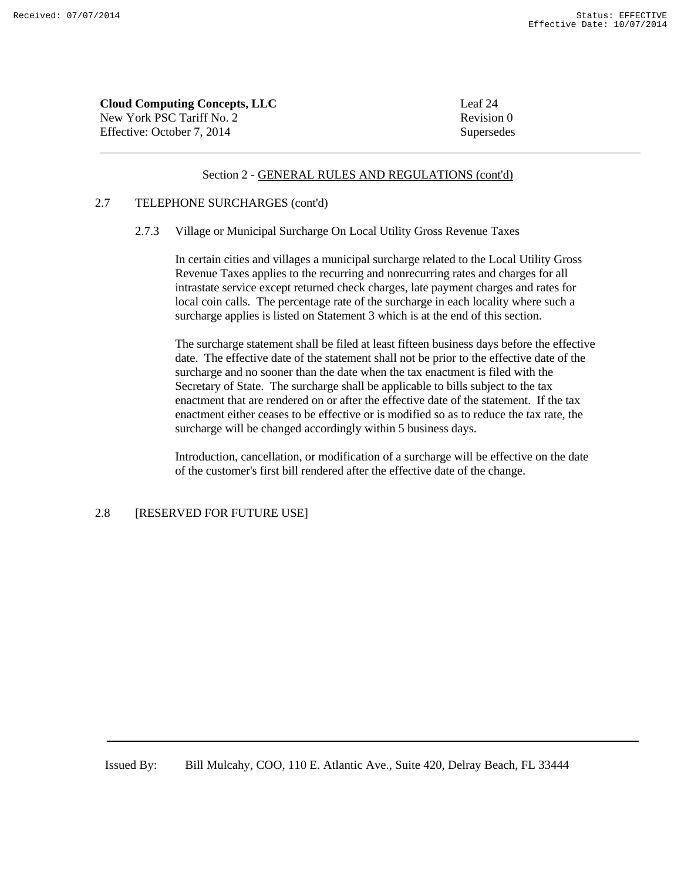## Section 2 - GENERAL RULES AND REGULATIONS (cont'd)

### 2.7 TELEPHONE SURCHARGES (cont'd)

#### 2.7.3 Village or Municipal Surcharge On Local Utility Gross Revenue Taxes

In certain cities and villages a municipal surcharge related to the Local Utility Gross Revenue Taxes applies to the recurring and nonrecurring rates and charges for all intrastate service except returned check charges, late payment charges and rates for local coin calls. The percentage rate of the surcharge in each locality where such a surcharge applies is listed on Statement 3 which is at the end of this section.

The surcharge statement shall be filed at least fifteen business days before the effective date. The effective date of the statement shall not be prior to the effective date of the surcharge and no sooner than the date when the tax enactment is filed with the Secretary of State. The surcharge shall be applicable to bills subject to the tax enactment that are rendered on or after the effective date of the statement. If the tax enactment either ceases to be effective or is modified so as to reduce the tax rate, the surcharge will be changed accordingly within 5 business days.

Introduction, cancellation, or modification of a surcharge will be effective on the date of the customer's first bill rendered after the effective date of the change.

### 2.8 [RESERVED FOR FUTURE USE]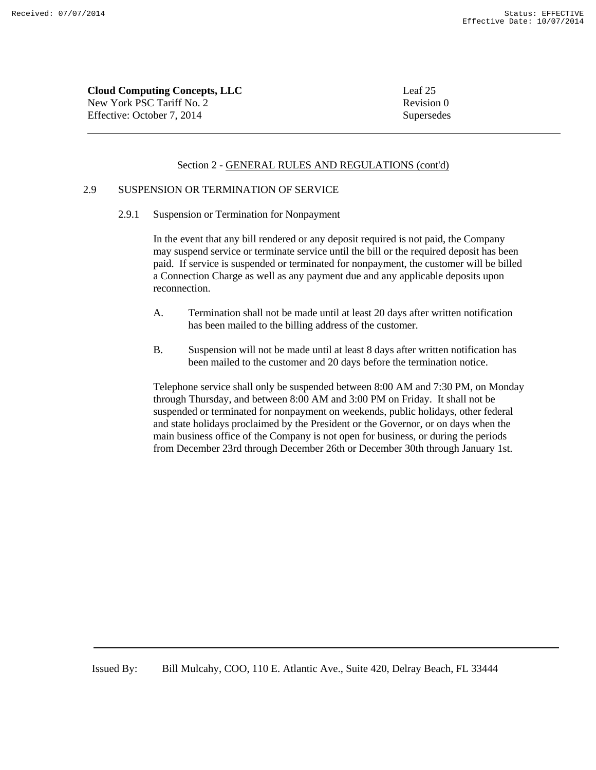**Cloud Computing Concepts, LLC**
New York PSC Tariff No. 2
Effective: October 7, 2014

Leaf 25
Revision 0
Supersedes

Section 2 - GENERAL RULES AND REGULATIONS (cont'd)

2.9 SUSPENSION OR TERMINATION OF SERVICE

2.9.1 Suspension or Termination for Nonpayment

In the event that any bill rendered or any deposit required is not paid, the Company may suspend service or terminate service until the bill or the required deposit has been paid. If service is suspended or terminated for nonpayment, the customer will be billed a Connection Charge as well as any payment due and any applicable deposits upon reconnection.

A. Termination shall not be made until at least 20 days after written notification has been mailed to the billing address of the customer.

B. Suspension will not be made until at least 8 days after written notification has been mailed to the customer and 20 days before the termination notice.

Telephone service shall only be suspended between 8:00 AM and 7:30 PM, on Monday through Thursday, and between 8:00 AM and 3:00 PM on Friday. It shall not be suspended or terminated for nonpayment on weekends, public holidays, other federal and state holidays proclaimed by the President or the Governor, or on days when the main business office of the Company is not open for business, or during the periods from December 23rd through December 26th or December 30th through January 1st.

Issued By: Bill Mulcahy, COO, 110 E. Atlantic Ave., Suite 420, Delray Beach, FL 33444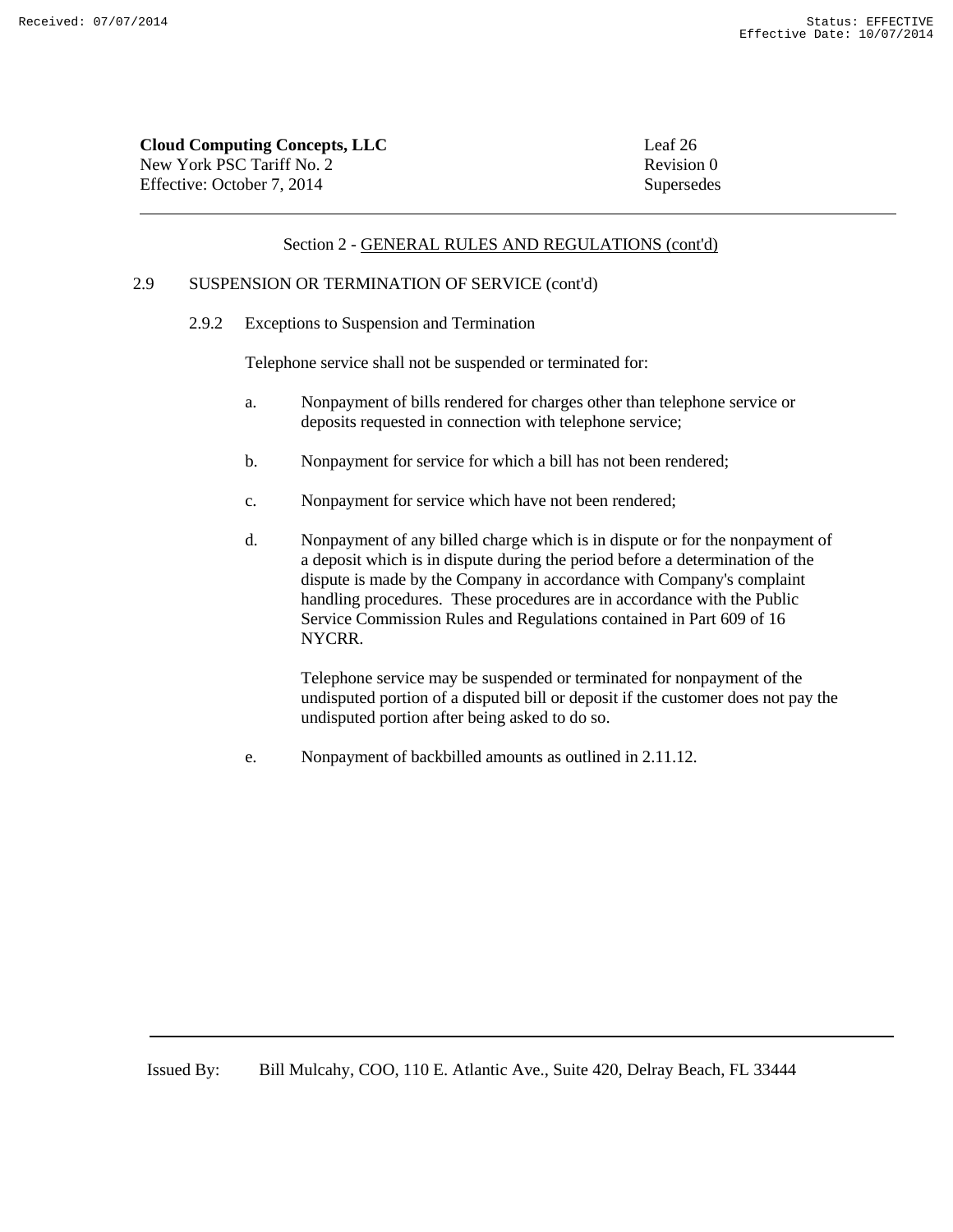**Cloud Computing Concepts, LLC**
New York PSC Tariff No. 2
Effective: October 7, 2014

Leaf 26
Revision 0
Supersedes

Section 2 - GENERAL RULES AND REGULATIONS (cont'd)

2.9 SUSPENSION OR TERMINATION OF SERVICE (cont'd)

2.9.2 Exceptions to Suspension and Termination

Telephone service shall not be suspended or terminated for:

a. Nonpayment of bills rendered for charges other than telephone service or deposits requested in connection with telephone service;

b. Nonpayment for service for which a bill has not been rendered;

c. Nonpayment for service which have not been rendered;

d. Nonpayment of any billed charge which is in dispute or for the nonpayment of a deposit which is in dispute during the period before a determination of the dispute is made by the Company in accordance with Company's complaint handling procedures. These procedures are in accordance with the Public Service Commission Rules and Regulations contained in Part 609 of 16 NYCRR.

   Telephone service may be suspended or terminated for nonpayment of the undisputed portion of a disputed bill or deposit if the customer does not pay the undisputed portion after being asked to do so.

e. Nonpayment of backbilled amounts as outlined in 2.11.12.

Issued By: Bill Mulcahy, COO, 110 E. Atlantic Ave., Suite 420, Delray Beach, FL 33444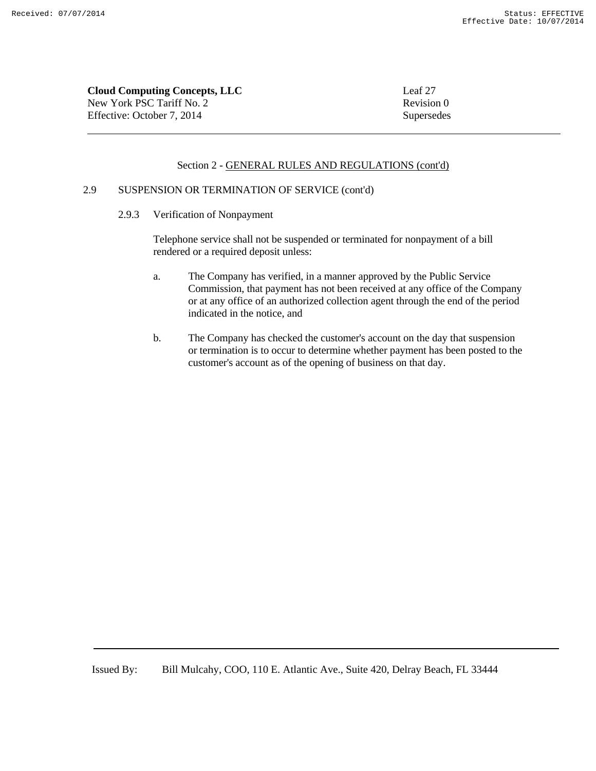Section 2 - GENERAL RULES AND REGULATIONS (cont'd)

2.9 SUSPENSION OR TERMINATION OF SERVICE (cont'd)

2.9.3 Verification of Nonpayment

Telephone service shall not be suspended or terminated for nonpayment of a bill rendered or a required deposit unless:

a. The Company has verified, in a manner approved by the Public Service Commission, that payment has not been received at any office of the Company or at any office of an authorized collection agent through the end of the period indicated in the notice, and

b. The Company has checked the customer's account on the day that suspension or termination is to occur to determine whether payment has been posted to the customer's account as of the opening of business on that day.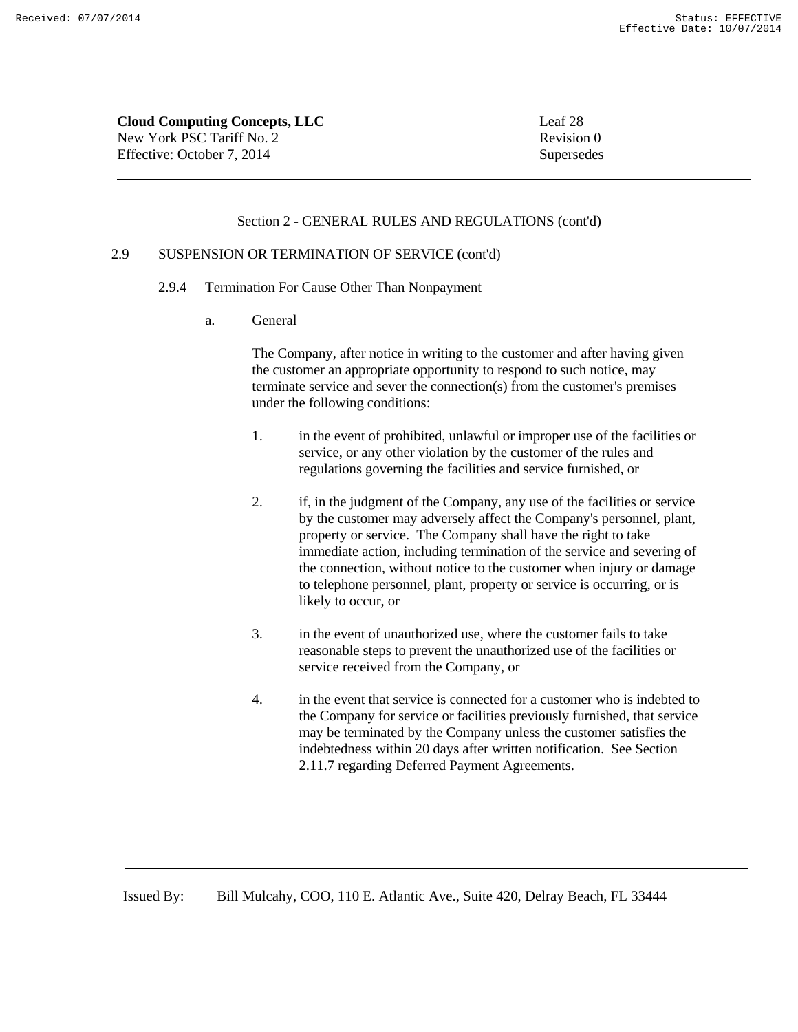Section 2 - GENERAL RULES AND REGULATIONS (cont'd)

2.9 SUSPENSION OR TERMINATION OF SERVICE (cont'd)

2.9.4 Termination For Cause Other Than Nonpayment

a. General

The Company, after notice in writing to the customer and after having given the customer an appropriate opportunity to respond to such notice, may terminate service and sever the connection(s) from the customer's premises under the following conditions:

1. in the event of prohibited, unlawful or improper use of the facilities or service, or any other violation by the customer of the rules and regulations governing the facilities and service furnished, or

2. if, in the judgment of the Company, any use of the facilities or service by the customer may adversely affect the Company's personnel, plant, property or service. The Company shall have the right to take immediate action, including termination of the service and severing of the connection, without notice to the customer when injury or damage to telephone personnel, plant, property or service is occurring, or is likely to occur, or

3. in the event of unauthorized use, where the customer fails to take reasonable steps to prevent the unauthorized use of the facilities or service received from the Company, or

4. in the event that service is connected for a customer who is indebted to the Company for service or facilities previously furnished, that service may be terminated by the Company unless the customer satisfies the indebtedness within 20 days after written notification. See Section 2.11.7 regarding Deferred Payment Agreements.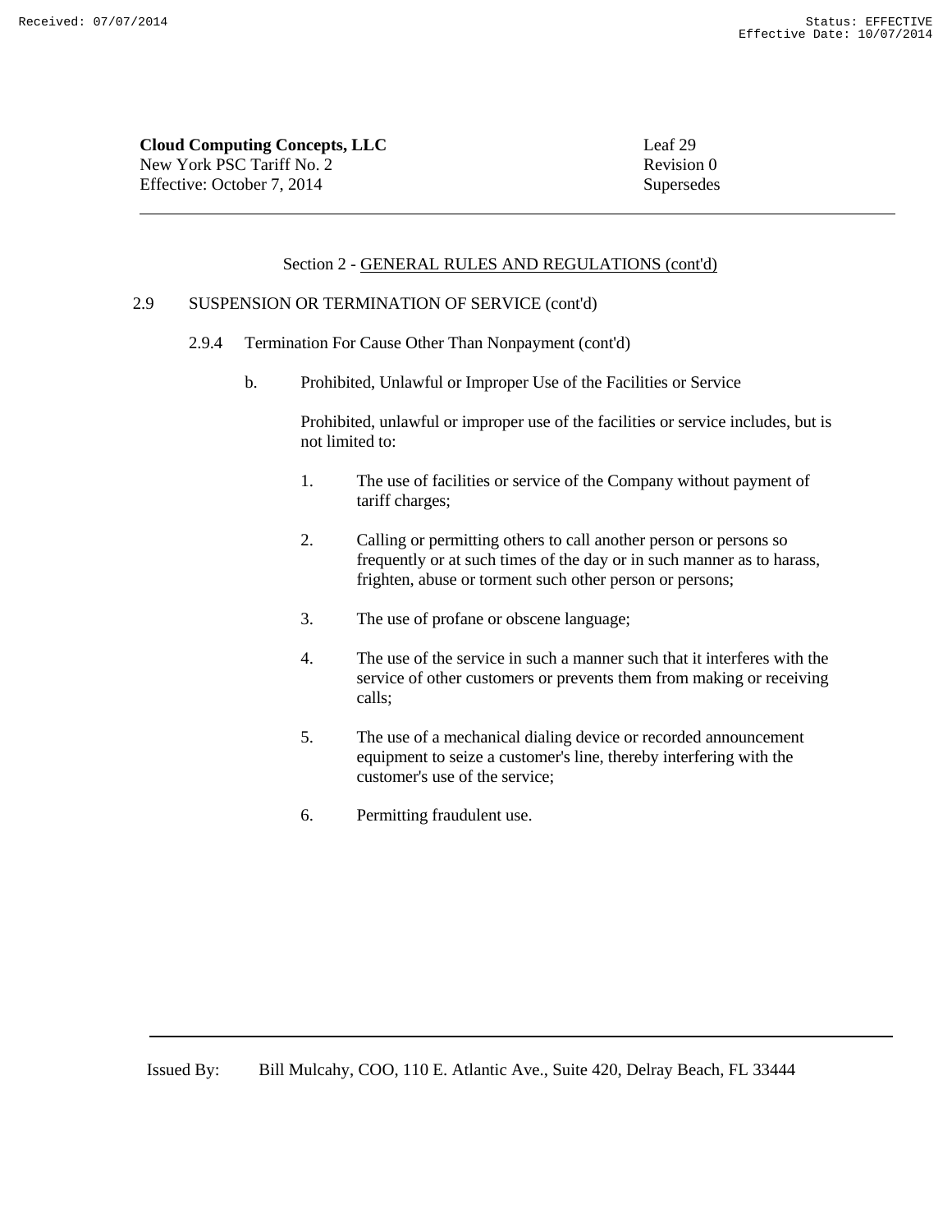## Section 2 - GENERAL RULES AND REGULATIONS (cont'd)

### 2.9 SUSPENSION OR TERMINATION OF SERVICE (cont'd)

#### 2.9.4 Termination For Cause Other Than Nonpayment (cont'd)

b. Prohibited, Unlawful or Improper Use of the Facilities or Service

Prohibited, unlawful or improper use of the facilities or service includes, but is not limited to:

1. The use of facilities or service of the Company without payment of tariff charges;

2. Calling or permitting others to call another person or persons so frequently or at such times of the day or in such manner as to harass, frighten, abuse or torment such other person or persons;

3. The use of profane or obscene language;

4. The use of the service in such a manner such that it interferes with the service of other customers or prevents them from making or receiving calls;

5. The use of a mechanical dialing device or recorded announcement equipment to seize a customer's line, thereby interfering with the customer's use of the service;

6. Permitting fraudulent use.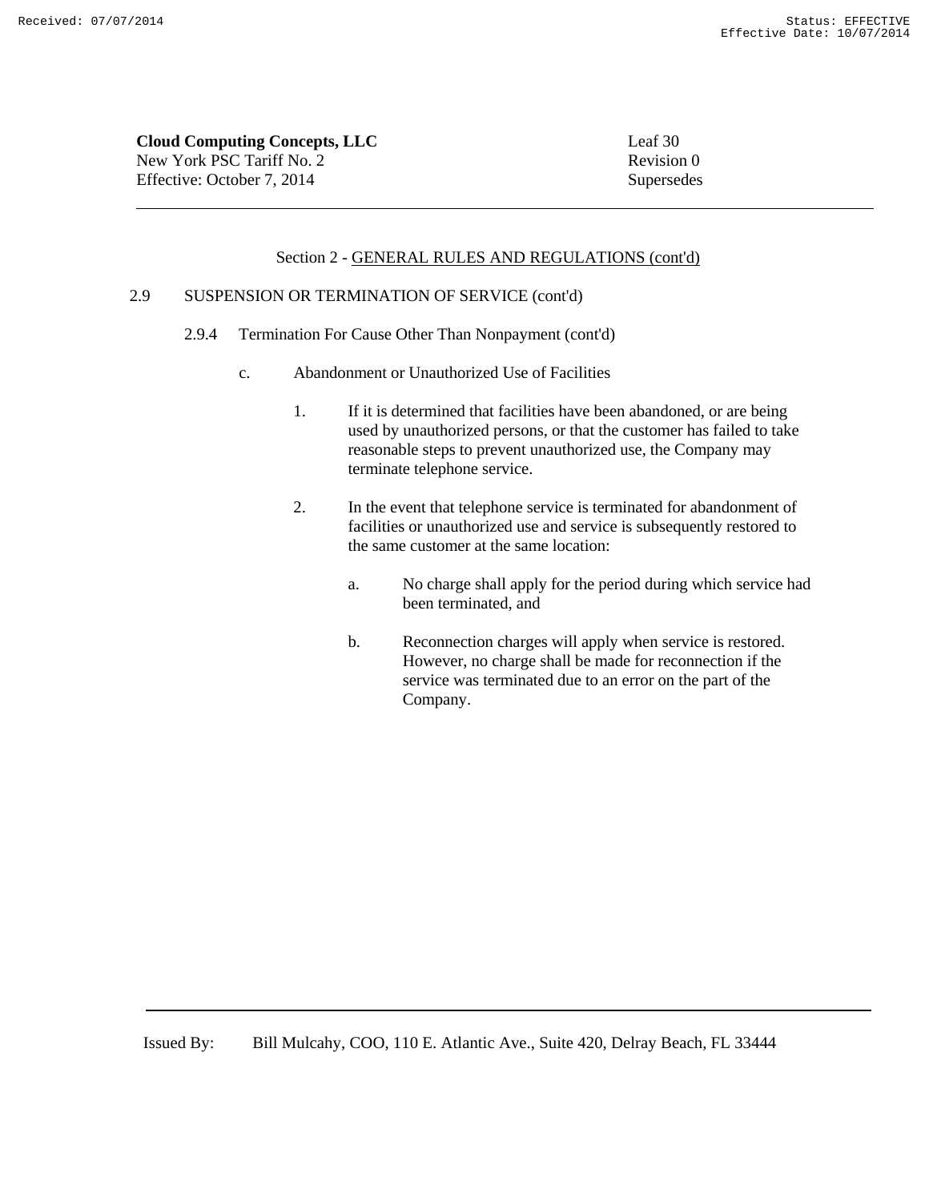Section 2 - GENERAL RULES AND REGULATIONS (cont'd)

2.9 SUSPENSION OR TERMINATION OF SERVICE (cont'd)

2.9.4 Termination For Cause Other Than Nonpayment (cont'd)

c. Abandonment or Unauthorized Use of Facilities

1. If it is determined that facilities have been abandoned, or are being used by unauthorized persons, or that the customer has failed to take reasonable steps to prevent unauthorized use, the Company may terminate telephone service.

2. In the event that telephone service is terminated for abandonment of facilities or unauthorized use and service is subsequently restored to the same customer at the same location:

   a. No charge shall apply for the period during which service had been terminated, and

   b. Reconnection charges will apply when service is restored. However, no charge shall be made for reconnection if the service was terminated due to an error on the part of the Company.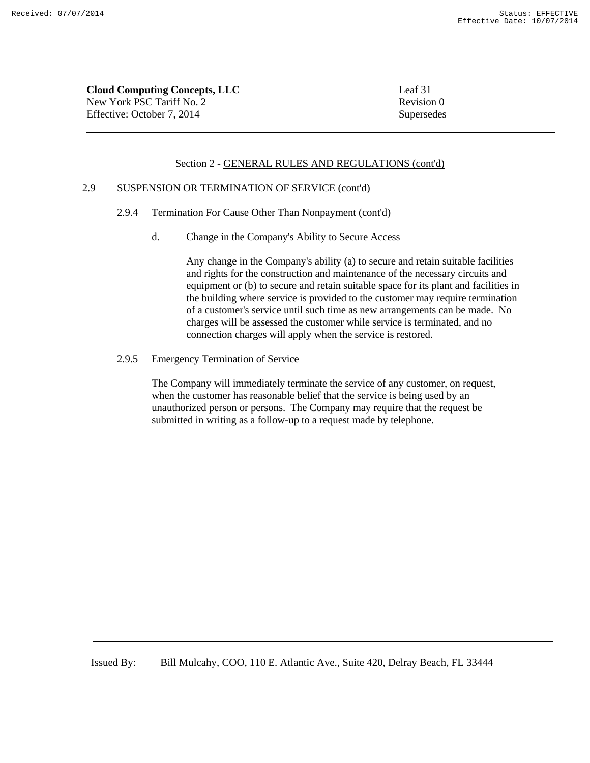Section 2 - GENERAL RULES AND REGULATIONS (cont'd)

## 2.9 SUSPENSION OR TERMINATION OF SERVICE (cont'd)

### 2.9.4 Termination For Cause Other Than Nonpayment (cont'd)

d. Change in the Company's Ability to Secure Access

Any change in the Company's ability (a) to secure and retain suitable facilities and rights for the construction and maintenance of the necessary circuits and equipment or (b) to secure and retain suitable space for its plant and facilities in the building where service is provided to the customer may require termination of a customer's service until such time as new arrangements can be made. No charges will be assessed the customer while service is terminated, and no connection charges will apply when the service is restored.

### 2.9.5 Emergency Termination of Service

The Company will immediately terminate the service of any customer, on request, when the customer has reasonable belief that the service is being used by an unauthorized person or persons. The Company may require that the request be submitted in writing as a follow-up to a request made by telephone.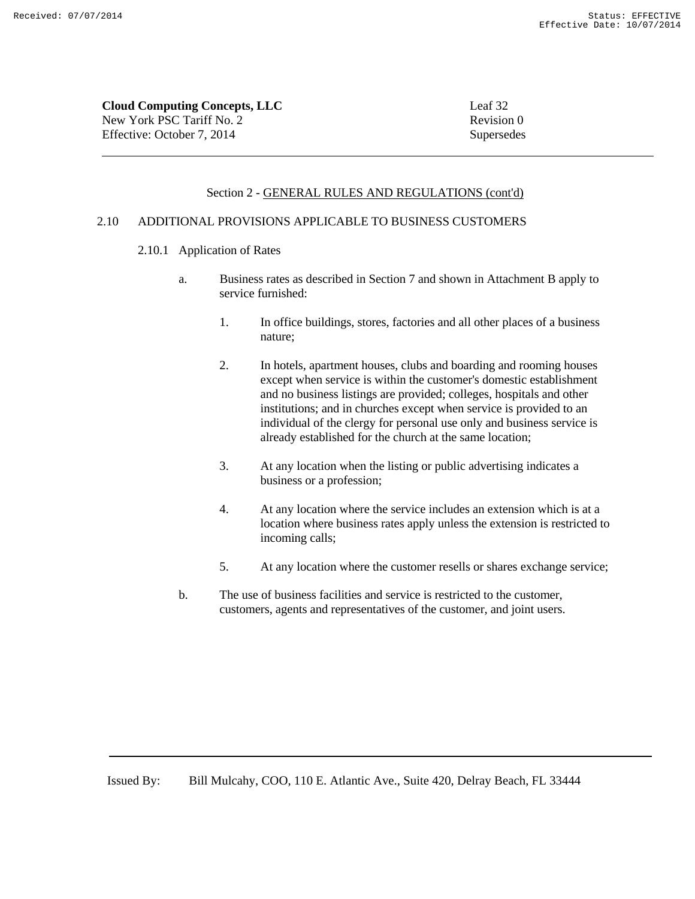Section 2 - GENERAL RULES AND REGULATIONS (cont'd)

## 2.10 ADDITIONAL PROVISIONS APPLICABLE TO BUSINESS CUSTOMERS

### 2.10.1 Application of Rates

a. Business rates as described in Section 7 and shown in Attachment B apply to service furnished:

   1. In office buildings, stores, factories and all other places of a business nature;

   2. In hotels, apartment houses, clubs and boarding and rooming houses except when service is within the customer's domestic establishment and no business listings are provided; colleges, hospitals and other institutions; and in churches except when service is provided to an individual of the clergy for personal use only and business service is already established for the church at the same location;

   3. At any location when the listing or public advertising indicates a business or a profession;

   4. At any location where the service includes an extension which is at a location where business rates apply unless the extension is restricted to incoming calls;

   5. At any location where the customer resells or shares exchange service;

b. The use of business facilities and service is restricted to the customer, customers, agents and representatives of the customer, and joint users.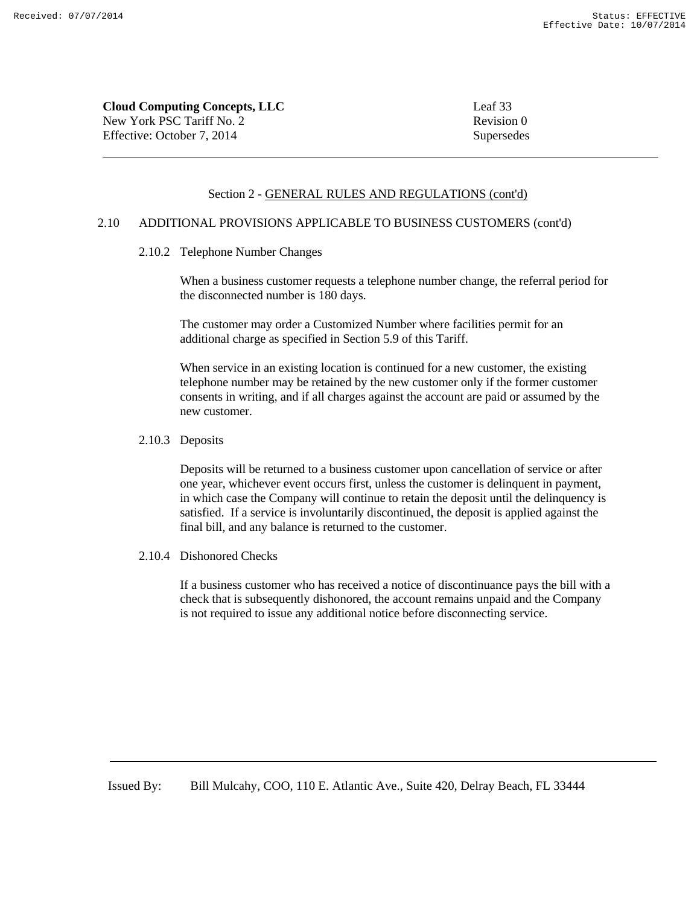**Cloud Computing Concepts, LLC**
New York PSC Tariff No. 2
Effective: October 7, 2014

Leaf 33
Revision 0
Supersedes

---

## Section 2 - GENERAL RULES AND REGULATIONS (cont'd)

### 2.10 ADDITIONAL PROVISIONS APPLICABLE TO BUSINESS CUSTOMERS (cont'd)

#### 2.10.2 Telephone Number Changes

When a business customer requests a telephone number change, the referral period for the disconnected number is 180 days.

The customer may order a Customized Number where facilities permit for an additional charge as specified in Section 5.9 of this Tariff.

When service in an existing location is continued for a new customer, the existing telephone number may be retained by the new customer only if the former customer consents in writing, and if all charges against the account are paid or assumed by the new customer.

#### 2.10.3 Deposits

Deposits will be returned to a business customer upon cancellation of service or after one year, whichever event occurs first, unless the customer is delinquent in payment, in which case the Company will continue to retain the deposit until the delinquency is satisfied. If a service is involuntarily discontinued, the deposit is applied against the final bill, and any balance is returned to the customer.

#### 2.10.4 Dishonored Checks

If a business customer who has received a notice of discontinuance pays the bill with a check that is subsequently dishonored, the account remains unpaid and the Company is not required to issue any additional notice before disconnecting service.

---

Issued By: Bill Mulcahy, COO, 110 E. Atlantic Ave., Suite 420, Delray Beach, FL 33444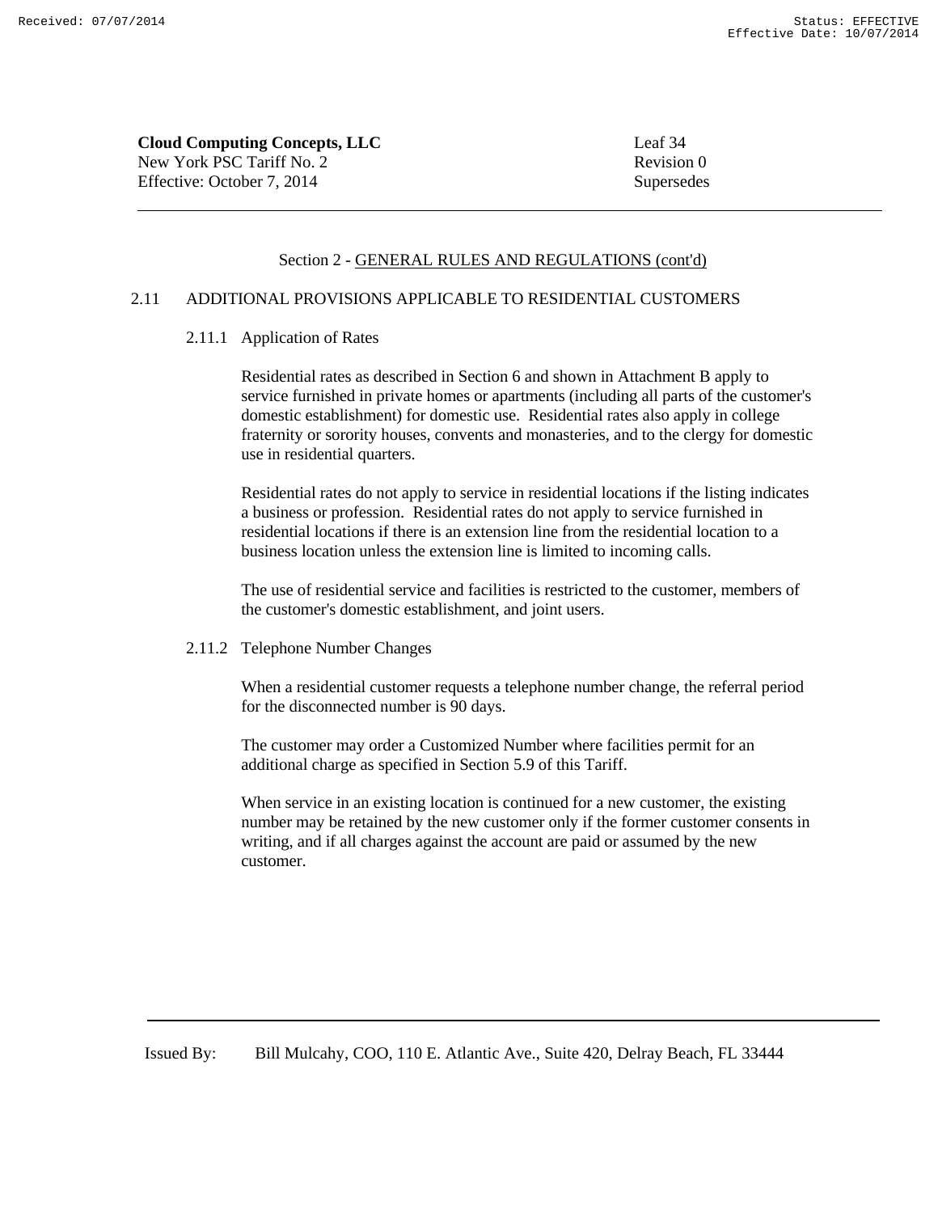## Section 2 - GENERAL RULES AND REGULATIONS (cont'd)

### 2.11 ADDITIONAL PROVISIONS APPLICABLE TO RESIDENTIAL CUSTOMERS

#### 2.11.1 Application of Rates

Residential rates as described in Section 6 and shown in Attachment B apply to service furnished in private homes or apartments (including all parts of the customer's domestic establishment) for domestic use. Residential rates also apply in college fraternity or sorority houses, convents and monasteries, and to the clergy for domestic use in residential quarters.

Residential rates do not apply to service in residential locations if the listing indicates a business or profession. Residential rates do not apply to service furnished in residential locations if there is an extension line from the residential location to a business location unless the extension line is limited to incoming calls.

The use of residential service and facilities is restricted to the customer, members of the customer's domestic establishment, and joint users.

#### 2.11.2 Telephone Number Changes

When a residential customer requests a telephone number change, the referral period for the disconnected number is 90 days.

The customer may order a Customized Number where facilities permit for an additional charge as specified in Section 5.9 of this Tariff.

When service in an existing location is continued for a new customer, the existing number may be retained by the new customer only if the former customer consents in writing, and if all charges against the account are paid or assumed by the new customer.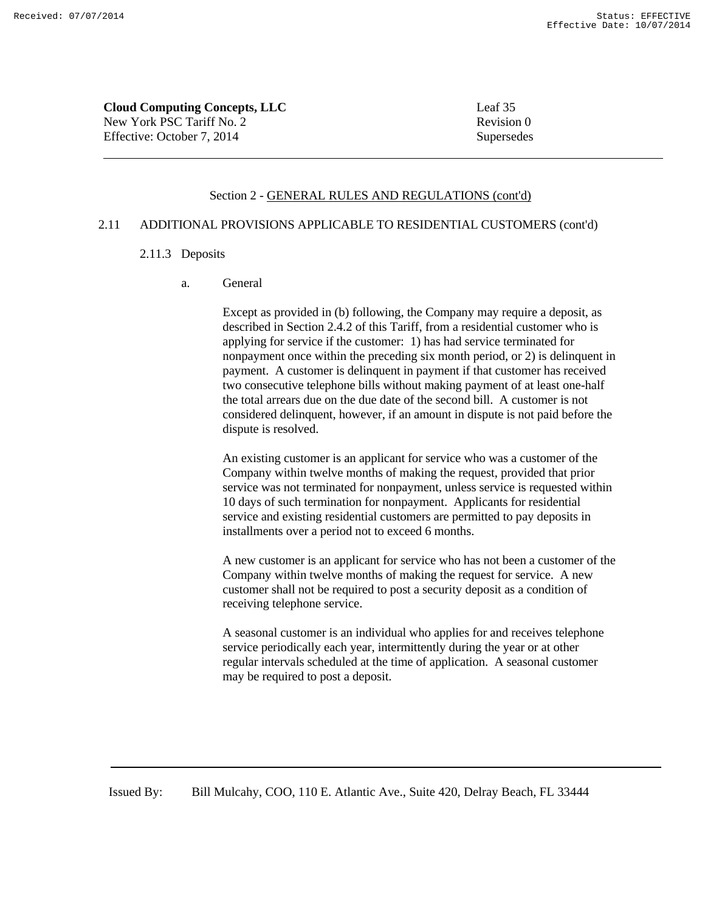Section 2 - GENERAL RULES AND REGULATIONS (cont'd)

2.11 ADDITIONAL PROVISIONS APPLICABLE TO RESIDENTIAL CUSTOMERS (cont'd)

2.11.3 Deposits

a. General

Except as provided in (b) following, the Company may require a deposit, as described in Section 2.4.2 of this Tariff, from a residential customer who is applying for service if the customer: 1) has had service terminated for nonpayment once within the preceding six month period, or 2) is delinquent in payment. A customer is delinquent in payment if that customer has received two consecutive telephone bills without making payment of at least one-half the total arrears due on the due date of the second bill. A customer is not considered delinquent, however, if an amount in dispute is not paid before the dispute is resolved.

An existing customer is an applicant for service who was a customer of the Company within twelve months of making the request, provided that prior service was not terminated for nonpayment, unless service is requested within 10 days of such termination for nonpayment. Applicants for residential service and existing residential customers are permitted to pay deposits in installments over a period not to exceed 6 months.

A new customer is an applicant for service who has not been a customer of the Company within twelve months of making the request for service. A new customer shall not be required to post a security deposit as a condition of receiving telephone service.

A seasonal customer is an individual who applies for and receives telephone service periodically each year, intermittently during the year or at other regular intervals scheduled at the time of application. A seasonal customer may be required to post a deposit.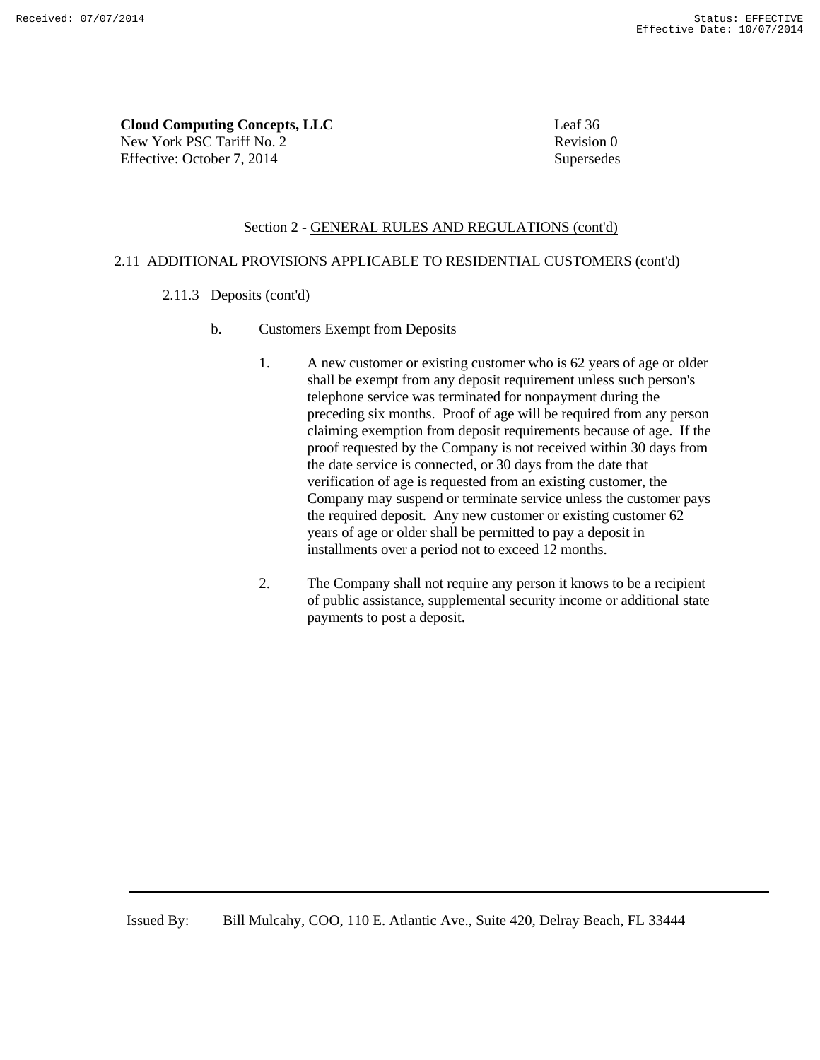## Section 2 - GENERAL RULES AND REGULATIONS (cont'd)

### 2.11 ADDITIONAL PROVISIONS APPLICABLE TO RESIDENTIAL CUSTOMERS (cont'd)

#### 2.11.3 Deposits (cont'd)

b. Customers Exempt from Deposits

1. A new customer or existing customer who is 62 years of age or older shall be exempt from any deposit requirement unless such person's telephone service was terminated for nonpayment during the preceding six months. Proof of age will be required from any person claiming exemption from deposit requirements because of age. If the proof requested by the Company is not received within 30 days from the date service is connected, or 30 days from the date that verification of age is requested from an existing customer, the Company may suspend or terminate service unless the customer pays the required deposit. Any new customer or existing customer 62 years of age or older shall be permitted to pay a deposit in installments over a period not to exceed 12 months.

2. The Company shall not require any person it knows to be a recipient of public assistance, supplemental security income or additional state payments to post a deposit.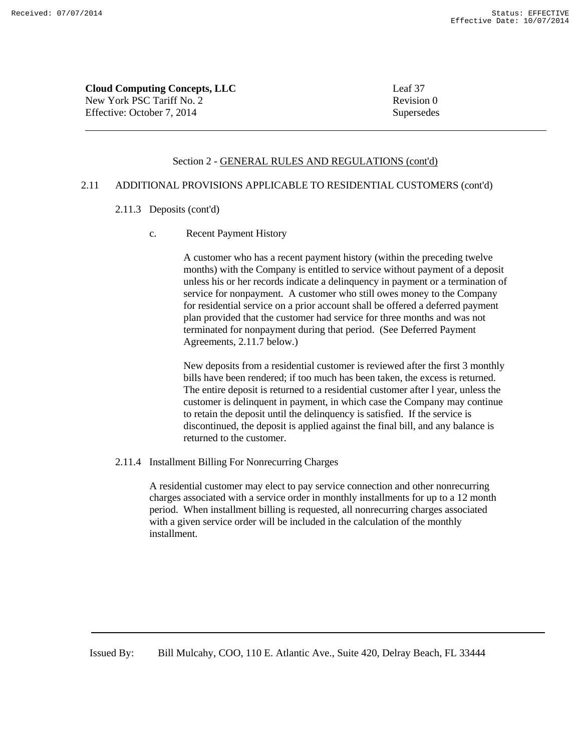**Cloud Computing Concepts, LLC**
New York PSC Tariff No. 2
Effective: October 7, 2014

Leaf 37
Revision 0
Supersedes

---

Section 2 - GENERAL RULES AND REGULATIONS (cont'd)

2.11 ADDITIONAL PROVISIONS APPLICABLE TO RESIDENTIAL CUSTOMERS (cont'd)

2.11.3 Deposits (cont'd)

c. Recent Payment History

A customer who has a recent payment history (within the preceding twelve months) with the Company is entitled to service without payment of a deposit unless his or her records indicate a delinquency in payment or a termination of service for nonpayment. A customer who still owes money to the Company for residential service on a prior account shall be offered a deferred payment plan provided that the customer had service for three months and was not terminated for nonpayment during that period. (See Deferred Payment Agreements, 2.11.7 below.)

New deposits from a residential customer is reviewed after the first 3 monthly bills have been rendered; if too much has been taken, the excess is returned. The entire deposit is returned to a residential customer after l year, unless the customer is delinquent in payment, in which case the Company may continue to retain the deposit until the delinquency is satisfied. If the service is discontinued, the deposit is applied against the final bill, and any balance is returned to the customer.

2.11.4 Installment Billing For Nonrecurring Charges

A residential customer may elect to pay service connection and other nonrecurring charges associated with a service order in monthly installments for up to a 12 month period. When installment billing is requested, all nonrecurring charges associated with a given service order will be included in the calculation of the monthly installment.

---

Issued By: Bill Mulcahy, COO, 110 E. Atlantic Ave., Suite 420, Delray Beach, FL 33444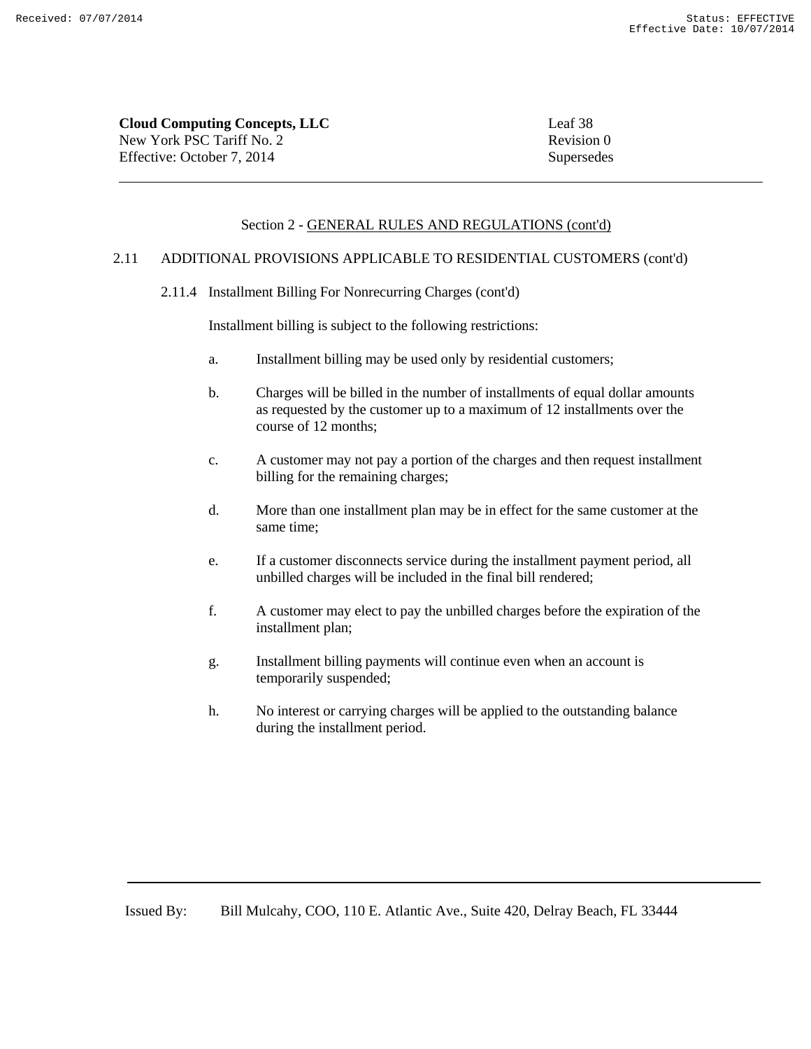Section 2 - GENERAL RULES AND REGULATIONS (cont'd)

2.11 ADDITIONAL PROVISIONS APPLICABLE TO RESIDENTIAL CUSTOMERS (cont'd)

2.11.4 Installment Billing For Nonrecurring Charges (cont'd)

Installment billing is subject to the following restrictions:

a. Installment billing may be used only by residential customers;

b. Charges will be billed in the number of installments of equal dollar amounts as requested by the customer up to a maximum of 12 installments over the course of 12 months;

c. A customer may not pay a portion of the charges and then request installment billing for the remaining charges;

d. More than one installment plan may be in effect for the same customer at the same time;

e. If a customer disconnects service during the installment payment period, all unbilled charges will be included in the final bill rendered;

f. A customer may elect to pay the unbilled charges before the expiration of the installment plan;

g. Installment billing payments will continue even when an account is temporarily suspended;

h. No interest or carrying charges will be applied to the outstanding balance during the installment period.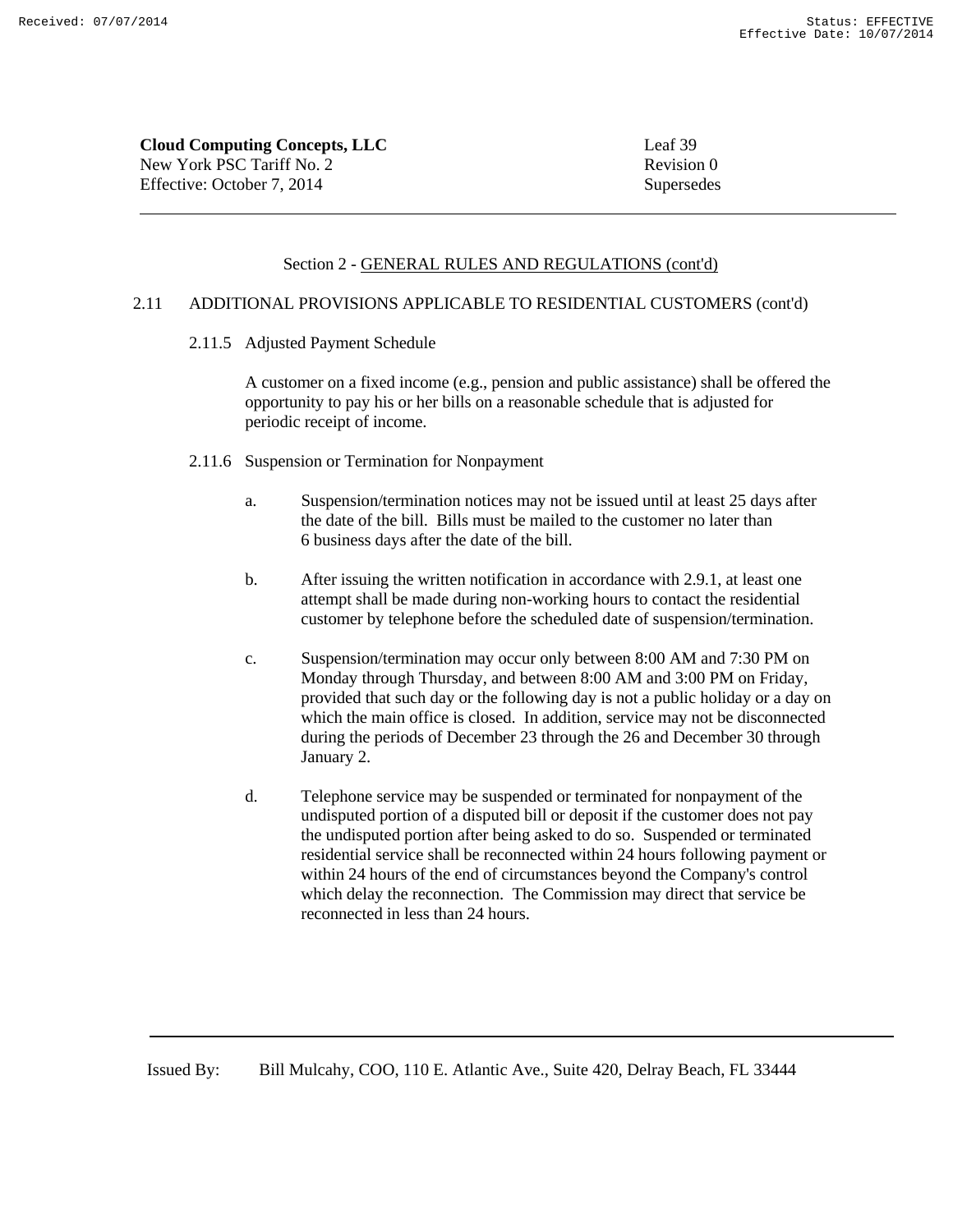**Cloud Computing Concepts, LLC**
New York PSC Tariff No. 2
Effective: October 7, 2014

Leaf 39
Revision 0
Supersedes

Section 2 - GENERAL RULES AND REGULATIONS (cont'd)

2.11 ADDITIONAL PROVISIONS APPLICABLE TO RESIDENTIAL CUSTOMERS (cont'd)

2.11.5 Adjusted Payment Schedule

A customer on a fixed income (e.g., pension and public assistance) shall be offered the opportunity to pay his or her bills on a reasonable schedule that is adjusted for periodic receipt of income.

2.11.6 Suspension or Termination for Nonpayment

a. Suspension/termination notices may not be issued until at least 25 days after the date of the bill. Bills must be mailed to the customer no later than 6 business days after the date of the bill.

b. After issuing the written notification in accordance with 2.9.1, at least one attempt shall be made during non-working hours to contact the residential customer by telephone before the scheduled date of suspension/termination.

c. Suspension/termination may occur only between 8:00 AM and 7:30 PM on Monday through Thursday, and between 8:00 AM and 3:00 PM on Friday, provided that such day or the following day is not a public holiday or a day on which the main office is closed. In addition, service may not be disconnected during the periods of December 23 through the 26 and December 30 through January 2.

d. Telephone service may be suspended or terminated for nonpayment of the undisputed portion of a disputed bill or deposit if the customer does not pay the undisputed portion after being asked to do so. Suspended or terminated residential service shall be reconnected within 24 hours following payment or within 24 hours of the end of circumstances beyond the Company's control which delay the reconnection. The Commission may direct that service be reconnected in less than 24 hours.

Issued By: Bill Mulcahy, COO, 110 E. Atlantic Ave., Suite 420, Delray Beach, FL 33444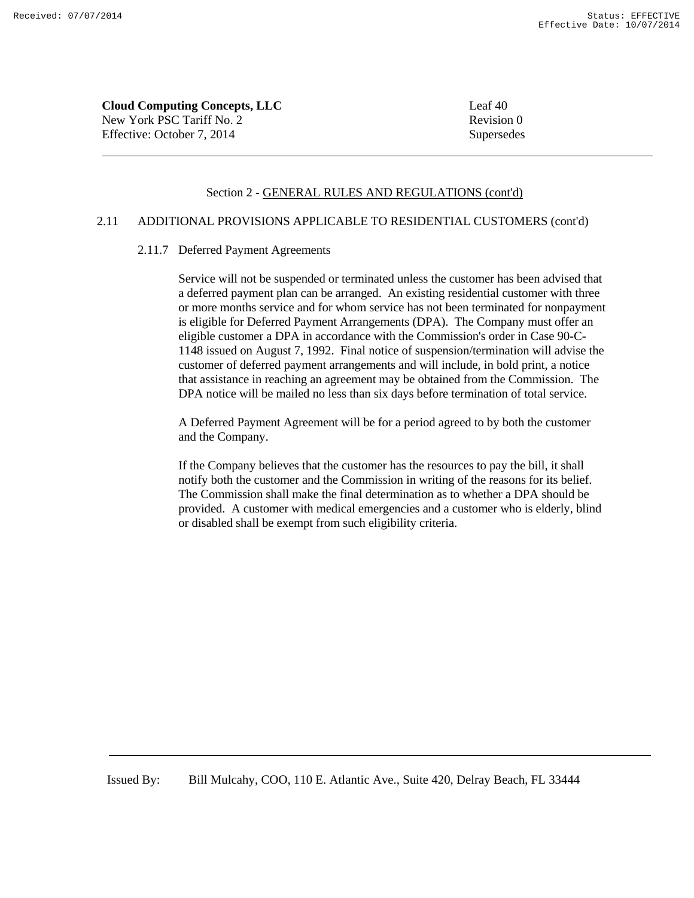**Cloud Computing Concepts, LLC**
New York PSC Tariff No. 2
Effective: October 7, 2014

Leaf 40
Revision 0
Supersedes

---

Section 2 - GENERAL RULES AND REGULATIONS (cont'd)

## 2.11 ADDITIONAL PROVISIONS APPLICABLE TO RESIDENTIAL CUSTOMERS (cont'd)

### 2.11.7 Deferred Payment Agreements

Service will not be suspended or terminated unless the customer has been advised that a deferred payment plan can be arranged. An existing residential customer with three or more months service and for whom service has not been terminated for nonpayment is eligible for Deferred Payment Arrangements (DPA). The Company must offer an eligible customer a DPA in accordance with the Commission's order in Case 90-C-1148 issued on August 7, 1992. Final notice of suspension/termination will advise the customer of deferred payment arrangements and will include, in bold print, a notice that assistance in reaching an agreement may be obtained from the Commission. The DPA notice will be mailed no less than six days before termination of total service.

A Deferred Payment Agreement will be for a period agreed to by both the customer and the Company.

If the Company believes that the customer has the resources to pay the bill, it shall notify both the customer and the Commission in writing of the reasons for its belief. The Commission shall make the final determination as to whether a DPA should be provided. A customer with medical emergencies and a customer who is elderly, blind or disabled shall be exempt from such eligibility criteria.

---

Issued By: Bill Mulcahy, COO, 110 E. Atlantic Ave., Suite 420, Delray Beach, FL 33444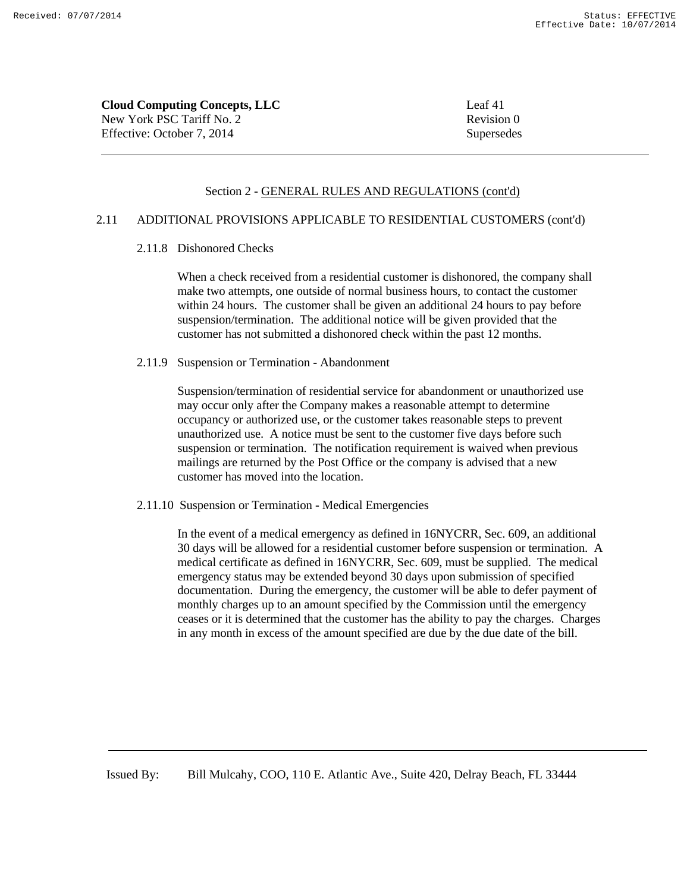**Cloud Computing Concepts, LLC**
New York PSC Tariff No. 2
Effective: October 7, 2014

Leaf 41
Revision 0
Supersedes

Section 2 - GENERAL RULES AND REGULATIONS (cont'd)

2.11 ADDITIONAL PROVISIONS APPLICABLE TO RESIDENTIAL CUSTOMERS (cont'd)

2.11.8 Dishonored Checks

When a check received from a residential customer is dishonored, the company shall make two attempts, one outside of normal business hours, to contact the customer within 24 hours. The customer shall be given an additional 24 hours to pay before suspension/termination. The additional notice will be given provided that the customer has not submitted a dishonored check within the past 12 months.

2.11.9 Suspension or Termination - Abandonment

Suspension/termination of residential service for abandonment or unauthorized use may occur only after the Company makes a reasonable attempt to determine occupancy or authorized use, or the customer takes reasonable steps to prevent unauthorized use. A notice must be sent to the customer five days before such suspension or termination. The notification requirement is waived when previous mailings are returned by the Post Office or the company is advised that a new customer has moved into the location.

2.11.10 Suspension or Termination - Medical Emergencies

In the event of a medical emergency as defined in 16NYCRR, Sec. 609, an additional 30 days will be allowed for a residential customer before suspension or termination. A medical certificate as defined in 16NYCRR, Sec. 609, must be supplied. The medical emergency status may be extended beyond 30 days upon submission of specified documentation. During the emergency, the customer will be able to defer payment of monthly charges up to an amount specified by the Commission until the emergency ceases or it is determined that the customer has the ability to pay the charges. Charges in any month in excess of the amount specified are due by the due date of the bill.

Issued By: Bill Mulcahy, COO, 110 E. Atlantic Ave., Suite 420, Delray Beach, FL 33444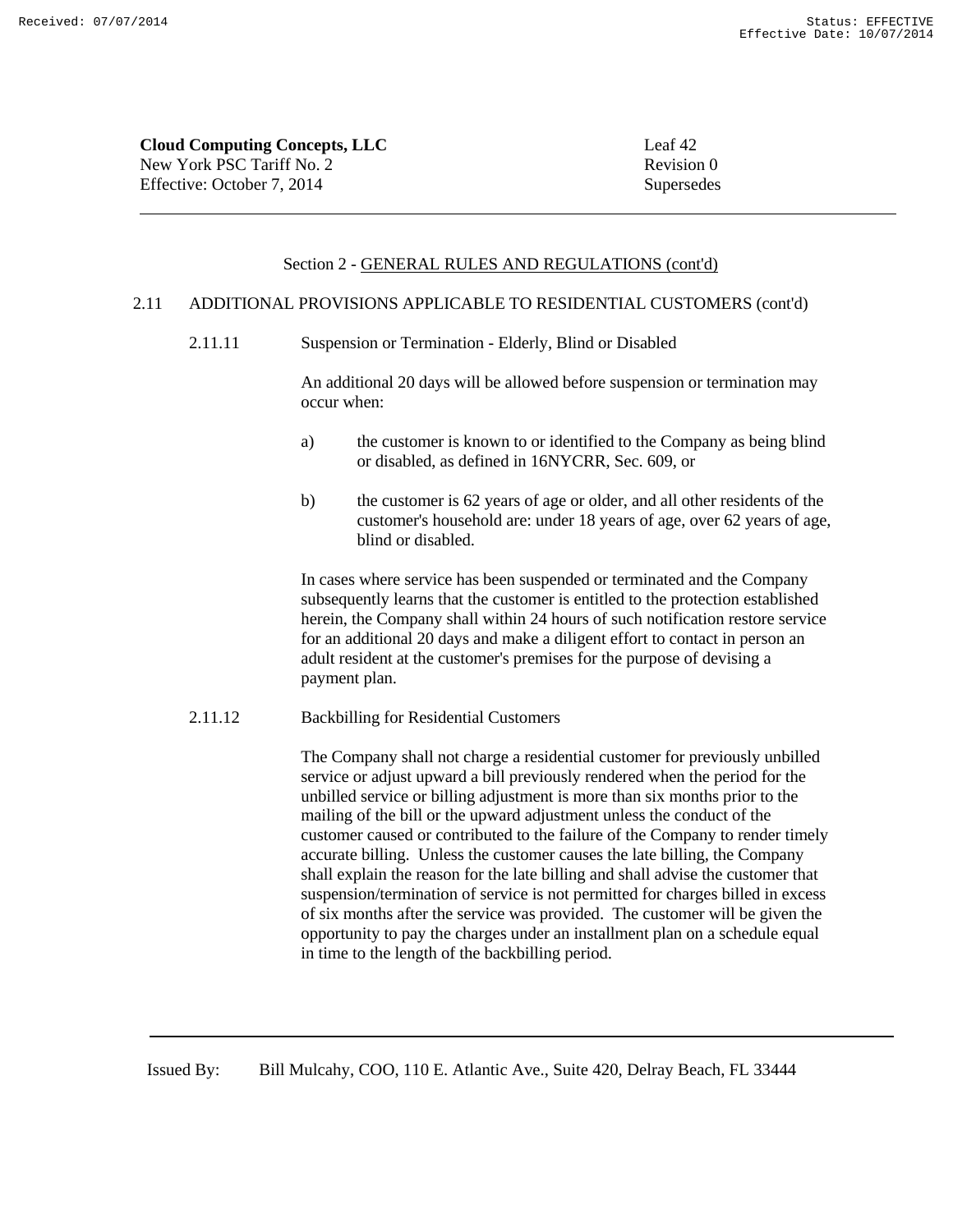**Cloud Computing Concepts, LLC**
New York PSC Tariff No. 2
Effective: October 7, 2014

Leaf 42
Revision 0
Supersedes

Section 2 - GENERAL RULES AND REGULATIONS (cont'd)

2.11 ADDITIONAL PROVISIONS APPLICABLE TO RESIDENTIAL CUSTOMERS (cont'd)

2.11.11 Suspension or Termination - Elderly, Blind or Disabled

An additional 20 days will be allowed before suspension or termination may occur when:

a) the customer is known to or identified to the Company as being blind or disabled, as defined in 16NYCRR, Sec. 609, or

b) the customer is 62 years of age or older, and all other residents of the customer's household are: under 18 years of age, over 62 years of age, blind or disabled.

In cases where service has been suspended or terminated and the Company subsequently learns that the customer is entitled to the protection established herein, the Company shall within 24 hours of such notification restore service for an additional 20 days and make a diligent effort to contact in person an adult resident at the customer's premises for the purpose of devising a payment plan.

2.11.12 Backbilling for Residential Customers

The Company shall not charge a residential customer for previously unbilled service or adjust upward a bill previously rendered when the period for the unbilled service or billing adjustment is more than six months prior to the mailing of the bill or the upward adjustment unless the conduct of the customer caused or contributed to the failure of the Company to render timely accurate billing. Unless the customer causes the late billing, the Company shall explain the reason for the late billing and shall advise the customer that suspension/termination of service is not permitted for charges billed in excess of six months after the service was provided. The customer will be given the opportunity to pay the charges under an installment plan on a schedule equal in time to the length of the backbilling period.

Issued By: Bill Mulcahy, COO, 110 E. Atlantic Ave., Suite 420, Delray Beach, FL 33444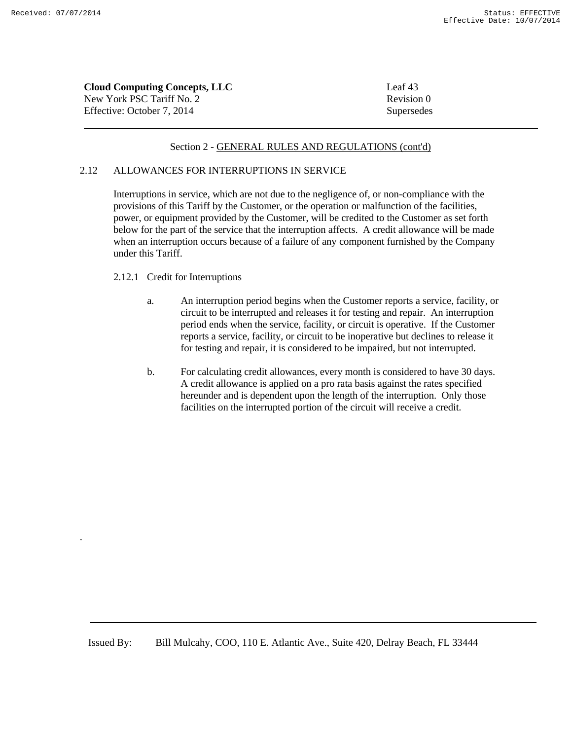Section 2 - GENERAL RULES AND REGULATIONS (cont'd)

## 2.12 ALLOWANCES FOR INTERRUPTIONS IN SERVICE

Interruptions in service, which are not due to the negligence of, or non-compliance with the provisions of this Tariff by the Customer, or the operation or malfunction of the facilities, power, or equipment provided by the Customer, will be credited to the Customer as set forth below for the part of the service that the interruption affects. A credit allowance will be made when an interruption occurs because of a failure of any component furnished by the Company under this Tariff.

### 2.12.1 Credit for Interruptions

a. An interruption period begins when the Customer reports a service, facility, or circuit to be interrupted and releases it for testing and repair. An interruption period ends when the service, facility, or circuit is operative. If the Customer reports a service, facility, or circuit to be inoperative but declines to release it for testing and repair, it is considered to be impaired, but not interrupted.

b. For calculating credit allowances, every month is considered to have 30 days. A credit allowance is applied on a pro rata basis against the rates specified hereunder and is dependent upon the length of the interruption. Only those facilities on the interrupted portion of the circuit will receive a credit.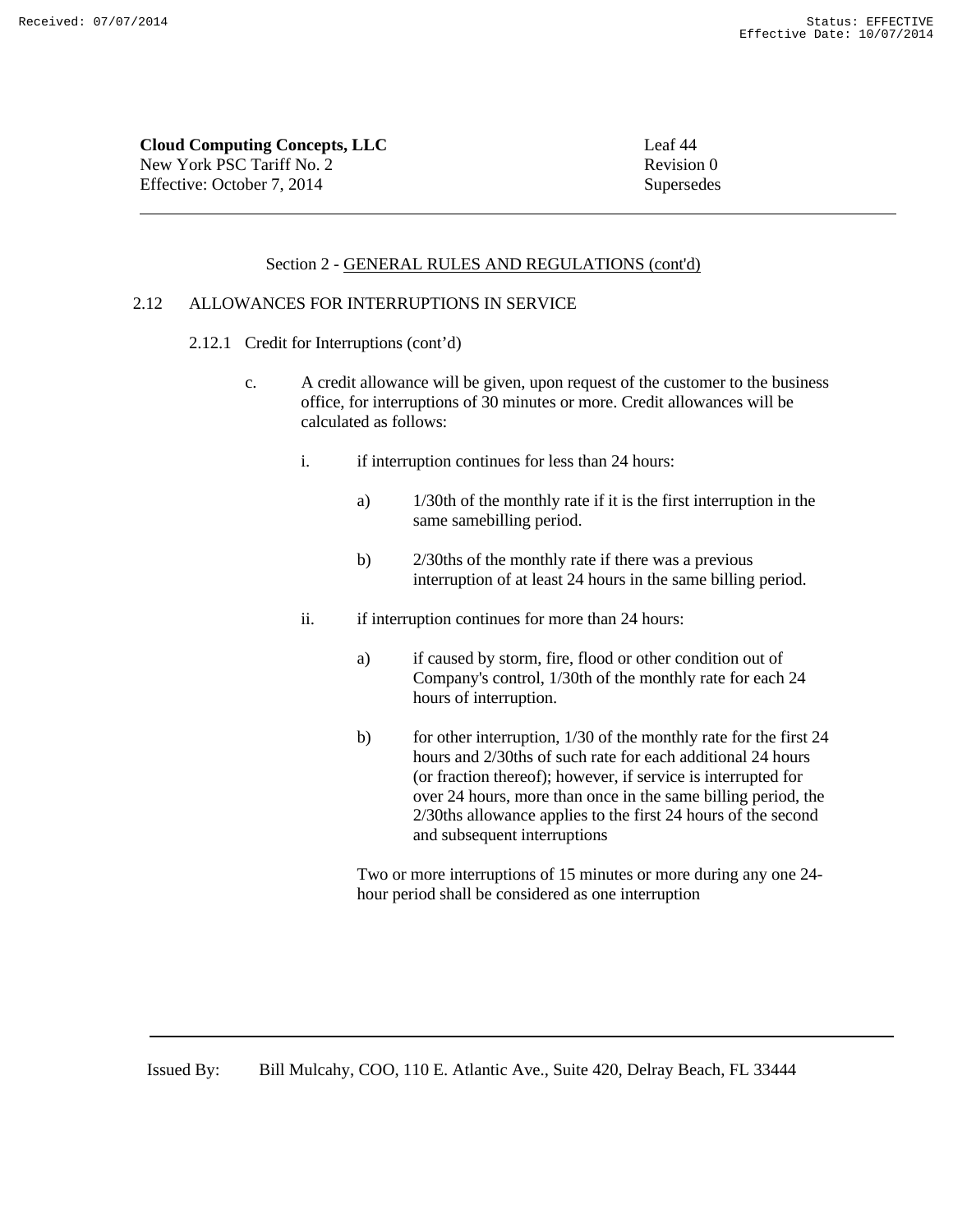**Cloud Computing Concepts, LLC**
New York PSC Tariff No. 2
Effective: October 7, 2014

Leaf 44
Revision 0
Supersedes

Section 2 - GENERAL RULES AND REGULATIONS (cont'd)

2.12 ALLOWANCES FOR INTERRUPTIONS IN SERVICE

2.12.1 Credit for Interruptions (cont'd)

c. A credit allowance will be given, upon request of the customer to the business office, for interruptions of 30 minutes or more. Credit allowances will be calculated as follows:

i. if interruption continues for less than 24 hours:

a) 1/30th of the monthly rate if it is the first interruption in the same samebilling period.

b) 2/30ths of the monthly rate if there was a previous interruption of at least 24 hours in the same billing period.

ii. if interruption continues for more than 24 hours:

a) if caused by storm, fire, flood or other condition out of Company's control, 1/30th of the monthly rate for each 24 hours of interruption.

b) for other interruption, 1/30 of the monthly rate for the first 24 hours and 2/30ths of such rate for each additional 24 hours (or fraction thereof); however, if service is interrupted for over 24 hours, more than once in the same billing period, the 2/30ths allowance applies to the first 24 hours of the second and subsequent interruptions

Two or more interruptions of 15 minutes or more during any one 24-hour period shall be considered as one interruption

Issued By: Bill Mulcahy, COO, 110 E. Atlantic Ave., Suite 420, Delray Beach, FL 33444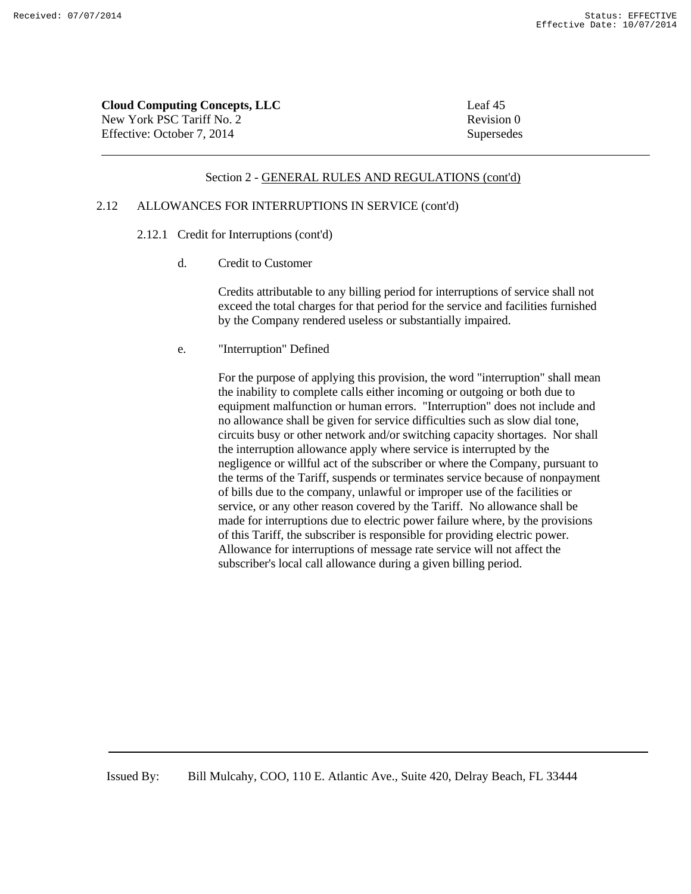Section 2 - GENERAL RULES AND REGULATIONS (cont'd)

2.12 ALLOWANCES FOR INTERRUPTIONS IN SERVICE (cont'd)

2.12.1 Credit for Interruptions (cont'd)

d. Credit to Customer

Credits attributable to any billing period for interruptions of service shall not exceed the total charges for that period for the service and facilities furnished by the Company rendered useless or substantially impaired.

e. "Interruption" Defined

For the purpose of applying this provision, the word "interruption" shall mean the inability to complete calls either incoming or outgoing or both due to equipment malfunction or human errors. "Interruption" does not include and no allowance shall be given for service difficulties such as slow dial tone, circuits busy or other network and/or switching capacity shortages. Nor shall the interruption allowance apply where service is interrupted by the negligence or willful act of the subscriber or where the Company, pursuant to the terms of the Tariff, suspends or terminates service because of nonpayment of bills due to the company, unlawful or improper use of the facilities or service, or any other reason covered by the Tariff. No allowance shall be made for interruptions due to electric power failure where, by the provisions of this Tariff, the subscriber is responsible for providing electric power. Allowance for interruptions of message rate service will not affect the subscriber's local call allowance during a given billing period.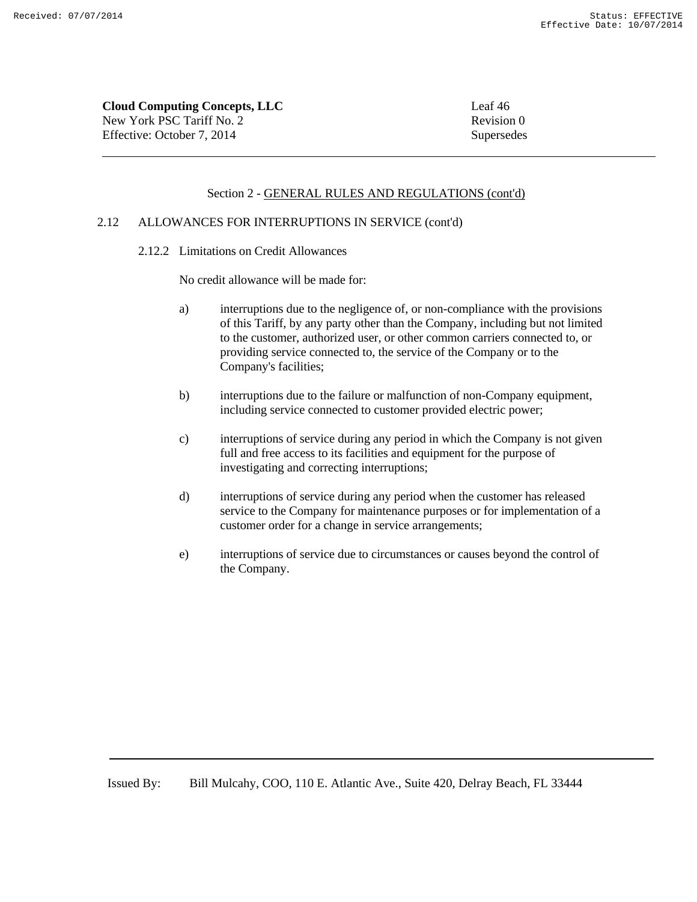**Cloud Computing Concepts, LLC**
New York PSC Tariff No. 2
Effective: October 7, 2014

Leaf 46
Revision 0
Supersedes

Section 2 - GENERAL RULES AND REGULATIONS (cont'd)

2.12 ALLOWANCES FOR INTERRUPTIONS IN SERVICE (cont'd)

2.12.2 Limitations on Credit Allowances

No credit allowance will be made for:

a) interruptions due to the negligence of, or non-compliance with the provisions of this Tariff, by any party other than the Company, including but not limited to the customer, authorized user, or other common carriers connected to, or providing service connected to, the service of the Company or to the Company's facilities;

b) interruptions due to the failure or malfunction of non-Company equipment, including service connected to customer provided electric power;

c) interruptions of service during any period in which the Company is not given full and free access to its facilities and equipment for the purpose of investigating and correcting interruptions;

d) interruptions of service during any period when the customer has released service to the Company for maintenance purposes or for implementation of a customer order for a change in service arrangements;

e) interruptions of service due to circumstances or causes beyond the control of the Company.

Issued By: Bill Mulcahy, COO, 110 E. Atlantic Ave., Suite 420, Delray Beach, FL 33444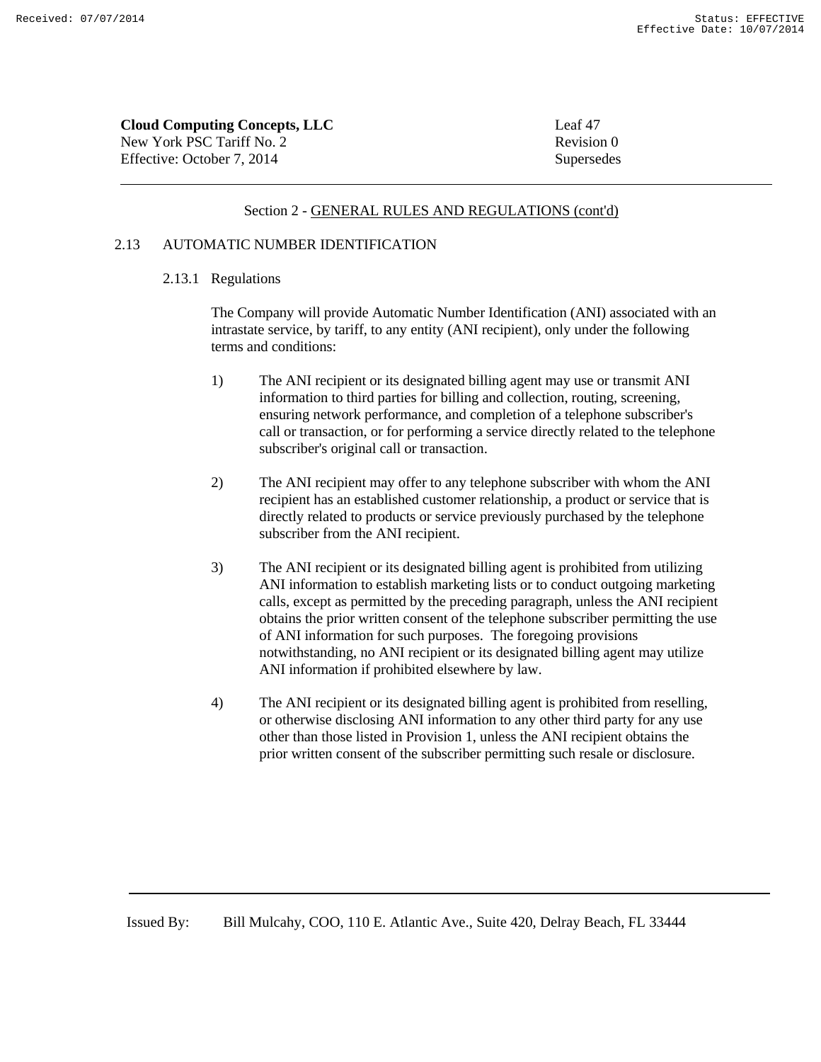Section 2 - GENERAL RULES AND REGULATIONS (cont'd)

## 2.13 AUTOMATIC NUMBER IDENTIFICATION

### 2.13.1 Regulations

The Company will provide Automatic Number Identification (ANI) associated with an intrastate service, by tariff, to any entity (ANI recipient), only under the following terms and conditions:

1) The ANI recipient or its designated billing agent may use or transmit ANI information to third parties for billing and collection, routing, screening, ensuring network performance, and completion of a telephone subscriber's call or transaction, or for performing a service directly related to the telephone subscriber's original call or transaction.

2) The ANI recipient may offer to any telephone subscriber with whom the ANI recipient has an established customer relationship, a product or service that is directly related to products or service previously purchased by the telephone subscriber from the ANI recipient.

3) The ANI recipient or its designated billing agent is prohibited from utilizing ANI information to establish marketing lists or to conduct outgoing marketing calls, except as permitted by the preceding paragraph, unless the ANI recipient obtains the prior written consent of the telephone subscriber permitting the use of ANI information for such purposes. The foregoing provisions notwithstanding, no ANI recipient or its designated billing agent may utilize ANI information if prohibited elsewhere by law.

4) The ANI recipient or its designated billing agent is prohibited from reselling, or otherwise disclosing ANI information to any other third party for any use other than those listed in Provision 1, unless the ANI recipient obtains the prior written consent of the subscriber permitting such resale or disclosure.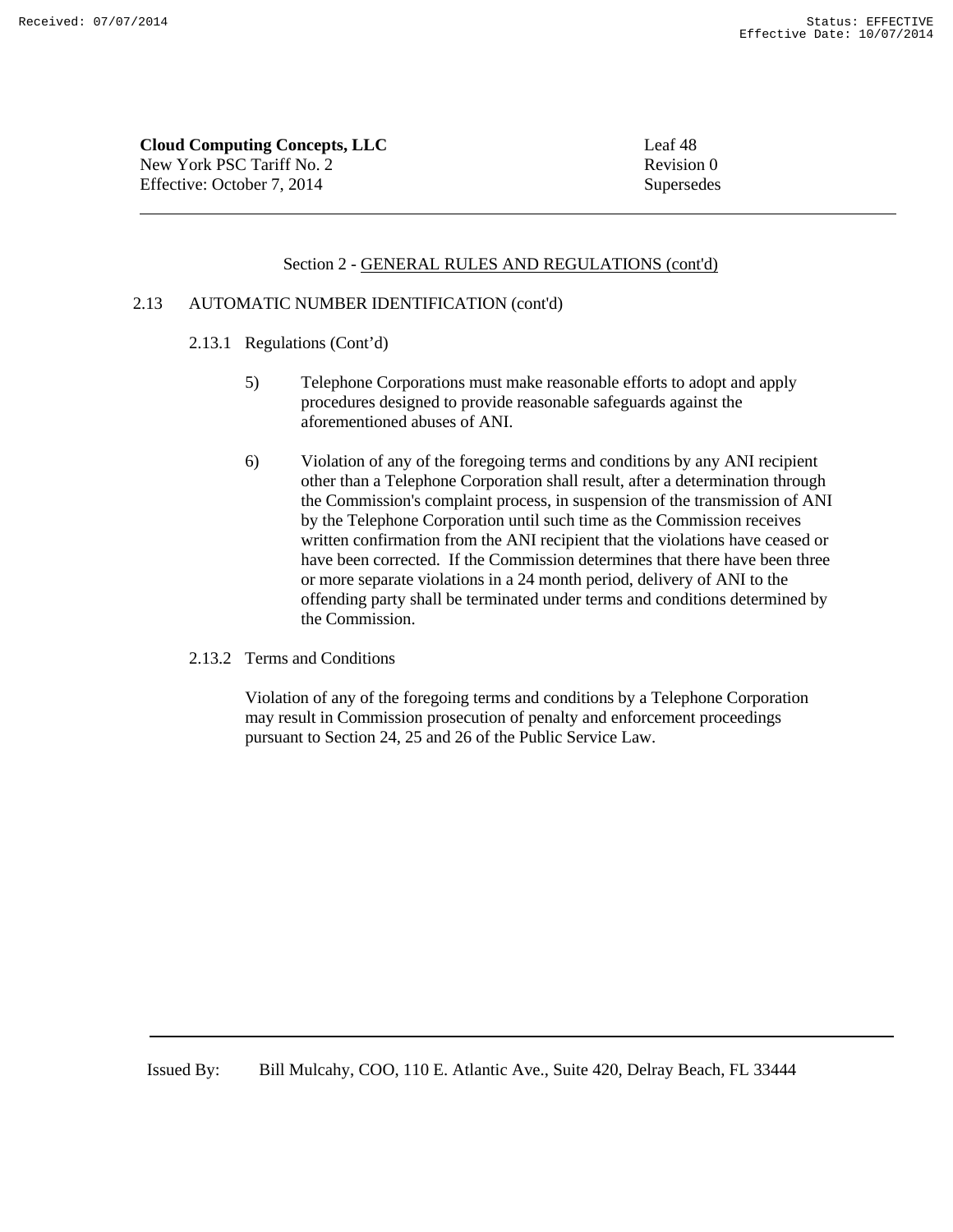**Cloud Computing Concepts, LLC**
New York PSC Tariff No. 2
Effective: October 7, 2014

Leaf 48
Revision 0
Supersedes

Section 2 - GENERAL RULES AND REGULATIONS (cont'd)

2.13 AUTOMATIC NUMBER IDENTIFICATION (cont'd)

2.13.1 Regulations (Cont'd)

5) Telephone Corporations must make reasonable efforts to adopt and apply procedures designed to provide reasonable safeguards against the aforementioned abuses of ANI.

6) Violation of any of the foregoing terms and conditions by any ANI recipient other than a Telephone Corporation shall result, after a determination through the Commission's complaint process, in suspension of the transmission of ANI by the Telephone Corporation until such time as the Commission receives written confirmation from the ANI recipient that the violations have ceased or have been corrected. If the Commission determines that there have been three or more separate violations in a 24 month period, delivery of ANI to the offending party shall be terminated under terms and conditions determined by the Commission.

2.13.2 Terms and Conditions

Violation of any of the foregoing terms and conditions by a Telephone Corporation may result in Commission prosecution of penalty and enforcement proceedings pursuant to Section 24, 25 and 26 of the Public Service Law.

Issued By: Bill Mulcahy, COO, 110 E. Atlantic Ave., Suite 420, Delray Beach, FL 33444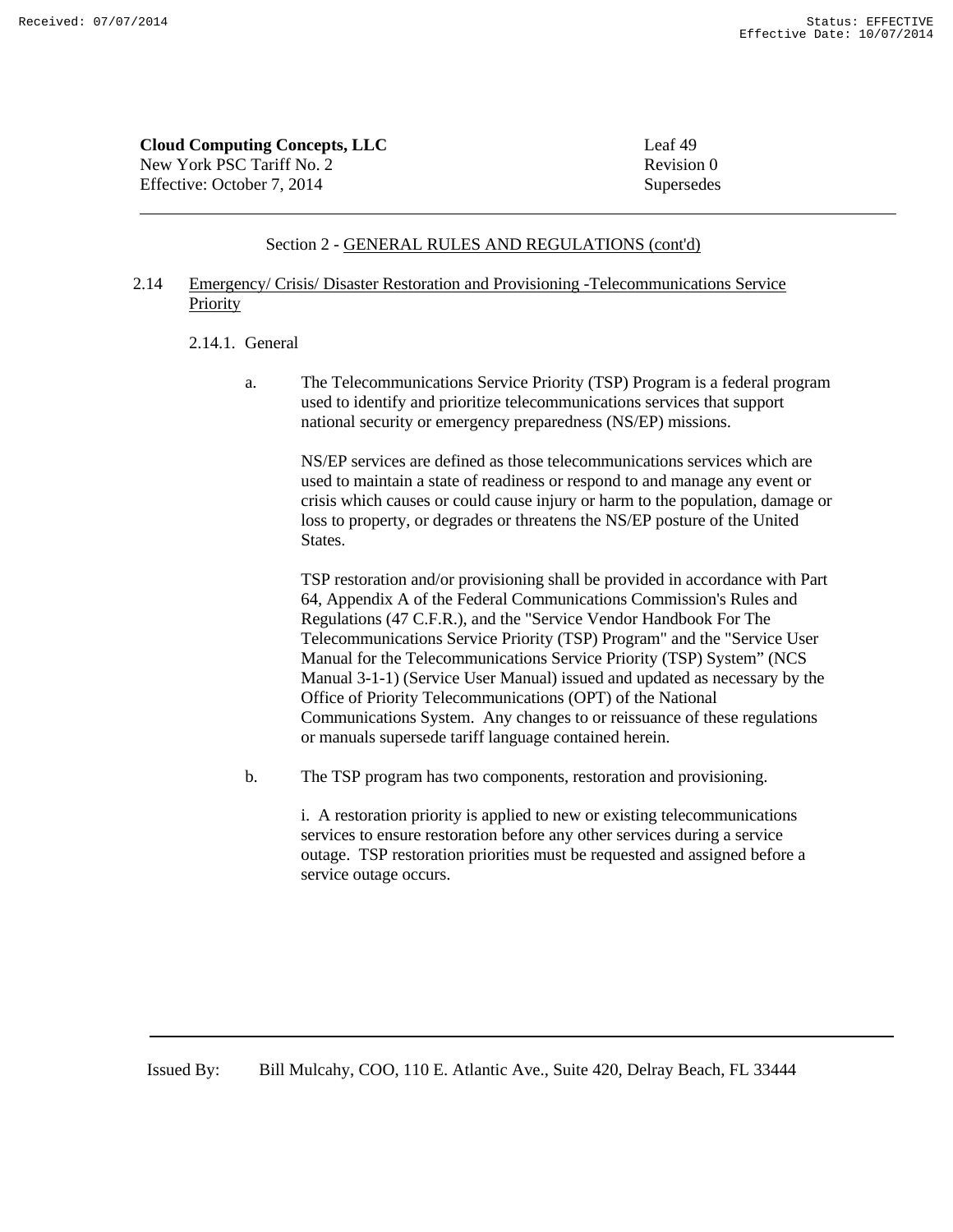Section 2 - GENERAL RULES AND REGULATIONS (cont'd)

## 2.14 Emergency/ Crisis/ Disaster Restoration and Provisioning -Telecommunications Service Priority

### 2.14.1. General

a. The Telecommunications Service Priority (TSP) Program is a federal program used to identify and prioritize telecommunications services that support national security or emergency preparedness (NS/EP) missions.

NS/EP services are defined as those telecommunications services which are used to maintain a state of readiness or respond to and manage any event or crisis which causes or could cause injury or harm to the population, damage or loss to property, or degrades or threatens the NS/EP posture of the United States.

TSP restoration and/or provisioning shall be provided in accordance with Part 64, Appendix A of the Federal Communications Commission's Rules and Regulations (47 C.F.R.), and the "Service Vendor Handbook For The Telecommunications Service Priority (TSP) Program" and the "Service User Manual for the Telecommunications Service Priority (TSP) System" (NCS Manual 3-1-1) (Service User Manual) issued and updated as necessary by the Office of Priority Telecommunications (OPT) of the National Communications System. Any changes to or reissuance of these regulations or manuals supersede tariff language contained herein.

b. The TSP program has two components, restoration and provisioning.

i. A restoration priority is applied to new or existing telecommunications services to ensure restoration before any other services during a service outage. TSP restoration priorities must be requested and assigned before a service outage occurs.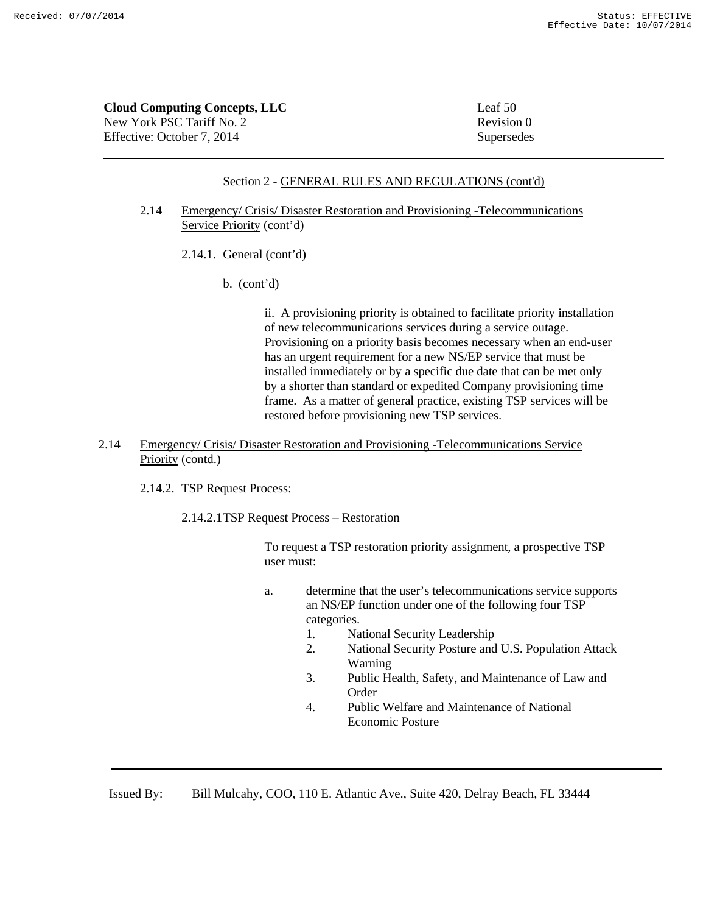**Cloud Computing Concepts, LLC** Leaf 50
New York PSC Tariff No. 2 Revision 0
Effective: October 7, 2014 Supersedes

Section 2 - GENERAL RULES AND REGULATIONS (cont'd)

2.14 Emergency/ Crisis/ Disaster Restoration and Provisioning -Telecommunications Service Priority (cont'd)

2.14.1. General (cont'd)

b. (cont'd)

ii. A provisioning priority is obtained to facilitate priority installation of new telecommunications services during a service outage. Provisioning on a priority basis becomes necessary when an end-user has an urgent requirement for a new NS/EP service that must be installed immediately or by a specific due date that can be met only by a shorter than standard or expedited Company provisioning time frame. As a matter of general practice, existing TSP services will be restored before provisioning new TSP services.

2.14 Emergency/ Crisis/ Disaster Restoration and Provisioning -Telecommunications Service Priority (contd.)

2.14.2. TSP Request Process:

2.14.2.1 TSP Request Process – Restoration

To request a TSP restoration priority assignment, a prospective TSP user must:

a. determine that the user's telecommunications service supports an NS/EP function under one of the following four TSP categories.
   1. National Security Leadership
   2. National Security Posture and U.S. Population Attack Warning
   3. Public Health, Safety, and Maintenance of Law and Order
   4. Public Welfare and Maintenance of National Economic Posture

Issued By: Bill Mulcahy, COO, 110 E. Atlantic Ave., Suite 420, Delray Beach, FL 33444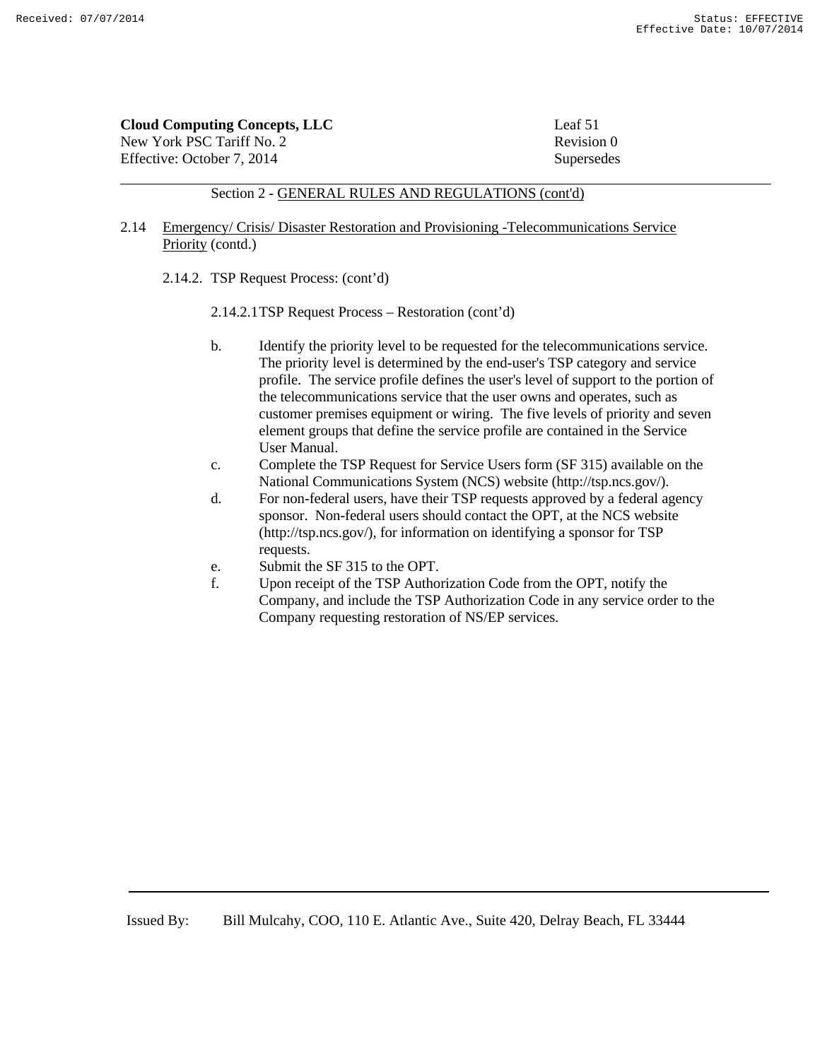Section 2 - GENERAL RULES AND REGULATIONS (cont'd)

2.14 Emergency/ Crisis/ Disaster Restoration and Provisioning -Telecommunications Service Priority (contd.)

2.14.2. TSP Request Process: (cont'd)

2.14.2.1TSP Request Process – Restoration (cont'd)

b. Identify the priority level to be requested for the telecommunications service. The priority level is determined by the end-user's TSP category and service profile. The service profile defines the user's level of support to the portion of the telecommunications service that the user owns and operates, such as customer premises equipment or wiring. The five levels of priority and seven element groups that define the service profile are contained in the Service User Manual.

c. Complete the TSP Request for Service Users form (SF 315) available on the National Communications System (NCS) website (http://tsp.ncs.gov/).

d. For non-federal users, have their TSP requests approved by a federal agency sponsor. Non-federal users should contact the OPT, at the NCS website (http://tsp.ncs.gov/), for information on identifying a sponsor for TSP requests.

e. Submit the SF 315 to the OPT.

f. Upon receipt of the TSP Authorization Code from the OPT, notify the Company, and include the TSP Authorization Code in any service order to the Company requesting restoration of NS/EP services.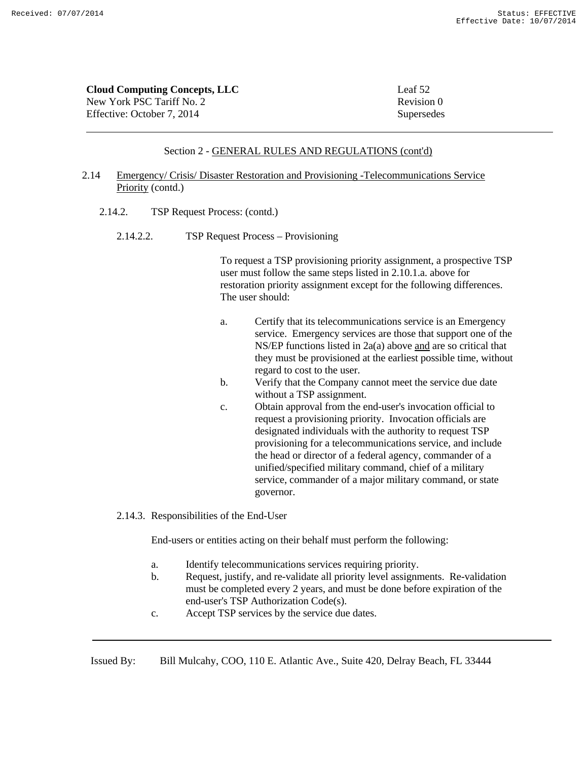## Section 2 - GENERAL RULES AND REGULATIONS (cont'd)

### 2.14 Emergency/ Crisis/ Disaster Restoration and Provisioning -Telecommunications Service Priority (contd.)

#### 2.14.2. TSP Request Process: (contd.)

##### 2.14.2.2. TSP Request Process – Provisioning

To request a TSP provisioning priority assignment, a prospective TSP user must follow the same steps listed in 2.10.1.a. above for restoration priority assignment except for the following differences. The user should:

a. Certify that its telecommunications service is an Emergency service. Emergency services are those that support one of the NS/EP functions listed in 2a(a) above and are so critical that they must be provisioned at the earliest possible time, without regard to cost to the user.

b. Verify that the Company cannot meet the service due date without a TSP assignment.

c. Obtain approval from the end-user's invocation official to request a provisioning priority. Invocation officials are designated individuals with the authority to request TSP provisioning for a telecommunications service, and include the head or director of a federal agency, commander of a unified/specified military command, chief of a military service, commander of a major military command, or state governor.

#### 2.14.3. Responsibilities of the End-User

End-users or entities acting on their behalf must perform the following:

a. Identify telecommunications services requiring priority.

b. Request, justify, and re-validate all priority level assignments. Re-validation must be completed every 2 years, and must be done before expiration of the end-user's TSP Authorization Code(s).

c. Accept TSP services by the service due dates.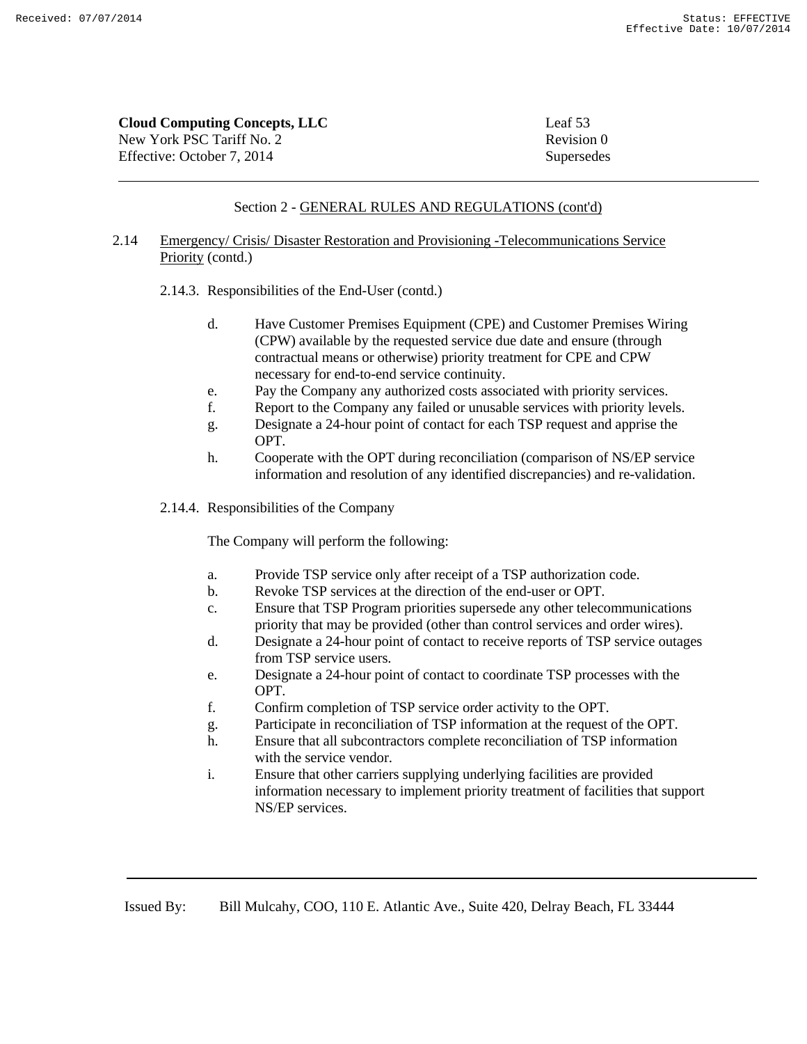Section 2 - GENERAL RULES AND REGULATIONS (cont'd)

2.14 Emergency/ Crisis/ Disaster Restoration and Provisioning -Telecommunications Service Priority (contd.)

2.14.3. Responsibilities of the End-User (contd.)

d. Have Customer Premises Equipment (CPE) and Customer Premises Wiring (CPW) available by the requested service due date and ensure (through contractual means or otherwise) priority treatment for CPE and CPW necessary for end-to-end service continuity.
e. Pay the Company any authorized costs associated with priority services.
f. Report to the Company any failed or unusable services with priority levels.
g. Designate a 24-hour point of contact for each TSP request and apprise the OPT.
h. Cooperate with the OPT during reconciliation (comparison of NS/EP service information and resolution of any identified discrepancies) and re-validation.

2.14.4. Responsibilities of the Company

The Company will perform the following:

a. Provide TSP service only after receipt of a TSP authorization code.
b. Revoke TSP services at the direction of the end-user or OPT.
c. Ensure that TSP Program priorities supersede any other telecommunications priority that may be provided (other than control services and order wires).
d. Designate a 24-hour point of contact to receive reports of TSP service outages from TSP service users.
e. Designate a 24-hour point of contact to coordinate TSP processes with the OPT.
f. Confirm completion of TSP service order activity to the OPT.
g. Participate in reconciliation of TSP information at the request of the OPT.
h. Ensure that all subcontractors complete reconciliation of TSP information with the service vendor.
i. Ensure that other carriers supplying underlying facilities are provided information necessary to implement priority treatment of facilities that support NS/EP services.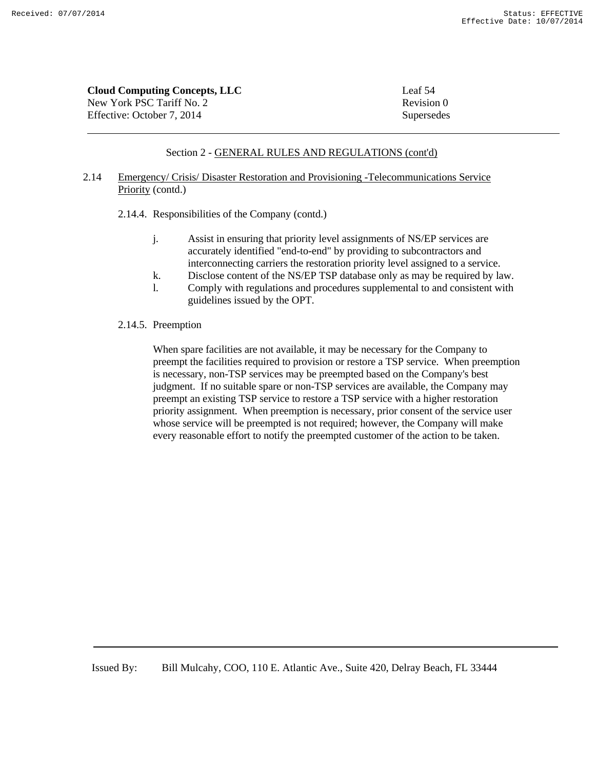Section 2 - GENERAL RULES AND REGULATIONS (cont'd)

2.14 Emergency/ Crisis/ Disaster Restoration and Provisioning -Telecommunications Service Priority (contd.)

2.14.4. Responsibilities of the Company (contd.)

j. Assist in ensuring that priority level assignments of NS/EP services are accurately identified "end-to-end" by providing to subcontractors and interconnecting carriers the restoration priority level assigned to a service.

k. Disclose content of the NS/EP TSP database only as may be required by law.

l. Comply with regulations and procedures supplemental to and consistent with guidelines issued by the OPT.

2.14.5. Preemption

When spare facilities are not available, it may be necessary for the Company to preempt the facilities required to provision or restore a TSP service. When preemption is necessary, non-TSP services may be preempted based on the Company's best judgment. If no suitable spare or non-TSP services are available, the Company may preempt an existing TSP service to restore a TSP service with a higher restoration priority assignment. When preemption is necessary, prior consent of the service user whose service will be preempted is not required; however, the Company will make every reasonable effort to notify the preempted customer of the action to be taken.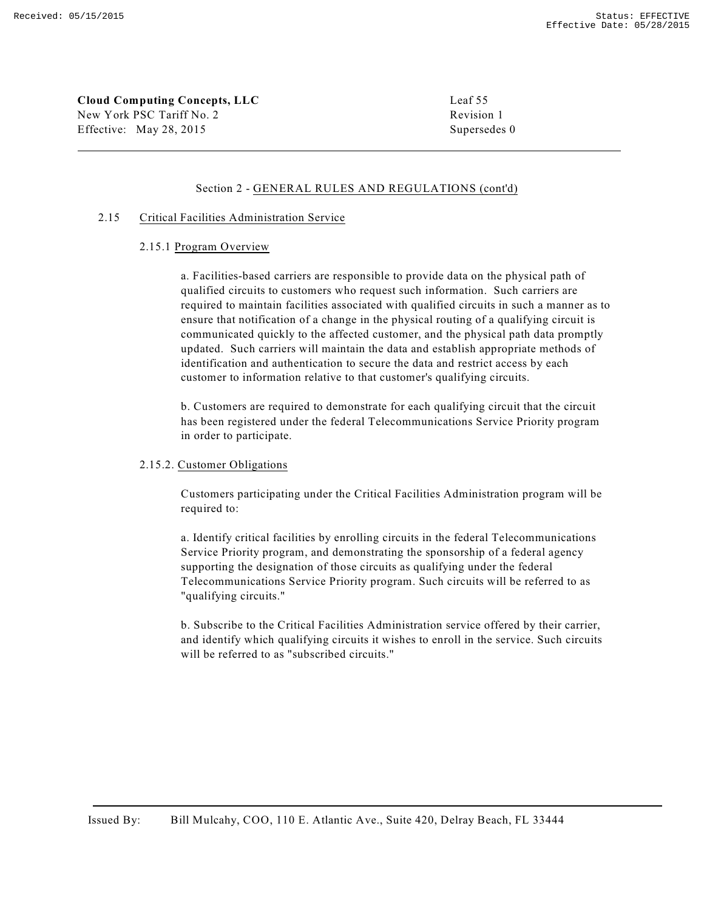## Section 2 - GENERAL RULES AND REGULATIONS (cont'd)

### 2.15 Critical Facilities Administration Service

#### 2.15.1 Program Overview

a. Facilities-based carriers are responsible to provide data on the physical path of qualified circuits to customers who request such information. Such carriers are required to maintain facilities associated with qualified circuits in such a manner as to ensure that notification of a change in the physical routing of a qualifying circuit is communicated quickly to the affected customer, and the physical path data promptly updated. Such carriers will maintain the data and establish appropriate methods of identification and authentication to secure the data and restrict access by each customer to information relative to that customer's qualifying circuits.

b. Customers are required to demonstrate for each qualifying circuit that the circuit has been registered under the federal Telecommunications Service Priority program in order to participate.

#### 2.15.2. Customer Obligations

Customers participating under the Critical Facilities Administration program will be required to:

a. Identify critical facilities by enrolling circuits in the federal Telecommunications Service Priority program, and demonstrating the sponsorship of a federal agency supporting the designation of those circuits as qualifying under the federal Telecommunications Service Priority program. Such circuits will be referred to as "qualifying circuits."

b. Subscribe to the Critical Facilities Administration service offered by their carrier, and identify which qualifying circuits it wishes to enroll in the service. Such circuits will be referred to as "subscribed circuits."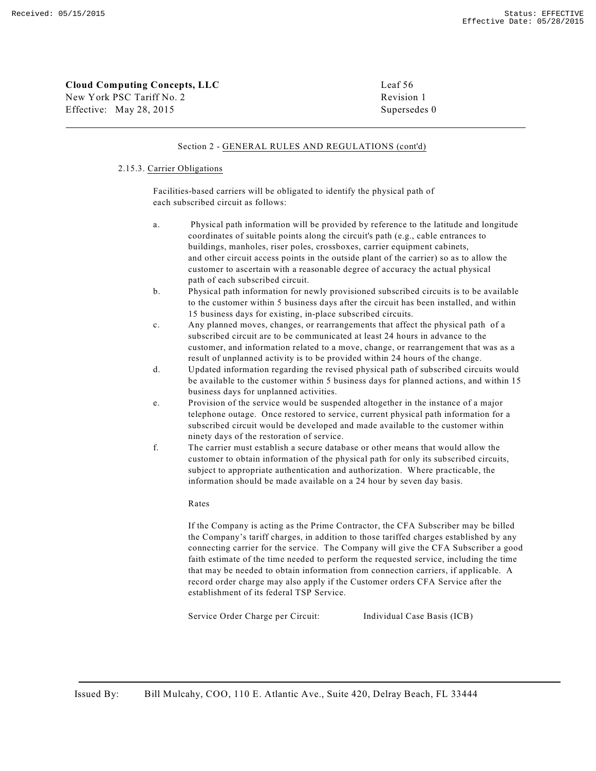Section 2 - GENERAL RULES AND REGULATIONS (cont'd)

2.15.3. Carrier Obligations

Facilities-based carriers will be obligated to identify the physical path of each subscribed circuit as follows:

a. Physical path information will be provided by reference to the latitude and longitude coordinates of suitable points along the circuit's path (e.g., cable entrances to buildings, manholes, riser poles, crossboxes, carrier equipment cabinets, and other circuit access points in the outside plant of the carrier) so as to allow the customer to ascertain with a reasonable degree of accuracy the actual physical path of each subscribed circuit.

b. Physical path information for newly provisioned subscribed circuits is to be available to the customer within 5 business days after the circuit has been installed, and within 15 business days for existing, in-place subscribed circuits.

c. Any planned moves, changes, or rearrangements that affect the physical path of a subscribed circuit are to be communicated at least 24 hours in advance to the customer, and information related to a move, change, or rearrangement that was as a result of unplanned activity is to be provided within 24 hours of the change.

d. Updated information regarding the revised physical path of subscribed circuits would be available to the customer within 5 business days for planned actions, and within 15 business days for unplanned activities.

e. Provision of the service would be suspended altogether in the instance of a major telephone outage. Once restored to service, current physical path information for a subscribed circuit would be developed and made available to the customer within ninety days of the restoration of service.

f. The carrier must establish a secure database or other means that would allow the customer to obtain information of the physical path for only its subscribed circuits, subject to appropriate authentication and authorization. Where practicable, the information should be made available on a 24 hour by seven day basis.

Rates

If the Company is acting as the Prime Contractor, the CFA Subscriber may be billed the Company's tariff charges, in addition to those tariffed charges established by any connecting carrier for the service. The Company will give the CFA Subscriber a good faith estimate of the time needed to perform the requested service, including the time that may be needed to obtain information from connection carriers, if applicable. A record order charge may also apply if the Customer orders CFA Service after the establishment of its federal TSP Service.

Service Order Charge per Circuit: Individual Case Basis (ICB)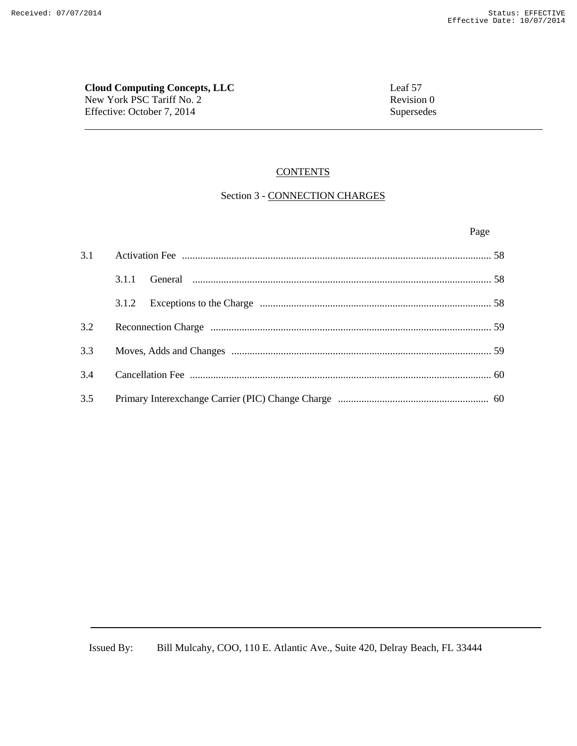**Cloud Computing Concepts, LLC**
New York PSC Tariff No. 2
Effective: October 7, 2014

Leaf 57
Revision 0
Supersedes

## CONTENTS

### Section 3 - CONNECTION CHARGES

| | | Page |
|---|---|---|
| 3.1 | Activation Fee | 58 |
| | 3.1.1 General | 58 |
| | 3.1.2 Exceptions to the Charge | 58 |
| 3.2 | Reconnection Charge | 59 |
| 3.3 | Moves, Adds and Changes | 59 |
| 3.4 | Cancellation Fee | 60 |
| 3.5 | Primary Interexchange Carrier (PIC) Change Charge | 60 |

Issued By: Bill Mulcahy, COO, 110 E. Atlantic Ave., Suite 420, Delray Beach, FL 33444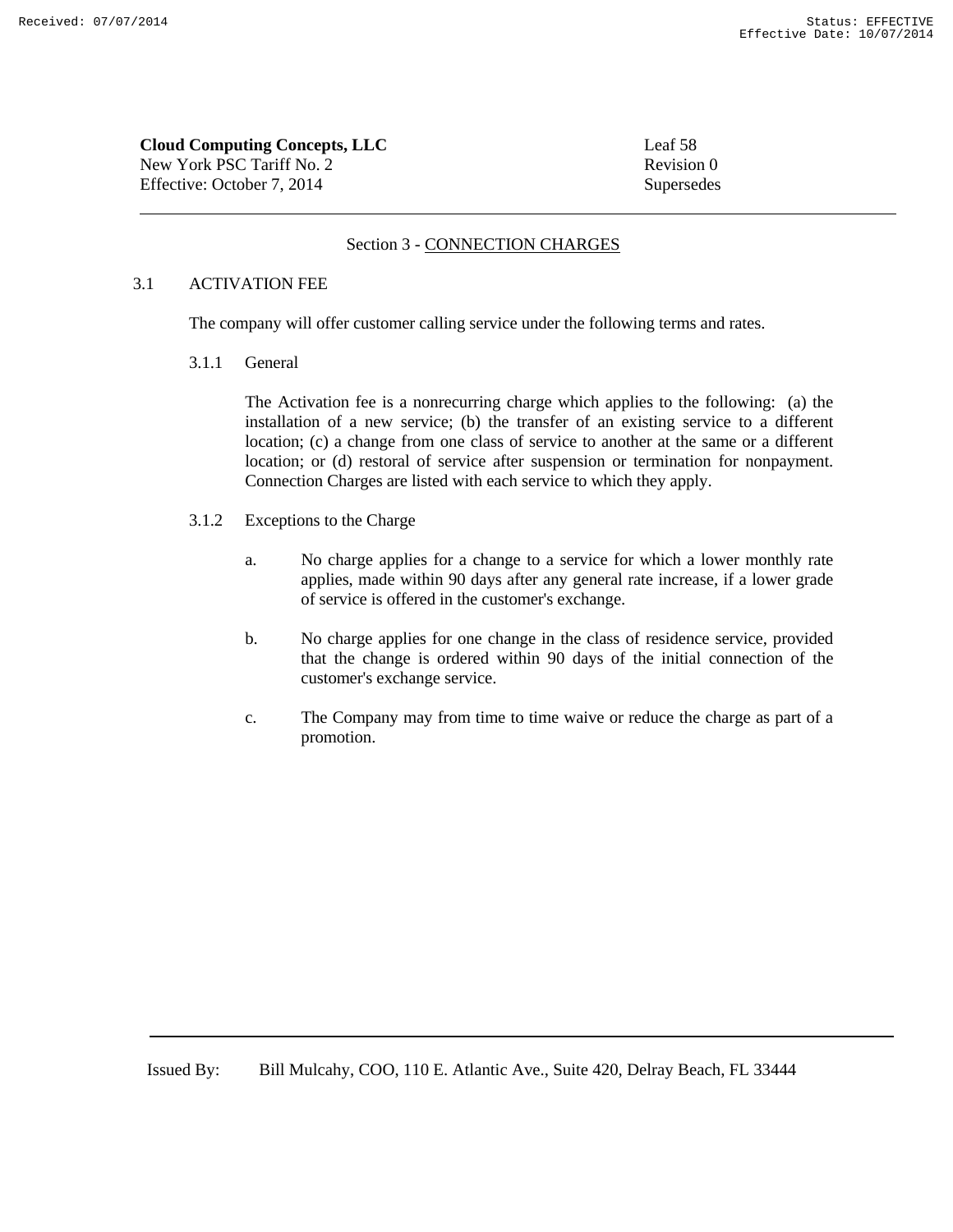**Cloud Computing Concepts, LLC**
New York PSC Tariff No. 2
Effective: October 7, 2014

Leaf 58
Revision 0
Supersedes

---

## Section 3 - CONNECTION CHARGES

### 3.1 ACTIVATION FEE

The company will offer customer calling service under the following terms and rates.

#### 3.1.1 General

The Activation fee is a nonrecurring charge which applies to the following: (a) the installation of a new service; (b) the transfer of an existing service to a different location; (c) a change from one class of service to another at the same or a different location; or (d) restoral of service after suspension or termination for nonpayment. Connection Charges are listed with each service to which they apply.

#### 3.1.2 Exceptions to the Charge

a. No charge applies for a change to a service for which a lower monthly rate applies, made within 90 days after any general rate increase, if a lower grade of service is offered in the customer's exchange.

b. No charge applies for one change in the class of residence service, provided that the change is ordered within 90 days of the initial connection of the customer's exchange service.

c. The Company may from time to time waive or reduce the charge as part of a promotion.

---

Issued By: Bill Mulcahy, COO, 110 E. Atlantic Ave., Suite 420, Delray Beach, FL 33444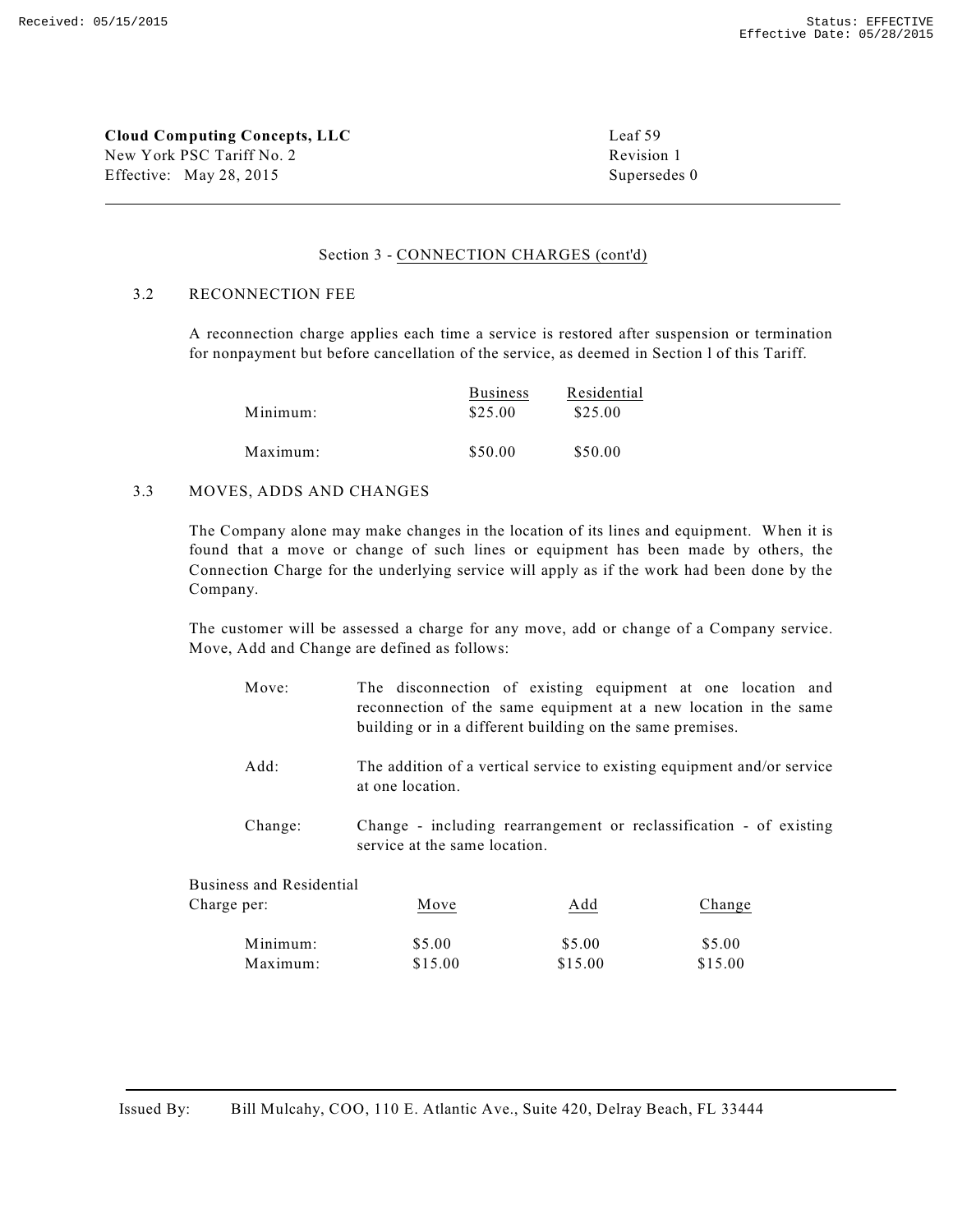**Cloud Computing Concepts, LLC**
New York PSC Tariff No. 2
Effective: May 28, 2015

Leaf 59
Revision 1
Supersedes 0

Section 3 - CONNECTION CHARGES (cont'd)

### 3.2 RECONNECTION FEE

A reconnection charge applies each time a service is restored after suspension or termination for nonpayment but before cancellation of the service, as deemed in Section l of this Tariff.

| | Business | Residential |
|---|---|---|
| Minimum: | $25.00 | $25.00 |
| Maximum: | $50.00 | $50.00 |

### 3.3 MOVES, ADDS AND CHANGES

The Company alone may make changes in the location of its lines and equipment. When it is found that a move or change of such lines or equipment has been made by others, the Connection Charge for the underlying service will apply as if the work had been done by the Company.

The customer will be assessed a charge for any move, add or change of a Company service. Move, Add and Change are defined as follows:

Move: The disconnection of existing equipment at one location and reconnection of the same equipment at a new location in the same building or in a different building on the same premises.

Add: The addition of a vertical service to existing equipment and/or service at one location.

Change: Change - including rearrangement or reclassification - of existing service at the same location.

| Business and Residential Charge per: | Move | Add | Change |
|---|---|---|---|
| Minimum: | $5.00 | $5.00 | $5.00 |
| Maximum: | $15.00 | $15.00 | $15.00 |

Issued By: Bill Mulcahy, COO, 110 E. Atlantic Ave., Suite 420, Delray Beach, FL 33444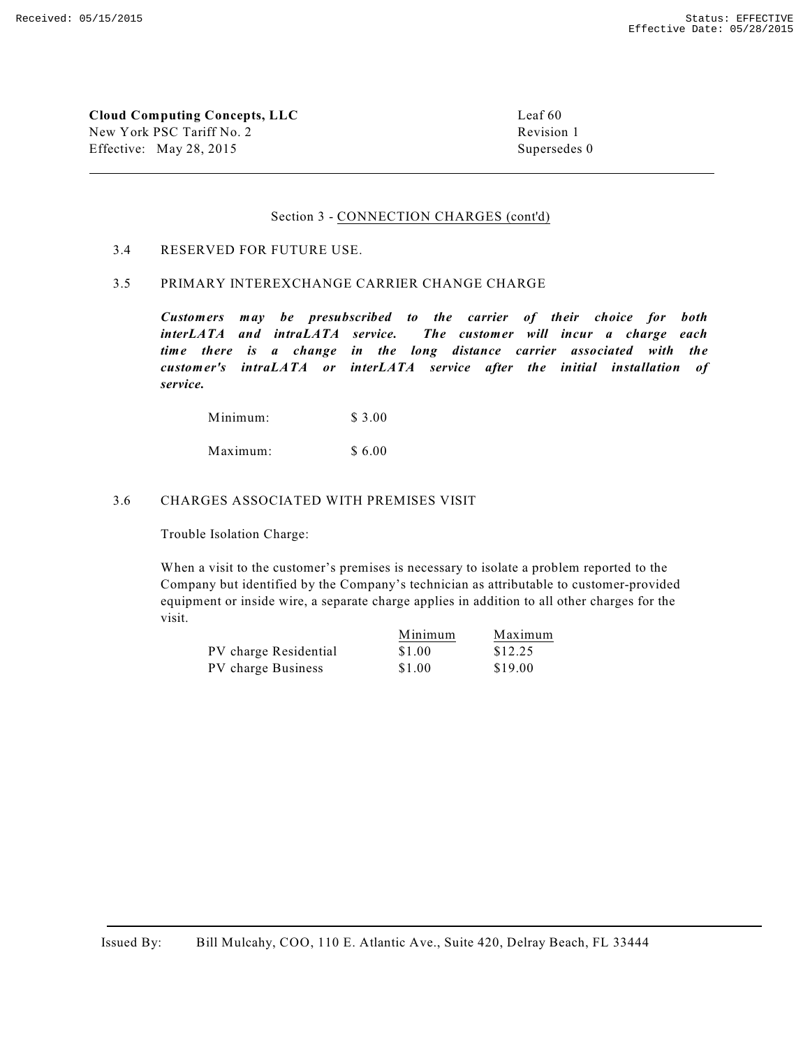**Cloud Computing Concepts, LLC**
New York PSC Tariff No. 2
Effective: May 28, 2015

Leaf 60
Revision 1
Supersedes 0

---

Section 3 - CONNECTION CHARGES (cont'd)

3.4 RESERVED FOR FUTURE USE.

3.5 PRIMARY INTEREXCHANGE CARRIER CHANGE CHARGE

***Customers may be presubscribed to the carrier of their choice for both interLATA and intraLATA service. The customer will incur a charge each time there is a change in the long distance carrier associated with the customer's intraLATA or interLATA service after the initial installation of service.***

| | |
|---|---|
| Minimum: | $ 3.00 |
| Maximum: | $ 6.00 |

3.6 CHARGES ASSOCIATED WITH PREMISES VISIT

Trouble Isolation Charge:

When a visit to the customer's premises is necessary to isolate a problem reported to the Company but identified by the Company's technician as attributable to customer-provided equipment or inside wire, a separate charge applies in addition to all other charges for the visit.

| | Minimum | Maximum |
|---|---|---|
| PV charge Residential | $1.00 | $12.25 |
| PV charge Business | $1.00 | $19.00 |

---

Issued By: Bill Mulcahy, COO, 110 E. Atlantic Ave., Suite 420, Delray Beach, FL 33444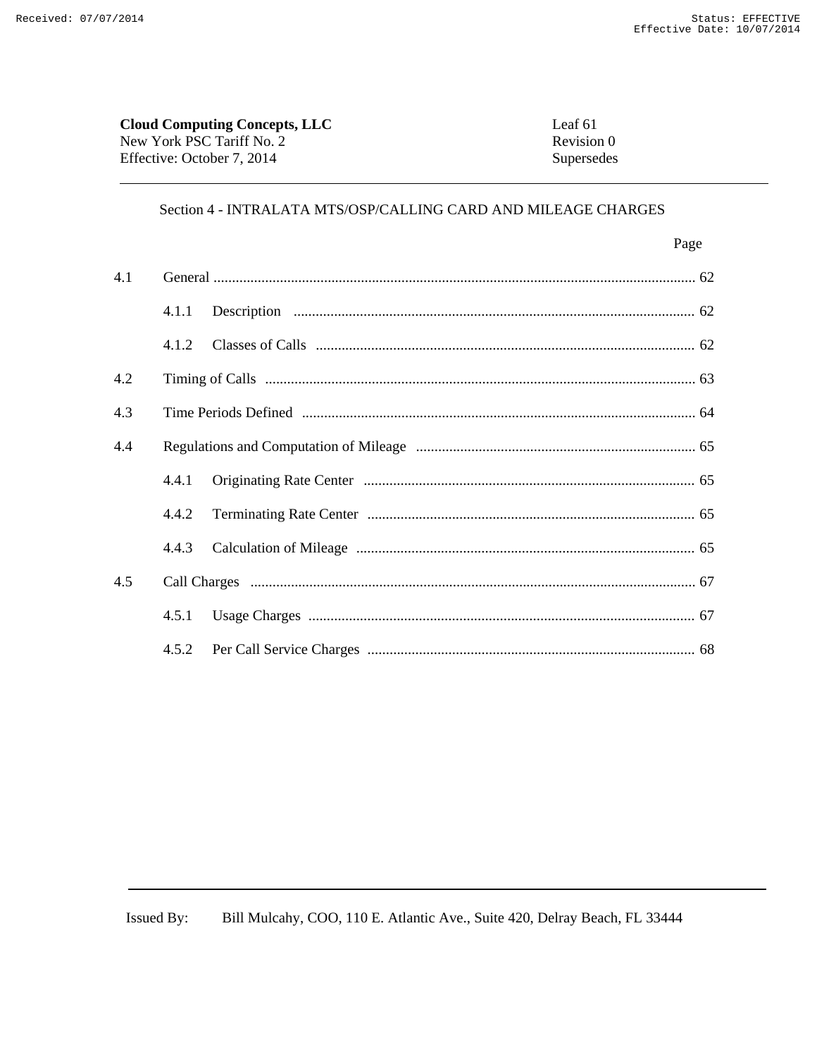**Cloud Computing Concepts, LLC**
New York PSC Tariff No. 2
Effective: October 7, 2014

Leaf 61
Revision 0
Supersedes

## Section 4 - INTRALATA MTS/OSP/CALLING CARD AND MILEAGE CHARGES

| | | Page |
|---|---|---|
| 4.1 | General | 62 |
| | 4.1.1 Description | 62 |
| | 4.1.2 Classes of Calls | 62 |
| 4.2 | Timing of Calls | 63 |
| 4.3 | Time Periods Defined | 64 |
| 4.4 | Regulations and Computation of Mileage | 65 |
| | 4.4.1 Originating Rate Center | 65 |
| | 4.4.2 Terminating Rate Center | 65 |
| | 4.4.3 Calculation of Mileage | 65 |
| 4.5 | Call Charges | 67 |
| | 4.5.1 Usage Charges | 67 |
| | 4.5.2 Per Call Service Charges | 68 |

Issued By: Bill Mulcahy, COO, 110 E. Atlantic Ave., Suite 420, Delray Beach, FL 33444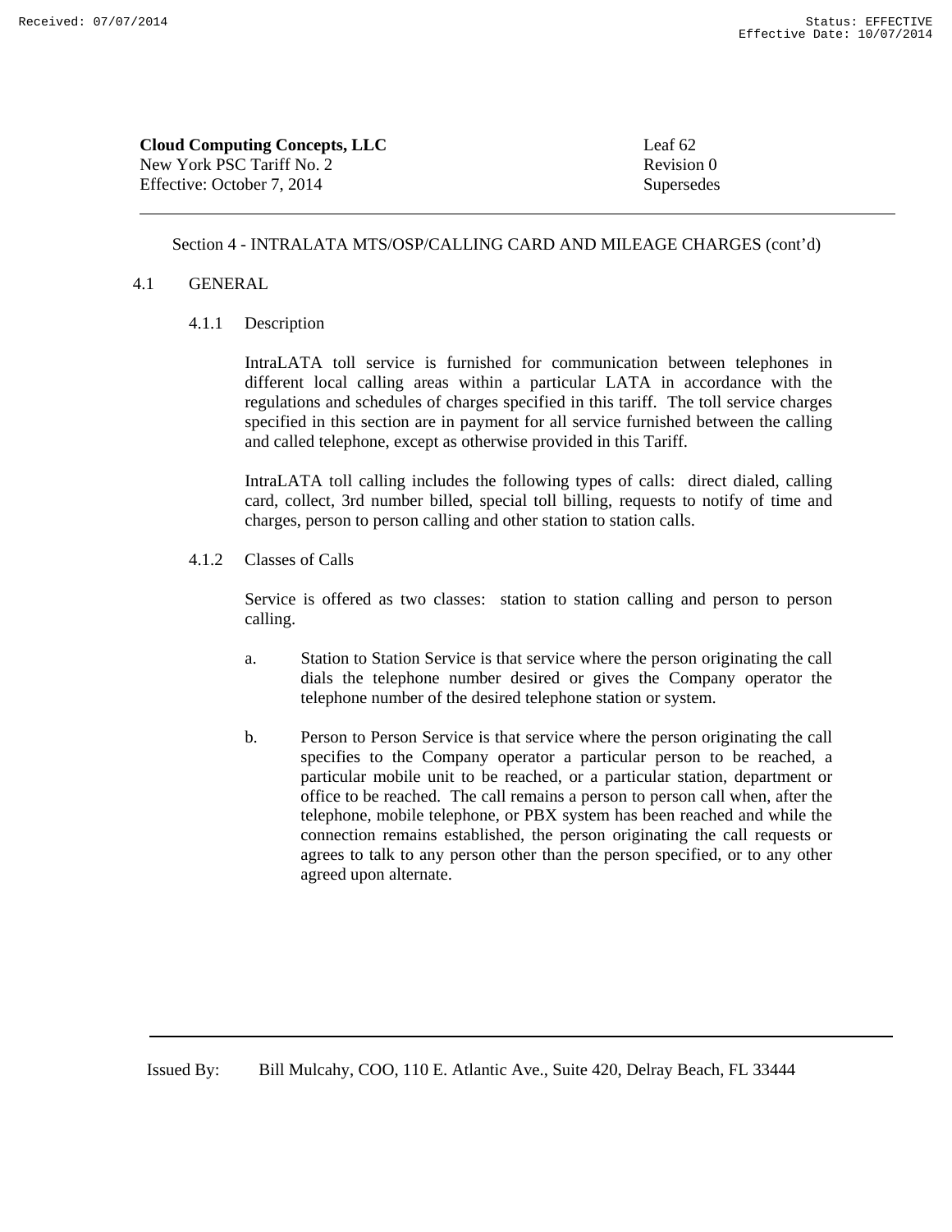Section 4 - INTRALATA MTS/OSP/CALLING CARD AND MILEAGE CHARGES (cont'd)

## 4.1 GENERAL

### 4.1.1 Description

IntraLATA toll service is furnished for communication between telephones in different local calling areas within a particular LATA in accordance with the regulations and schedules of charges specified in this tariff. The toll service charges specified in this section are in payment for all service furnished between the calling and called telephone, except as otherwise provided in this Tariff.

IntraLATA toll calling includes the following types of calls: direct dialed, calling card, collect, 3rd number billed, special toll billing, requests to notify of time and charges, person to person calling and other station to station calls.

### 4.1.2 Classes of Calls

Service is offered as two classes: station to station calling and person to person calling.

a. Station to Station Service is that service where the person originating the call dials the telephone number desired or gives the Company operator the telephone number of the desired telephone station or system.

b. Person to Person Service is that service where the person originating the call specifies to the Company operator a particular person to be reached, a particular mobile unit to be reached, or a particular station, department or office to be reached. The call remains a person to person call when, after the telephone, mobile telephone, or PBX system has been reached and while the connection remains established, the person originating the call requests or agrees to talk to any person other than the person specified, or to any other agreed upon alternate.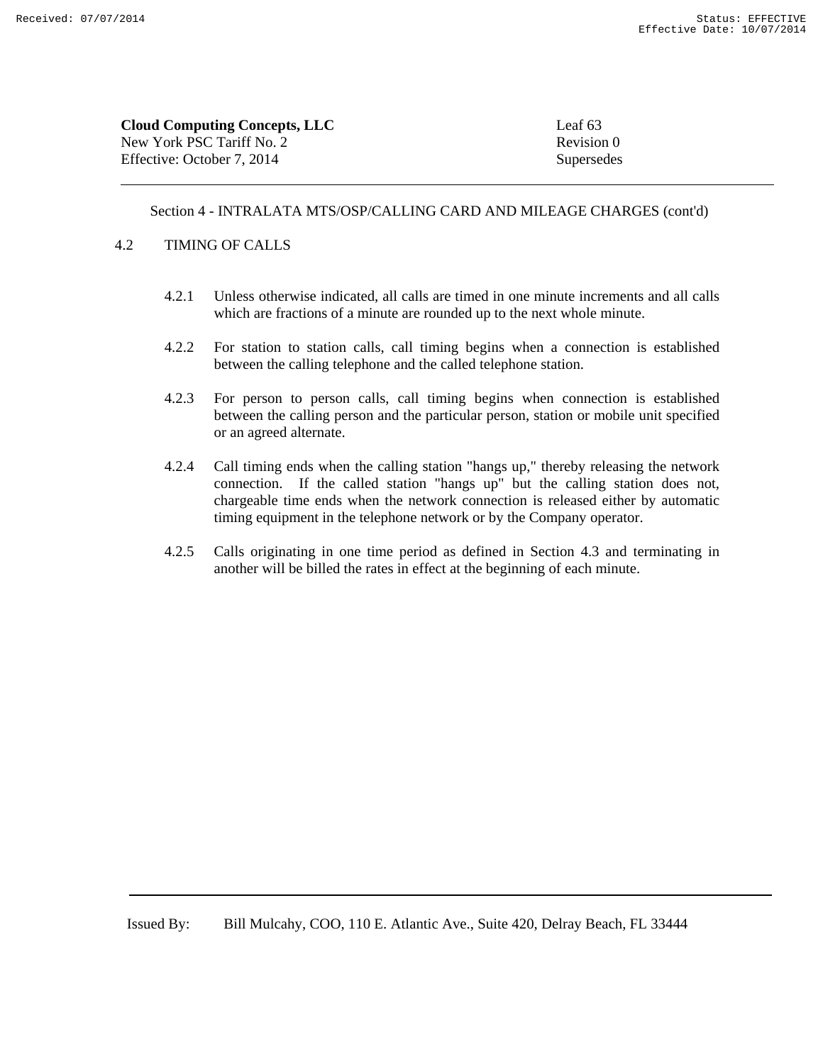Section 4 - INTRALATA MTS/OSP/CALLING CARD AND MILEAGE CHARGES (cont'd)

## 4.2 TIMING OF CALLS

4.2.1 Unless otherwise indicated, all calls are timed in one minute increments and all calls which are fractions of a minute are rounded up to the next whole minute.

4.2.2 For station to station calls, call timing begins when a connection is established between the calling telephone and the called telephone station.

4.2.3 For person to person calls, call timing begins when connection is established between the calling person and the particular person, station or mobile unit specified or an agreed alternate.

4.2.4 Call timing ends when the calling station "hangs up," thereby releasing the network connection. If the called station "hangs up" but the calling station does not, chargeable time ends when the network connection is released either by automatic timing equipment in the telephone network or by the Company operator.

4.2.5 Calls originating in one time period as defined in Section 4.3 and terminating in another will be billed the rates in effect at the beginning of each minute.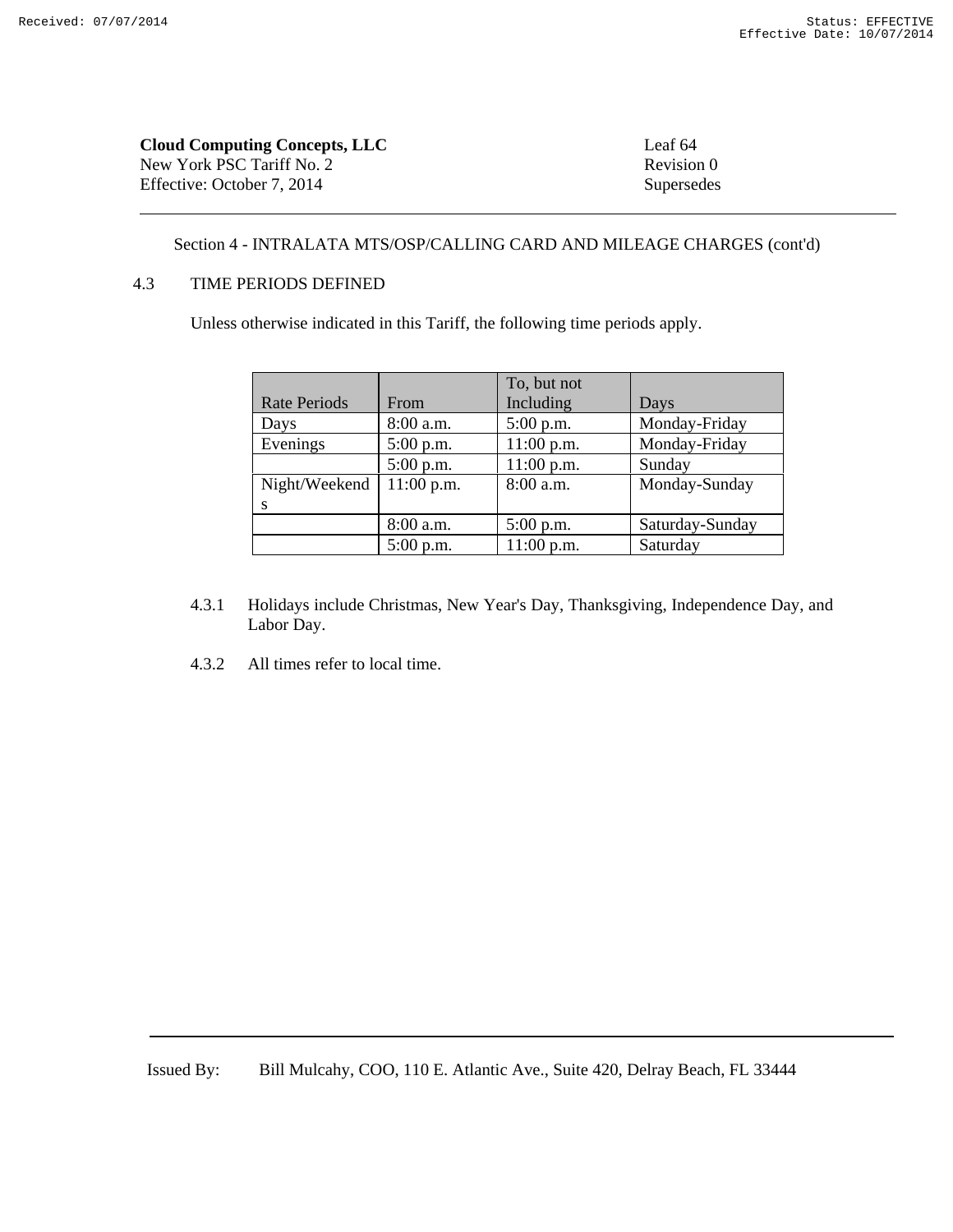**Cloud Computing Concepts, LLC** Leaf 64
New York PSC Tariff No. 2 Revision 0
Effective: October 7, 2014 Supersedes

Section 4 - INTRALATA MTS/OSP/CALLING CARD AND MILEAGE CHARGES (cont'd)

## 4.3 TIME PERIODS DEFINED

Unless otherwise indicated in this Tariff, the following time periods apply.

| Rate Periods | From | To, but not Including | Days |
|---|---|---|---|
| Days | 8:00 a.m. | 5:00 p.m. | Monday-Friday |
| Evenings | 5:00 p.m. | 11:00 p.m. | Monday-Friday |
| | 5:00 p.m. | 11:00 p.m. | Sunday |
| Night/Weekends | 11:00 p.m. | 8:00 a.m. | Monday-Sunday |
| | 8:00 a.m. | 5:00 p.m. | Saturday-Sunday |
| | 5:00 p.m. | 11:00 p.m. | Saturday |

4.3.1 Holidays include Christmas, New Year's Day, Thanksgiving, Independence Day, and Labor Day.

4.3.2 All times refer to local time.

Issued By: Bill Mulcahy, COO, 110 E. Atlantic Ave., Suite 420, Delray Beach, FL 33444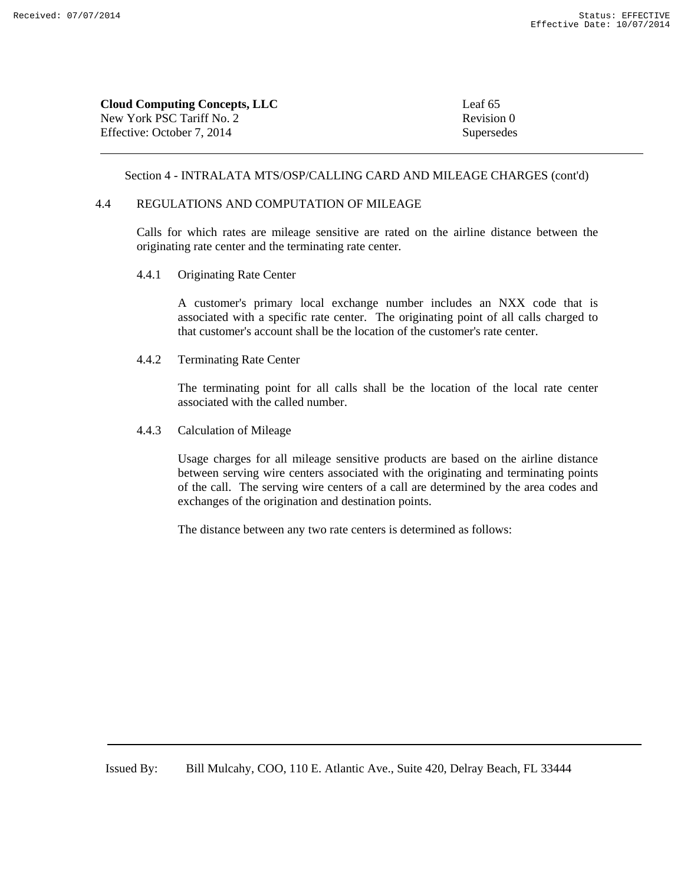Section 4 - INTRALATA MTS/OSP/CALLING CARD AND MILEAGE CHARGES (cont'd)

## 4.4 REGULATIONS AND COMPUTATION OF MILEAGE

Calls for which rates are mileage sensitive are rated on the airline distance between the originating rate center and the terminating rate center.

### 4.4.1 Originating Rate Center

A customer's primary local exchange number includes an NXX code that is associated with a specific rate center. The originating point of all calls charged to that customer's account shall be the location of the customer's rate center.

### 4.4.2 Terminating Rate Center

The terminating point for all calls shall be the location of the local rate center associated with the called number.

### 4.4.3 Calculation of Mileage

Usage charges for all mileage sensitive products are based on the airline distance between serving wire centers associated with the originating and terminating points of the call. The serving wire centers of a call are determined by the area codes and exchanges of the origination and destination points.

The distance between any two rate centers is determined as follows: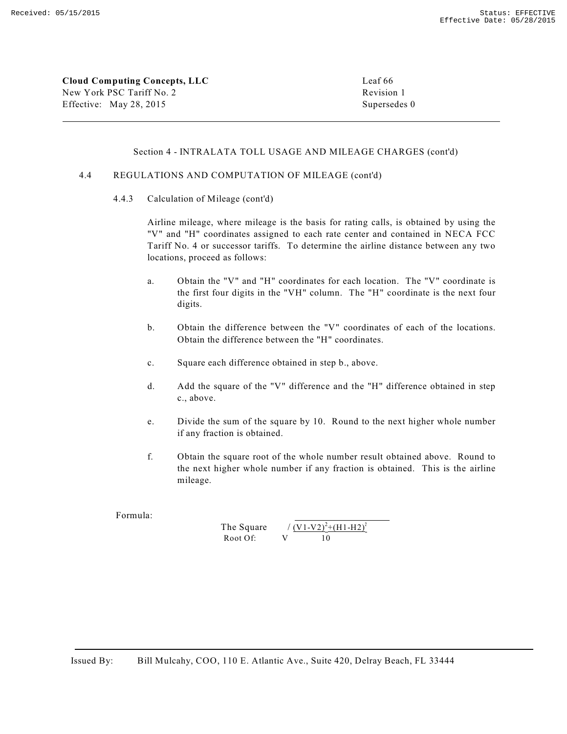Cloud Computing Concepts, LLC
New York PSC Tariff No. 2
Effective: May 28, 2015

Leaf 66
Revision 1
Supersedes 0

Section 4 - INTRALATA TOLL USAGE AND MILEAGE CHARGES (cont'd)

4.4 REGULATIONS AND COMPUTATION OF MILEAGE (cont'd)

4.4.3 Calculation of Mileage (cont'd)

Airline mileage, where mileage is the basis for rating calls, is obtained by using the "V" and "H" coordinates assigned to each rate center and contained in NECA FCC Tariff No. 4 or successor tariffs. To determine the airline distance between any two locations, proceed as follows:

a. Obtain the "V" and "H" coordinates for each location. The "V" coordinate is the first four digits in the "VH" column. The "H" coordinate is the next four digits.

b. Obtain the difference between the "V" coordinates of each of the locations. Obtain the difference between the "H" coordinates.

c. Square each difference obtained in step b., above.

d. Add the square of the "V" difference and the "H" difference obtained in step c., above.

e. Divide the sum of the square by 10. Round to the next higher whole number if any fraction is obtained.

f. Obtain the square root of the whole number result obtained above. Round to the next higher whole number if any fraction is obtained. This is the airline mileage.

Formula:

$$\text{The Square Root Of: } \sqrt{\frac{(V1-V2)^2+(H1-H2)^2}{10}}$$

Issued By: Bill Mulcahy, COO, 110 E. Atlantic Ave., Suite 420, Delray Beach, FL 33444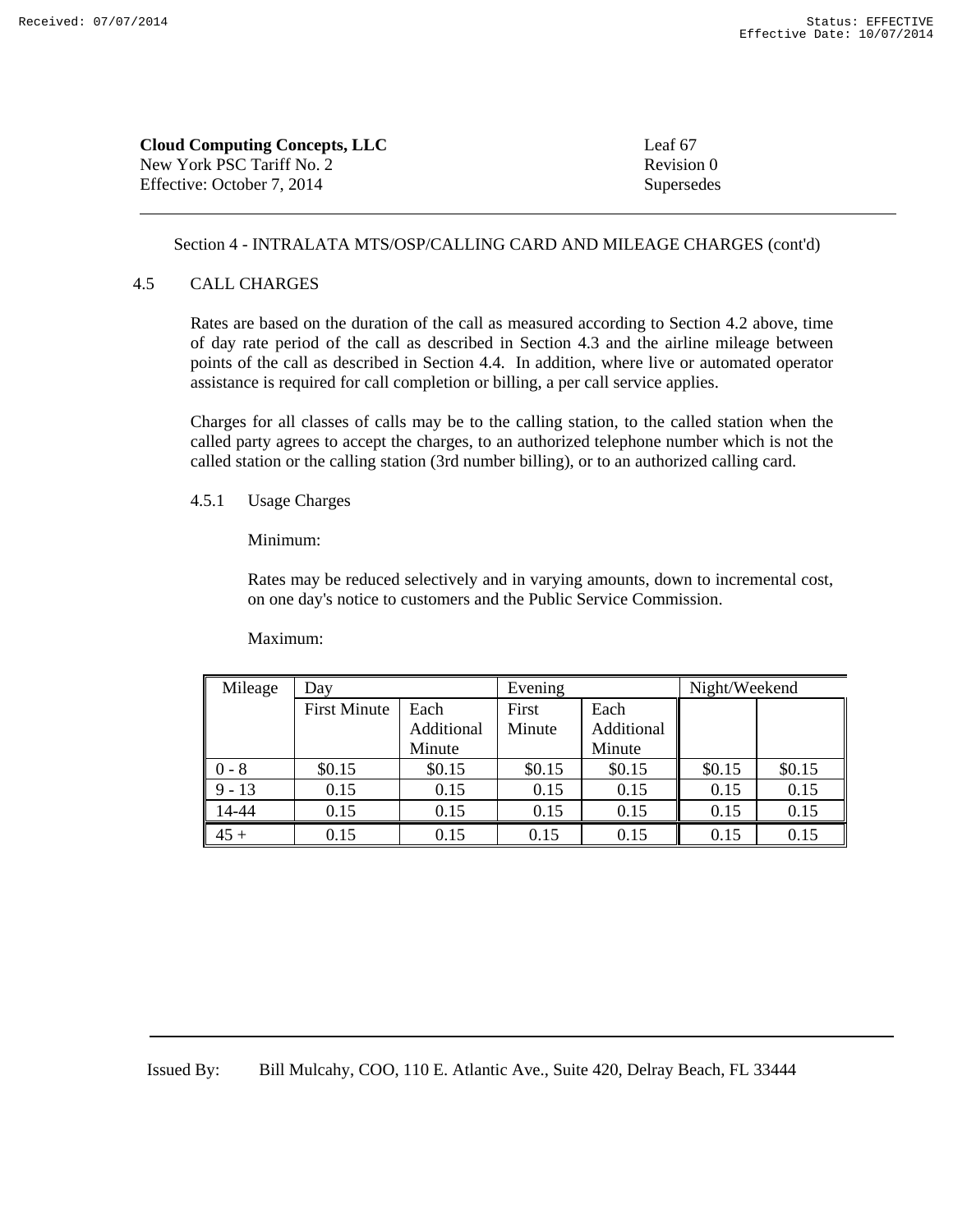**Cloud Computing Concepts, LLC** Leaf 67
New York PSC Tariff No. 2 Revision 0
Effective: October 7, 2014 Supersedes

---

Section 4 - INTRALATA MTS/OSP/CALLING CARD AND MILEAGE CHARGES (cont'd)

4.5 CALL CHARGES

Rates are based on the duration of the call as measured according to Section 4.2 above, time of day rate period of the call as described in Section 4.3 and the airline mileage between points of the call as described in Section 4.4. In addition, where live or automated operator assistance is required for call completion or billing, a per call service applies.

Charges for all classes of calls may be to the calling station, to the called station when the called party agrees to accept the charges, to an authorized telephone number which is not the called station or the calling station (3rd number billing), or to an authorized calling card.

4.5.1 Usage Charges

Minimum:

Rates may be reduced selectively and in varying amounts, down to incremental cost, on one day's notice to customers and the Public Service Commission.

Maximum:

| Mileage | Day | | Evening | | Night/Weekend | |
|---|---|---|---|---|---|---|
| | First Minute | Each Additional Minute | First Minute | Each Additional Minute | | |
| 0 - 8 | $0.15 | $0.15 | $0.15 | $0.15 | $0.15 | $0.15 |
| 9 - 13 | 0.15 | 0.15 | 0.15 | 0.15 | 0.15 | 0.15 |
| 14-44 | 0.15 | 0.15 | 0.15 | 0.15 | 0.15 | 0.15 |
| 45 + | 0.15 | 0.15 | 0.15 | 0.15 | 0.15 | 0.15 |

---

Issued By: Bill Mulcahy, COO, 110 E. Atlantic Ave., Suite 420, Delray Beach, FL 33444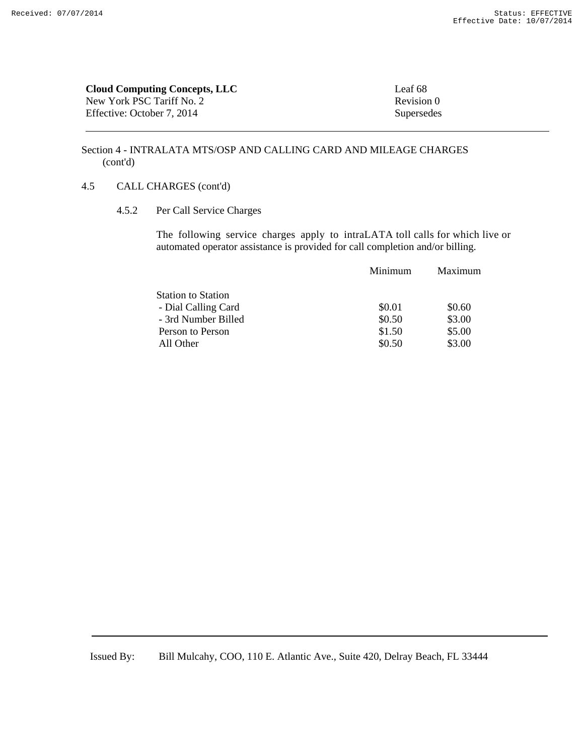## Section 4 - INTRALATA MTS/OSP AND CALLING CARD AND MILEAGE CHARGES (cont'd)

### 4.5 CALL CHARGES (cont'd)

#### 4.5.2 Per Call Service Charges

The following service charges apply to intraLATA toll calls for which live or automated operator assistance is provided for call completion and/or billing.

| | Minimum | Maximum |
|---|---|---|
| Station to Station | | |
| - Dial Calling Card | $0.01 | $0.60 |
| - 3rd Number Billed | $0.50 | $3.00 |
| Person to Person | $1.50 | $5.00 |
| All Other | $0.50 | $3.00 |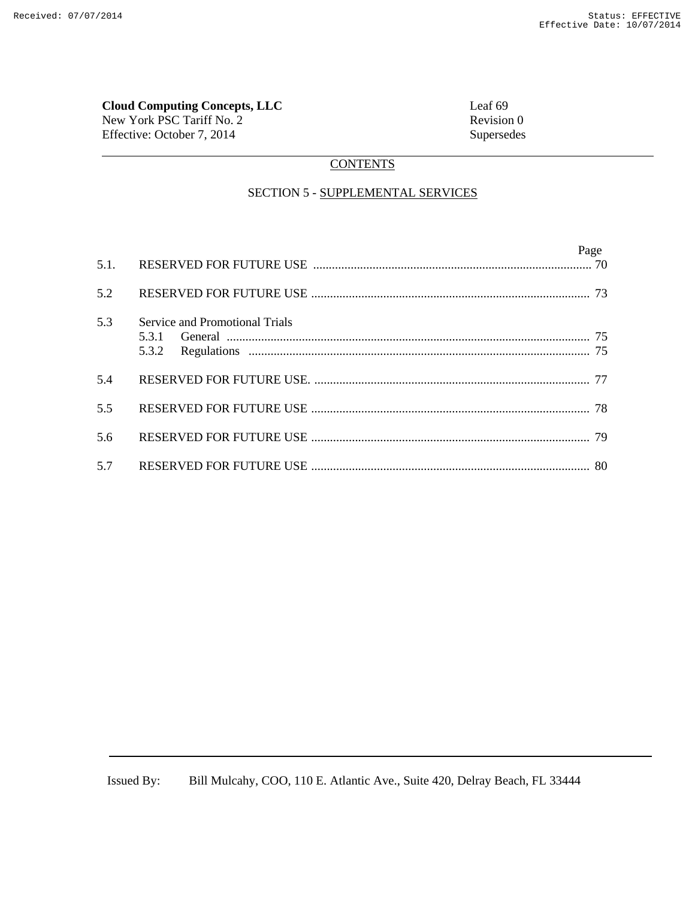**Cloud Computing Concepts, LLC**
New York PSC Tariff No. 2
Effective: October 7, 2014

Leaf 69
Revision 0
Supersedes

## CONTENTS

### SECTION 5 - SUPPLEMENTAL SERVICES

| | | Page |
|---|---|---|
| 5.1. | RESERVED FOR FUTURE USE | 70 |
| 5.2 | RESERVED FOR FUTURE USE | 73 |
| 5.3 | Service and Promotional Trials | |
| | 5.3.1 General | 75 |
| | 5.3.2 Regulations | 75 |
| 5.4 | RESERVED FOR FUTURE USE. | 77 |
| 5.5 | RESERVED FOR FUTURE USE | 78 |
| 5.6 | RESERVED FOR FUTURE USE | 79 |
| 5.7 | RESERVED FOR FUTURE USE | 80 |

Issued By: Bill Mulcahy, COO, 110 E. Atlantic Ave., Suite 420, Delray Beach, FL 33444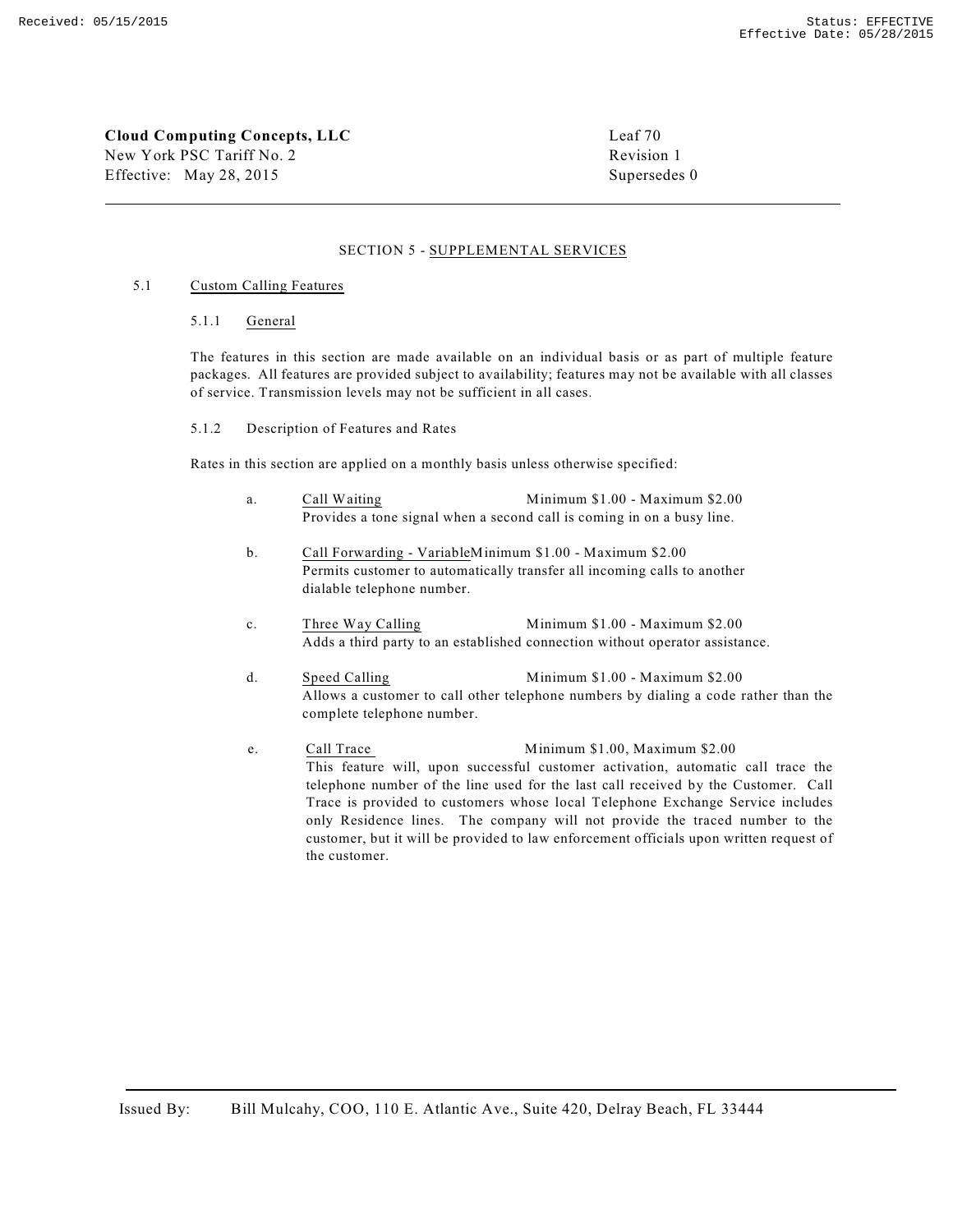**Cloud Computing Concepts, LLC**
New York PSC Tariff No. 2
Effective: May 28, 2015

Leaf 70
Revision 1
Supersedes 0

## SECTION 5 - SUPPLEMENTAL SERVICES

### 5.1 Custom Calling Features

#### 5.1.1 General

The features in this section are made available on an individual basis or as part of multiple feature packages. All features are provided subject to availability; features may not be available with all classes of service. Transmission levels may not be sufficient in all cases.

#### 5.1.2 Description of Features and Rates

Rates in this section are applied on a monthly basis unless otherwise specified:

a. Call Waiting — Minimum $1.00 - Maximum $2.00
Provides a tone signal when a second call is coming in on a busy line.

b. Call Forwarding - Variable — Minimum $1.00 - Maximum $2.00
Permits customer to automatically transfer all incoming calls to another dialable telephone number.

c. Three Way Calling — Minimum $1.00 - Maximum $2.00
Adds a third party to an established connection without operator assistance.

d. Speed Calling — Minimum $1.00 - Maximum $2.00
Allows a customer to call other telephone numbers by dialing a code rather than the complete telephone number.

e. Call Trace — Minimum $1.00, Maximum $2.00
This feature will, upon successful customer activation, automatic call trace the telephone number of the line used for the last call received by the Customer. Call Trace is provided to customers whose local Telephone Exchange Service includes only Residence lines. The company will not provide the traced number to the customer, but it will be provided to law enforcement officials upon written request of the customer.

Issued By: Bill Mulcahy, COO, 110 E. Atlantic Ave., Suite 420, Delray Beach, FL 33444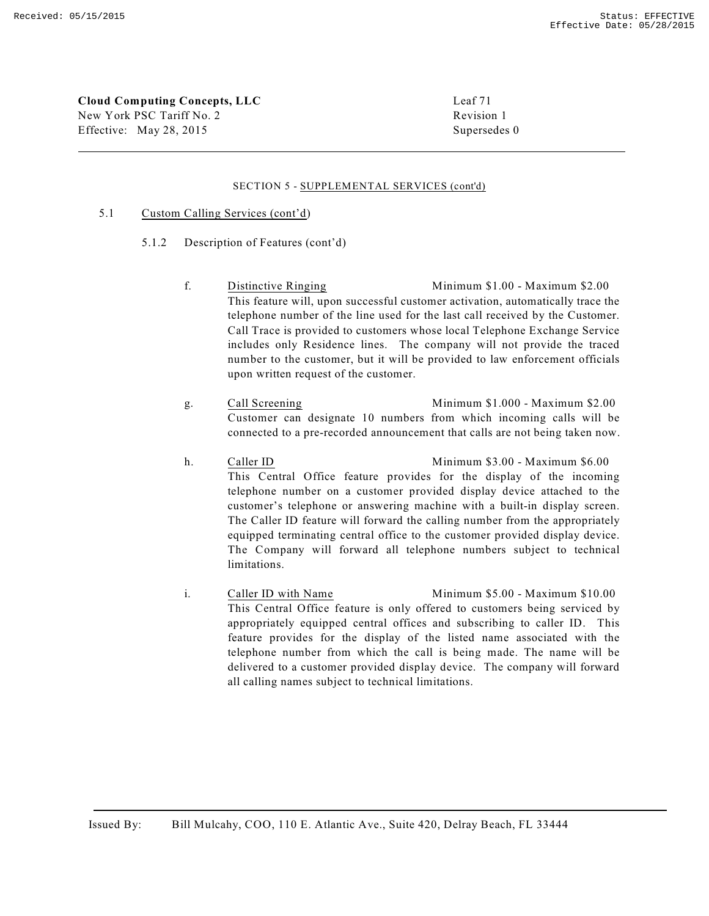**Cloud Computing Concepts, LLC**
New York PSC Tariff No. 2
Effective: May 28, 2015

Leaf 71
Revision 1
Supersedes 0

SECTION 5 - SUPPLEMENTAL SERVICES (cont'd)

5.1 Custom Calling Services (cont'd)

5.1.2 Description of Features (cont'd)

f. Distinctive Ringing — Minimum $1.00 - Maximum $2.00

This feature will, upon successful customer activation, automatically trace the telephone number of the line used for the last call received by the Customer. Call Trace is provided to customers whose local Telephone Exchange Service includes only Residence lines. The company will not provide the traced number to the customer, but it will be provided to law enforcement officials upon written request of the customer.

g. Call Screening — Minimum $1.000 - Maximum $2.00

Customer can designate 10 numbers from which incoming calls will be connected to a pre-recorded announcement that calls are not being taken now.

h. Caller ID — Minimum $3.00 - Maximum $6.00

This Central Office feature provides for the display of the incoming telephone number on a customer provided display device attached to the customer's telephone or answering machine with a built-in display screen. The Caller ID feature will forward the calling number from the appropriately equipped terminating central office to the customer provided display device. The Company will forward all telephone numbers subject to technical limitations.

i. Caller ID with Name — Minimum $5.00 - Maximum $10.00

This Central Office feature is only offered to customers being serviced by appropriately equipped central offices and subscribing to caller ID. This feature provides for the display of the listed name associated with the telephone number from which the call is being made. The name will be delivered to a customer provided display device. The company will forward all calling names subject to technical limitations.

Issued By: Bill Mulcahy, COO, 110 E. Atlantic Ave., Suite 420, Delray Beach, FL 33444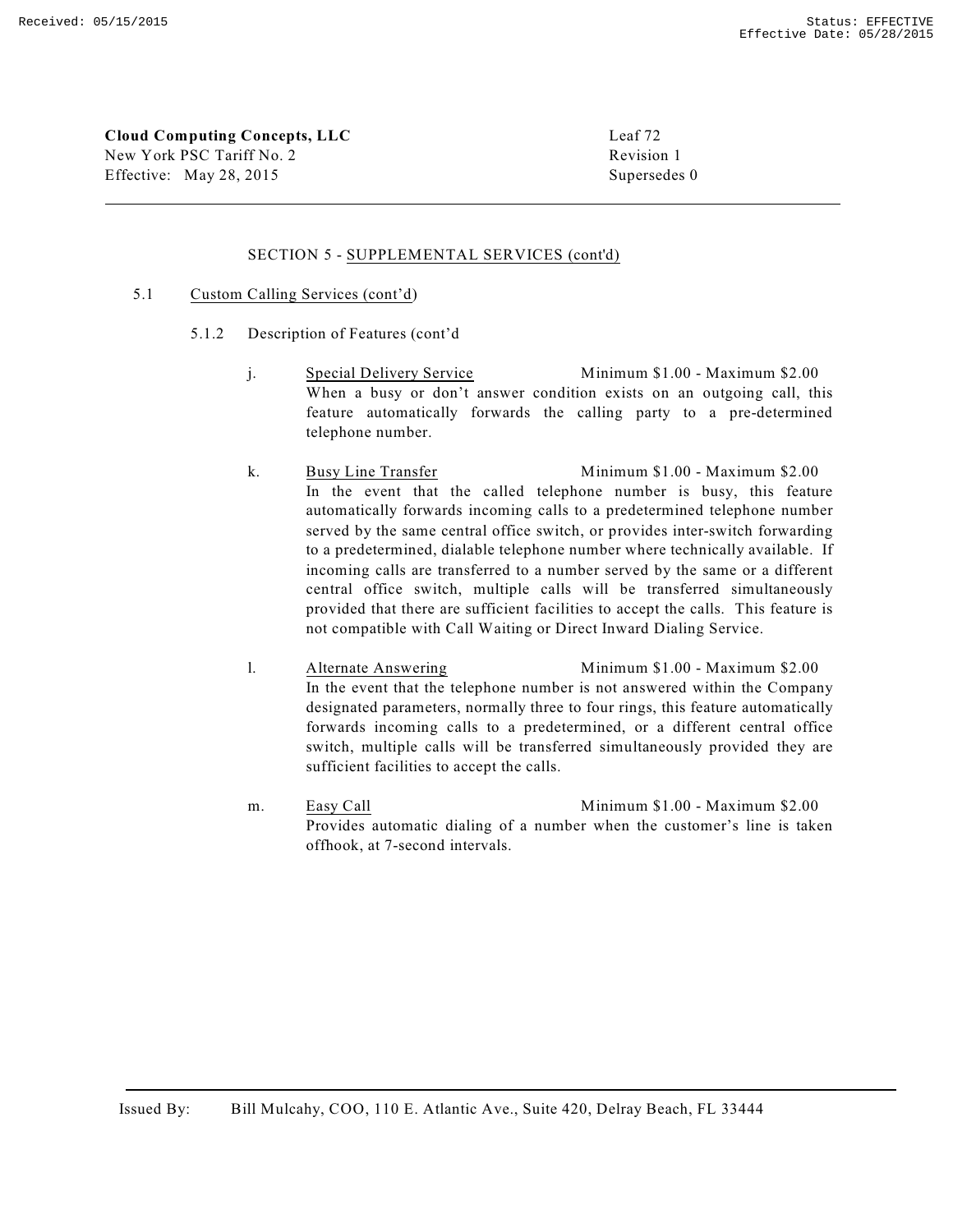**Cloud Computing Concepts, LLC**
New York PSC Tariff No. 2
Effective: May 28, 2015

Leaf 72
Revision 1
Supersedes 0

SECTION 5 - SUPPLEMENTAL SERVICES (cont'd)

5.1 Custom Calling Services (cont'd)

5.1.2 Description of Features (cont'd

j. Special Delivery Service — Minimum $1.00 - Maximum $2.00
When a busy or don't answer condition exists on an outgoing call, this feature automatically forwards the calling party to a pre-determined telephone number.

k. Busy Line Transfer — Minimum $1.00 - Maximum $2.00
In the event that the called telephone number is busy, this feature automatically forwards incoming calls to a predetermined telephone number served by the same central office switch, or provides inter-switch forwarding to a predetermined, dialable telephone number where technically available. If incoming calls are transferred to a number served by the same or a different central office switch, multiple calls will be transferred simultaneously provided that there are sufficient facilities to accept the calls. This feature is not compatible with Call Waiting or Direct Inward Dialing Service.

l. Alternate Answering — Minimum $1.00 - Maximum $2.00
In the event that the telephone number is not answered within the Company designated parameters, normally three to four rings, this feature automatically forwards incoming calls to a predetermined, or a different central office switch, multiple calls will be transferred simultaneously provided they are sufficient facilities to accept the calls.

m. Easy Call — Minimum $1.00 - Maximum $2.00
Provides automatic dialing of a number when the customer's line is taken offhook, at 7-second intervals.

Issued By: Bill Mulcahy, COO, 110 E. Atlantic Ave., Suite 420, Delray Beach, FL 33444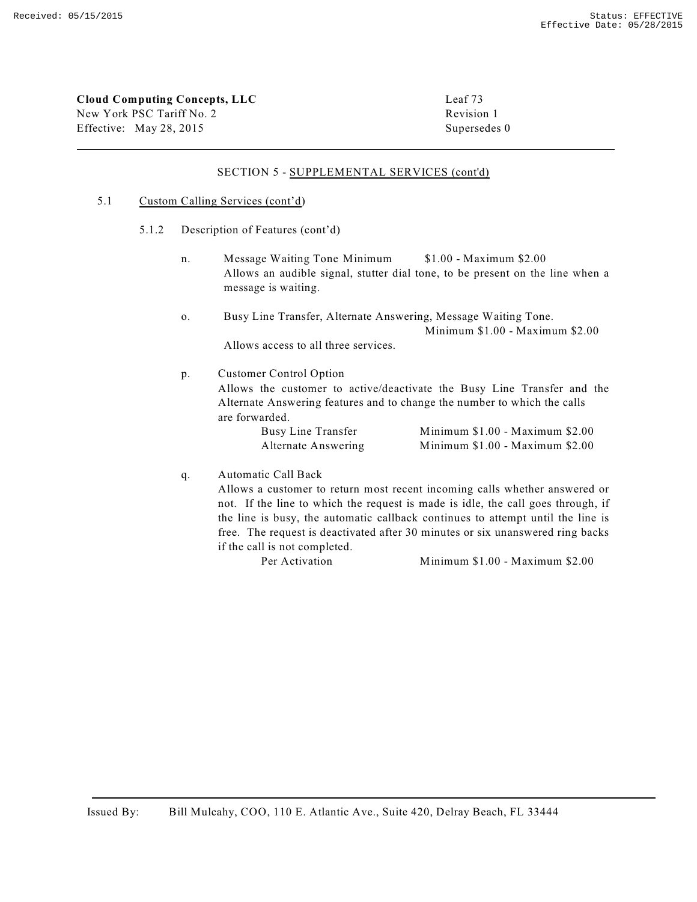**Cloud Computing Concepts, LLC**
New York PSC Tariff No. 2
Effective: May 28, 2015

Leaf 73
Revision 1
Supersedes 0

SECTION 5 - SUPPLEMENTAL SERVICES (cont'd)

5.1 Custom Calling Services (cont'd)

5.1.2 Description of Features (cont'd)

n. Message Waiting Tone Minimum $1.00 - Maximum $2.00
Allows an audible signal, stutter dial tone, to be present on the line when a message is waiting.

o. Busy Line Transfer, Alternate Answering, Message Waiting Tone. Minimum $1.00 - Maximum $2.00
Allows access to all three services.

p. Customer Control Option
Allows the customer to active/deactivate the Busy Line Transfer and the Alternate Answering features and to change the number to which the calls are forwarded.

| | |
|---|---|
| Busy Line Transfer | Minimum $1.00 - Maximum $2.00 |
| Alternate Answering | Minimum $1.00 - Maximum $2.00 |

q. Automatic Call Back
Allows a customer to return most recent incoming calls whether answered or not. If the line to which the request is made is idle, the call goes through, if the line is busy, the automatic callback continues to attempt until the line is free. The request is deactivated after 30 minutes or six unanswered ring backs if the call is not completed.

| | |
|---|---|
| Per Activation | Minimum $1.00 - Maximum $2.00 |

Issued By: Bill Mulcahy, COO, 110 E. Atlantic Ave., Suite 420, Delray Beach, FL 33444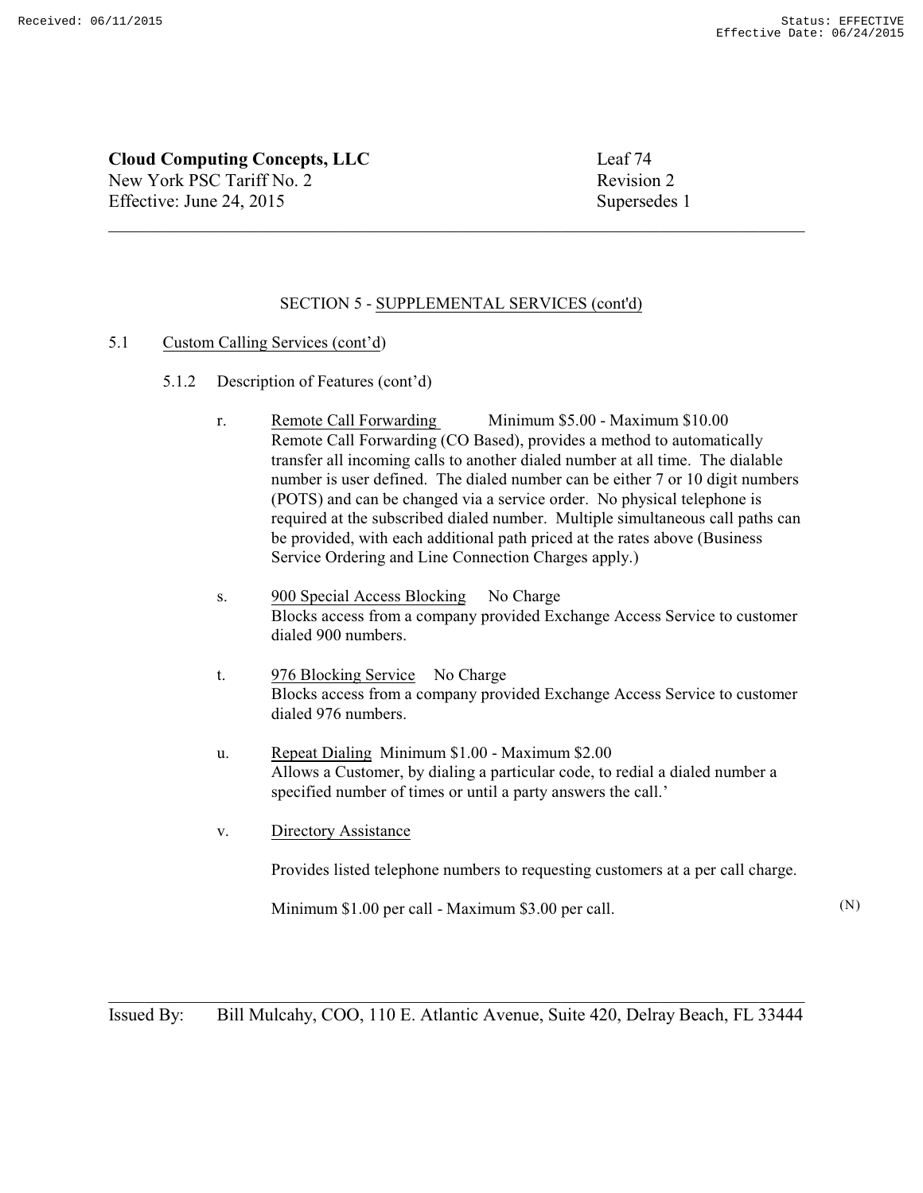**Cloud Computing Concepts, LLC**
New York PSC Tariff No. 2
Effective: June 24, 2015

Leaf 74
Revision 2
Supersedes 1

SECTION 5 - SUPPLEMENTAL SERVICES (cont'd)

5.1 Custom Calling Services (cont'd)

5.1.2 Description of Features (cont'd)

r. Remote Call Forwarding Minimum $5.00 - Maximum $10.00
Remote Call Forwarding (CO Based), provides a method to automatically transfer all incoming calls to another dialed number at all time. The dialable number is user defined. The dialed number can be either 7 or 10 digit numbers (POTS) and can be changed via a service order. No physical telephone is required at the subscribed dialed number. Multiple simultaneous call paths can be provided, with each additional path priced at the rates above (Business Service Ordering and Line Connection Charges apply.)

s. 900 Special Access Blocking No Charge
Blocks access from a company provided Exchange Access Service to customer dialed 900 numbers.

t. 976 Blocking Service No Charge
Blocks access from a company provided Exchange Access Service to customer dialed 976 numbers.

u. Repeat Dialing Minimum $1.00 - Maximum $2.00
Allows a Customer, by dialing a particular code, to redial a dialed number a specified number of times or until a party answers the call.'

v. Directory Assistance

Provides listed telephone numbers to requesting customers at a per call charge.

Minimum $1.00 per call - Maximum $3.00 per call. (N)

Issued By: Bill Mulcahy, COO, 110 E. Atlantic Avenue, Suite 420, Delray Beach, FL 33444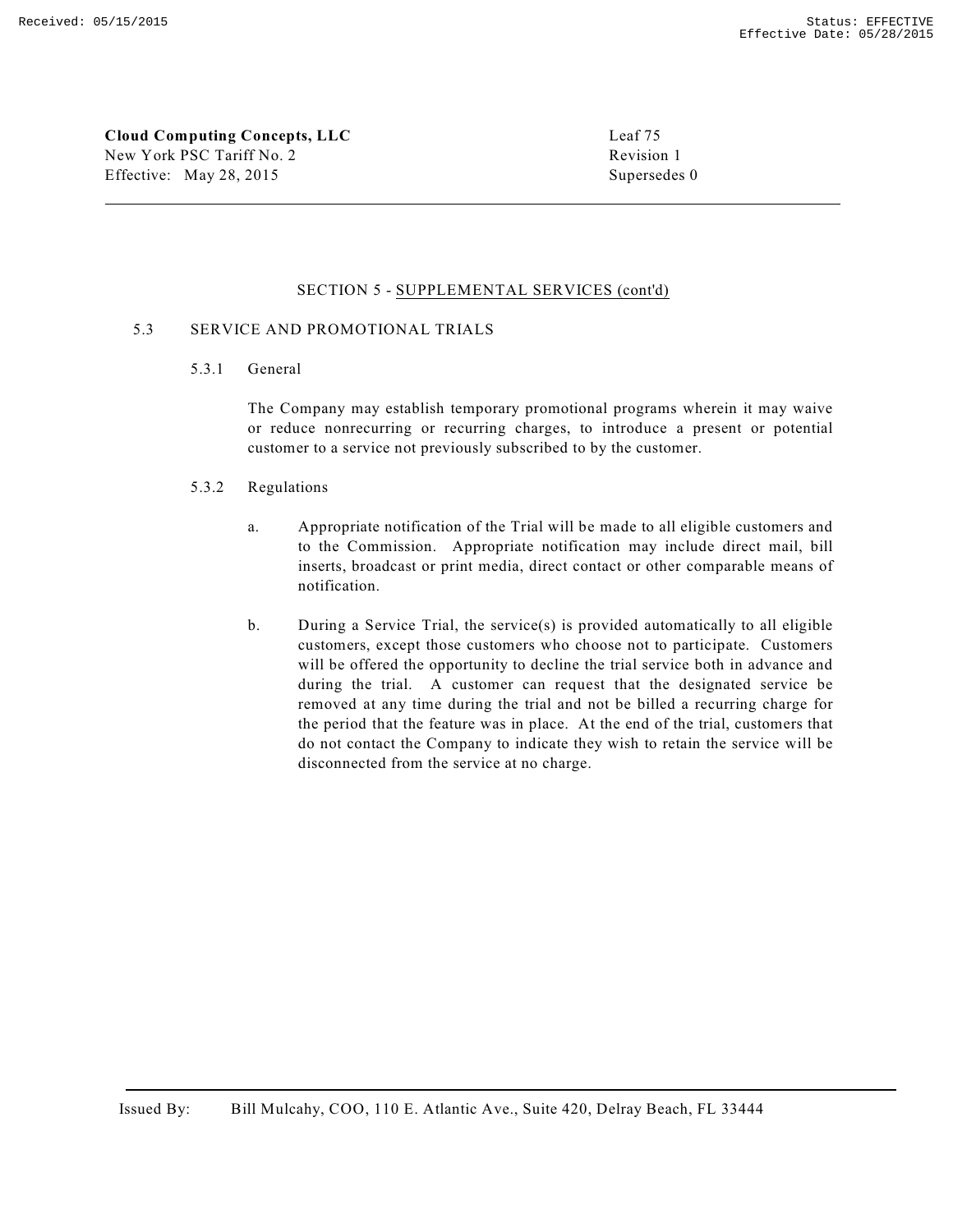## SECTION 5 - SUPPLEMENTAL SERVICES (cont'd)

### 5.3 SERVICE AND PROMOTIONAL TRIALS

#### 5.3.1 General

The Company may establish temporary promotional programs wherein it may waive or reduce nonrecurring or recurring charges, to introduce a present or potential customer to a service not previously subscribed to by the customer.

#### 5.3.2 Regulations

a. Appropriate notification of the Trial will be made to all eligible customers and to the Commission. Appropriate notification may include direct mail, bill inserts, broadcast or print media, direct contact or other comparable means of notification.

b. During a Service Trial, the service(s) is provided automatically to all eligible customers, except those customers who choose not to participate. Customers will be offered the opportunity to decline the trial service both in advance and during the trial. A customer can request that the designated service be removed at any time during the trial and not be billed a recurring charge for the period that the feature was in place. At the end of the trial, customers that do not contact the Company to indicate they wish to retain the service will be disconnected from the service at no charge.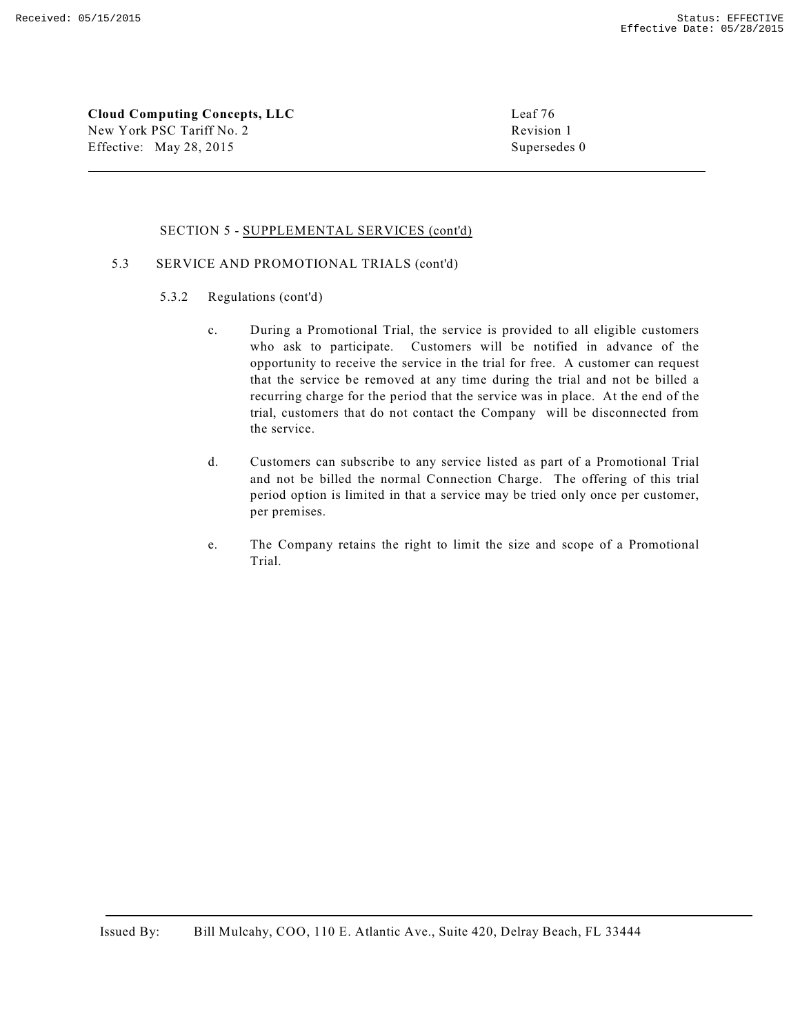SECTION 5 - SUPPLEMENTAL SERVICES (cont'd)

5.3 SERVICE AND PROMOTIONAL TRIALS (cont'd)

5.3.2 Regulations (cont'd)

c. During a Promotional Trial, the service is provided to all eligible customers who ask to participate. Customers will be notified in advance of the opportunity to receive the service in the trial for free. A customer can request that the service be removed at any time during the trial and not be billed a recurring charge for the period that the service was in place. At the end of the trial, customers that do not contact the Company will be disconnected from the service.

d. Customers can subscribe to any service listed as part of a Promotional Trial and not be billed the normal Connection Charge. The offering of this trial period option is limited in that a service may be tried only once per customer, per premises.

e. The Company retains the right to limit the size and scope of a Promotional Trial.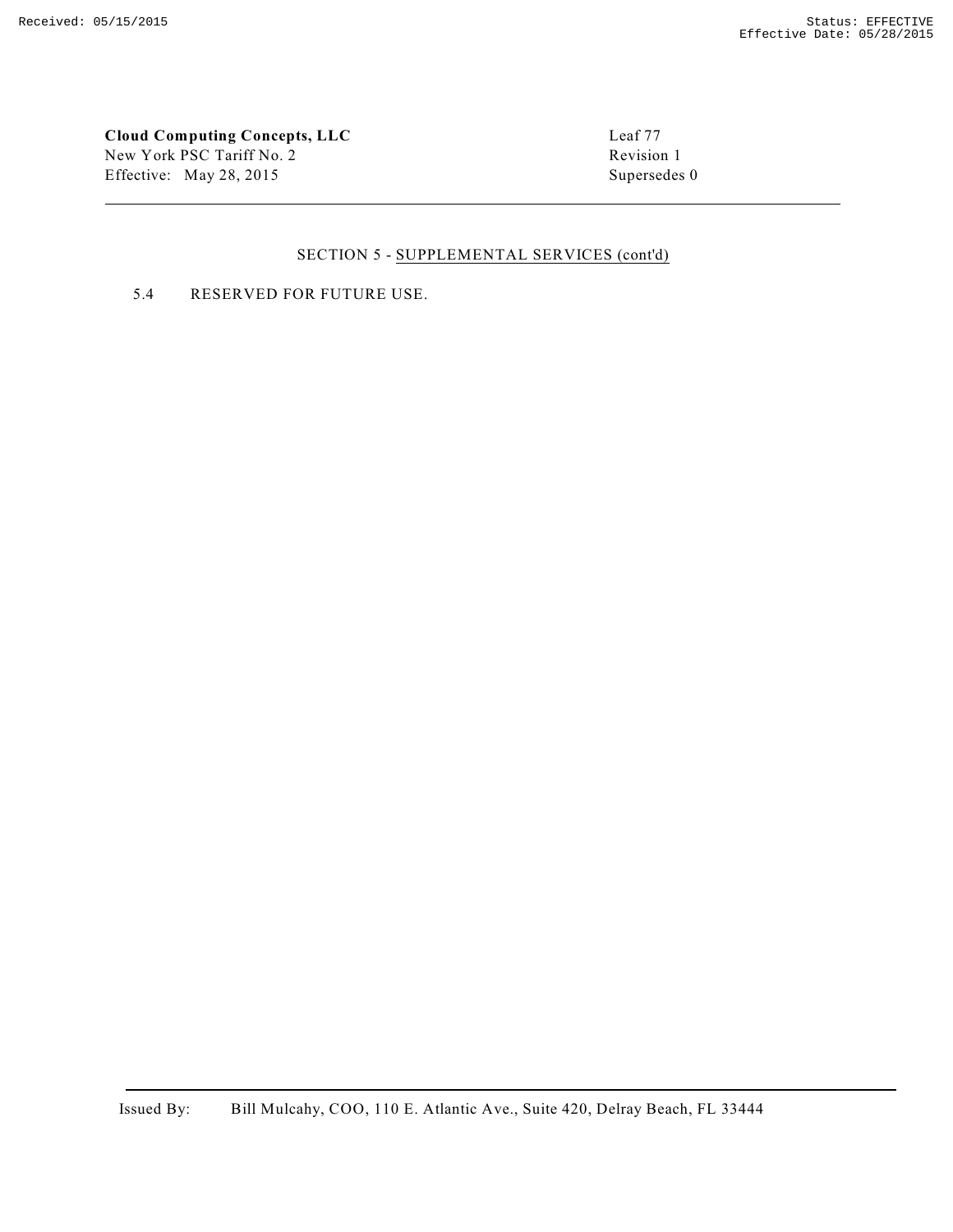**Cloud Computing Concepts, LLC**
New York PSC Tariff No. 2
Effective: May 28, 2015

Leaf 77
Revision 1
Supersedes 0

SECTION 5 - SUPPLEMENTAL SERVICES (cont'd)

5.4 RESERVED FOR FUTURE USE.

Issued By: Bill Mulcahy, COO, 110 E. Atlantic Ave., Suite 420, Delray Beach, FL 33444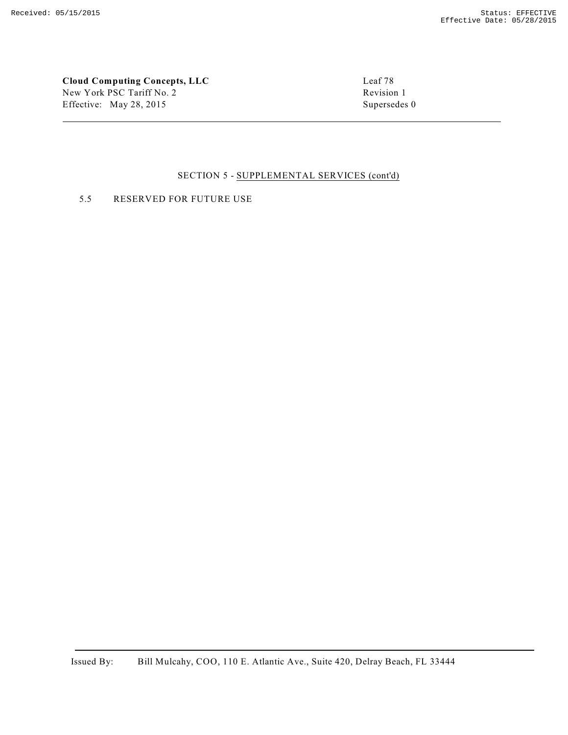**Cloud Computing Concepts, LLC**
New York PSC Tariff No. 2
Effective: May 28, 2015

Leaf 78
Revision 1
Supersedes 0

## SECTION 5 - SUPPLEMENTAL SERVICES (cont'd)

5.5 RESERVED FOR FUTURE USE

Issued By: Bill Mulcahy, COO, 110 E. Atlantic Ave., Suite 420, Delray Beach, FL 33444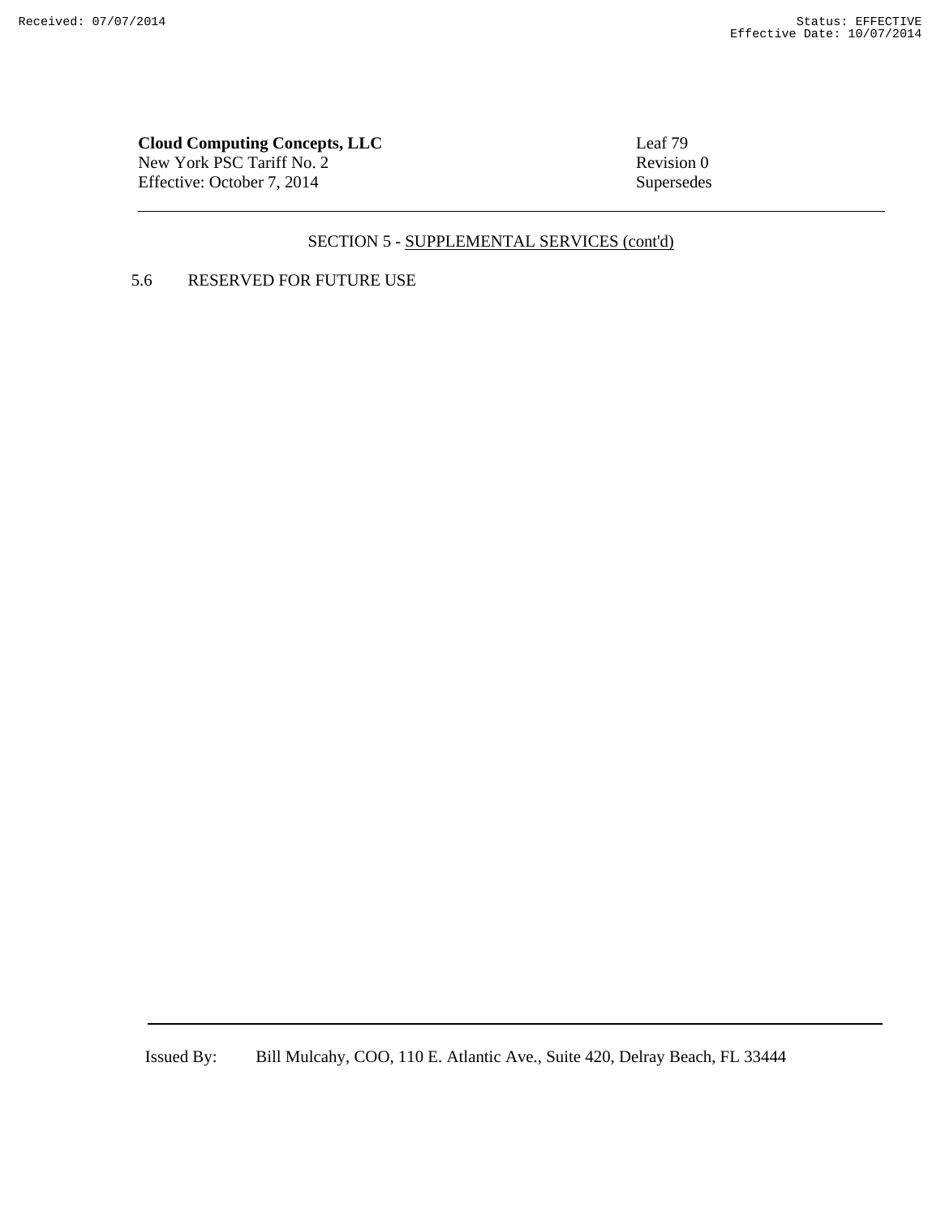SECTION 5 - SUPPLEMENTAL SERVICES (cont'd)

5.6 RESERVED FOR FUTURE USE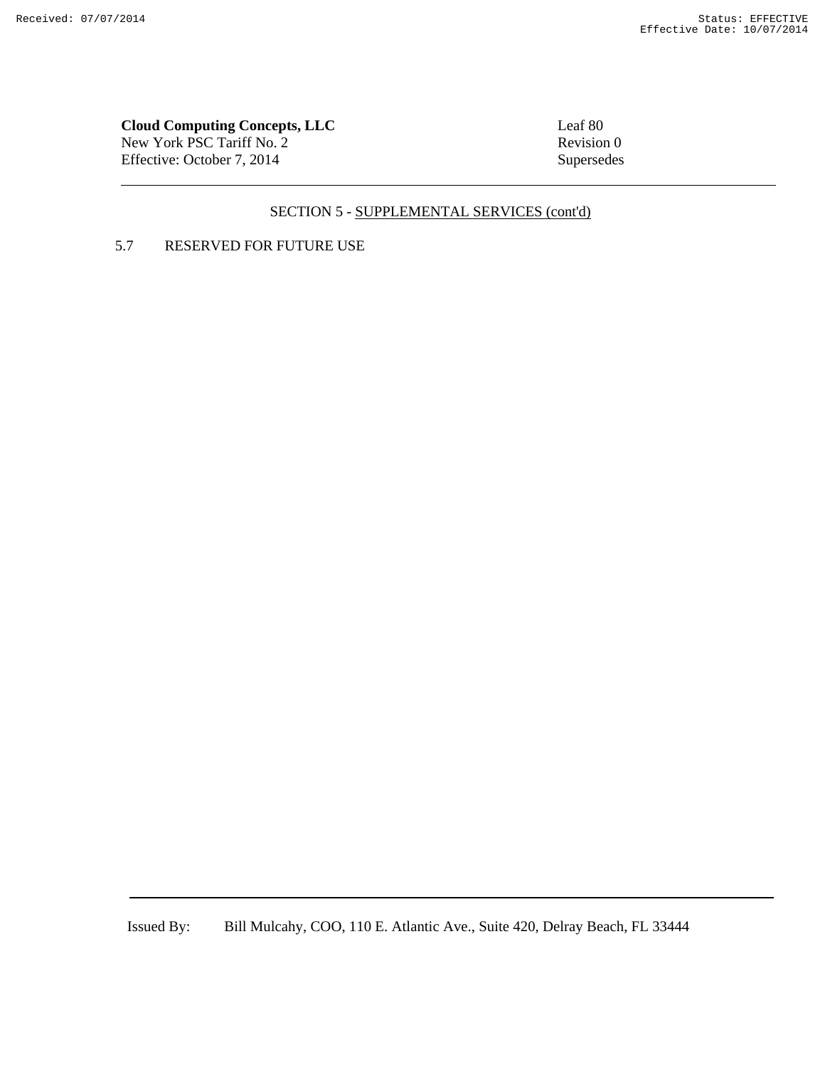**Cloud Computing Concepts, LLC**
New York PSC Tariff No. 2
Effective: October 7, 2014

Leaf 80
Revision 0
Supersedes

SECTION 5 - SUPPLEMENTAL SERVICES (cont'd)

5.7 RESERVED FOR FUTURE USE

Issued By: Bill Mulcahy, COO, 110 E. Atlantic Ave., Suite 420, Delray Beach, FL 33444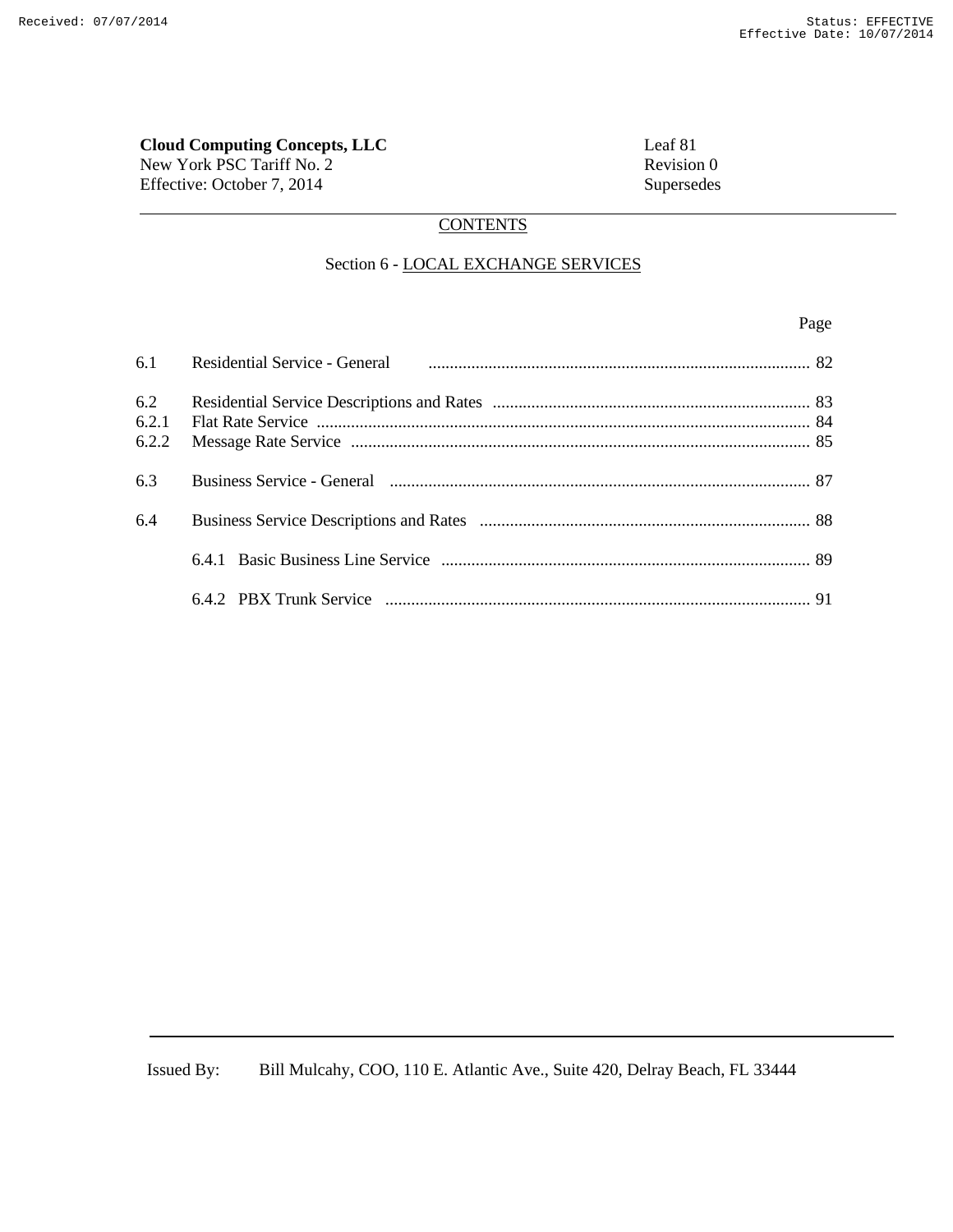**Cloud Computing Concepts, LLC**
New York PSC Tariff No. 2
Effective: October 7, 2014

Leaf 81
Revision 0
Supersedes

## CONTENTS

### Section 6 - LOCAL EXCHANGE SERVICES

| | | Page |
|---|---|---|
| 6.1 | Residential Service - General | 82 |
| 6.2 | Residential Service Descriptions and Rates | 83 |
| 6.2.1 | Flat Rate Service | 84 |
| 6.2.2 | Message Rate Service | 85 |
| 6.3 | Business Service - General | 87 |
| 6.4 | Business Service Descriptions and Rates | 88 |
| | 6.4.1 Basic Business Line Service | 89 |
| | 6.4.2 PBX Trunk Service | 91 |

Issued By: Bill Mulcahy, COO, 110 E. Atlantic Ave., Suite 420, Delray Beach, FL 33444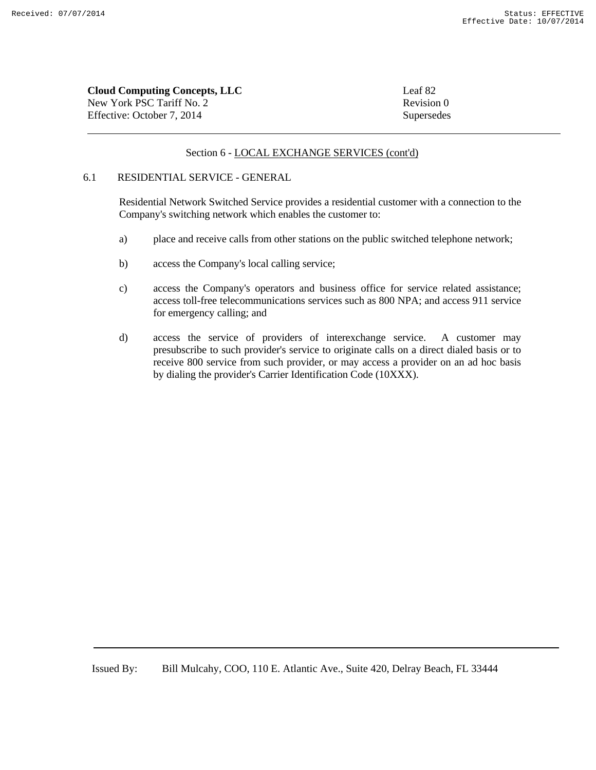**Cloud Computing Concepts, LLC**
New York PSC Tariff No. 2
Effective: October 7, 2014

Leaf 82
Revision 0
Supersedes

Section 6 - LOCAL EXCHANGE SERVICES (cont'd)

## 6.1 RESIDENTIAL SERVICE - GENERAL

Residential Network Switched Service provides a residential customer with a connection to the Company's switching network which enables the customer to:

a) place and receive calls from other stations on the public switched telephone network;

b) access the Company's local calling service;

c) access the Company's operators and business office for service related assistance; access toll-free telecommunications services such as 800 NPA; and access 911 service for emergency calling; and

d) access the service of providers of interexchange service. A customer may presubscribe to such provider's service to originate calls on a direct dialed basis or to receive 800 service from such provider, or may access a provider on an ad hoc basis by dialing the provider's Carrier Identification Code (10XXX).

Issued By: Bill Mulcahy, COO, 110 E. Atlantic Ave., Suite 420, Delray Beach, FL 33444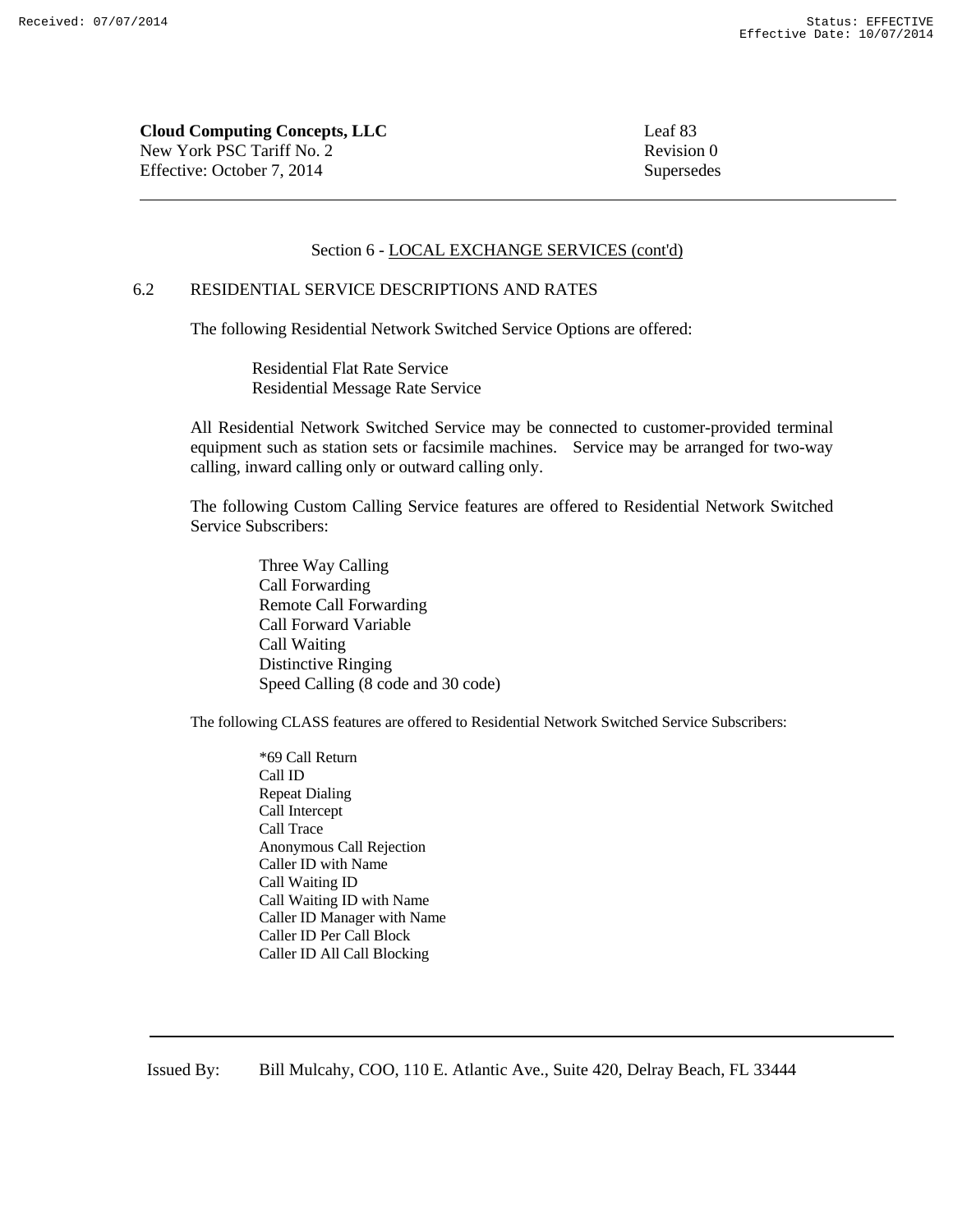**Cloud Computing Concepts, LLC**
New York PSC Tariff No. 2
Effective: October 7, 2014

Leaf 83
Revision 0
Supersedes

Section 6 - LOCAL EXCHANGE SERVICES (cont'd)

## 6.2 RESIDENTIAL SERVICE DESCRIPTIONS AND RATES

The following Residential Network Switched Service Options are offered:

Residential Flat Rate Service
Residential Message Rate Service

All Residential Network Switched Service may be connected to customer-provided terminal equipment such as station sets or facsimile machines. Service may be arranged for two-way calling, inward calling only or outward calling only.

The following Custom Calling Service features are offered to Residential Network Switched Service Subscribers:

Three Way Calling
Call Forwarding
Remote Call Forwarding
Call Forward Variable
Call Waiting
Distinctive Ringing
Speed Calling (8 code and 30 code)

The following CLASS features are offered to Residential Network Switched Service Subscribers:

*69 Call Return
Call ID
Repeat Dialing
Call Intercept
Call Trace
Anonymous Call Rejection
Caller ID with Name
Call Waiting ID
Call Waiting ID with Name
Caller ID Manager with Name
Caller ID Per Call Block
Caller ID All Call Blocking

Issued By: Bill Mulcahy, COO, 110 E. Atlantic Ave., Suite 420, Delray Beach, FL 33444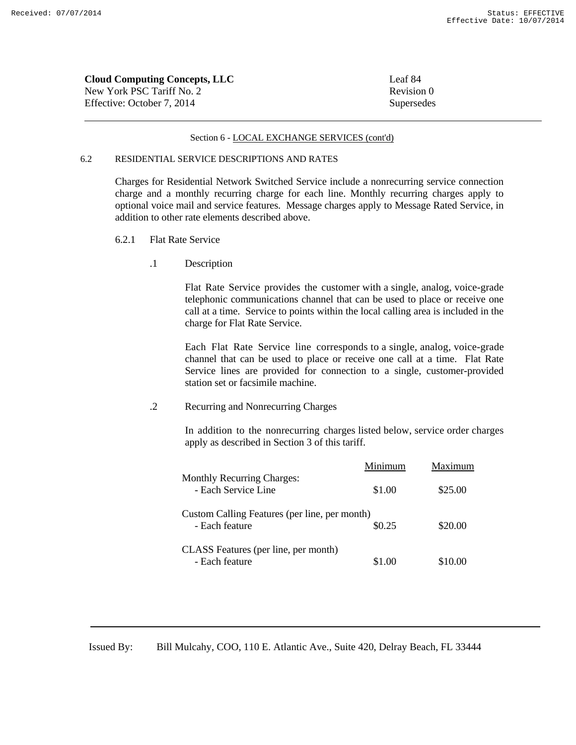**Cloud Computing Concepts, LLC**
New York PSC Tariff No. 2
Effective: October 7, 2014

Leaf 84
Revision 0
Supersedes

Section 6 - LOCAL EXCHANGE SERVICES (cont'd)

6.2 RESIDENTIAL SERVICE DESCRIPTIONS AND RATES

Charges for Residential Network Switched Service include a nonrecurring service connection charge and a monthly recurring charge for each line. Monthly recurring charges apply to optional voice mail and service features. Message charges apply to Message Rated Service, in addition to other rate elements described above.

6.2.1 Flat Rate Service

.1 Description

Flat Rate Service provides the customer with a single, analog, voice-grade telephonic communications channel that can be used to place or receive one call at a time. Service to points within the local calling area is included in the charge for Flat Rate Service.

Each Flat Rate Service line corresponds to a single, analog, voice-grade channel that can be used to place or receive one call at a time. Flat Rate Service lines are provided for connection to a single, customer-provided station set or facsimile machine.

.2 Recurring and Nonrecurring Charges

In addition to the nonrecurring charges listed below, service order charges apply as described in Section 3 of this tariff.

| | Minimum | Maximum |
|---|---|---|
| Monthly Recurring Charges: | | |
| - Each Service Line | $1.00 | $25.00 |
| Custom Calling Features (per line, per month) | | |
| - Each feature | $0.25 | $20.00 |
| CLASS Features (per line, per month) | | |
| - Each feature | $1.00 | $10.00 |

Issued By: Bill Mulcahy, COO, 110 E. Atlantic Ave., Suite 420, Delray Beach, FL 33444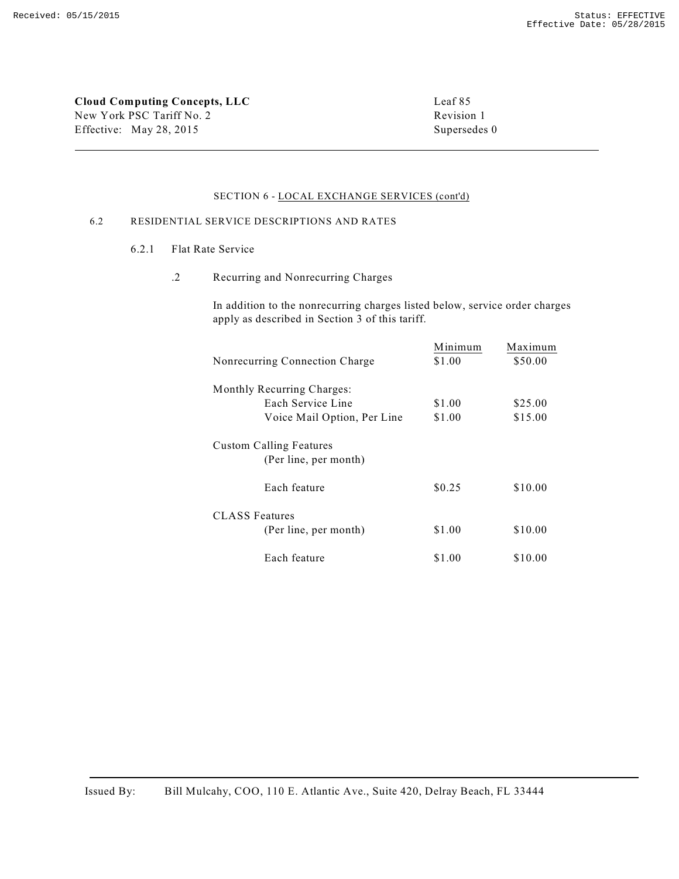**Cloud Computing Concepts, LLC**
New York PSC Tariff No. 2
Effective: May 28, 2015

Leaf 85
Revision 1
Supersedes 0

SECTION 6 - LOCAL EXCHANGE SERVICES (cont'd)

6.2 RESIDENTIAL SERVICE DESCRIPTIONS AND RATES

6.2.1 Flat Rate Service

.2 Recurring and Nonrecurring Charges

In addition to the nonrecurring charges listed below, service order charges apply as described in Section 3 of this tariff.

| | Minimum | Maximum |
|---|---|---|
| Nonrecurring Connection Charge | $1.00 | $50.00 |
| Monthly Recurring Charges: | | |
| Each Service Line | $1.00 | $25.00 |
| Voice Mail Option, Per Line | $1.00 | $15.00 |
| Custom Calling Features (Per line, per month) | | |
| Each feature | $0.25 | $10.00 |
| CLASS Features (Per line, per month) | $1.00 | $10.00 |
| Each feature | $1.00 | $10.00 |

Issued By: Bill Mulcahy, COO, 110 E. Atlantic Ave., Suite 420, Delray Beach, FL 33444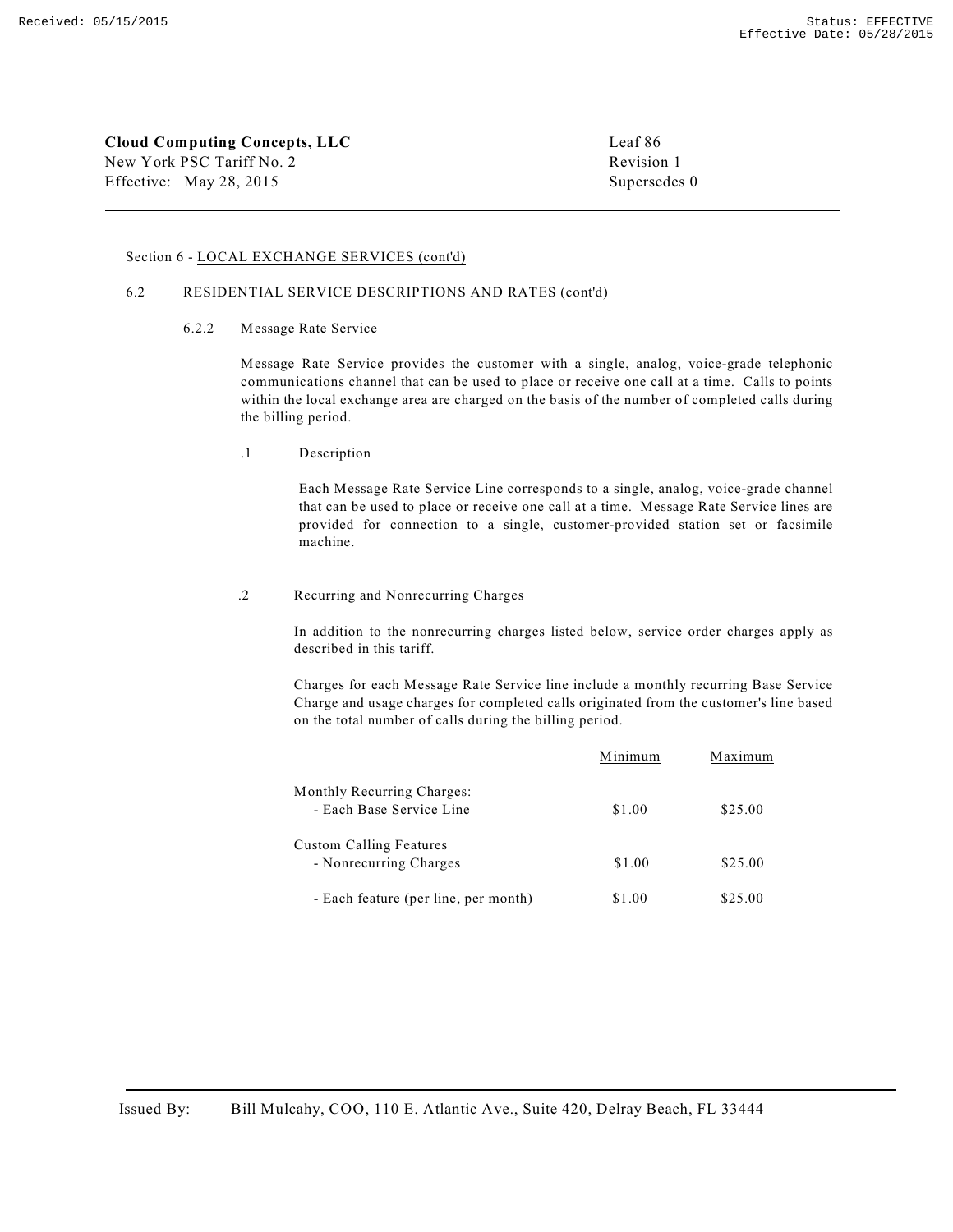Section 6 - LOCAL EXCHANGE SERVICES (cont'd)

6.2 RESIDENTIAL SERVICE DESCRIPTIONS AND RATES (cont'd)

6.2.2 Message Rate Service

Message Rate Service provides the customer with a single, analog, voice-grade telephonic communications channel that can be used to place or receive one call at a time. Calls to points within the local exchange area are charged on the basis of the number of completed calls during the billing period.

.1 Description

Each Message Rate Service Line corresponds to a single, analog, voice-grade channel that can be used to place or receive one call at a time. Message Rate Service lines are provided for connection to a single, customer-provided station set or facsimile machine.

.2 Recurring and Nonrecurring Charges

In addition to the nonrecurring charges listed below, service order charges apply as described in this tariff.

Charges for each Message Rate Service line include a monthly recurring Base Service Charge and usage charges for completed calls originated from the customer's line based on the total number of calls during the billing period.

| | Minimum | Maximum |
|---|---|---|
| Monthly Recurring Charges: | | |
| - Each Base Service Line | $1.00 | $25.00 |
| Custom Calling Features | | |
| - Nonrecurring Charges | $1.00 | $25.00 |
| - Each feature (per line, per month) | $1.00 | $25.00 |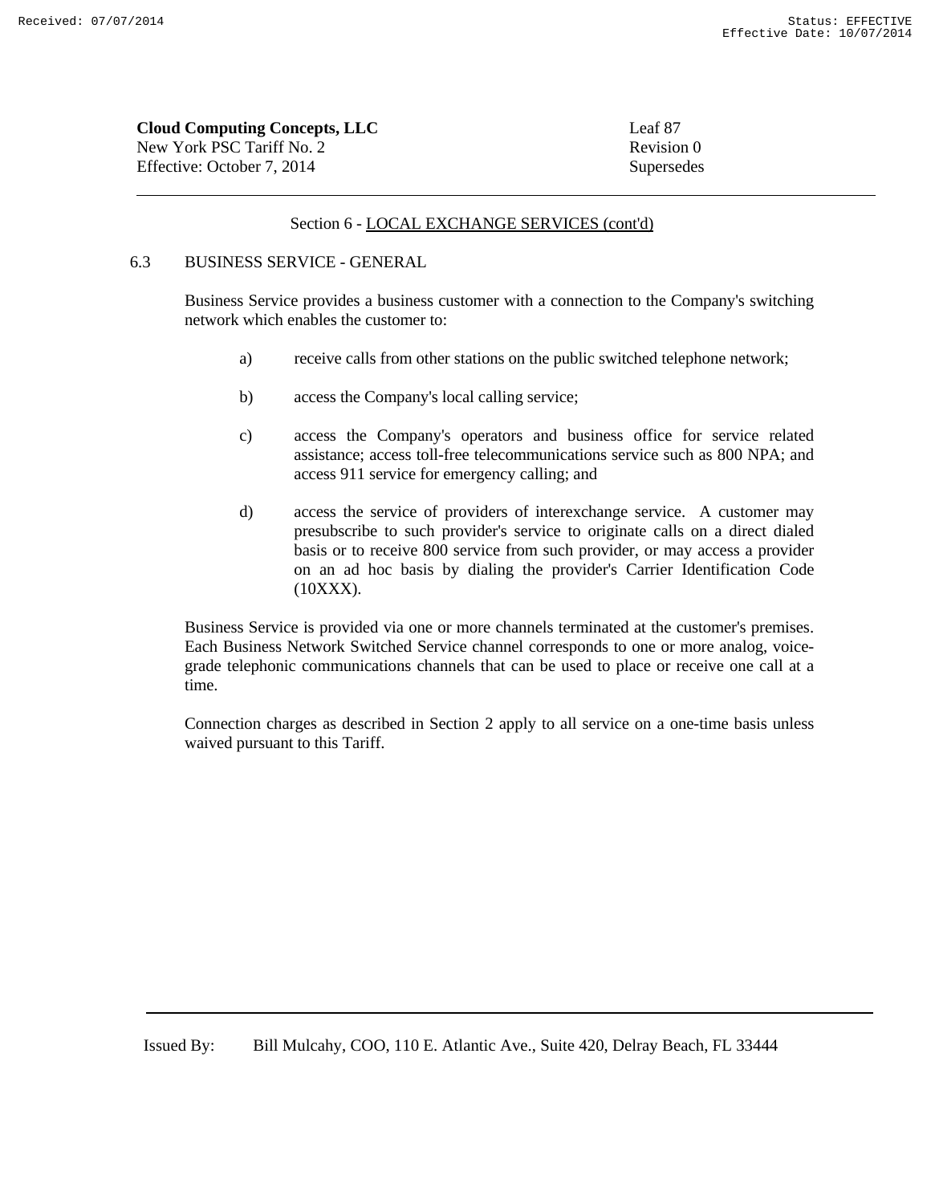Section 6 - LOCAL EXCHANGE SERVICES (cont'd)

## 6.3 BUSINESS SERVICE - GENERAL

Business Service provides a business customer with a connection to the Company's switching network which enables the customer to:

a) receive calls from other stations on the public switched telephone network;

b) access the Company's local calling service;

c) access the Company's operators and business office for service related assistance; access toll-free telecommunications service such as 800 NPA; and access 911 service for emergency calling; and

d) access the service of providers of interexchange service. A customer may presubscribe to such provider's service to originate calls on a direct dialed basis or to receive 800 service from such provider, or may access a provider on an ad hoc basis by dialing the provider's Carrier Identification Code (10XXX).

Business Service is provided via one or more channels terminated at the customer's premises. Each Business Network Switched Service channel corresponds to one or more analog, voice-grade telephonic communications channels that can be used to place or receive one call at a time.

Connection charges as described in Section 2 apply to all service on a one-time basis unless waived pursuant to this Tariff.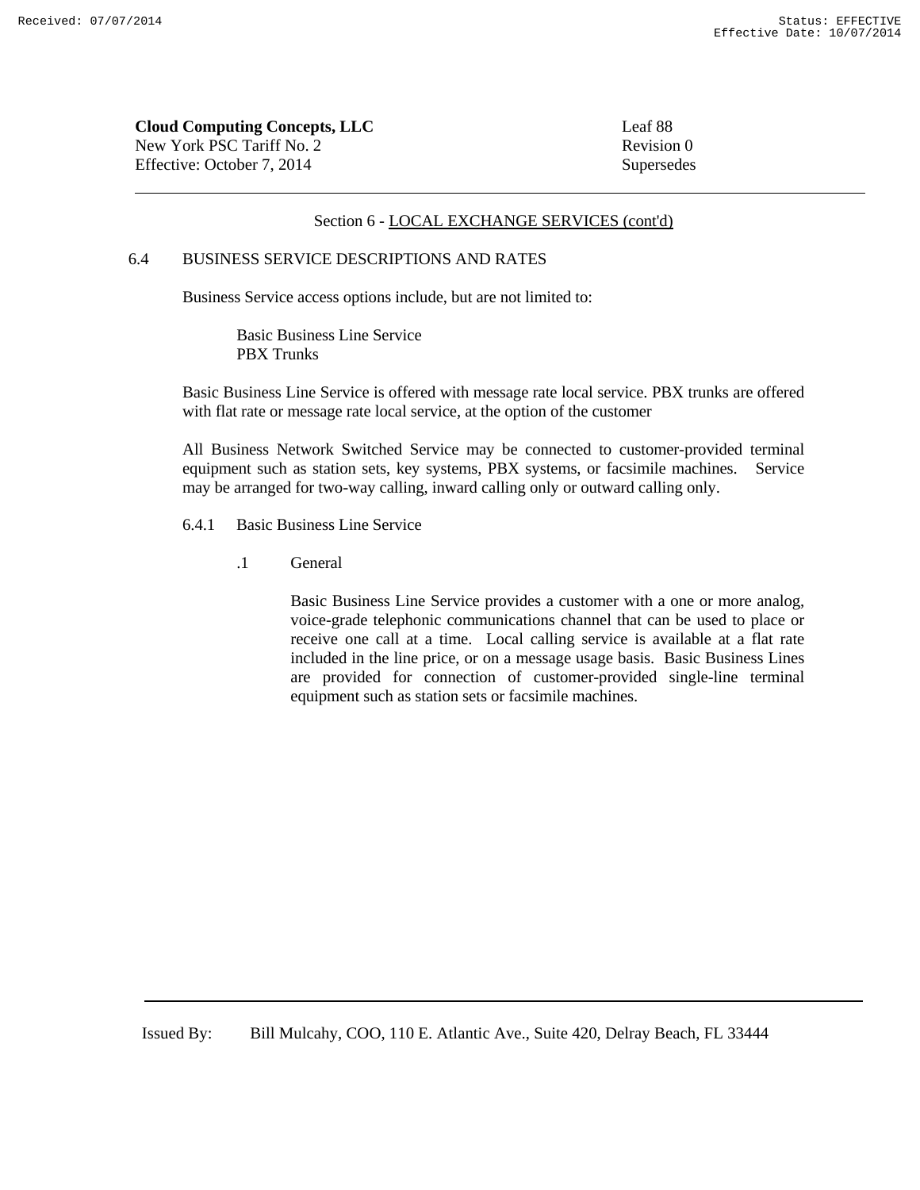Section 6 - LOCAL EXCHANGE SERVICES (cont'd)

## 6.4 BUSINESS SERVICE DESCRIPTIONS AND RATES

Business Service access options include, but are not limited to:

Basic Business Line Service
PBX Trunks

Basic Business Line Service is offered with message rate local service. PBX trunks are offered with flat rate or message rate local service, at the option of the customer

All Business Network Switched Service may be connected to customer-provided terminal equipment such as station sets, key systems, PBX systems, or facsimile machines. Service may be arranged for two-way calling, inward calling only or outward calling only.

### 6.4.1 Basic Business Line Service

#### .1 General

Basic Business Line Service provides a customer with a one or more analog, voice-grade telephonic communications channel that can be used to place or receive one call at a time. Local calling service is available at a flat rate included in the line price, or on a message usage basis. Basic Business Lines are provided for connection of customer-provided single-line terminal equipment such as station sets or facsimile machines.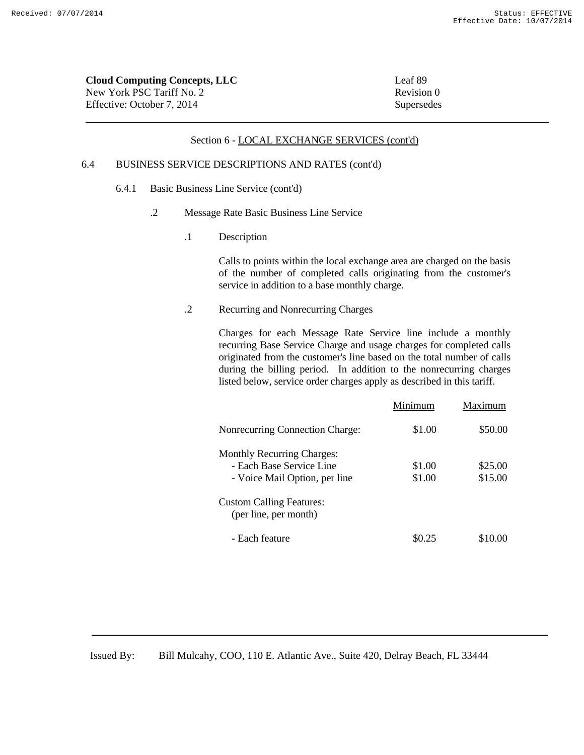**Cloud Computing Concepts, LLC**
New York PSC Tariff No. 2
Effective: October 7, 2014

Leaf 89
Revision 0
Supersedes

Section 6 - LOCAL EXCHANGE SERVICES (cont'd)

6.4 BUSINESS SERVICE DESCRIPTIONS AND RATES (cont'd)

6.4.1 Basic Business Line Service (cont'd)

.2 Message Rate Basic Business Line Service

.1 Description

Calls to points within the local exchange area are charged on the basis of the number of completed calls originating from the customer's service in addition to a base monthly charge.

.2 Recurring and Nonrecurring Charges

Charges for each Message Rate Service line include a monthly recurring Base Service Charge and usage charges for completed calls originated from the customer's line based on the total number of calls during the billing period. In addition to the nonrecurring charges listed below, service order charges apply as described in this tariff.

| | Minimum | Maximum |
|---|---|---|
| Nonrecurring Connection Charge: | $1.00 | $50.00 |
| Monthly Recurring Charges: | | |
| - Each Base Service Line | $1.00 | $25.00 |
| - Voice Mail Option, per line | $1.00 | $15.00 |
| Custom Calling Features: (per line, per month) | | |
| - Each feature | $0.25 | $10.00 |

Issued By: Bill Mulcahy, COO, 110 E. Atlantic Ave., Suite 420, Delray Beach, FL 33444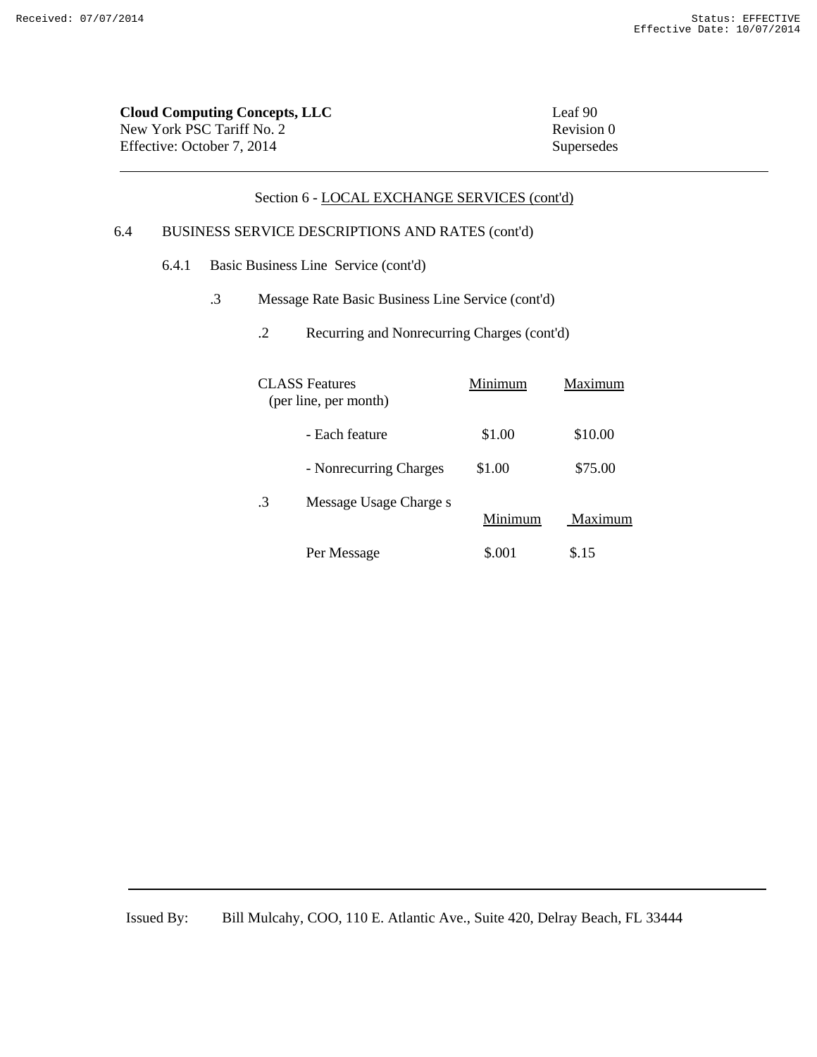**Cloud Computing Concepts, LLC**
New York PSC Tariff No. 2
Effective: October 7, 2014

Leaf 90
Revision 0
Supersedes

Section 6 - LOCAL EXCHANGE SERVICES (cont'd)

6.4 BUSINESS SERVICE DESCRIPTIONS AND RATES (cont'd)

6.4.1 Basic Business Line Service (cont'd)

.3 Message Rate Basic Business Line Service (cont'd)

.2 Recurring and Nonrecurring Charges (cont'd)

| CLASS Features (per line, per month) | Minimum | Maximum |
|---|---|---|
| - Each feature | $1.00 | $10.00 |
| - Nonrecurring Charges | $1.00 | $75.00 |

.3 Message Usage Charge s

| | Minimum | Maximum |
|---|---|---|
| Per Message | $.001 | $.15 |

Issued By: Bill Mulcahy, COO, 110 E. Atlantic Ave., Suite 420, Delray Beach, FL 33444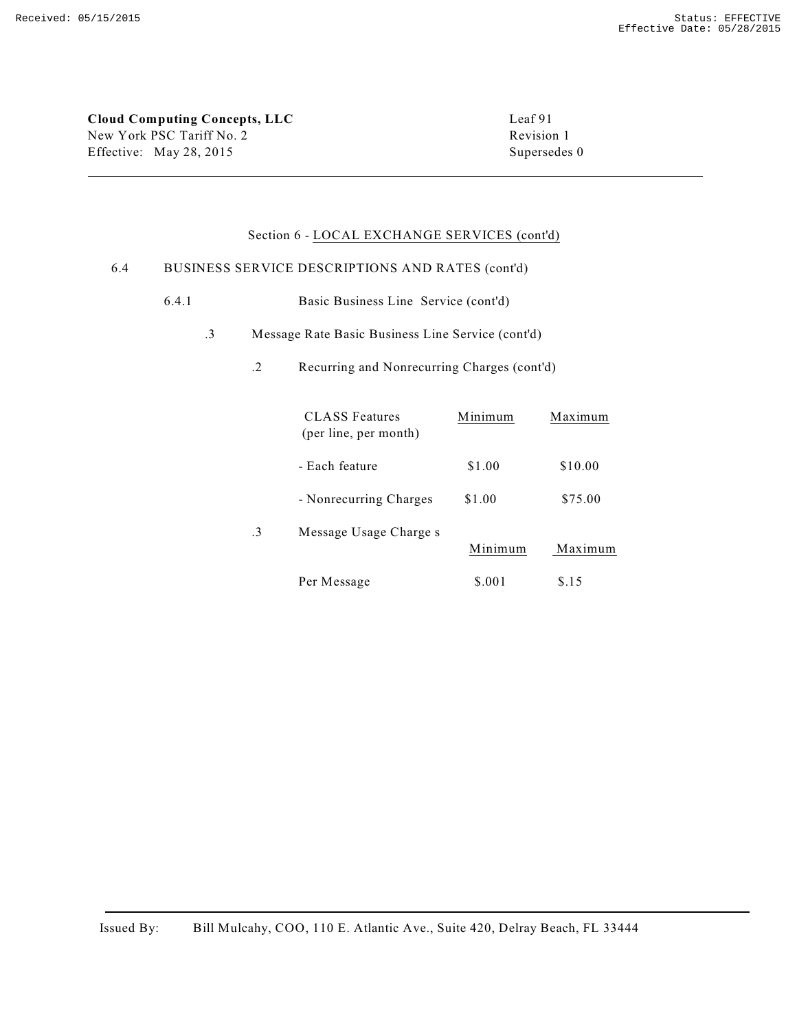Cloud Computing Concepts, LLC
New York PSC Tariff No. 2
Effective: May 28, 2015

Leaf 91
Revision 1
Supersedes 0

Section 6 - LOCAL EXCHANGE SERVICES (cont'd)

6.4 BUSINESS SERVICE DESCRIPTIONS AND RATES (cont'd)

6.4.1 Basic Business Line Service (cont'd)

.3 Message Rate Basic Business Line Service (cont'd)

.2 Recurring and Nonrecurring Charges (cont'd)

| CLASS Features (per line, per month) | Minimum | Maximum |
|---|---|---|
| - Each feature | $1.00 | $10.00 |
| - Nonrecurring Charges | $1.00 | $75.00 |

.3 Message Usage Charge s

| | Minimum | Maximum |
|---|---|---|
| Per Message | $.001 | $.15 |

Issued By: Bill Mulcahy, COO, 110 E. Atlantic Ave., Suite 420, Delray Beach, FL 33444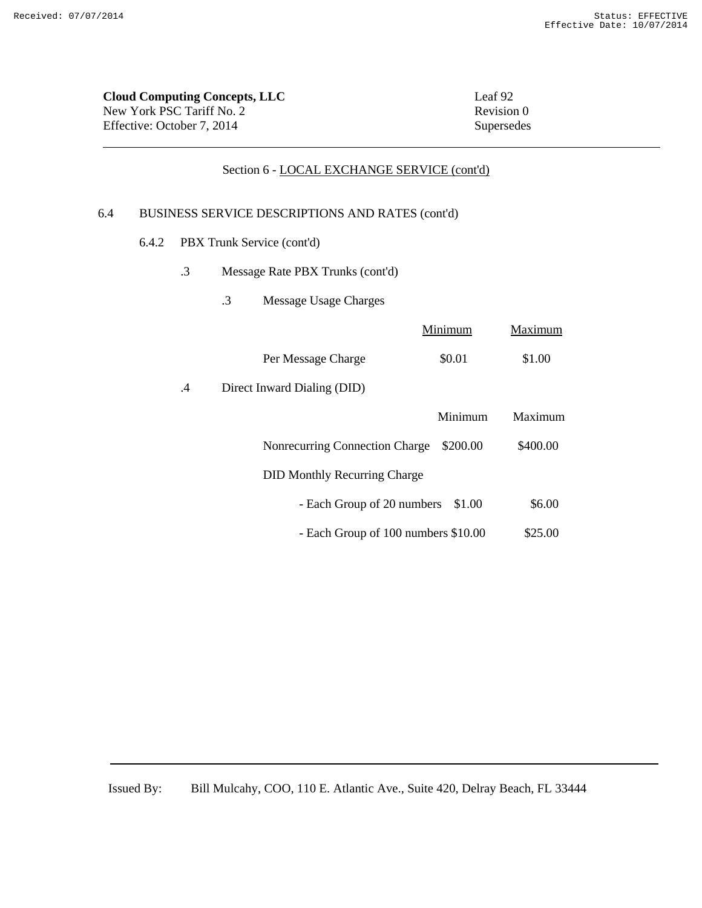**Cloud Computing Concepts, LLC**
New York PSC Tariff No. 2
Effective: October 7, 2014

Leaf 92
Revision 0
Supersedes

Section 6 - LOCAL EXCHANGE SERVICE (cont'd)

6.4 BUSINESS SERVICE DESCRIPTIONS AND RATES (cont'd)

6.4.2 PBX Trunk Service (cont'd)

.3 Message Rate PBX Trunks (cont'd)

.3 Message Usage Charges

| | Minimum | Maximum |
|---|---|---|
| Per Message Charge | $0.01 | $1.00 |

.4 Direct Inward Dialing (DID)

| | Minimum | Maximum |
|---|---|---|
| Nonrecurring Connection Charge | $200.00 | $400.00 |
| DID Monthly Recurring Charge | | |
| - Each Group of 20 numbers | $1.00 | $6.00 |
| - Each Group of 100 numbers | $10.00 | $25.00 |

Issued By: Bill Mulcahy, COO, 110 E. Atlantic Ave., Suite 420, Delray Beach, FL 33444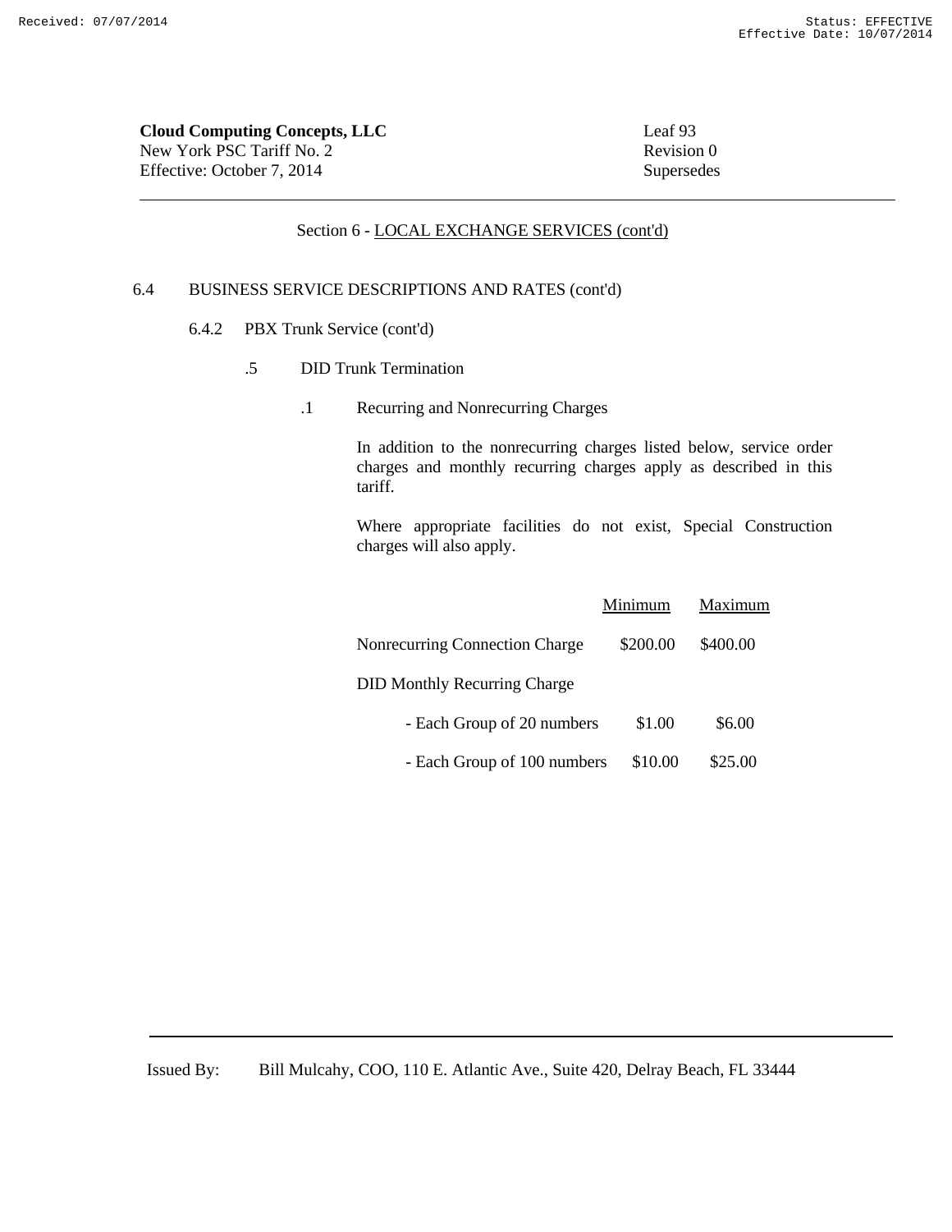**Cloud Computing Concepts, LLC**
New York PSC Tariff No. 2
Effective: October 7, 2014

Leaf 93
Revision 0
Supersedes

---

Section 6 - LOCAL EXCHANGE SERVICES (cont'd)

6.4 BUSINESS SERVICE DESCRIPTIONS AND RATES (cont'd)

6.4.2 PBX Trunk Service (cont'd)

.5 DID Trunk Termination

.1 Recurring and Nonrecurring Charges

In addition to the nonrecurring charges listed below, service order charges and monthly recurring charges apply as described in this tariff.

Where appropriate facilities do not exist, Special Construction charges will also apply.

| | Minimum | Maximum |
|---|---|---|
| Nonrecurring Connection Charge | $200.00 | $400.00 |
| DID Monthly Recurring Charge | | |
| - Each Group of 20 numbers | $1.00 | $6.00 |
| - Each Group of 100 numbers | $10.00 | $25.00 |

---

Issued By: Bill Mulcahy, COO, 110 E. Atlantic Ave., Suite 420, Delray Beach, FL 33444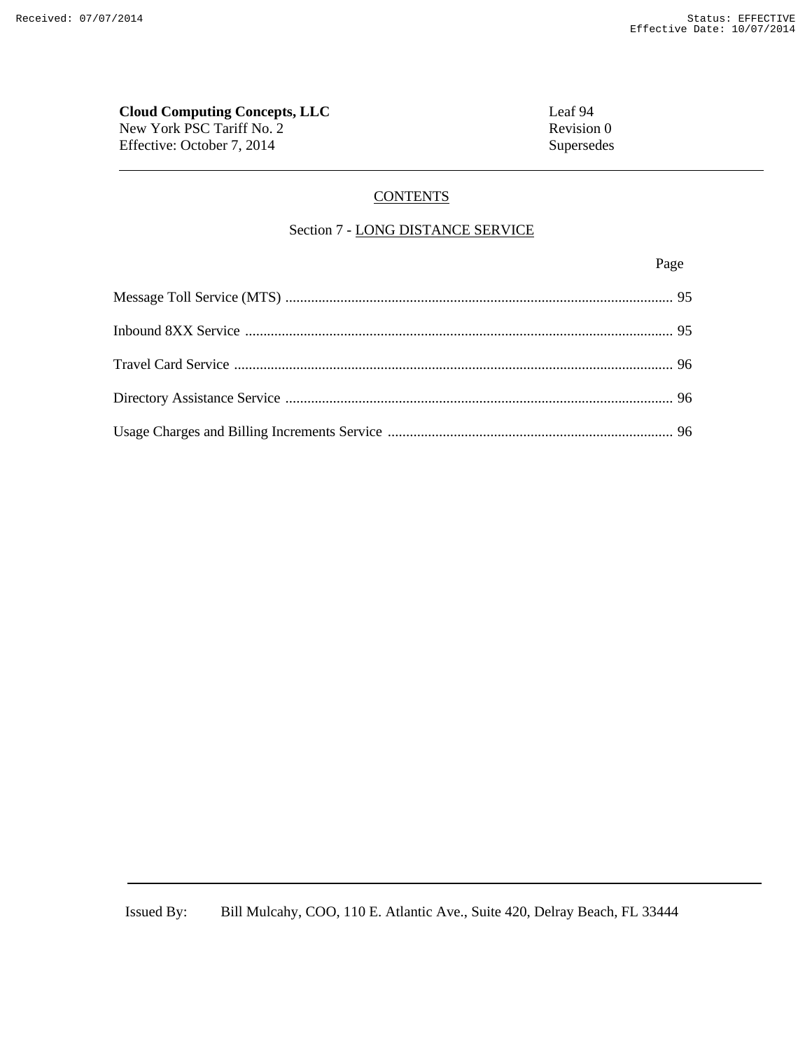**Cloud Computing Concepts, LLC**
New York PSC Tariff No. 2
Effective: October 7, 2014

Leaf 94
Revision 0
Supersedes

---

## CONTENTS

### Section 7 - LONG DISTANCE SERVICE

| | Page |
|---|---|
| Message Toll Service (MTS) | 95 |
| Inbound 8XX Service | 95 |
| Travel Card Service | 96 |
| Directory Assistance Service | 96 |
| Usage Charges and Billing Increments Service | 96 |

---

Issued By: Bill Mulcahy, COO, 110 E. Atlantic Ave., Suite 420, Delray Beach, FL 33444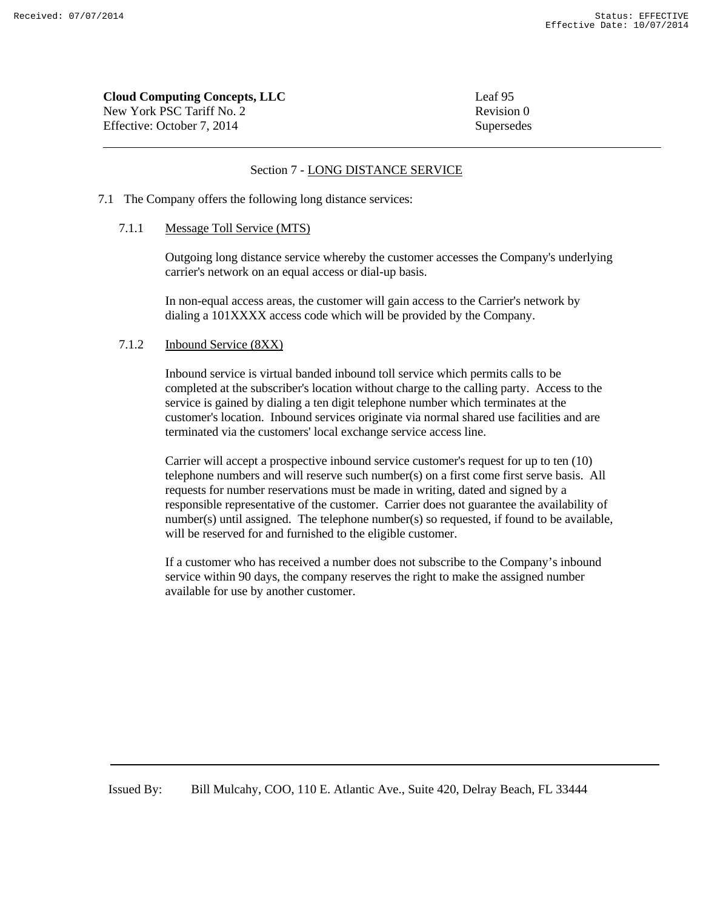**Cloud Computing Concepts, LLC**
New York PSC Tariff No. 2
Effective: October 7, 2014

Leaf 95
Revision 0
Supersedes

## Section 7 - LONG DISTANCE SERVICE

7.1 The Company offers the following long distance services:

### 7.1.1 Message Toll Service (MTS)

Outgoing long distance service whereby the customer accesses the Company's underlying carrier's network on an equal access or dial-up basis.

In non-equal access areas, the customer will gain access to the Carrier's network by dialing a 101XXXX access code which will be provided by the Company.

### 7.1.2 Inbound Service (8XX)

Inbound service is virtual banded inbound toll service which permits calls to be completed at the subscriber's location without charge to the calling party. Access to the service is gained by dialing a ten digit telephone number which terminates at the customer's location. Inbound services originate via normal shared use facilities and are terminated via the customers' local exchange service access line.

Carrier will accept a prospective inbound service customer's request for up to ten (10) telephone numbers and will reserve such number(s) on a first come first serve basis. All requests for number reservations must be made in writing, dated and signed by a responsible representative of the customer. Carrier does not guarantee the availability of number(s) until assigned. The telephone number(s) so requested, if found to be available, will be reserved for and furnished to the eligible customer.

If a customer who has received a number does not subscribe to the Company's inbound service within 90 days, the company reserves the right to make the assigned number available for use by another customer.

Issued By: Bill Mulcahy, COO, 110 E. Atlantic Ave., Suite 420, Delray Beach, FL 33444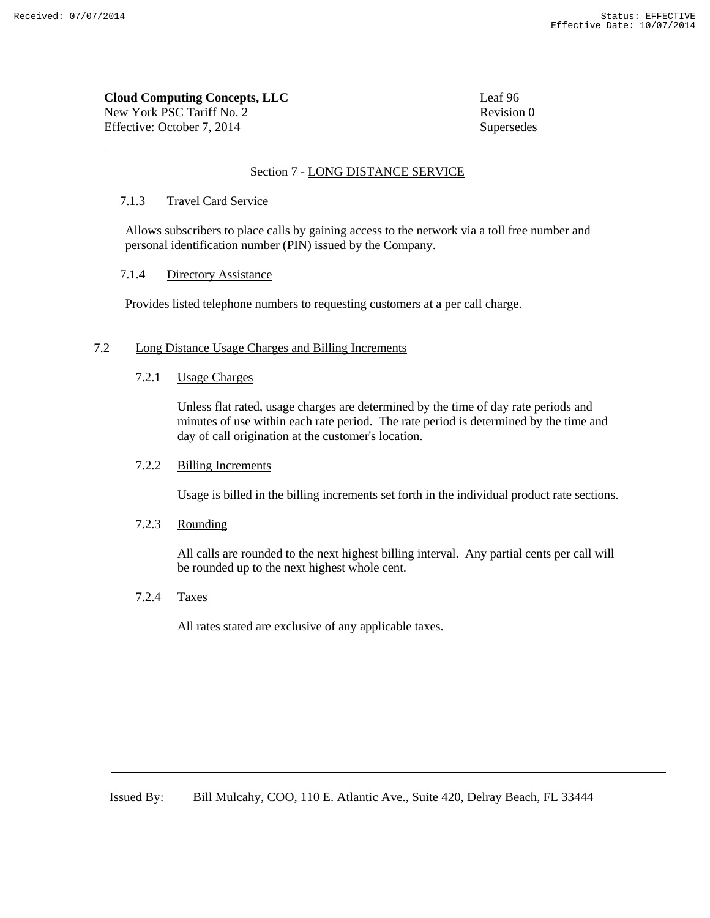## Section 7 - LONG DISTANCE SERVICE

### 7.1.3 Travel Card Service

Allows subscribers to place calls by gaining access to the network via a toll free number and personal identification number (PIN) issued by the Company.

### 7.1.4 Directory Assistance

Provides listed telephone numbers to requesting customers at a per call charge.

## 7.2 Long Distance Usage Charges and Billing Increments

### 7.2.1 Usage Charges

Unless flat rated, usage charges are determined by the time of day rate periods and minutes of use within each rate period. The rate period is determined by the time and day of call origination at the customer's location.

### 7.2.2 Billing Increments

Usage is billed in the billing increments set forth in the individual product rate sections.

### 7.2.3 Rounding

All calls are rounded to the next highest billing interval. Any partial cents per call will be rounded up to the next highest whole cent.

### 7.2.4 Taxes

All rates stated are exclusive of any applicable taxes.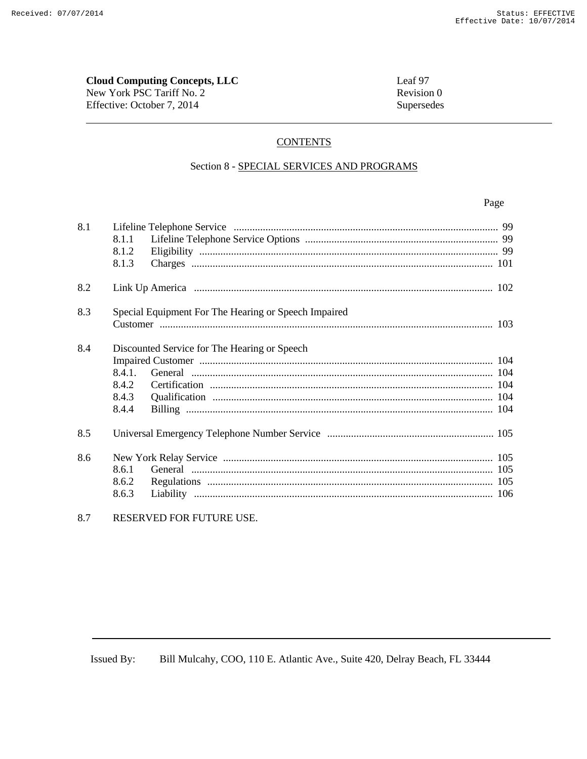**Cloud Computing Concepts, LLC**
New York PSC Tariff No. 2
Effective: October 7, 2014

Leaf 97
Revision 0
Supersedes

## CONTENTS

### Section 8 - SPECIAL SERVICES AND PROGRAMS

| | | Page |
|---|---|---|
| 8.1 | Lifeline Telephone Service | 99 |
| | 8.1.1 Lifeline Telephone Service Options | 99 |
| | 8.1.2 Eligibility | 99 |
| | 8.1.3 Charges | 101 |
| 8.2 | Link Up America | 102 |
| 8.3 | Special Equipment For The Hearing or Speech Impaired Customer | 103 |
| 8.4 | Discounted Service for The Hearing or Speech Impaired Customer | 104 |
| | 8.4.1. General | 104 |
| | 8.4.2 Certification | 104 |
| | 8.4.3 Qualification | 104 |
| | 8.4.4 Billing | 104 |
| 8.5 | Universal Emergency Telephone Number Service | 105 |
| 8.6 | New York Relay Service | 105 |
| | 8.6.1 General | 105 |
| | 8.6.2 Regulations | 105 |
| | 8.6.3 Liability | 106 |
| 8.7 | RESERVED FOR FUTURE USE. | |

Issued By: Bill Mulcahy, COO, 110 E. Atlantic Ave., Suite 420, Delray Beach, FL 33444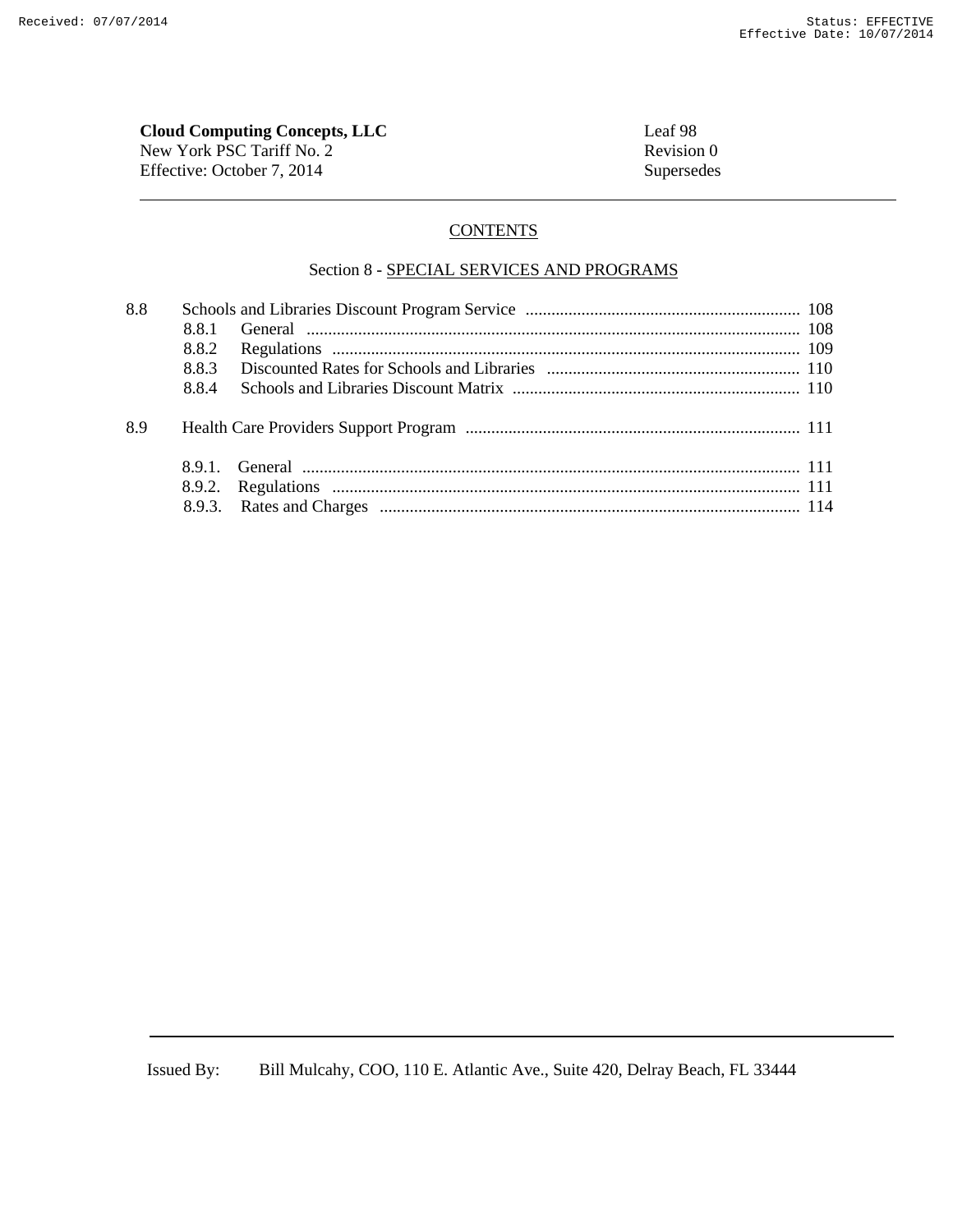**Cloud Computing Concepts, LLC**
New York PSC Tariff No. 2
Effective: October 7, 2014

Leaf 98
Revision 0
Supersedes

## CONTENTS

### Section 8 - SPECIAL SERVICES AND PROGRAMS

| | | Page |
|---|---|---|
| 8.8 | Schools and Libraries Discount Program Service | 108 |
| | 8.8.1 General | 108 |
| | 8.8.2 Regulations | 109 |
| | 8.8.3 Discounted Rates for Schools and Libraries | 110 |
| | 8.8.4 Schools and Libraries Discount Matrix | 110 |
| 8.9 | Health Care Providers Support Program | 111 |
| | 8.9.1. General | 111 |
| | 8.9.2. Regulations | 111 |
| | 8.9.3. Rates and Charges | 114 |

Issued By: Bill Mulcahy, COO, 110 E. Atlantic Ave., Suite 420, Delray Beach, FL 33444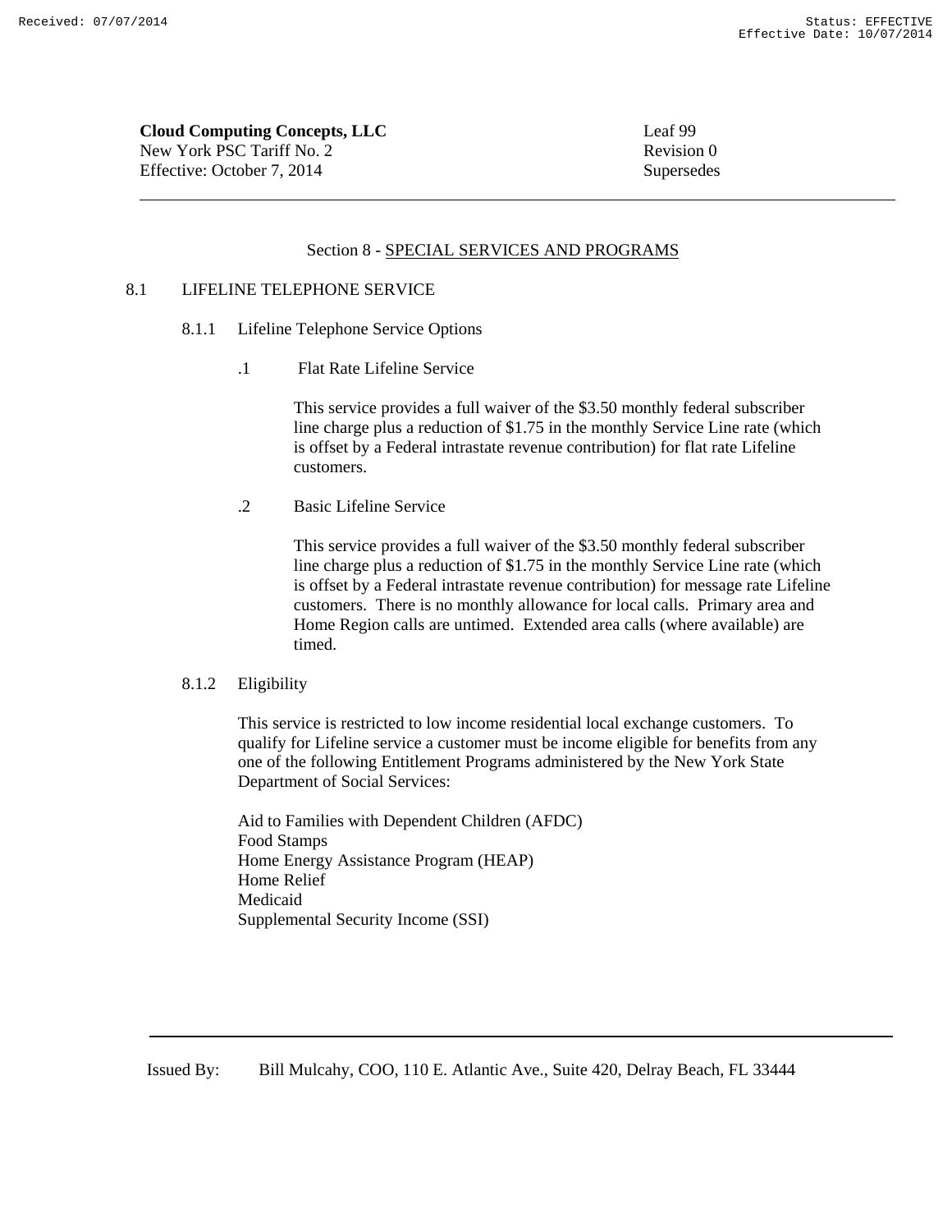**Cloud Computing Concepts, LLC**
New York PSC Tariff No. 2
Effective: October 7, 2014

Leaf 99
Revision 0
Supersedes

## Section 8 - SPECIAL SERVICES AND PROGRAMS

### 8.1 LIFELINE TELEPHONE SERVICE

#### 8.1.1 Lifeline Telephone Service Options

.1 Flat Rate Lifeline Service

This service provides a full waiver of the $3.50 monthly federal subscriber line charge plus a reduction of $1.75 in the monthly Service Line rate (which is offset by a Federal intrastate revenue contribution) for flat rate Lifeline customers.

.2 Basic Lifeline Service

This service provides a full waiver of the $3.50 monthly federal subscriber line charge plus a reduction of $1.75 in the monthly Service Line rate (which is offset by a Federal intrastate revenue contribution) for message rate Lifeline customers. There is no monthly allowance for local calls. Primary area and Home Region calls are untimed. Extended area calls (where available) are timed.

#### 8.1.2 Eligibility

This service is restricted to low income residential local exchange customers. To qualify for Lifeline service a customer must be income eligible for benefits from any one of the following Entitlement Programs administered by the New York State Department of Social Services:

Aid to Families with Dependent Children (AFDC)
Food Stamps
Home Energy Assistance Program (HEAP)
Home Relief
Medicaid
Supplemental Security Income (SSI)

Issued By: Bill Mulcahy, COO, 110 E. Atlantic Ave., Suite 420, Delray Beach, FL 33444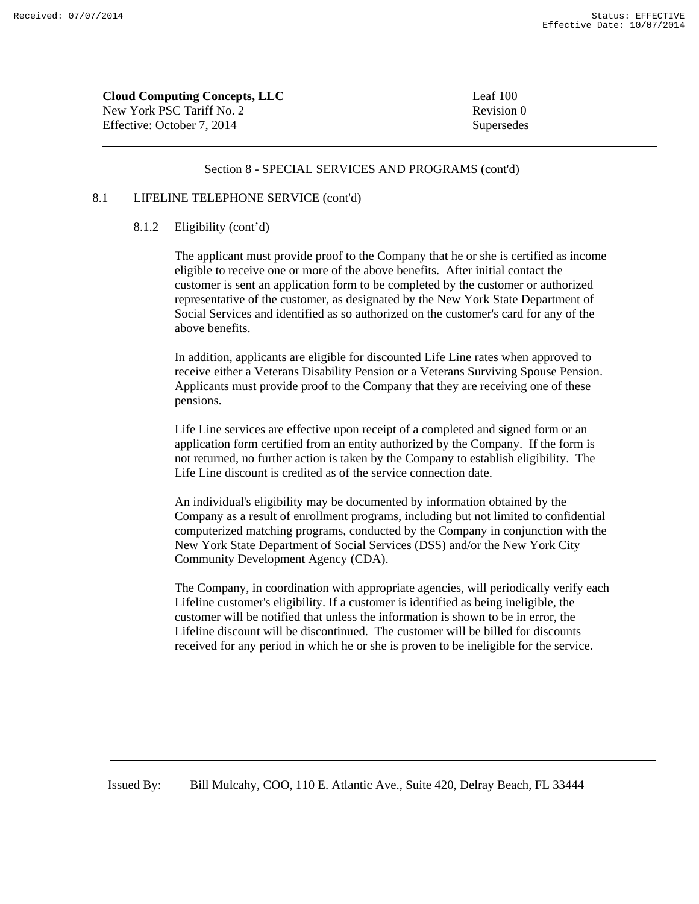**Cloud Computing Concepts, LLC**
New York PSC Tariff No. 2
Effective: October 7, 2014

Leaf 100
Revision 0
Supersedes

Section 8 - SPECIAL SERVICES AND PROGRAMS (cont'd)

8.1 LIFELINE TELEPHONE SERVICE (cont'd)

8.1.2 Eligibility (cont'd)

The applicant must provide proof to the Company that he or she is certified as income eligible to receive one or more of the above benefits. After initial contact the customer is sent an application form to be completed by the customer or authorized representative of the customer, as designated by the New York State Department of Social Services and identified as so authorized on the customer's card for any of the above benefits.

In addition, applicants are eligible for discounted Life Line rates when approved to receive either a Veterans Disability Pension or a Veterans Surviving Spouse Pension. Applicants must provide proof to the Company that they are receiving one of these pensions.

Life Line services are effective upon receipt of a completed and signed form or an application form certified from an entity authorized by the Company. If the form is not returned, no further action is taken by the Company to establish eligibility. The Life Line discount is credited as of the service connection date.

An individual's eligibility may be documented by information obtained by the Company as a result of enrollment programs, including but not limited to confidential computerized matching programs, conducted by the Company in conjunction with the New York State Department of Social Services (DSS) and/or the New York City Community Development Agency (CDA).

The Company, in coordination with appropriate agencies, will periodically verify each Lifeline customer's eligibility. If a customer is identified as being ineligible, the customer will be notified that unless the information is shown to be in error, the Lifeline discount will be discontinued. The customer will be billed for discounts received for any period in which he or she is proven to be ineligible for the service.

Issued By: Bill Mulcahy, COO, 110 E. Atlantic Ave., Suite 420, Delray Beach, FL 33444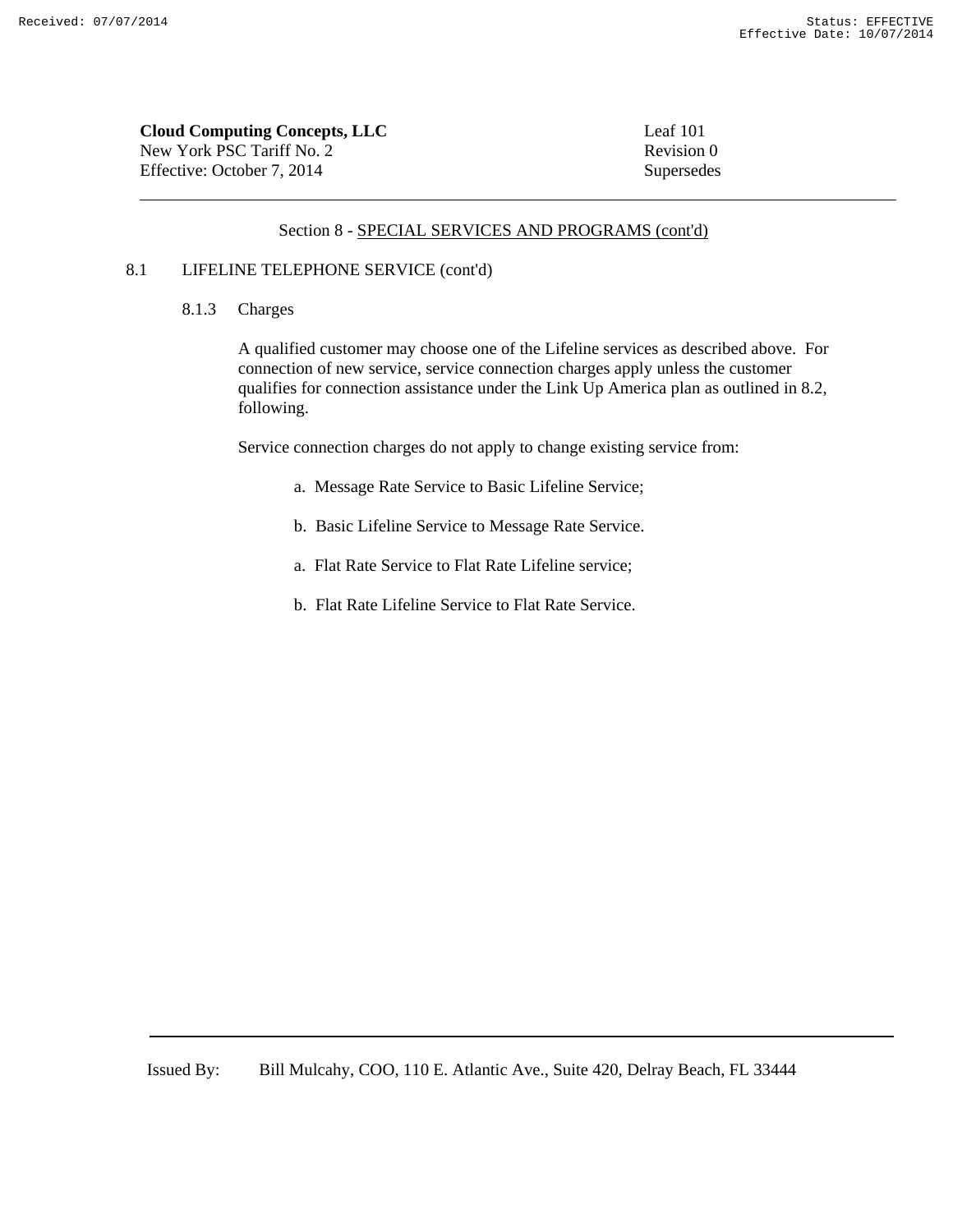**Cloud Computing Concepts, LLC**
New York PSC Tariff No. 2
Effective: October 7, 2014

Leaf 101
Revision 0
Supersedes

---

Section 8 - SPECIAL SERVICES AND PROGRAMS (cont'd)

8.1 LIFELINE TELEPHONE SERVICE (cont'd)

8.1.3 Charges

A qualified customer may choose one of the Lifeline services as described above. For connection of new service, service connection charges apply unless the customer qualifies for connection assistance under the Link Up America plan as outlined in 8.2, following.

Service connection charges do not apply to change existing service from:

a. Message Rate Service to Basic Lifeline Service;

b. Basic Lifeline Service to Message Rate Service.

a. Flat Rate Service to Flat Rate Lifeline service;

b. Flat Rate Lifeline Service to Flat Rate Service.

---

Issued By: Bill Mulcahy, COO, 110 E. Atlantic Ave., Suite 420, Delray Beach, FL 33444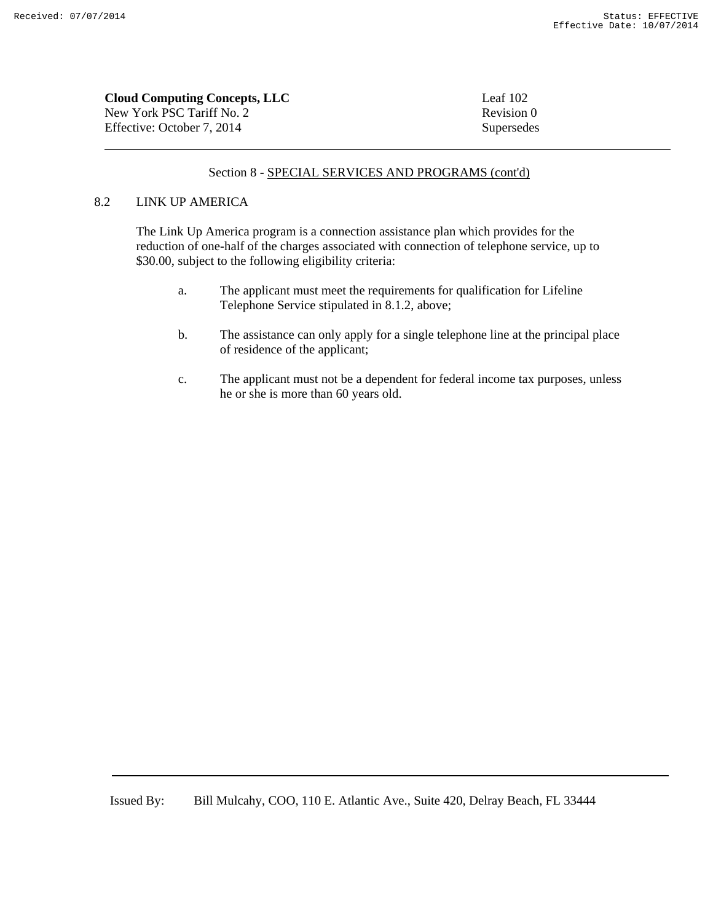**Cloud Computing Concepts, LLC**
New York PSC Tariff No. 2
Effective: October 7, 2014

Leaf 102
Revision 0
Supersedes

Section 8 - SPECIAL SERVICES AND PROGRAMS (cont'd)

## 8.2 LINK UP AMERICA

The Link Up America program is a connection assistance plan which provides for the reduction of one-half of the charges associated with connection of telephone service, up to $30.00, subject to the following eligibility criteria:

a. The applicant must meet the requirements for qualification for Lifeline Telephone Service stipulated in 8.1.2, above;

b. The assistance can only apply for a single telephone line at the principal place of residence of the applicant;

c. The applicant must not be a dependent for federal income tax purposes, unless he or she is more than 60 years old.

Issued By: Bill Mulcahy, COO, 110 E. Atlantic Ave., Suite 420, Delray Beach, FL 33444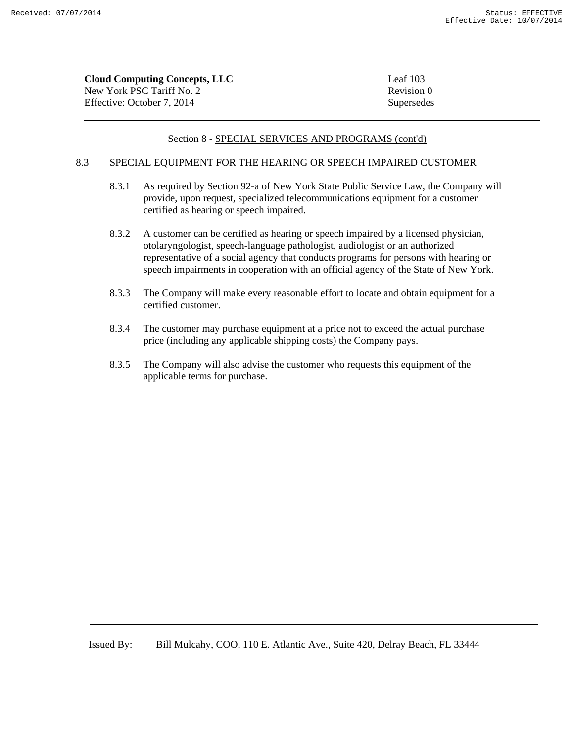Section 8 - SPECIAL SERVICES AND PROGRAMS (cont'd)

8.3 SPECIAL EQUIPMENT FOR THE HEARING OR SPEECH IMPAIRED CUSTOMER

8.3.1 As required by Section 92-a of New York State Public Service Law, the Company will provide, upon request, specialized telecommunications equipment for a customer certified as hearing or speech impaired.

8.3.2 A customer can be certified as hearing or speech impaired by a licensed physician, otolaryngologist, speech-language pathologist, audiologist or an authorized representative of a social agency that conducts programs for persons with hearing or speech impairments in cooperation with an official agency of the State of New York.

8.3.3 The Company will make every reasonable effort to locate and obtain equipment for a certified customer.

8.3.4 The customer may purchase equipment at a price not to exceed the actual purchase price (including any applicable shipping costs) the Company pays.

8.3.5 The Company will also advise the customer who requests this equipment of the applicable terms for purchase.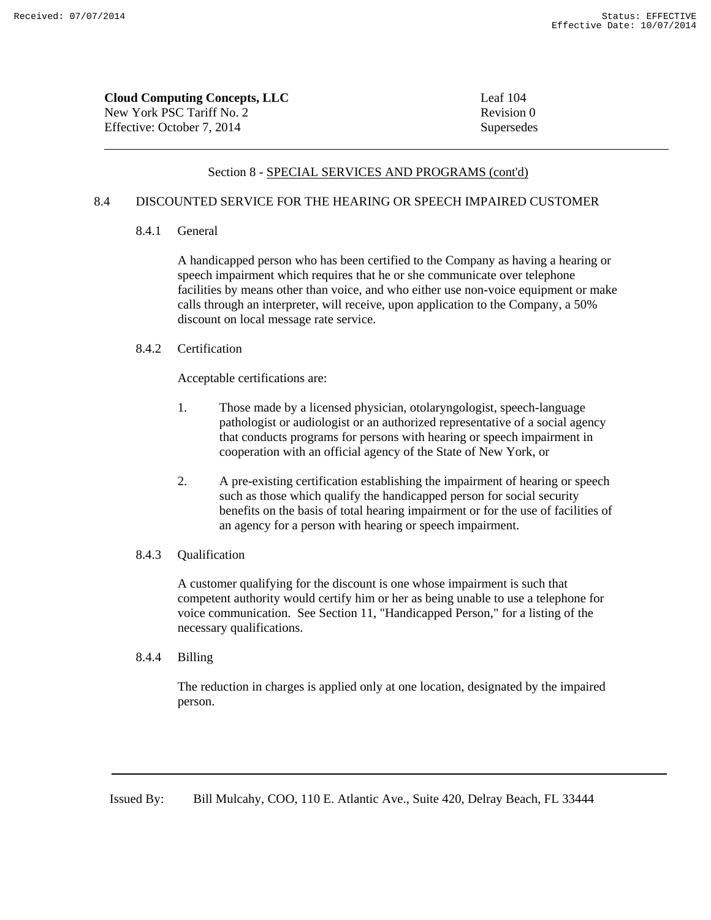## Section 8 - SPECIAL SERVICES AND PROGRAMS (cont'd)

### 8.4 DISCOUNTED SERVICE FOR THE HEARING OR SPEECH IMPAIRED CUSTOMER

#### 8.4.1 General

A handicapped person who has been certified to the Company as having a hearing or speech impairment which requires that he or she communicate over telephone facilities by means other than voice, and who either use non-voice equipment or make calls through an interpreter, will receive, upon application to the Company, a 50% discount on local message rate service.

#### 8.4.2 Certification

Acceptable certifications are:

1. Those made by a licensed physician, otolaryngologist, speech-language pathologist or audiologist or an authorized representative of a social agency that conducts programs for persons with hearing or speech impairment in cooperation with an official agency of the State of New York, or

2. A pre-existing certification establishing the impairment of hearing or speech such as those which qualify the handicapped person for social security benefits on the basis of total hearing impairment or for the use of facilities of an agency for a person with hearing or speech impairment.

#### 8.4.3 Qualification

A customer qualifying for the discount is one whose impairment is such that competent authority would certify him or her as being unable to use a telephone for voice communication. See Section 11, "Handicapped Person," for a listing of the necessary qualifications.

#### 8.4.4 Billing

The reduction in charges is applied only at one location, designated by the impaired person.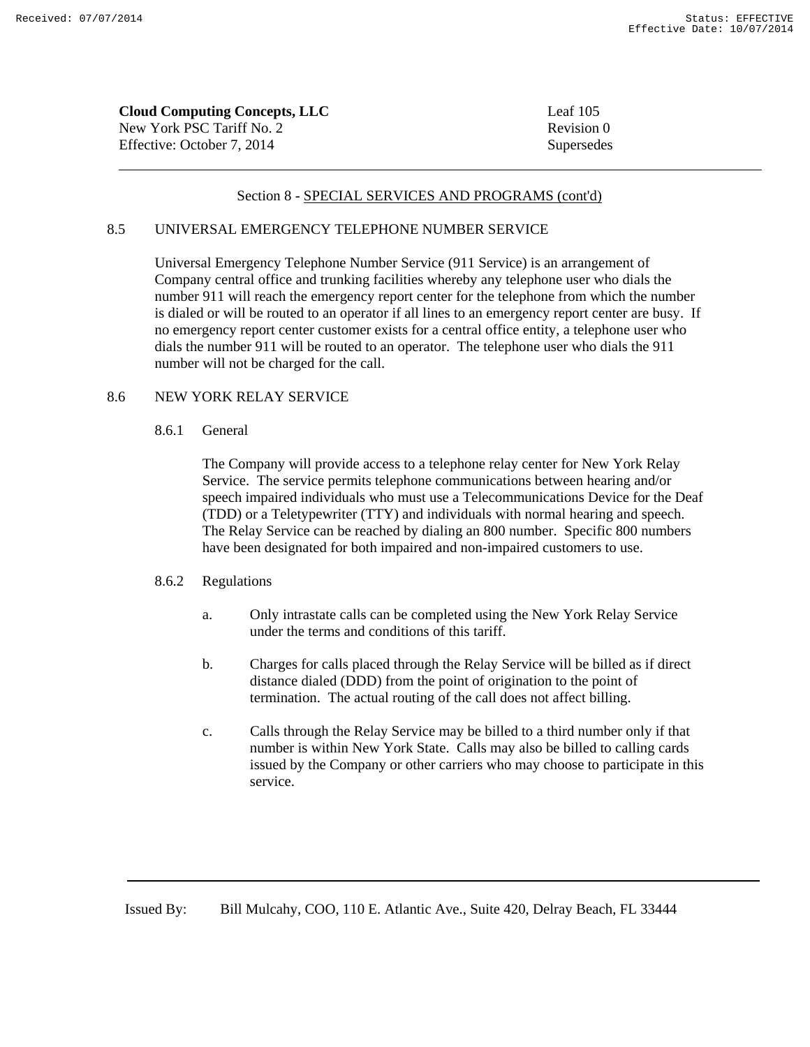## Section 8 - SPECIAL SERVICES AND PROGRAMS (cont'd)

### 8.5 UNIVERSAL EMERGENCY TELEPHONE NUMBER SERVICE

Universal Emergency Telephone Number Service (911 Service) is an arrangement of Company central office and trunking facilities whereby any telephone user who dials the number 911 will reach the emergency report center for the telephone from which the number is dialed or will be routed to an operator if all lines to an emergency report center are busy. If no emergency report center customer exists for a central office entity, a telephone user who dials the number 911 will be routed to an operator. The telephone user who dials the 911 number will not be charged for the call.

### 8.6 NEW YORK RELAY SERVICE

#### 8.6.1 General

The Company will provide access to a telephone relay center for New York Relay Service. The service permits telephone communications between hearing and/or speech impaired individuals who must use a Telecommunications Device for the Deaf (TDD) or a Teletypewriter (TTY) and individuals with normal hearing and speech. The Relay Service can be reached by dialing an 800 number. Specific 800 numbers have been designated for both impaired and non-impaired customers to use.

#### 8.6.2 Regulations

a. Only intrastate calls can be completed using the New York Relay Service under the terms and conditions of this tariff.

b. Charges for calls placed through the Relay Service will be billed as if direct distance dialed (DDD) from the point of origination to the point of termination. The actual routing of the call does not affect billing.

c. Calls through the Relay Service may be billed to a third number only if that number is within New York State. Calls may also be billed to calling cards issued by the Company or other carriers who may choose to participate in this service.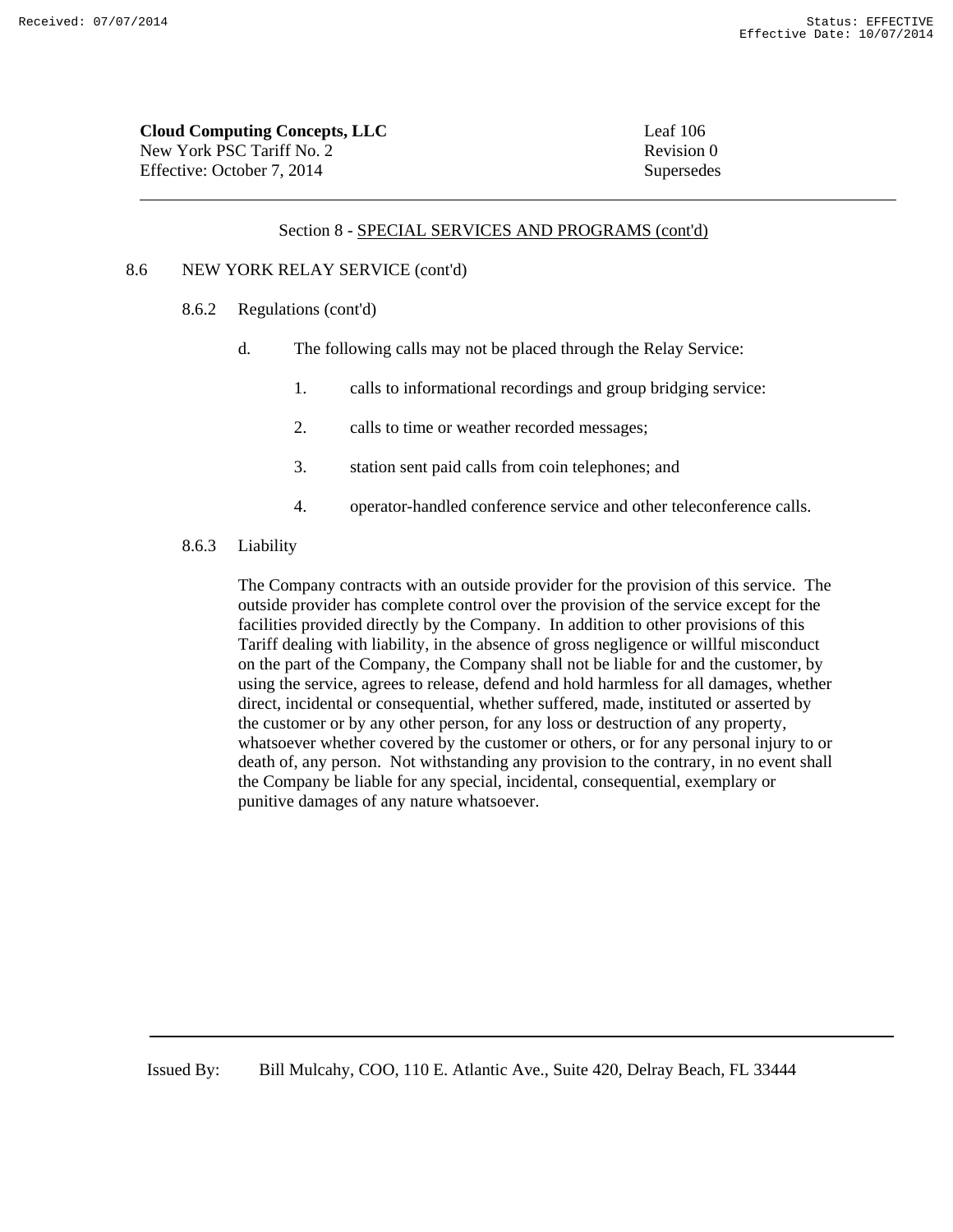**Cloud Computing Concepts, LLC**
New York PSC Tariff No. 2
Effective: October 7, 2014

Leaf 106
Revision 0
Supersedes

Section 8 - SPECIAL SERVICES AND PROGRAMS (cont'd)

8.6 NEW YORK RELAY SERVICE (cont'd)

8.6.2 Regulations (cont'd)

d. The following calls may not be placed through the Relay Service:

1. calls to informational recordings and group bridging service:

2. calls to time or weather recorded messages;

3. station sent paid calls from coin telephones; and

4. operator-handled conference service and other teleconference calls.

8.6.3 Liability

The Company contracts with an outside provider for the provision of this service. The outside provider has complete control over the provision of the service except for the facilities provided directly by the Company. In addition to other provisions of this Tariff dealing with liability, in the absence of gross negligence or willful misconduct on the part of the Company, the Company shall not be liable for and the customer, by using the service, agrees to release, defend and hold harmless for all damages, whether direct, incidental or consequential, whether suffered, made, instituted or asserted by the customer or by any other person, for any loss or destruction of any property, whatsoever whether covered by the customer or others, or for any personal injury to or death of, any person. Not withstanding any provision to the contrary, in no event shall the Company be liable for any special, incidental, consequential, exemplary or punitive damages of any nature whatsoever.

Issued By: Bill Mulcahy, COO, 110 E. Atlantic Ave., Suite 420, Delray Beach, FL 33444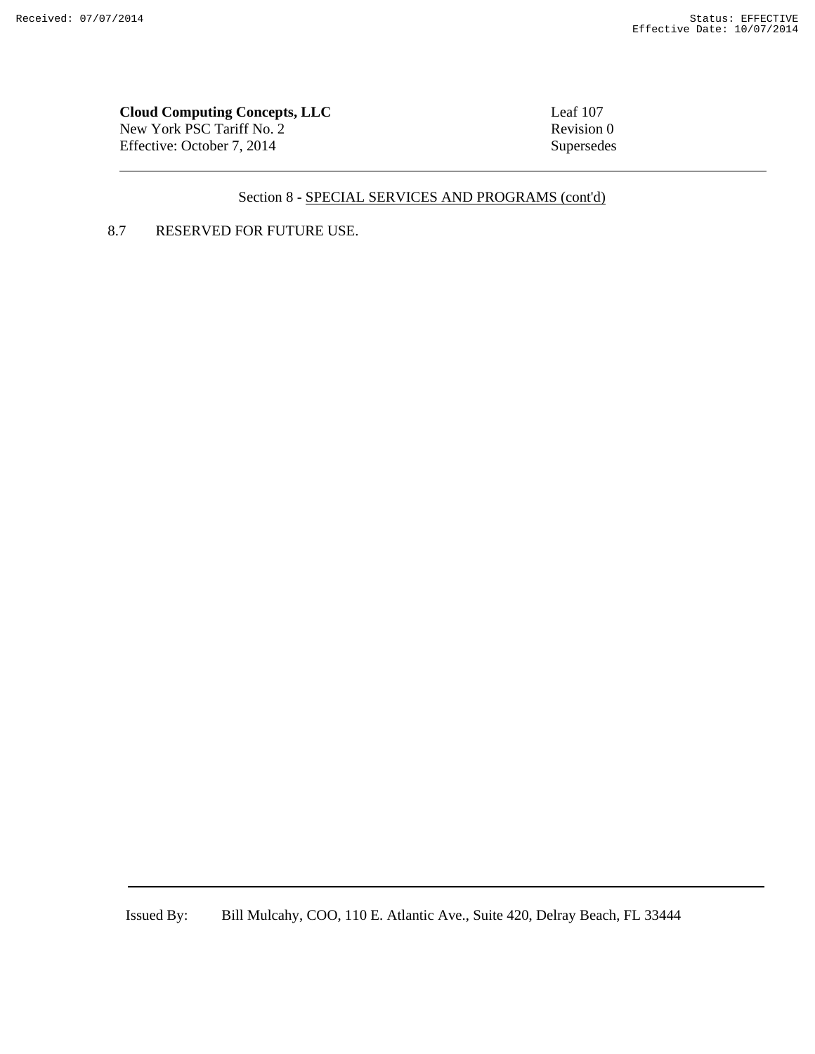Section 8 - SPECIAL SERVICES AND PROGRAMS (cont'd)

8.7 RESERVED FOR FUTURE USE.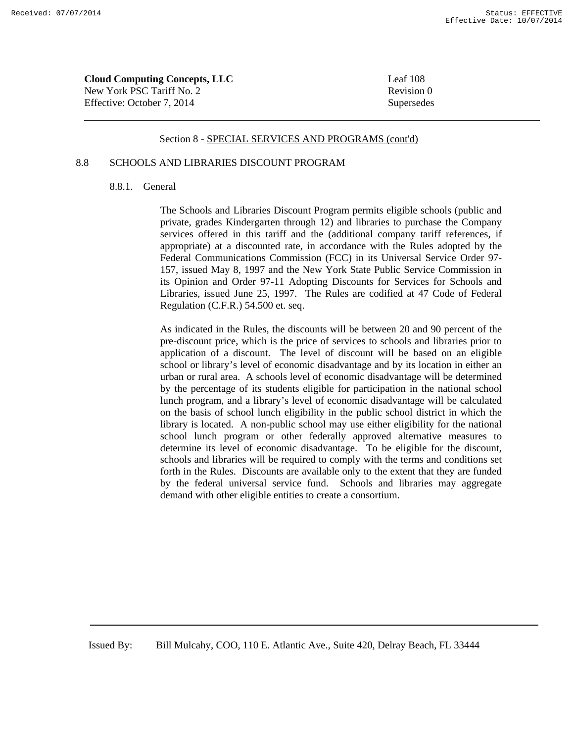**Cloud Computing Concepts, LLC**
New York PSC Tariff No. 2
Effective: October 7, 2014

Leaf 108
Revision 0
Supersedes

Section 8 - SPECIAL SERVICES AND PROGRAMS (cont'd)

## 8.8 SCHOOLS AND LIBRARIES DISCOUNT PROGRAM

### 8.8.1. General

The Schools and Libraries Discount Program permits eligible schools (public and private, grades Kindergarten through 12) and libraries to purchase the Company services offered in this tariff and the (additional company tariff references, if appropriate) at a discounted rate, in accordance with the Rules adopted by the Federal Communications Commission (FCC) in its Universal Service Order 97-157, issued May 8, 1997 and the New York State Public Service Commission in its Opinion and Order 97-11 Adopting Discounts for Services for Schools and Libraries, issued June 25, 1997. The Rules are codified at 47 Code of Federal Regulation (C.F.R.) 54.500 et. seq.

As indicated in the Rules, the discounts will be between 20 and 90 percent of the pre-discount price, which is the price of services to schools and libraries prior to application of a discount. The level of discount will be based on an eligible school or library's level of economic disadvantage and by its location in either an urban or rural area. A schools level of economic disadvantage will be determined by the percentage of its students eligible for participation in the national school lunch program, and a library's level of economic disadvantage will be calculated on the basis of school lunch eligibility in the public school district in which the library is located. A non-public school may use either eligibility for the national school lunch program or other federally approved alternative measures to determine its level of economic disadvantage. To be eligible for the discount, schools and libraries will be required to comply with the terms and conditions set forth in the Rules. Discounts are available only to the extent that they are funded by the federal universal service fund. Schools and libraries may aggregate demand with other eligible entities to create a consortium.

Issued By: Bill Mulcahy, COO, 110 E. Atlantic Ave., Suite 420, Delray Beach, FL 33444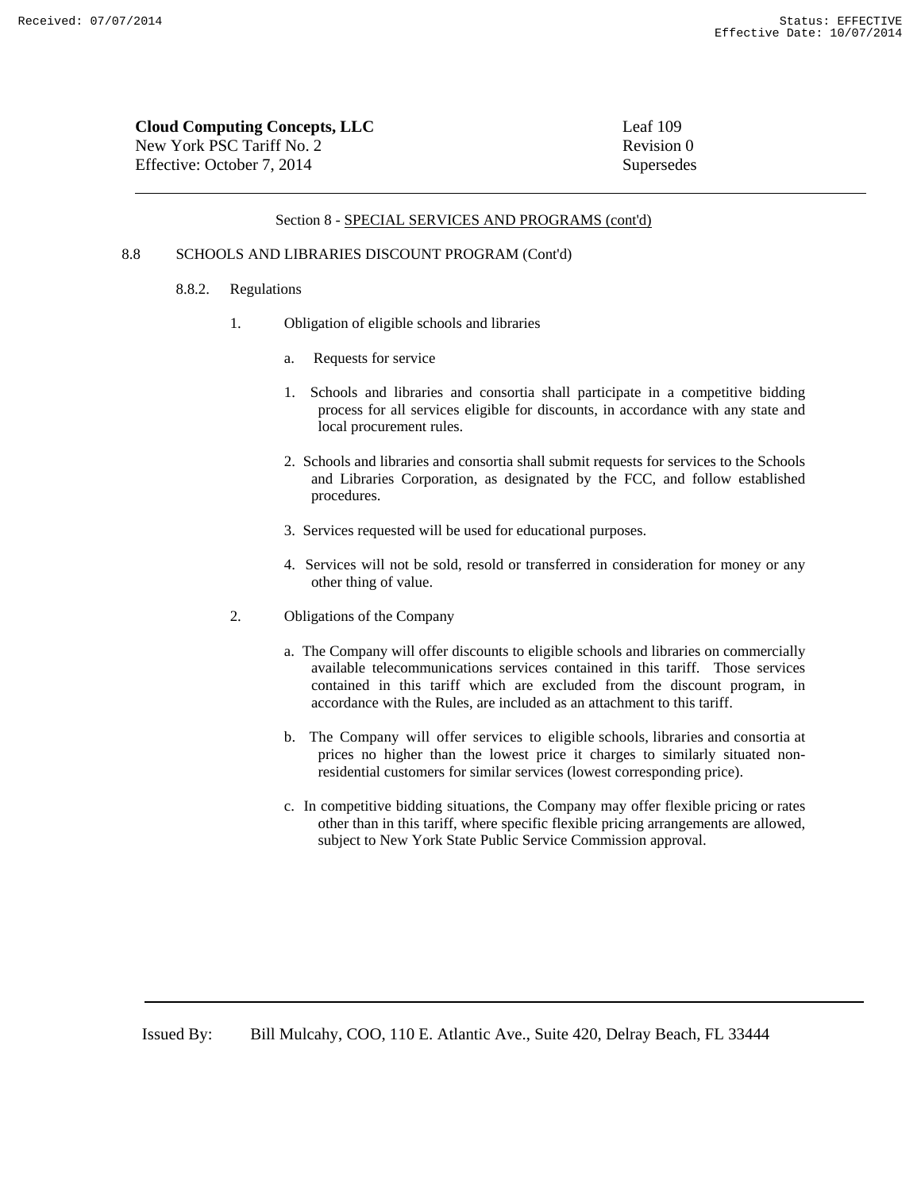**Cloud Computing Concepts, LLC**
New York PSC Tariff No. 2
Effective: October 7, 2014

Leaf 109
Revision 0
Supersedes

Section 8 - SPECIAL SERVICES AND PROGRAMS (cont'd)

8.8 SCHOOLS AND LIBRARIES DISCOUNT PROGRAM (Cont'd)

8.8.2. Regulations

1. Obligation of eligible schools and libraries

a. Requests for service

1. Schools and libraries and consortia shall participate in a competitive bidding process for all services eligible for discounts, in accordance with any state and local procurement rules.

2. Schools and libraries and consortia shall submit requests for services to the Schools and Libraries Corporation, as designated by the FCC, and follow established procedures.

3. Services requested will be used for educational purposes.

4. Services will not be sold, resold or transferred in consideration for money or any other thing of value.

2. Obligations of the Company

a. The Company will offer discounts to eligible schools and libraries on commercially available telecommunications services contained in this tariff. Those services contained in this tariff which are excluded from the discount program, in accordance with the Rules, are included as an attachment to this tariff.

b. The Company will offer services to eligible schools, libraries and consortia at prices no higher than the lowest price it charges to similarly situated non-residential customers for similar services (lowest corresponding price).

c. In competitive bidding situations, the Company may offer flexible pricing or rates other than in this tariff, where specific flexible pricing arrangements are allowed, subject to New York State Public Service Commission approval.

Issued By: Bill Mulcahy, COO, 110 E. Atlantic Ave., Suite 420, Delray Beach, FL 33444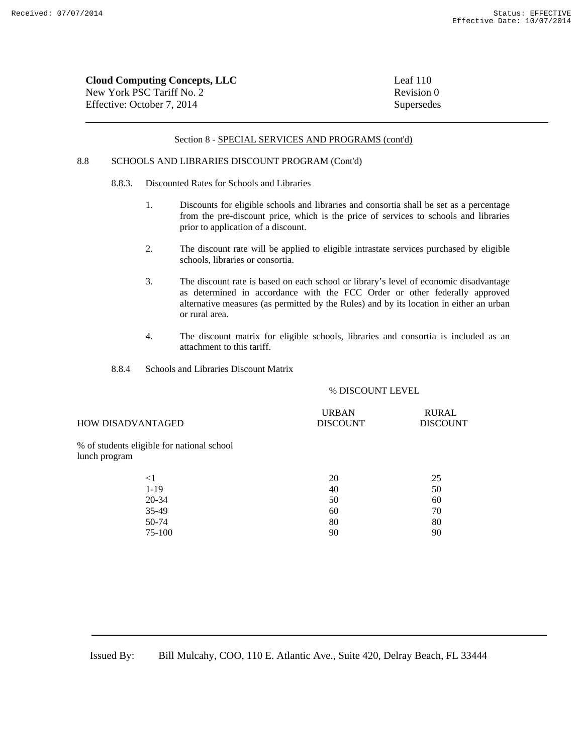**Cloud Computing Concepts, LLC**
New York PSC Tariff No. 2
Effective: October 7, 2014

Leaf 110
Revision 0
Supersedes

Section 8 - SPECIAL SERVICES AND PROGRAMS (cont'd)

8.8 SCHOOLS AND LIBRARIES DISCOUNT PROGRAM (Cont'd)

8.8.3. Discounted Rates for Schools and Libraries

1. Discounts for eligible schools and libraries and consortia shall be set as a percentage from the pre-discount price, which is the price of services to schools and libraries prior to application of a discount.

2. The discount rate will be applied to eligible intrastate services purchased by eligible schools, libraries or consortia.

3. The discount rate is based on each school or library's level of economic disadvantage as determined in accordance with the FCC Order or other federally approved alternative measures (as permitted by the Rules) and by its location in either an urban or rural area.

4. The discount matrix for eligible schools, libraries and consortia is included as an attachment to this tariff.

8.8.4 Schools and Libraries Discount Matrix

| HOW DISADVANTAGED | % DISCOUNT LEVEL | |
|---|---|---|
| | URBAN DISCOUNT | RURAL DISCOUNT |
| % of students eligible for national school lunch program | | |
| <1 | 20 | 25 |
| 1-19 | 40 | 50 |
| 20-34 | 50 | 60 |
| 35-49 | 60 | 70 |
| 50-74 | 80 | 80 |
| 75-100 | 90 | 90 |

Issued By: Bill Mulcahy, COO, 110 E. Atlantic Ave., Suite 420, Delray Beach, FL 33444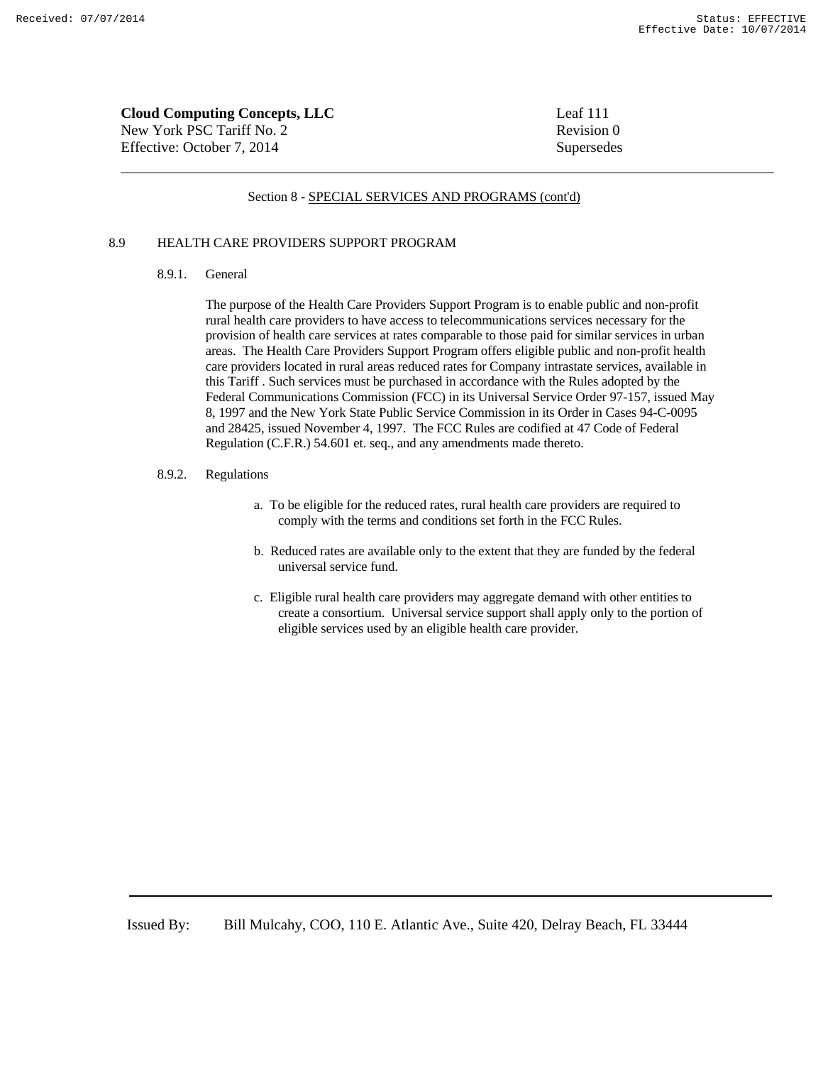**Cloud Computing Concepts, LLC**
New York PSC Tariff No. 2
Effective: October 7, 2014

Leaf 111
Revision 0
Supersedes

Section 8 - SPECIAL SERVICES AND PROGRAMS (cont'd)

## 8.9 HEALTH CARE PROVIDERS SUPPORT PROGRAM

### 8.9.1. General

The purpose of the Health Care Providers Support Program is to enable public and non-profit rural health care providers to have access to telecommunications services necessary for the provision of health care services at rates comparable to those paid for similar services in urban areas. The Health Care Providers Support Program offers eligible public and non-profit health care providers located in rural areas reduced rates for Company intrastate services, available in this Tariff . Such services must be purchased in accordance with the Rules adopted by the Federal Communications Commission (FCC) in its Universal Service Order 97-157, issued May 8, 1997 and the New York State Public Service Commission in its Order in Cases 94-C-0095 and 28425, issued November 4, 1997. The FCC Rules are codified at 47 Code of Federal Regulation (C.F.R.) 54.601 et. seq., and any amendments made thereto.

### 8.9.2. Regulations

a. To be eligible for the reduced rates, rural health care providers are required to comply with the terms and conditions set forth in the FCC Rules.

b. Reduced rates are available only to the extent that they are funded by the federal universal service fund.

c. Eligible rural health care providers may aggregate demand with other entities to create a consortium. Universal service support shall apply only to the portion of eligible services used by an eligible health care provider.

Issued By: Bill Mulcahy, COO, 110 E. Atlantic Ave., Suite 420, Delray Beach, FL 33444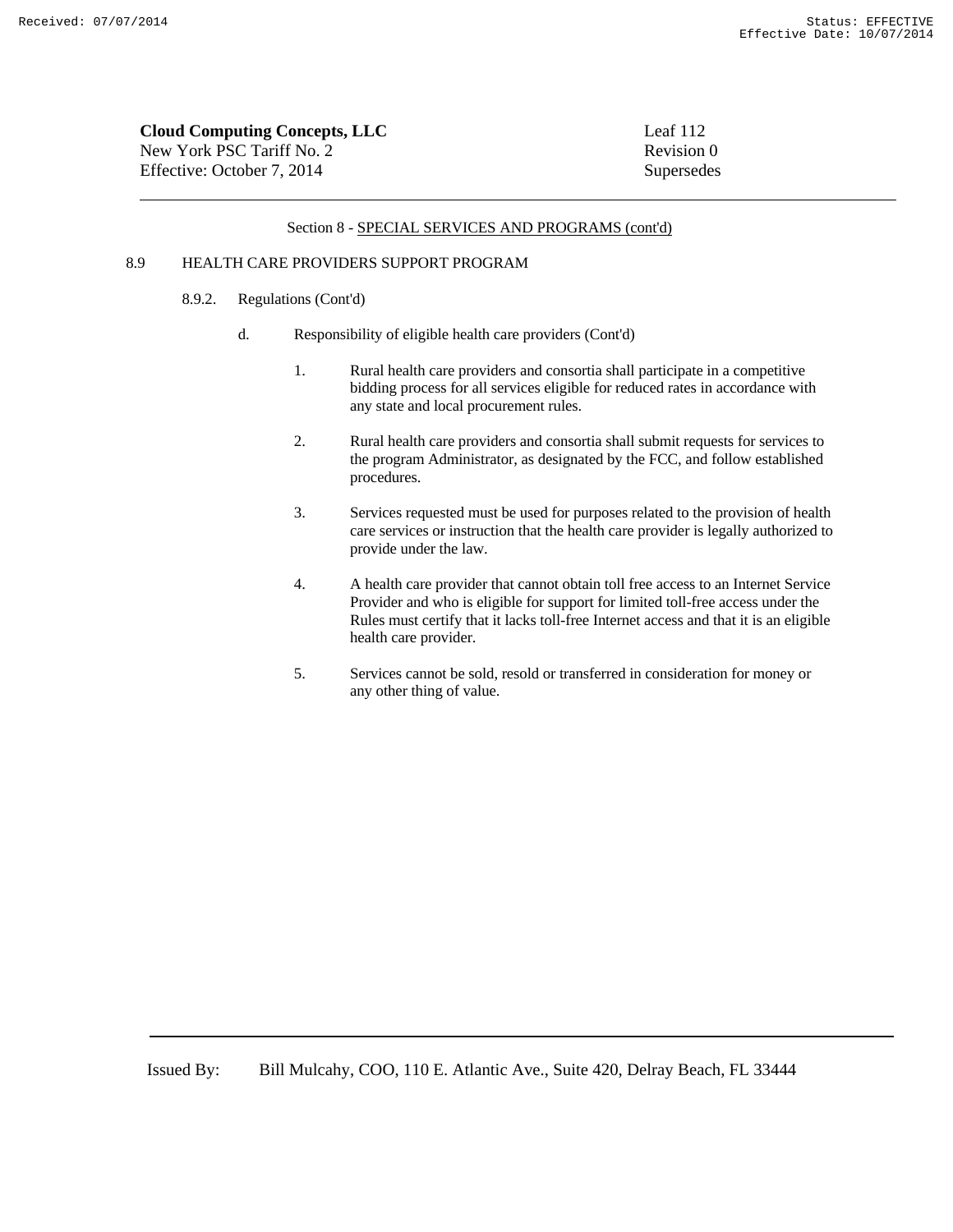Section 8 - SPECIAL SERVICES AND PROGRAMS (cont'd)

8.9 HEALTH CARE PROVIDERS SUPPORT PROGRAM

8.9.2. Regulations (Cont'd)

d. Responsibility of eligible health care providers (Cont'd)

1. Rural health care providers and consortia shall participate in a competitive bidding process for all services eligible for reduced rates in accordance with any state and local procurement rules.

2. Rural health care providers and consortia shall submit requests for services to the program Administrator, as designated by the FCC, and follow established procedures.

3. Services requested must be used for purposes related to the provision of health care services or instruction that the health care provider is legally authorized to provide under the law.

4. A health care provider that cannot obtain toll free access to an Internet Service Provider and who is eligible for support for limited toll-free access under the Rules must certify that it lacks toll-free Internet access and that it is an eligible health care provider.

5. Services cannot be sold, resold or transferred in consideration for money or any other thing of value.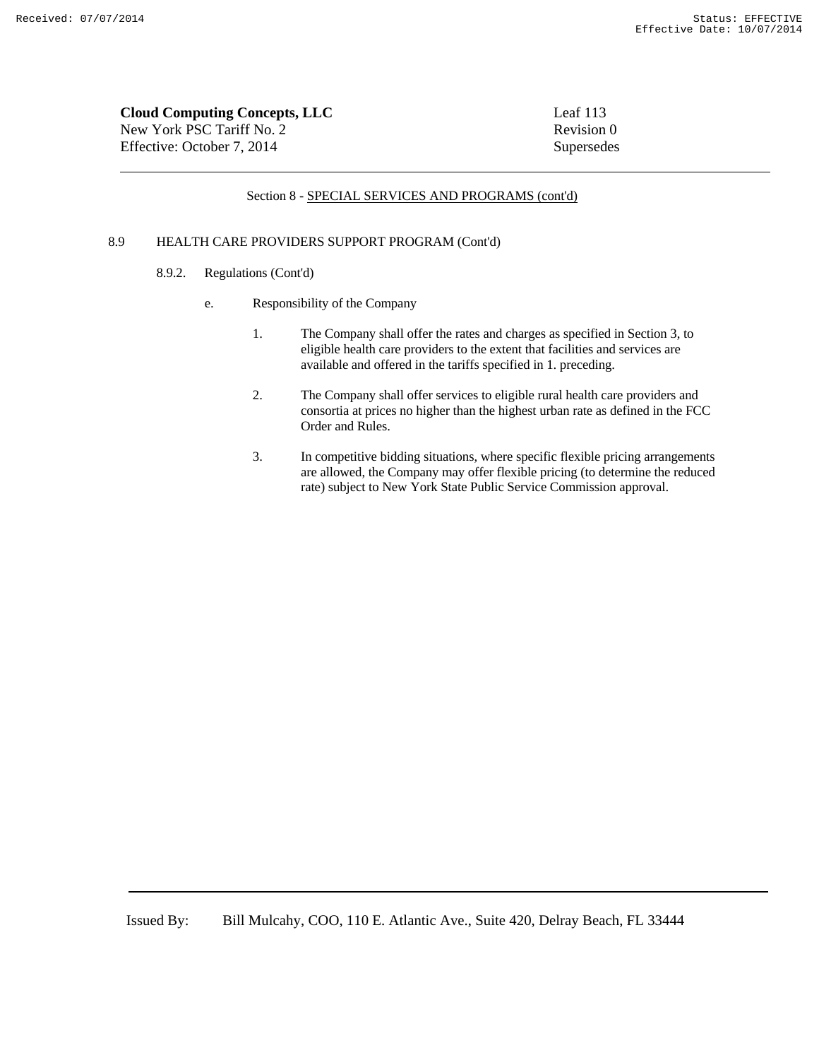Section 8 - SPECIAL SERVICES AND PROGRAMS (cont'd)

8.9 HEALTH CARE PROVIDERS SUPPORT PROGRAM (Cont'd)

8.9.2. Regulations (Cont'd)

e. Responsibility of the Company

1. The Company shall offer the rates and charges as specified in Section 3, to eligible health care providers to the extent that facilities and services are available and offered in the tariffs specified in 1. preceding.

2. The Company shall offer services to eligible rural health care providers and consortia at prices no higher than the highest urban rate as defined in the FCC Order and Rules.

3. In competitive bidding situations, where specific flexible pricing arrangements are allowed, the Company may offer flexible pricing (to determine the reduced rate) subject to New York State Public Service Commission approval.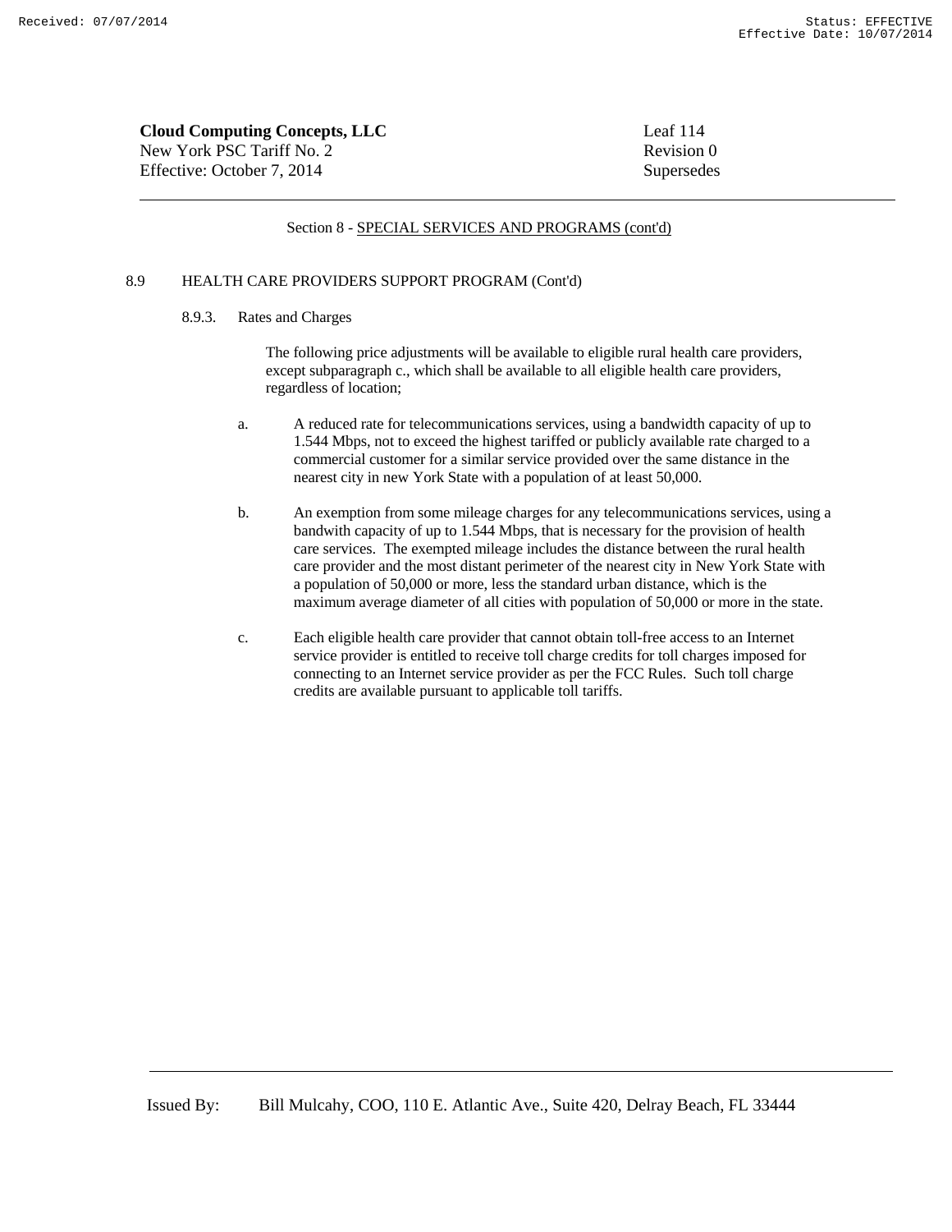Section 8 - SPECIAL SERVICES AND PROGRAMS (cont'd)

8.9 HEALTH CARE PROVIDERS SUPPORT PROGRAM (Cont'd)

8.9.3. Rates and Charges

The following price adjustments will be available to eligible rural health care providers, except subparagraph c., which shall be available to all eligible health care providers, regardless of location;

a. A reduced rate for telecommunications services, using a bandwidth capacity of up to 1.544 Mbps, not to exceed the highest tariffed or publicly available rate charged to a commercial customer for a similar service provided over the same distance in the nearest city in new York State with a population of at least 50,000.

b. An exemption from some mileage charges for any telecommunications services, using a bandwith capacity of up to 1.544 Mbps, that is necessary for the provision of health care services. The exempted mileage includes the distance between the rural health care provider and the most distant perimeter of the nearest city in New York State with a population of 50,000 or more, less the standard urban distance, which is the maximum average diameter of all cities with population of 50,000 or more in the state.

c. Each eligible health care provider that cannot obtain toll-free access to an Internet service provider is entitled to receive toll charge credits for toll charges imposed for connecting to an Internet service provider as per the FCC Rules. Such toll charge credits are available pursuant to applicable toll tariffs.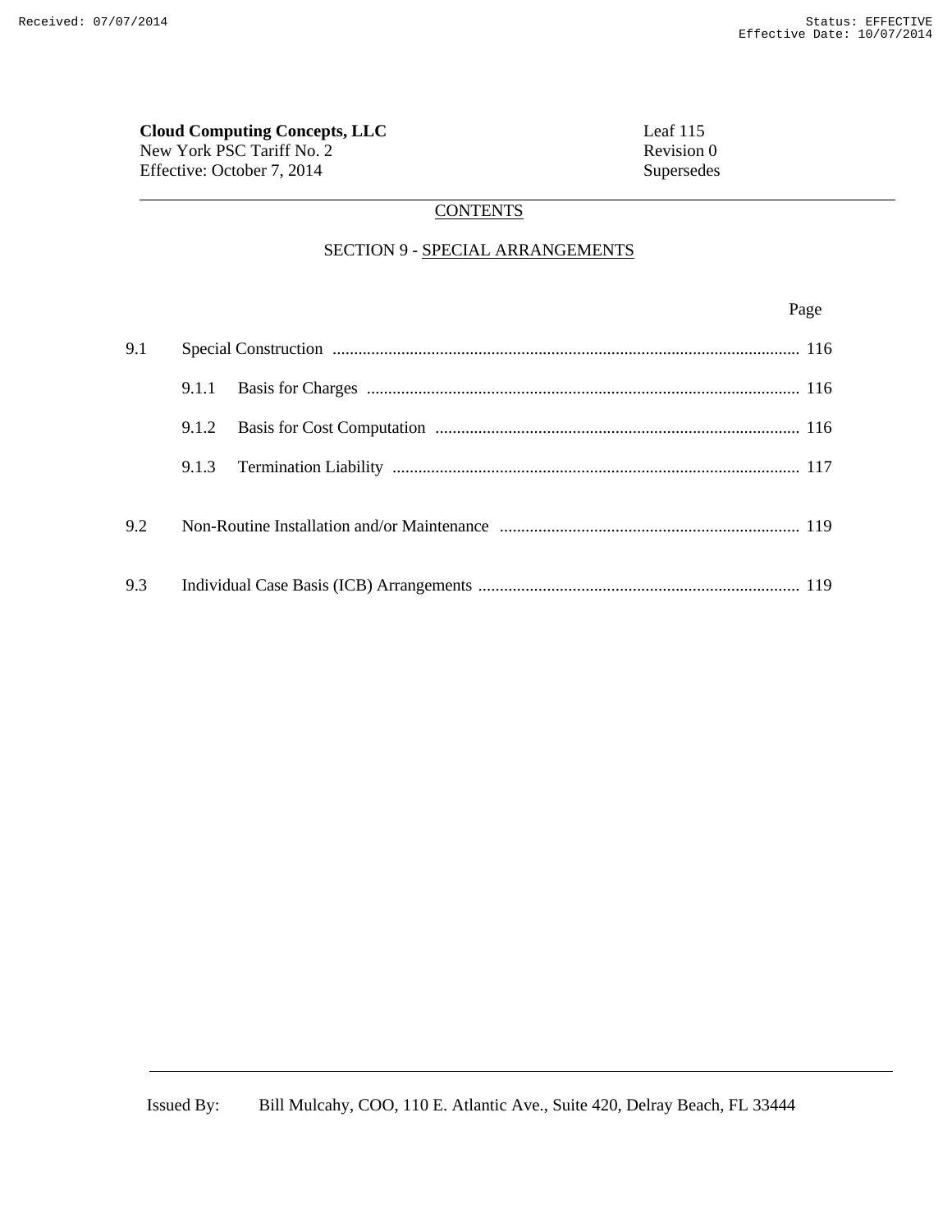**Cloud Computing Concepts, LLC**
New York PSC Tariff No. 2
Effective: October 7, 2014

Leaf 115
Revision 0
Supersedes

CONTENTS

SECTION 9 - SPECIAL ARRANGEMENTS

| | | Page |
|---|---|---|
| 9.1 | Special Construction | 116 |
| | 9.1.1 Basis for Charges | 116 |
| | 9.1.2 Basis for Cost Computation | 116 |
| | 9.1.3 Termination Liability | 117 |
| 9.2 | Non-Routine Installation and/or Maintenance | 119 |
| 9.3 | Individual Case Basis (ICB) Arrangements | 119 |

Issued By: Bill Mulcahy, COO, 110 E. Atlantic Ave., Suite 420, Delray Beach, FL 33444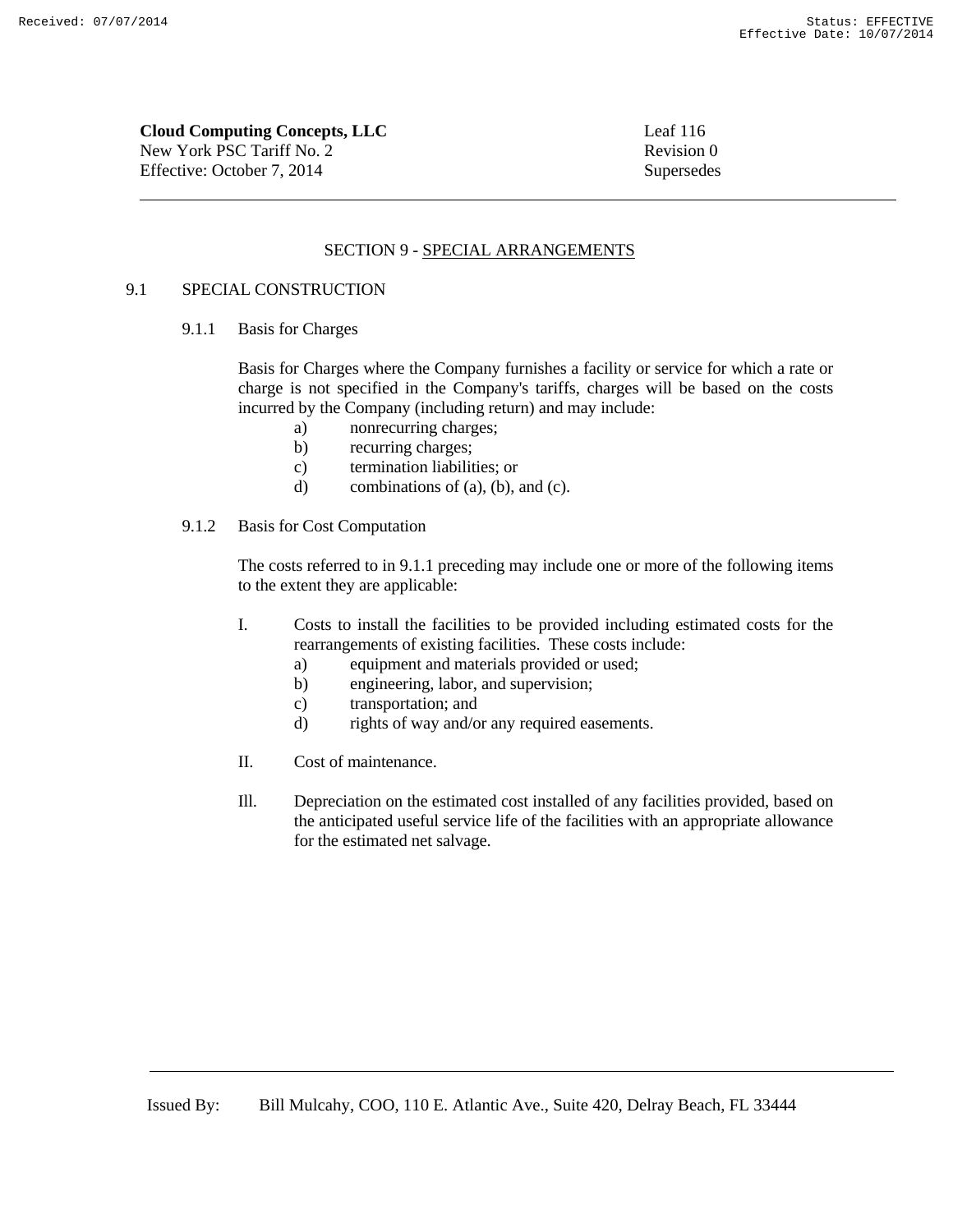**Cloud Computing Concepts, LLC**
New York PSC Tariff No. 2
Effective: October 7, 2014

Leaf 116
Revision 0
Supersedes

## SECTION 9 - SPECIAL ARRANGEMENTS

### 9.1 SPECIAL CONSTRUCTION

#### 9.1.1 Basis for Charges

Basis for Charges where the Company furnishes a facility or service for which a rate or charge is not specified in the Company's tariffs, charges will be based on the costs incurred by the Company (including return) and may include:

- a) nonrecurring charges;
- b) recurring charges;
- c) termination liabilities; or
- d) combinations of (a), (b), and (c).

#### 9.1.2 Basis for Cost Computation

The costs referred to in 9.1.1 preceding may include one or more of the following items to the extent they are applicable:

I. Costs to install the facilities to be provided including estimated costs for the rearrangements of existing facilities. These costs include:
- a) equipment and materials provided or used;
- b) engineering, labor, and supervision;
- c) transportation; and
- d) rights of way and/or any required easements.

II. Cost of maintenance.

Ill. Depreciation on the estimated cost installed of any facilities provided, based on the anticipated useful service life of the facilities with an appropriate allowance for the estimated net salvage.

Issued By: Bill Mulcahy, COO, 110 E. Atlantic Ave., Suite 420, Delray Beach, FL 33444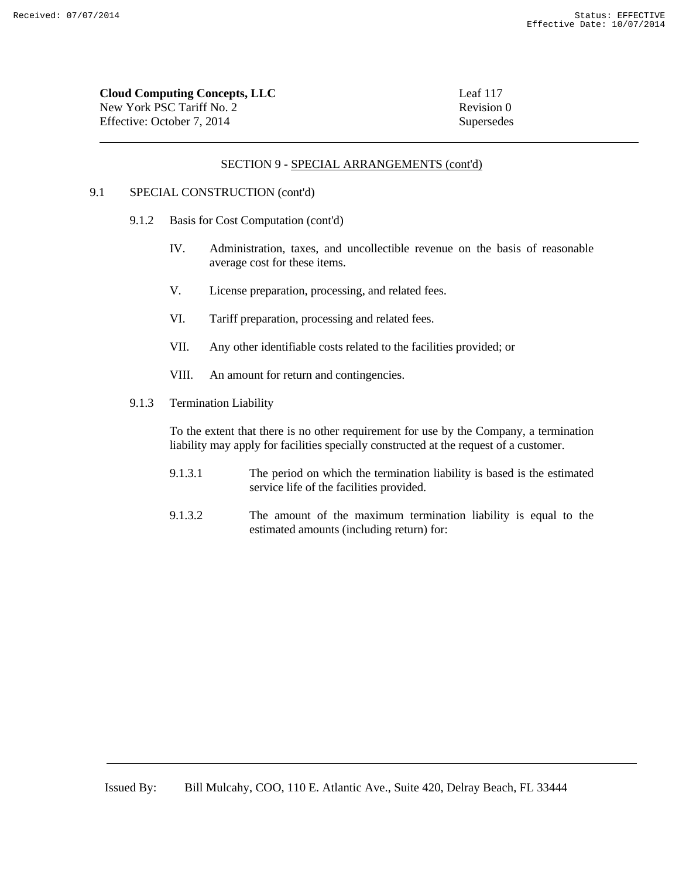SECTION 9 - SPECIAL ARRANGEMENTS (cont'd)

9.1 SPECIAL CONSTRUCTION (cont'd)

9.1.2 Basis for Cost Computation (cont'd)

IV. Administration, taxes, and uncollectible revenue on the basis of reasonable average cost for these items.

V. License preparation, processing, and related fees.

VI. Tariff preparation, processing and related fees.

VII. Any other identifiable costs related to the facilities provided; or

VIII. An amount for return and contingencies.

9.1.3 Termination Liability

To the extent that there is no other requirement for use by the Company, a termination liability may apply for facilities specially constructed at the request of a customer.

9.1.3.1 The period on which the termination liability is based is the estimated service life of the facilities provided.

9.1.3.2 The amount of the maximum termination liability is equal to the estimated amounts (including return) for: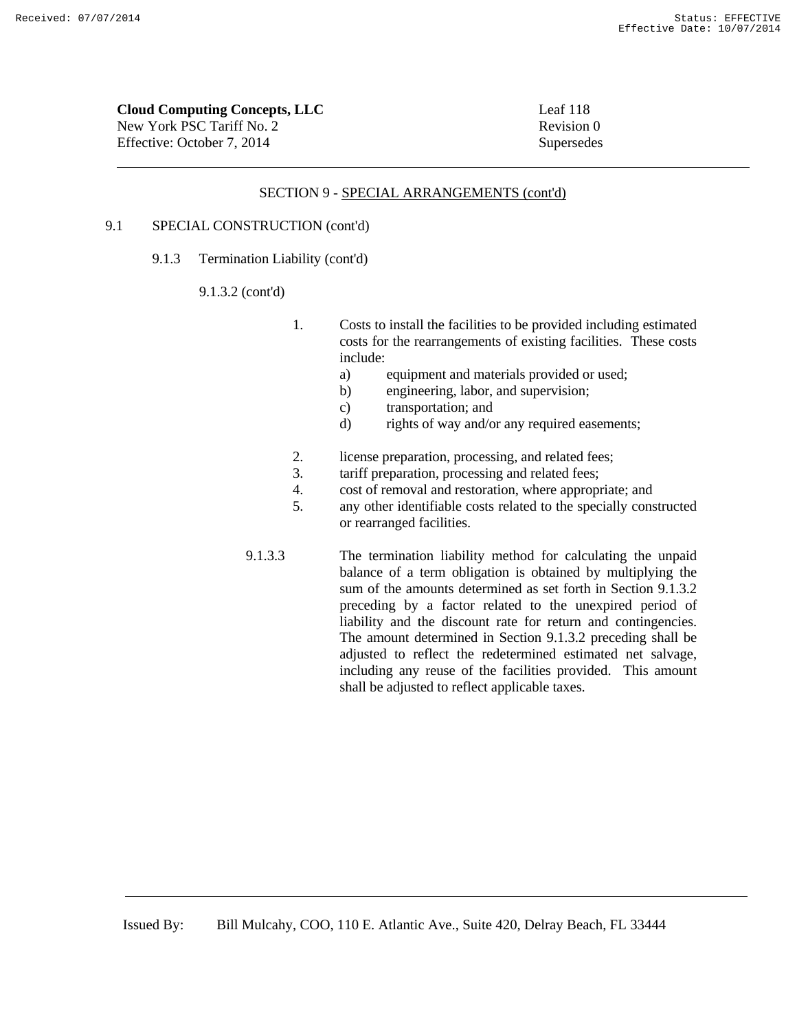**Cloud Computing Concepts, LLC**
New York PSC Tariff No. 2
Effective: October 7, 2014

Leaf 118
Revision 0
Supersedes

SECTION 9 - SPECIAL ARRANGEMENTS (cont'd)

9.1 SPECIAL CONSTRUCTION (cont'd)

9.1.3 Termination Liability (cont'd)

9.1.3.2 (cont'd)

1. Costs to install the facilities to be provided including estimated costs for the rearrangements of existing facilities. These costs include:
   - a) equipment and materials provided or used;
   - b) engineering, labor, and supervision;
   - c) transportation; and
   - d) rights of way and/or any required easements;

2. license preparation, processing, and related fees;
3. tariff preparation, processing and related fees;
4. cost of removal and restoration, where appropriate; and
5. any other identifiable costs related to the specially constructed or rearranged facilities.

9.1.3.3 The termination liability method for calculating the unpaid balance of a term obligation is obtained by multiplying the sum of the amounts determined as set forth in Section 9.1.3.2 preceding by a factor related to the unexpired period of liability and the discount rate for return and contingencies. The amount determined in Section 9.1.3.2 preceding shall be adjusted to reflect the redetermined estimated net salvage, including any reuse of the facilities provided. This amount shall be adjusted to reflect applicable taxes.

Issued By: Bill Mulcahy, COO, 110 E. Atlantic Ave., Suite 420, Delray Beach, FL 33444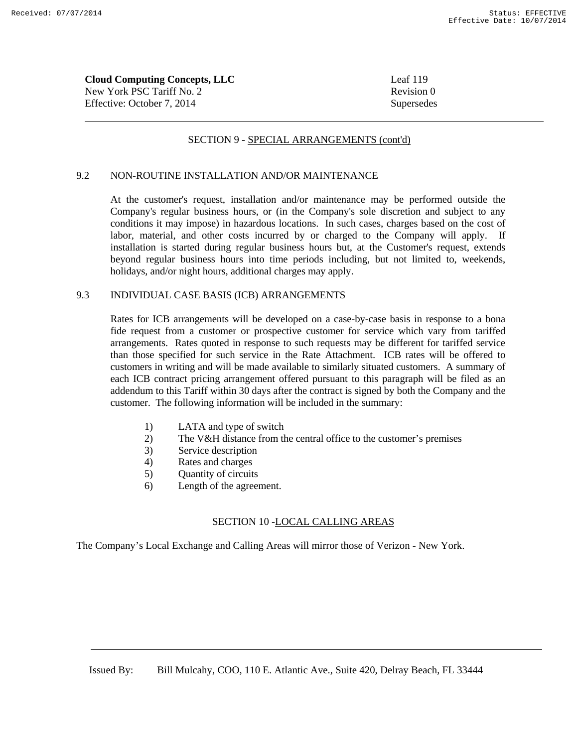**Cloud Computing Concepts, LLC**
New York PSC Tariff No. 2
Effective: October 7, 2014

Leaf 119
Revision 0
Supersedes

SECTION 9 - SPECIAL ARRANGEMENTS (cont'd)

9.2 NON-ROUTINE INSTALLATION AND/OR MAINTENANCE

At the customer's request, installation and/or maintenance may be performed outside the Company's regular business hours, or (in the Company's sole discretion and subject to any conditions it may impose) in hazardous locations. In such cases, charges based on the cost of labor, material, and other costs incurred by or charged to the Company will apply. If installation is started during regular business hours but, at the Customer's request, extends beyond regular business hours into time periods including, but not limited to, weekends, holidays, and/or night hours, additional charges may apply.

9.3 INDIVIDUAL CASE BASIS (ICB) ARRANGEMENTS

Rates for ICB arrangements will be developed on a case-by-case basis in response to a bona fide request from a customer or prospective customer for service which vary from tariffed arrangements. Rates quoted in response to such requests may be different for tariffed service than those specified for such service in the Rate Attachment. ICB rates will be offered to customers in writing and will be made available to similarly situated customers. A summary of each ICB contract pricing arrangement offered pursuant to this paragraph will be filed as an addendum to this Tariff within 30 days after the contract is signed by both the Company and the customer. The following information will be included in the summary:

1) LATA and type of switch
2) The V&H distance from the central office to the customer's premises
3) Service description
4) Rates and charges
5) Quantity of circuits
6) Length of the agreement.

SECTION 10 - LOCAL CALLING AREAS

The Company's Local Exchange and Calling Areas will mirror those of Verizon - New York.

Issued By: Bill Mulcahy, COO, 110 E. Atlantic Ave., Suite 420, Delray Beach, FL 33444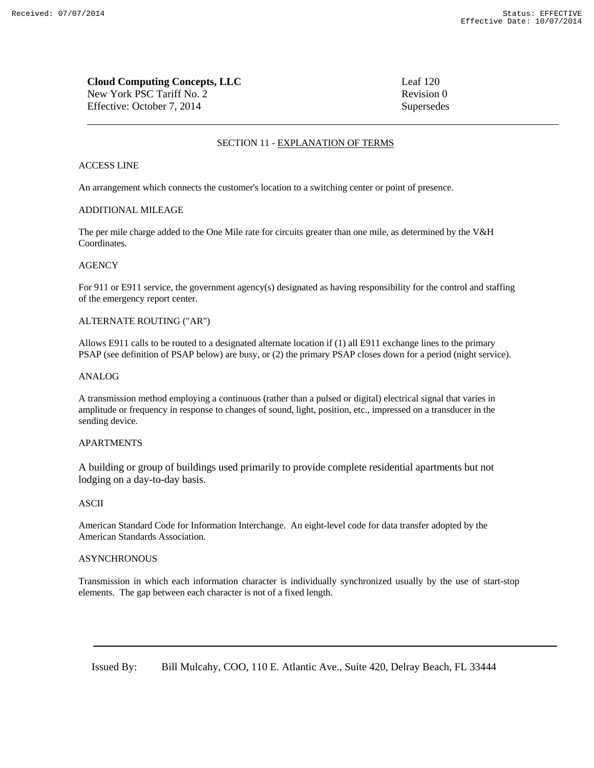**Cloud Computing Concepts, LLC**
New York PSC Tariff No. 2
Effective: October 7, 2014

Leaf 120
Revision 0
Supersedes

## SECTION 11 - EXPLANATION OF TERMS

ACCESS LINE

An arrangement which connects the customer's location to a switching center or point of presence.

ADDITIONAL MILEAGE

The per mile charge added to the One Mile rate for circuits greater than one mile, as determined by the V&H Coordinates.

AGENCY

For 911 or E911 service, the government agency(s) designated as having responsibility for the control and staffing of the emergency report center.

ALTERNATE ROUTING ("AR")

Allows E911 calls to be routed to a designated alternate location if (1) all E911 exchange lines to the primary PSAP (see definition of PSAP below) are busy, or (2) the primary PSAP closes down for a period (night service).

ANALOG

A transmission method employing a continuous (rather than a pulsed or digital) electrical signal that varies in amplitude or frequency in response to changes of sound, light, position, etc., impressed on a transducer in the sending device.

APARTMENTS

A building or group of buildings used primarily to provide complete residential apartments but not lodging on a day-to-day basis.

ASCII

American Standard Code for Information Interchange. An eight-level code for data transfer adopted by the American Standards Association.

ASYNCHRONOUS

Transmission in which each information character is individually synchronized usually by the use of start-stop elements. The gap between each character is not of a fixed length.

Issued By: Bill Mulcahy, COO, 110 E. Atlantic Ave., Suite 420, Delray Beach, FL 33444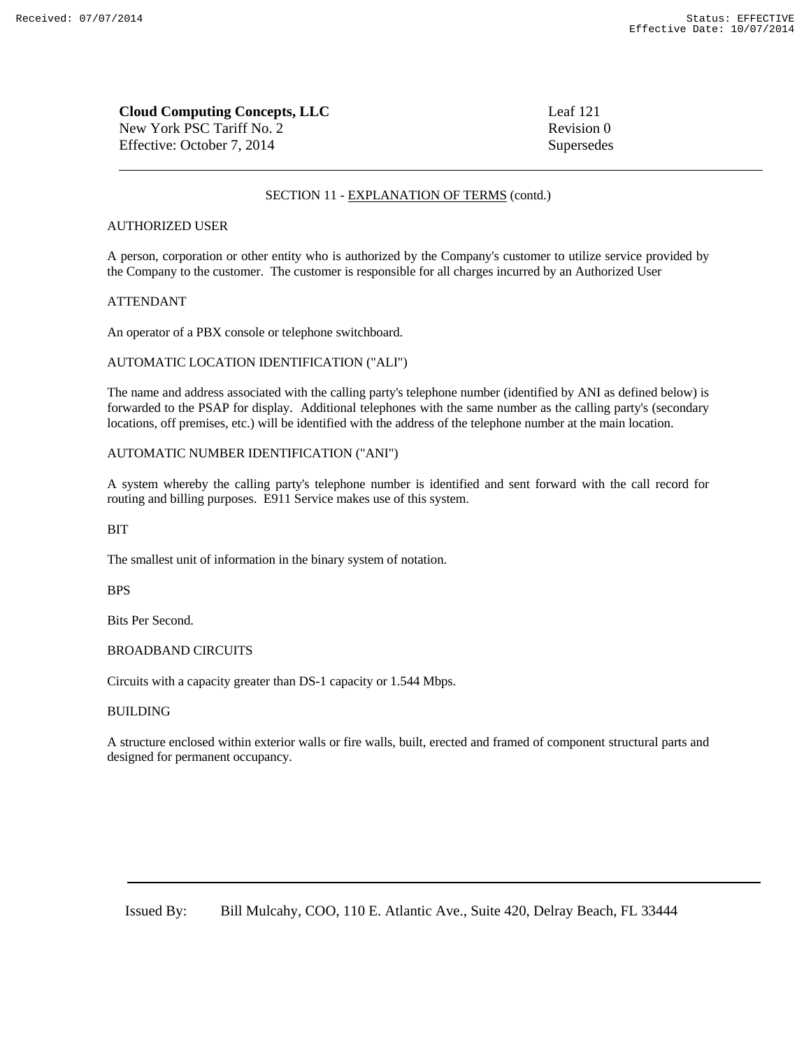**Cloud Computing Concepts, LLC**
New York PSC Tariff No. 2
Effective: October 7, 2014

Leaf 121
Revision 0
Supersedes

SECTION 11 - EXPLANATION OF TERMS (contd.)

AUTHORIZED USER

A person, corporation or other entity who is authorized by the Company's customer to utilize service provided by the Company to the customer. The customer is responsible for all charges incurred by an Authorized User

ATTENDANT

An operator of a PBX console or telephone switchboard.

AUTOMATIC LOCATION IDENTIFICATION ("ALI")

The name and address associated with the calling party's telephone number (identified by ANI as defined below) is forwarded to the PSAP for display. Additional telephones with the same number as the calling party's (secondary locations, off premises, etc.) will be identified with the address of the telephone number at the main location.

AUTOMATIC NUMBER IDENTIFICATION ("ANI")

A system whereby the calling party's telephone number is identified and sent forward with the call record for routing and billing purposes. E911 Service makes use of this system.

BIT

The smallest unit of information in the binary system of notation.

BPS

Bits Per Second.

BROADBAND CIRCUITS

Circuits with a capacity greater than DS-1 capacity or 1.544 Mbps.

BUILDING

A structure enclosed within exterior walls or fire walls, built, erected and framed of component structural parts and designed for permanent occupancy.

Issued By: Bill Mulcahy, COO, 110 E. Atlantic Ave., Suite 420, Delray Beach, FL 33444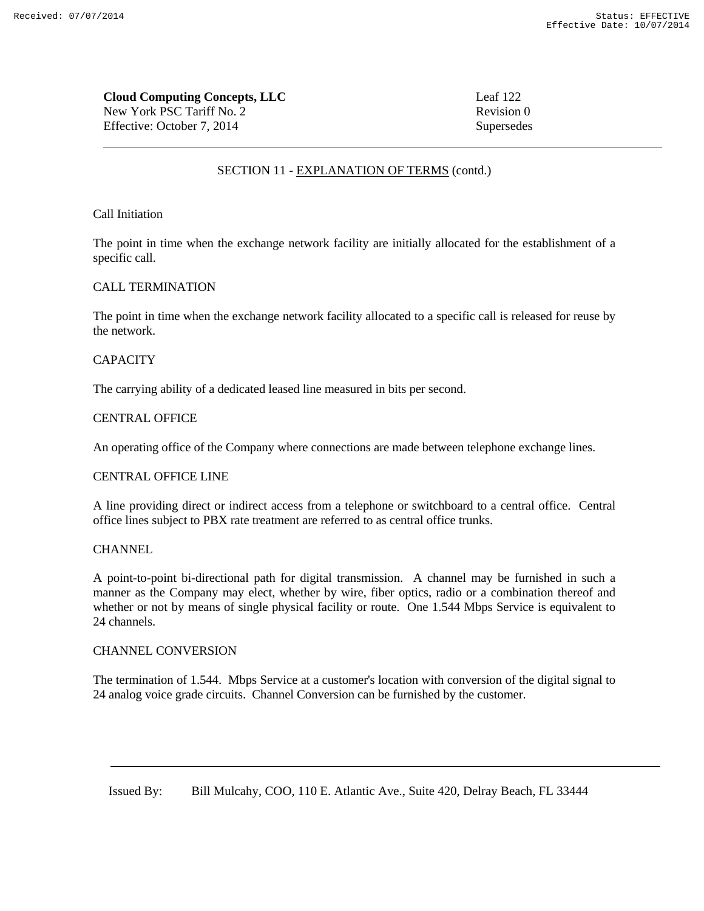**Cloud Computing Concepts, LLC**
New York PSC Tariff No. 2
Effective: October 7, 2014

Leaf 122
Revision 0
Supersedes

## SECTION 11 - EXPLANATION OF TERMS (contd.)

Call Initiation

The point in time when the exchange network facility are initially allocated for the establishment of a specific call.

CALL TERMINATION

The point in time when the exchange network facility allocated to a specific call is released for reuse by the network.

CAPACITY

The carrying ability of a dedicated leased line measured in bits per second.

CENTRAL OFFICE

An operating office of the Company where connections are made between telephone exchange lines.

CENTRAL OFFICE LINE

A line providing direct or indirect access from a telephone or switchboard to a central office. Central office lines subject to PBX rate treatment are referred to as central office trunks.

CHANNEL

A point-to-point bi-directional path for digital transmission. A channel may be furnished in such a manner as the Company may elect, whether by wire, fiber optics, radio or a combination thereof and whether or not by means of single physical facility or route. One 1.544 Mbps Service is equivalent to 24 channels.

CHANNEL CONVERSION

The termination of 1.544. Mbps Service at a customer's location with conversion of the digital signal to 24 analog voice grade circuits. Channel Conversion can be furnished by the customer.

Issued By: Bill Mulcahy, COO, 110 E. Atlantic Ave., Suite 420, Delray Beach, FL 33444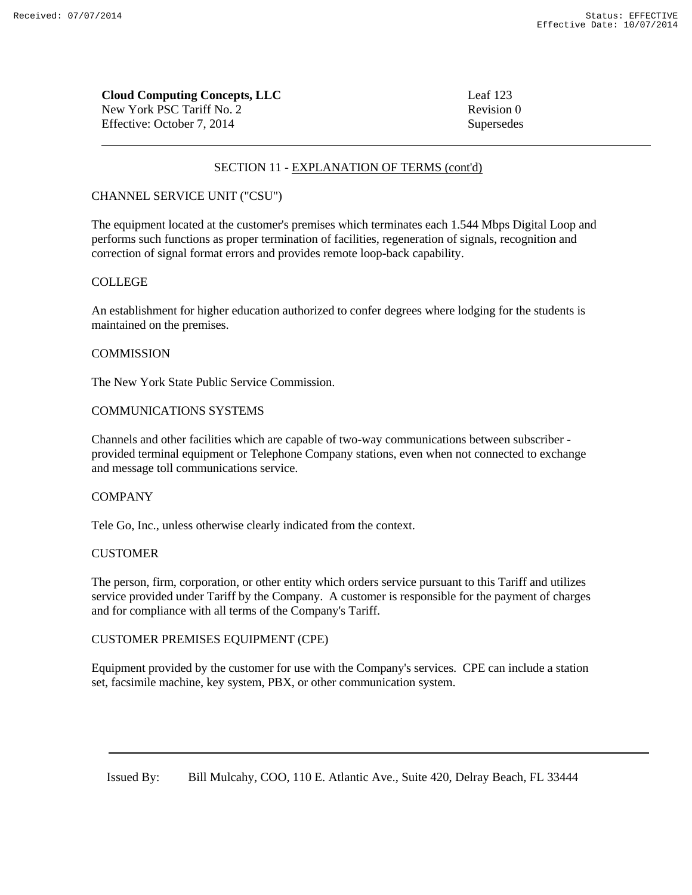**Cloud Computing Concepts, LLC**
New York PSC Tariff No. 2
Effective: October 7, 2014

Leaf 123
Revision 0
Supersedes

SECTION 11 - EXPLANATION OF TERMS (cont'd)

CHANNEL SERVICE UNIT ("CSU")

The equipment located at the customer's premises which terminates each 1.544 Mbps Digital Loop and performs such functions as proper termination of facilities, regeneration of signals, recognition and correction of signal format errors and provides remote loop-back capability.

COLLEGE

An establishment for higher education authorized to confer degrees where lodging for the students is maintained on the premises.

COMMISSION

The New York State Public Service Commission.

COMMUNICATIONS SYSTEMS

Channels and other facilities which are capable of two-way communications between subscriber - provided terminal equipment or Telephone Company stations, even when not connected to exchange and message toll communications service.

COMPANY

Tele Go, Inc., unless otherwise clearly indicated from the context.

CUSTOMER

The person, firm, corporation, or other entity which orders service pursuant to this Tariff and utilizes service provided under Tariff by the Company. A customer is responsible for the payment of charges and for compliance with all terms of the Company's Tariff.

CUSTOMER PREMISES EQUIPMENT (CPE)

Equipment provided by the customer for use with the Company's services. CPE can include a station set, facsimile machine, key system, PBX, or other communication system.

Issued By: Bill Mulcahy, COO, 110 E. Atlantic Ave., Suite 420, Delray Beach, FL 33444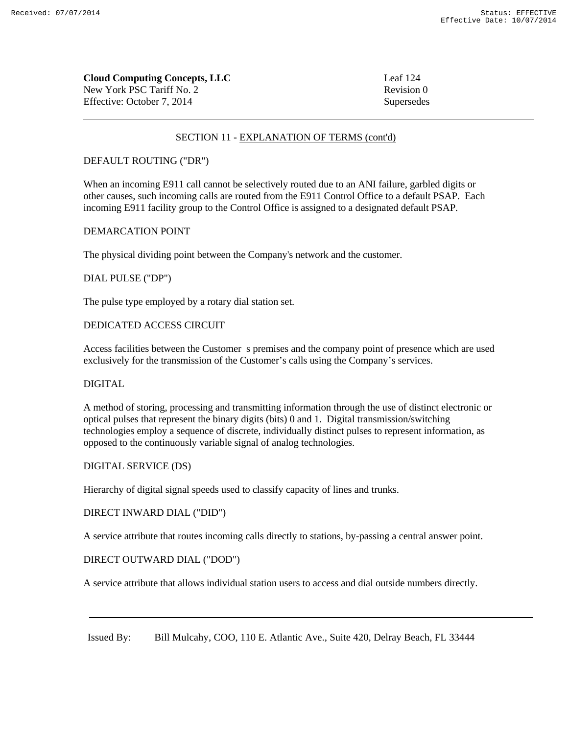## SECTION 11 - EXPLANATION OF TERMS (cont'd)

DEFAULT ROUTING ("DR")

When an incoming E911 call cannot be selectively routed due to an ANI failure, garbled digits or other causes, such incoming calls are routed from the E911 Control Office to a default PSAP. Each incoming E911 facility group to the Control Office is assigned to a designated default PSAP.

DEMARCATION POINT

The physical dividing point between the Company's network and the customer.

DIAL PULSE ("DP")

The pulse type employed by a rotary dial station set.

DEDICATED ACCESS CIRCUIT

Access facilities between the Customer s premises and the company point of presence which are used exclusively for the transmission of the Customer's calls using the Company's services.

DIGITAL

A method of storing, processing and transmitting information through the use of distinct electronic or optical pulses that represent the binary digits (bits) 0 and 1. Digital transmission/switching technologies employ a sequence of discrete, individually distinct pulses to represent information, as opposed to the continuously variable signal of analog technologies.

DIGITAL SERVICE (DS)

Hierarchy of digital signal speeds used to classify capacity of lines and trunks.

DIRECT INWARD DIAL ("DID")

A service attribute that routes incoming calls directly to stations, by-passing a central answer point.

DIRECT OUTWARD DIAL ("DOD")

A service attribute that allows individual station users to access and dial outside numbers directly.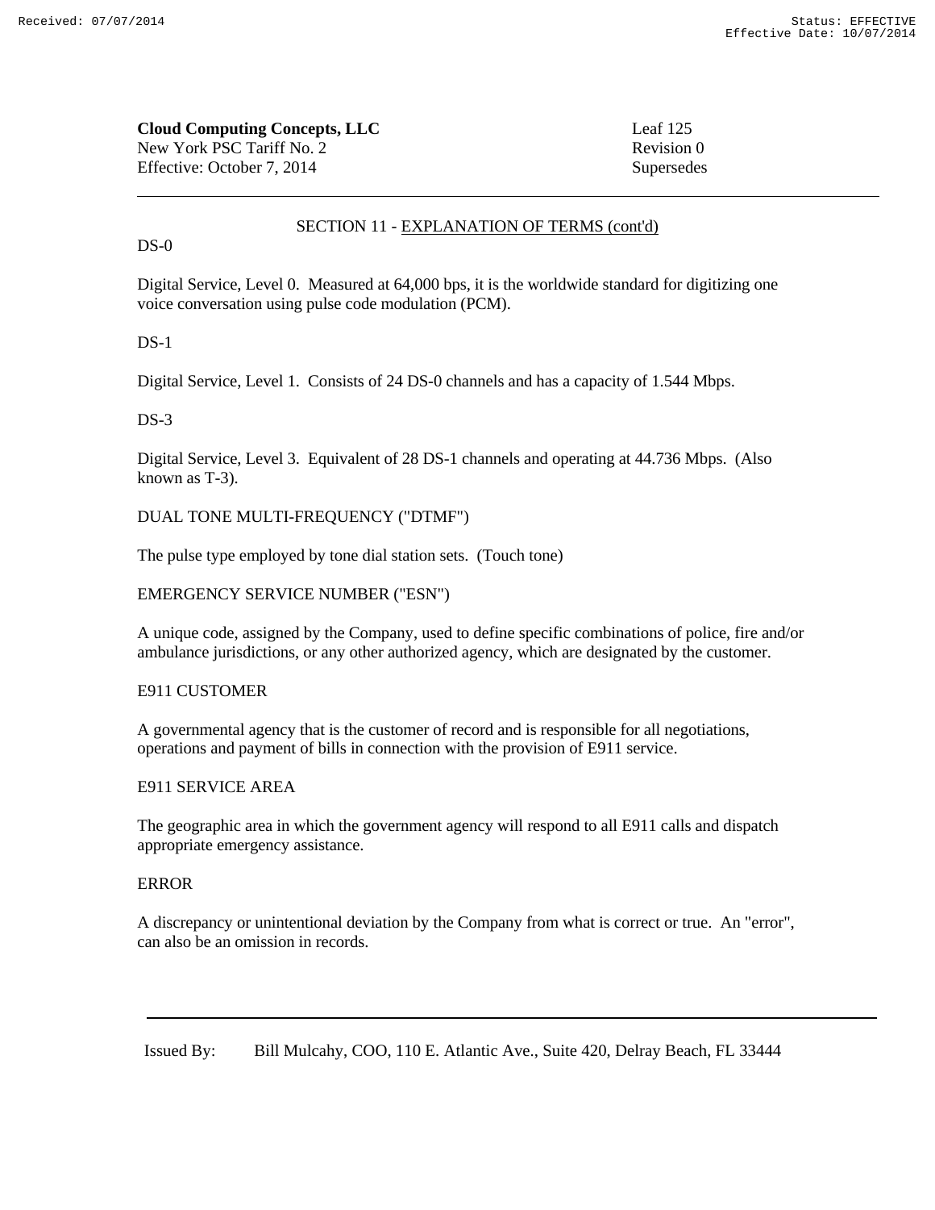**Cloud Computing Concepts, LLC**
New York PSC Tariff No. 2
Effective: October 7, 2014

Leaf 125
Revision 0
Supersedes

SECTION 11 - EXPLANATION OF TERMS (cont'd)

DS-0

Digital Service, Level 0. Measured at 64,000 bps, it is the worldwide standard for digitizing one voice conversation using pulse code modulation (PCM).

DS-1

Digital Service, Level 1. Consists of 24 DS-0 channels and has a capacity of 1.544 Mbps.

DS-3

Digital Service, Level 3. Equivalent of 28 DS-1 channels and operating at 44.736 Mbps. (Also known as T-3).

DUAL TONE MULTI-FREQUENCY ("DTMF")

The pulse type employed by tone dial station sets. (Touch tone)

EMERGENCY SERVICE NUMBER ("ESN")

A unique code, assigned by the Company, used to define specific combinations of police, fire and/or ambulance jurisdictions, or any other authorized agency, which are designated by the customer.

E911 CUSTOMER

A governmental agency that is the customer of record and is responsible for all negotiations, operations and payment of bills in connection with the provision of E911 service.

E911 SERVICE AREA

The geographic area in which the government agency will respond to all E911 calls and dispatch appropriate emergency assistance.

ERROR

A discrepancy or unintentional deviation by the Company from what is correct or true. An "error", can also be an omission in records.

Issued By: Bill Mulcahy, COO, 110 E. Atlantic Ave., Suite 420, Delray Beach, FL 33444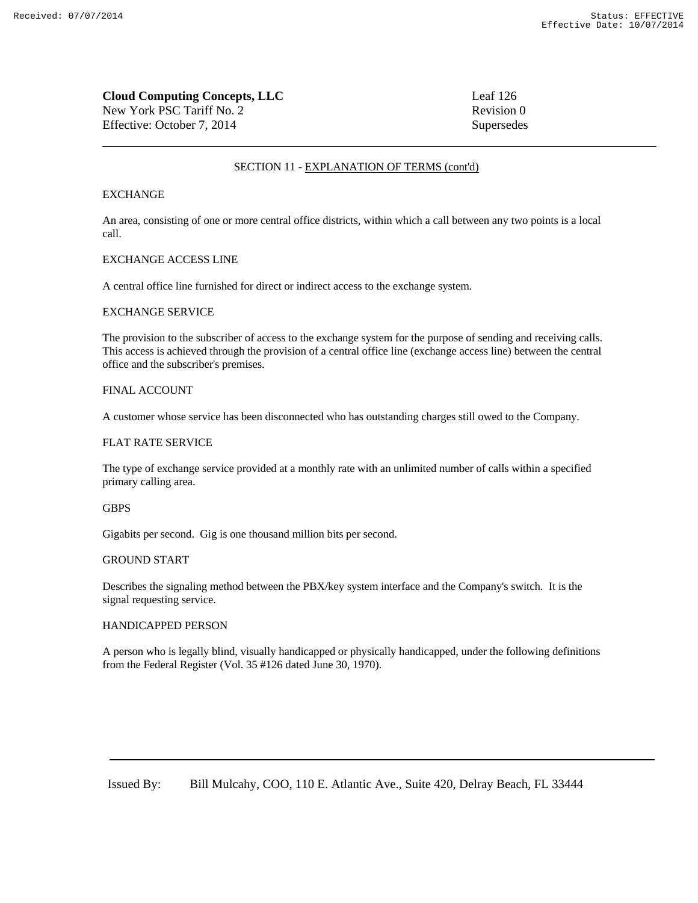**Cloud Computing Concepts, LLC**
New York PSC Tariff No. 2
Effective: October 7, 2014

Leaf 126
Revision 0
Supersedes

SECTION 11 - EXPLANATION OF TERMS (cont'd)

EXCHANGE

An area, consisting of one or more central office districts, within which a call between any two points is a local call.

EXCHANGE ACCESS LINE

A central office line furnished for direct or indirect access to the exchange system.

EXCHANGE SERVICE

The provision to the subscriber of access to the exchange system for the purpose of sending and receiving calls. This access is achieved through the provision of a central office line (exchange access line) between the central office and the subscriber's premises.

FINAL ACCOUNT

A customer whose service has been disconnected who has outstanding charges still owed to the Company.

FLAT RATE SERVICE

The type of exchange service provided at a monthly rate with an unlimited number of calls within a specified primary calling area.

GBPS

Gigabits per second. Gig is one thousand million bits per second.

GROUND START

Describes the signaling method between the PBX/key system interface and the Company's switch. It is the signal requesting service.

HANDICAPPED PERSON

A person who is legally blind, visually handicapped or physically handicapped, under the following definitions from the Federal Register (Vol. 35 #126 dated June 30, 1970).

Issued By: Bill Mulcahy, COO, 110 E. Atlantic Ave., Suite 420, Delray Beach, FL 33444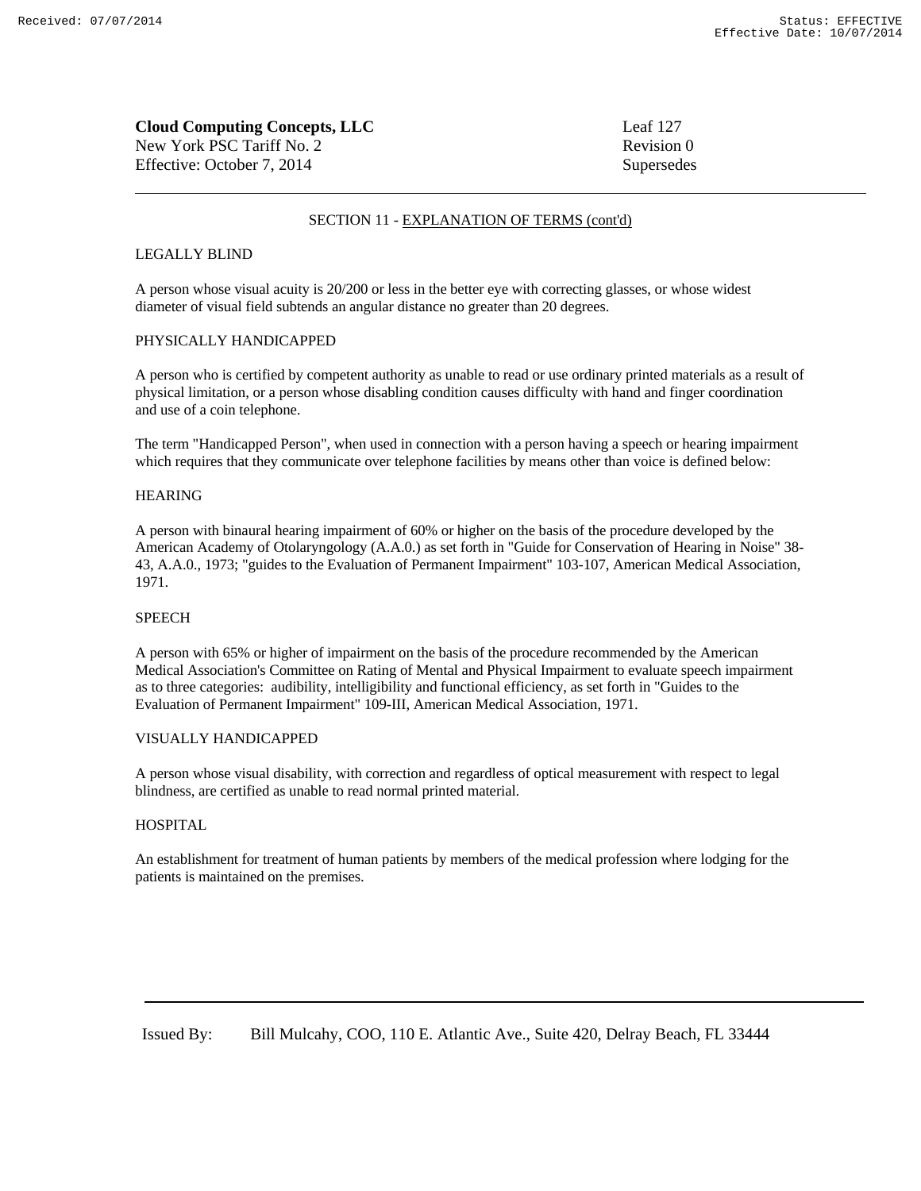**Cloud Computing Concepts, LLC**
New York PSC Tariff No. 2
Effective: October 7, 2014

Leaf 127
Revision 0
Supersedes

---

SECTION 11 - EXPLANATION OF TERMS (cont'd)

LEGALLY BLIND

A person whose visual acuity is 20/200 or less in the better eye with correcting glasses, or whose widest diameter of visual field subtends an angular distance no greater than 20 degrees.

PHYSICALLY HANDICAPPED

A person who is certified by competent authority as unable to read or use ordinary printed materials as a result of physical limitation, or a person whose disabling condition causes difficulty with hand and finger coordination and use of a coin telephone.

The term "Handicapped Person", when used in connection with a person having a speech or hearing impairment which requires that they communicate over telephone facilities by means other than voice is defined below:

HEARING

A person with binaural hearing impairment of 60% or higher on the basis of the procedure developed by the American Academy of Otolaryngology (A.A.0.) as set forth in "Guide for Conservation of Hearing in Noise" 38-43, A.A.0., 1973; "guides to the Evaluation of Permanent Impairment" 103-107, American Medical Association, 1971.

SPEECH

A person with 65% or higher of impairment on the basis of the procedure recommended by the American Medical Association's Committee on Rating of Mental and Physical Impairment to evaluate speech impairment as to three categories: audibility, intelligibility and functional efficiency, as set forth in "Guides to the Evaluation of Permanent Impairment" 109-III, American Medical Association, 1971.

VISUALLY HANDICAPPED

A person whose visual disability, with correction and regardless of optical measurement with respect to legal blindness, are certified as unable to read normal printed material.

HOSPITAL

An establishment for treatment of human patients by members of the medical profession where lodging for the patients is maintained on the premises.

---

Issued By: Bill Mulcahy, COO, 110 E. Atlantic Ave., Suite 420, Delray Beach, FL 33444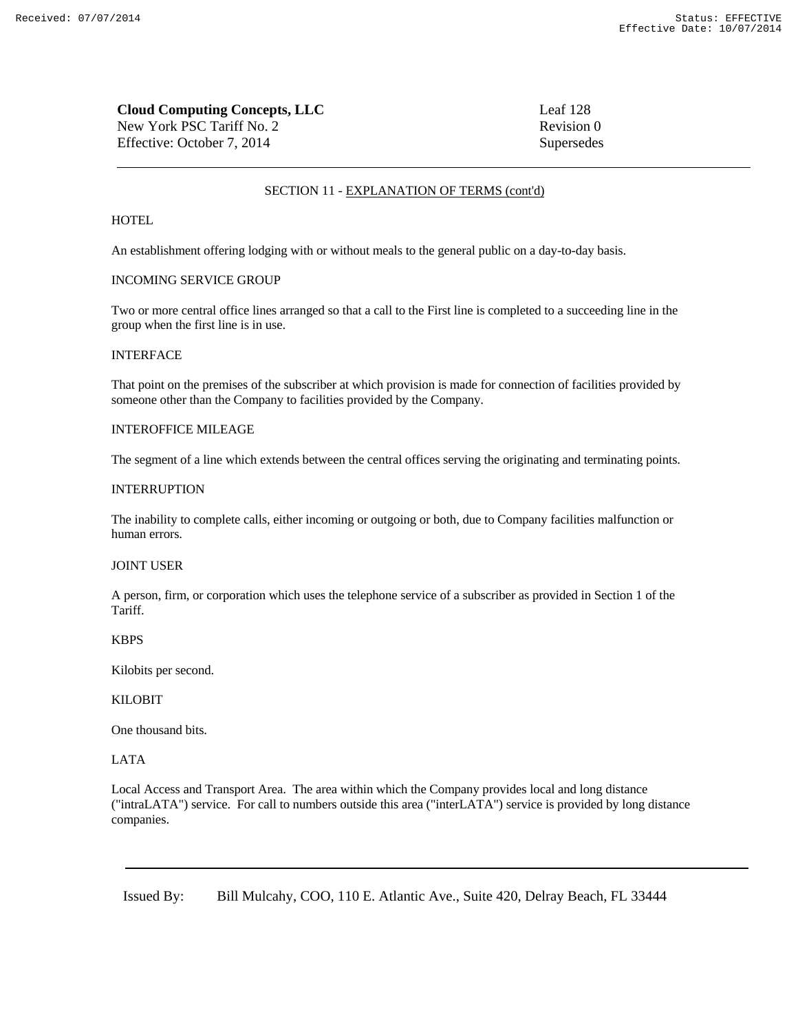**Cloud Computing Concepts, LLC**
New York PSC Tariff No. 2
Effective: October 7, 2014

Leaf 128
Revision 0
Supersedes

SECTION 11 - EXPLANATION OF TERMS (cont'd)

HOTEL

An establishment offering lodging with or without meals to the general public on a day-to-day basis.

INCOMING SERVICE GROUP

Two or more central office lines arranged so that a call to the First line is completed to a succeeding line in the group when the first line is in use.

INTERFACE

That point on the premises of the subscriber at which provision is made for connection of facilities provided by someone other than the Company to facilities provided by the Company.

INTEROFFICE MILEAGE

The segment of a line which extends between the central offices serving the originating and terminating points.

INTERRUPTION

The inability to complete calls, either incoming or outgoing or both, due to Company facilities malfunction or human errors.

JOINT USER

A person, firm, or corporation which uses the telephone service of a subscriber as provided in Section 1 of the Tariff.

KBPS

Kilobits per second.

KILOBIT

One thousand bits.

LATA

Local Access and Transport Area. The area within which the Company provides local and long distance ("intraLATA") service. For call to numbers outside this area ("interLATA") service is provided by long distance companies.

Issued By: Bill Mulcahy, COO, 110 E. Atlantic Ave., Suite 420, Delray Beach, FL 33444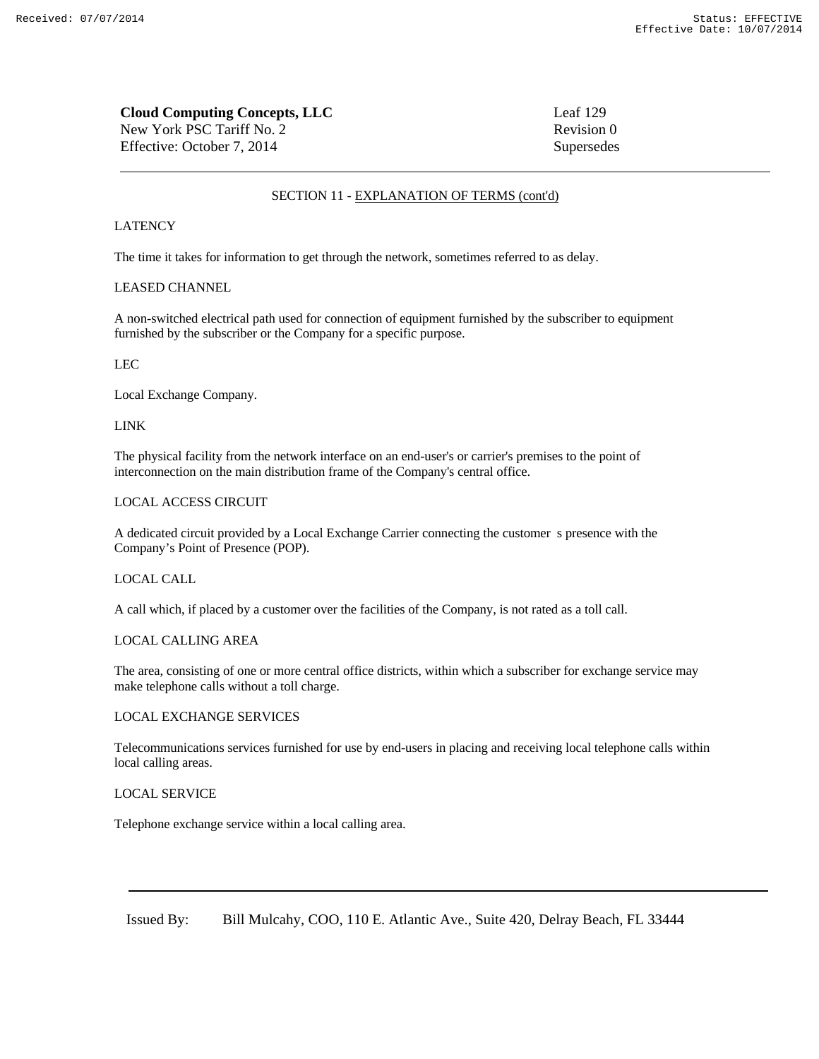## SECTION 11 - EXPLANATION OF TERMS (cont'd)

LATENCY

The time it takes for information to get through the network, sometimes referred to as delay.

LEASED CHANNEL

A non-switched electrical path used for connection of equipment furnished by the subscriber to equipment furnished by the subscriber or the Company for a specific purpose.

LEC

Local Exchange Company.

LINK

The physical facility from the network interface on an end-user's or carrier's premises to the point of interconnection on the main distribution frame of the Company's central office.

LOCAL ACCESS CIRCUIT

A dedicated circuit provided by a Local Exchange Carrier connecting the customer s presence with the Company's Point of Presence (POP).

LOCAL CALL

A call which, if placed by a customer over the facilities of the Company, is not rated as a toll call.

LOCAL CALLING AREA

The area, consisting of one or more central office districts, within which a subscriber for exchange service may make telephone calls without a toll charge.

LOCAL EXCHANGE SERVICES

Telecommunications services furnished for use by end-users in placing and receiving local telephone calls within local calling areas.

LOCAL SERVICE

Telephone exchange service within a local calling area.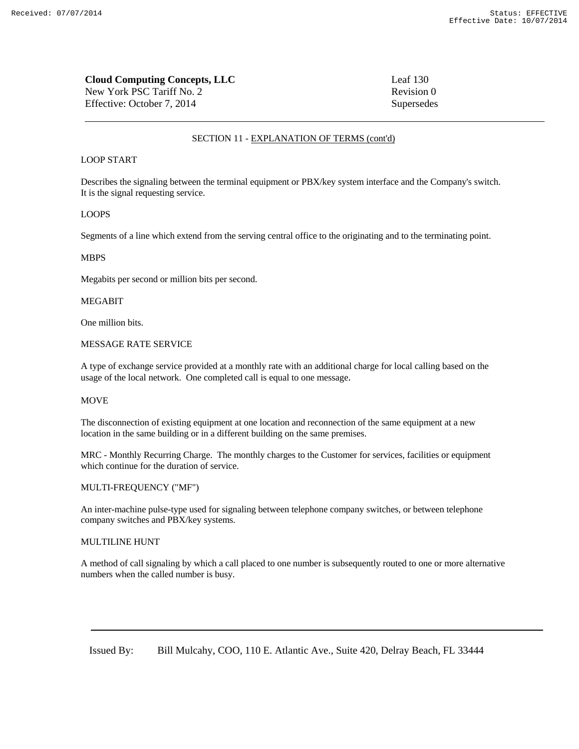SECTION 11 - EXPLANATION OF TERMS (cont'd)

LOOP START

Describes the signaling between the terminal equipment or PBX/key system interface and the Company's switch. It is the signal requesting service.

LOOPS

Segments of a line which extend from the serving central office to the originating and to the terminating point.

MBPS

Megabits per second or million bits per second.

MEGABIT

One million bits.

MESSAGE RATE SERVICE

A type of exchange service provided at a monthly rate with an additional charge for local calling based on the usage of the local network. One completed call is equal to one message.

MOVE

The disconnection of existing equipment at one location and reconnection of the same equipment at a new location in the same building or in a different building on the same premises.

MRC - Monthly Recurring Charge. The monthly charges to the Customer for services, facilities or equipment which continue for the duration of service.

MULTI-FREQUENCY ("MF")

An inter-machine pulse-type used for signaling between telephone company switches, or between telephone company switches and PBX/key systems.

MULTILINE HUNT

A method of call signaling by which a call placed to one number is subsequently routed to one or more alternative numbers when the called number is busy.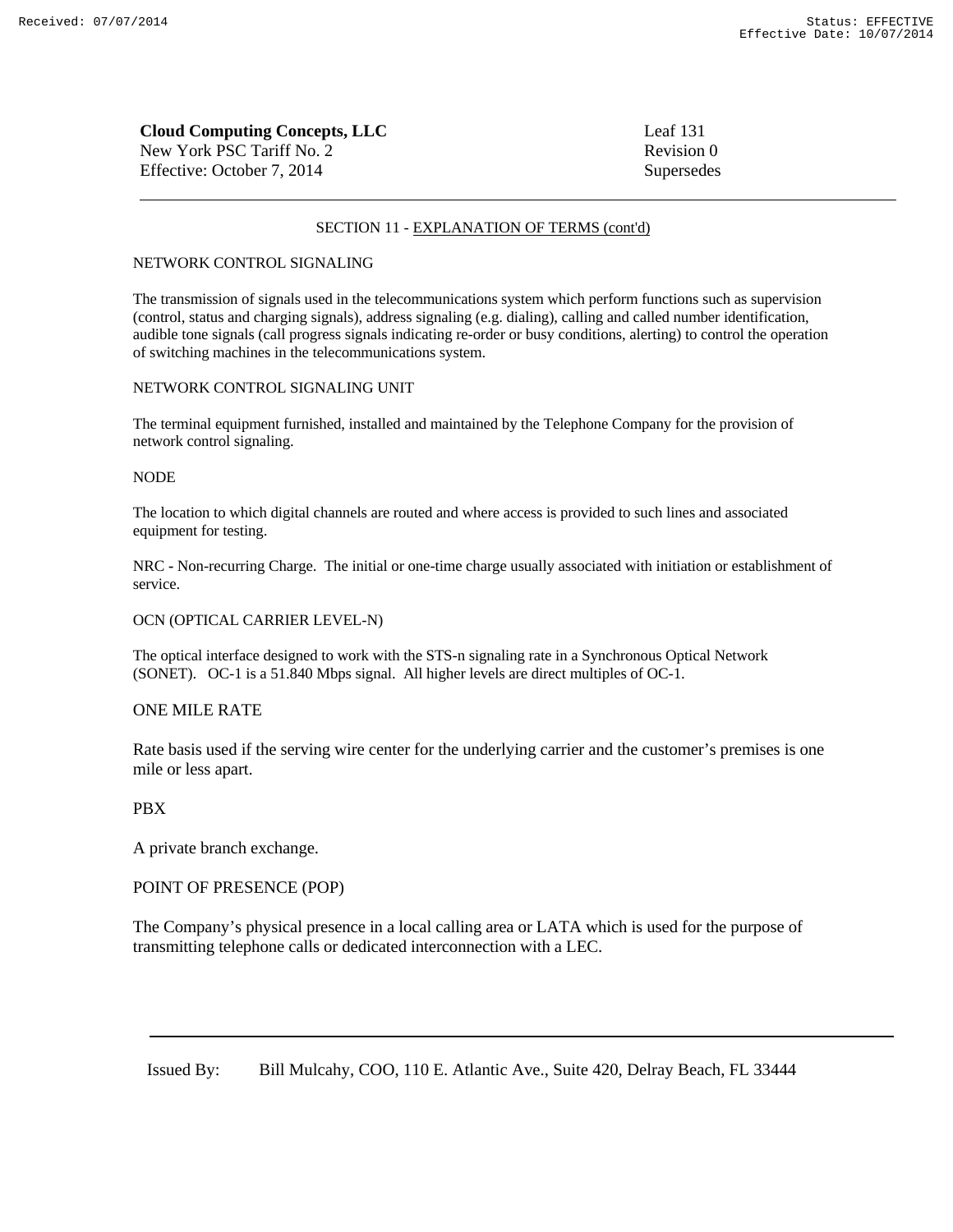**Cloud Computing Concepts, LLC**
New York PSC Tariff No. 2
Effective: October 7, 2014

Leaf 131
Revision 0
Supersedes

SECTION 11 - EXPLANATION OF TERMS (cont'd)

NETWORK CONTROL SIGNALING

The transmission of signals used in the telecommunications system which perform functions such as supervision (control, status and charging signals), address signaling (e.g. dialing), calling and called number identification, audible tone signals (call progress signals indicating re-order or busy conditions, alerting) to control the operation of switching machines in the telecommunications system.

NETWORK CONTROL SIGNALING UNIT

The terminal equipment furnished, installed and maintained by the Telephone Company for the provision of network control signaling.

NODE

The location to which digital channels are routed and where access is provided to such lines and associated equipment for testing.

NRC - Non-recurring Charge. The initial or one-time charge usually associated with initiation or establishment of service.

OCN (OPTICAL CARRIER LEVEL-N)

The optical interface designed to work with the STS-n signaling rate in a Synchronous Optical Network (SONET). OC-1 is a 51.840 Mbps signal. All higher levels are direct multiples of OC-1.

ONE MILE RATE

Rate basis used if the serving wire center for the underlying carrier and the customer's premises is one mile or less apart.

PBX

A private branch exchange.

POINT OF PRESENCE (POP)

The Company's physical presence in a local calling area or LATA which is used for the purpose of transmitting telephone calls or dedicated interconnection with a LEC.

Issued By: Bill Mulcahy, COO, 110 E. Atlantic Ave., Suite 420, Delray Beach, FL 33444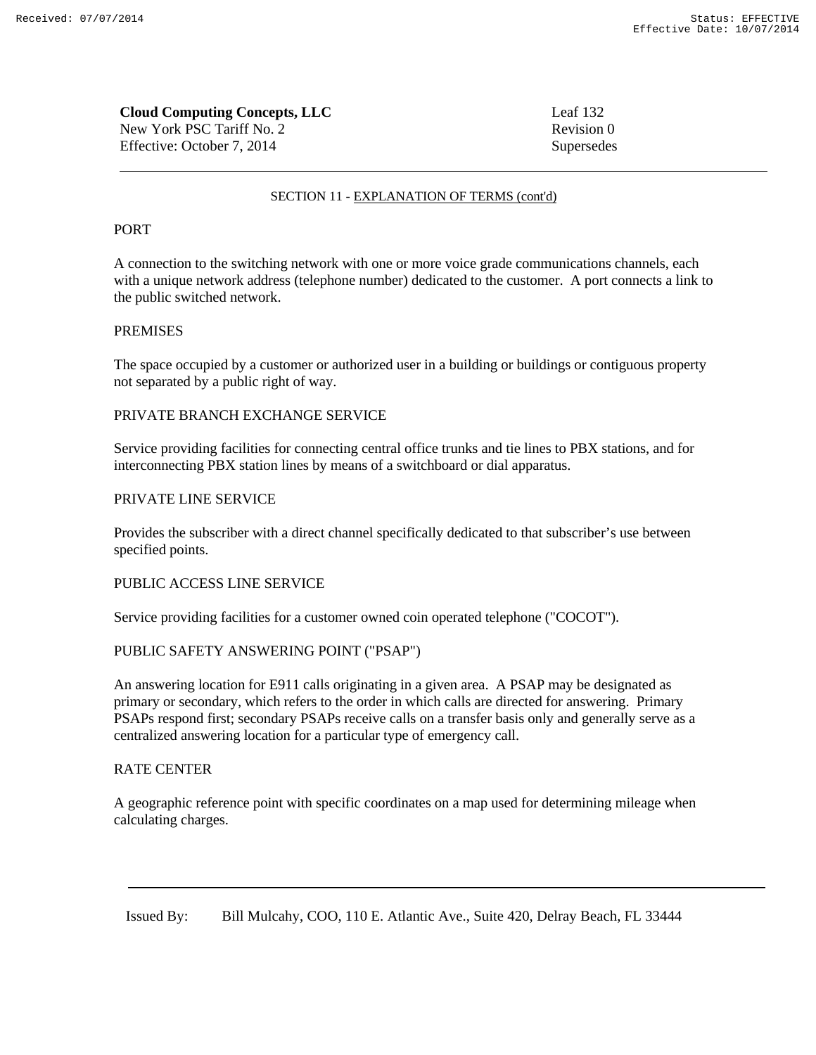**Cloud Computing Concepts, LLC**
New York PSC Tariff No. 2
Effective: October 7, 2014

Leaf 132
Revision 0
Supersedes

SECTION 11 - EXPLANATION OF TERMS (cont'd)

PORT

A connection to the switching network with one or more voice grade communications channels, each with a unique network address (telephone number) dedicated to the customer. A port connects a link to the public switched network.

PREMISES

The space occupied by a customer or authorized user in a building or buildings or contiguous property not separated by a public right of way.

PRIVATE BRANCH EXCHANGE SERVICE

Service providing facilities for connecting central office trunks and tie lines to PBX stations, and for interconnecting PBX station lines by means of a switchboard or dial apparatus.

PRIVATE LINE SERVICE

Provides the subscriber with a direct channel specifically dedicated to that subscriber's use between specified points.

PUBLIC ACCESS LINE SERVICE

Service providing facilities for a customer owned coin operated telephone ("COCOT").

PUBLIC SAFETY ANSWERING POINT ("PSAP")

An answering location for E911 calls originating in a given area. A PSAP may be designated as primary or secondary, which refers to the order in which calls are directed for answering. Primary PSAPs respond first; secondary PSAPs receive calls on a transfer basis only and generally serve as a centralized answering location for a particular type of emergency call.

RATE CENTER

A geographic reference point with specific coordinates on a map used for determining mileage when calculating charges.

Issued By: Bill Mulcahy, COO, 110 E. Atlantic Ave., Suite 420, Delray Beach, FL 33444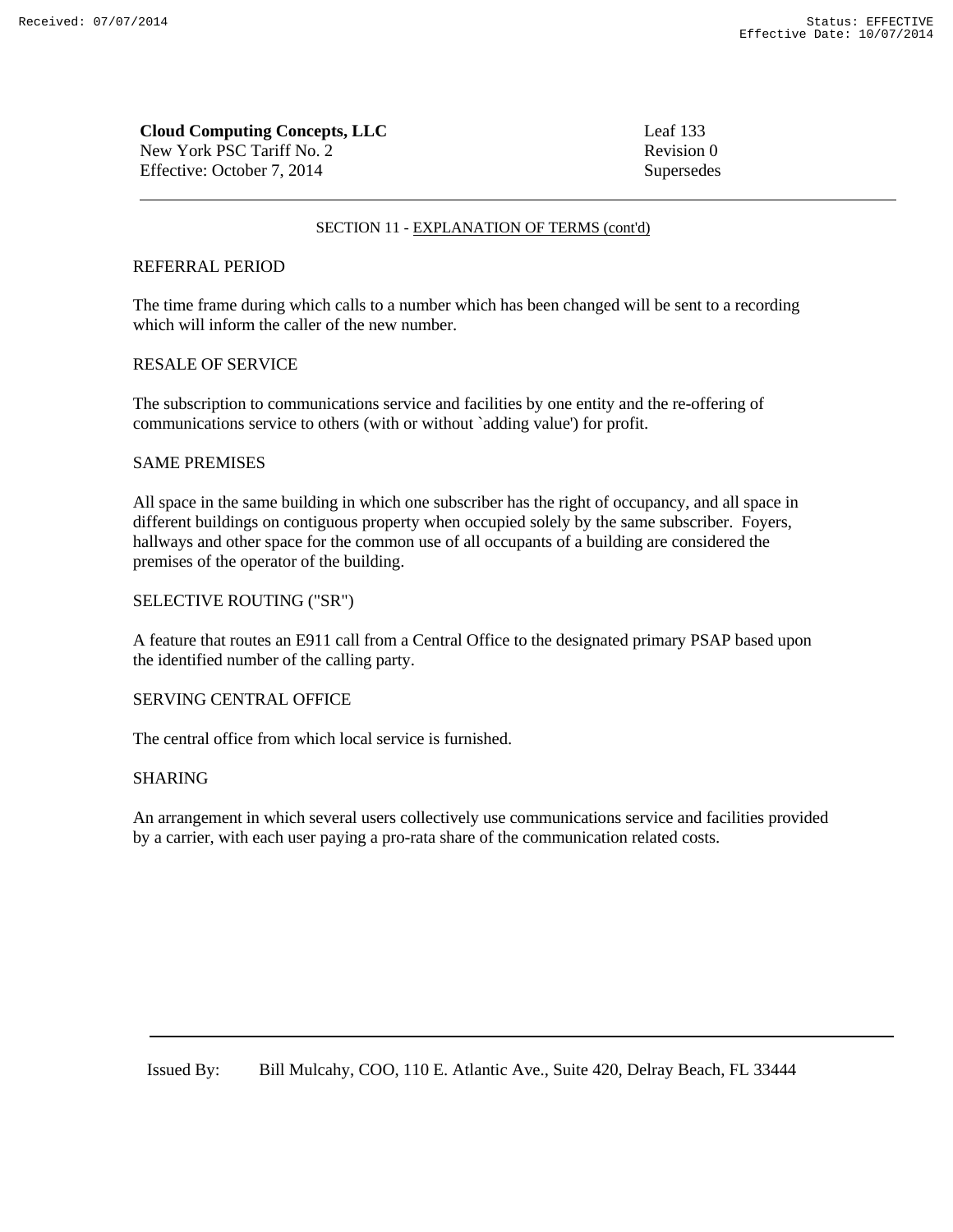SECTION 11 - EXPLANATION OF TERMS (cont'd)

REFERRAL PERIOD

The time frame during which calls to a number which has been changed will be sent to a recording which will inform the caller of the new number.

RESALE OF SERVICE

The subscription to communications service and facilities by one entity and the re-offering of communications service to others (with or without `adding value') for profit.

SAME PREMISES

All space in the same building in which one subscriber has the right of occupancy, and all space in different buildings on contiguous property when occupied solely by the same subscriber. Foyers, hallways and other space for the common use of all occupants of a building are considered the premises of the operator of the building.

SELECTIVE ROUTING ("SR")

A feature that routes an E911 call from a Central Office to the designated primary PSAP based upon the identified number of the calling party.

SERVING CENTRAL OFFICE

The central office from which local service is furnished.

SHARING

An arrangement in which several users collectively use communications service and facilities provided by a carrier, with each user paying a pro-rata share of the communication related costs.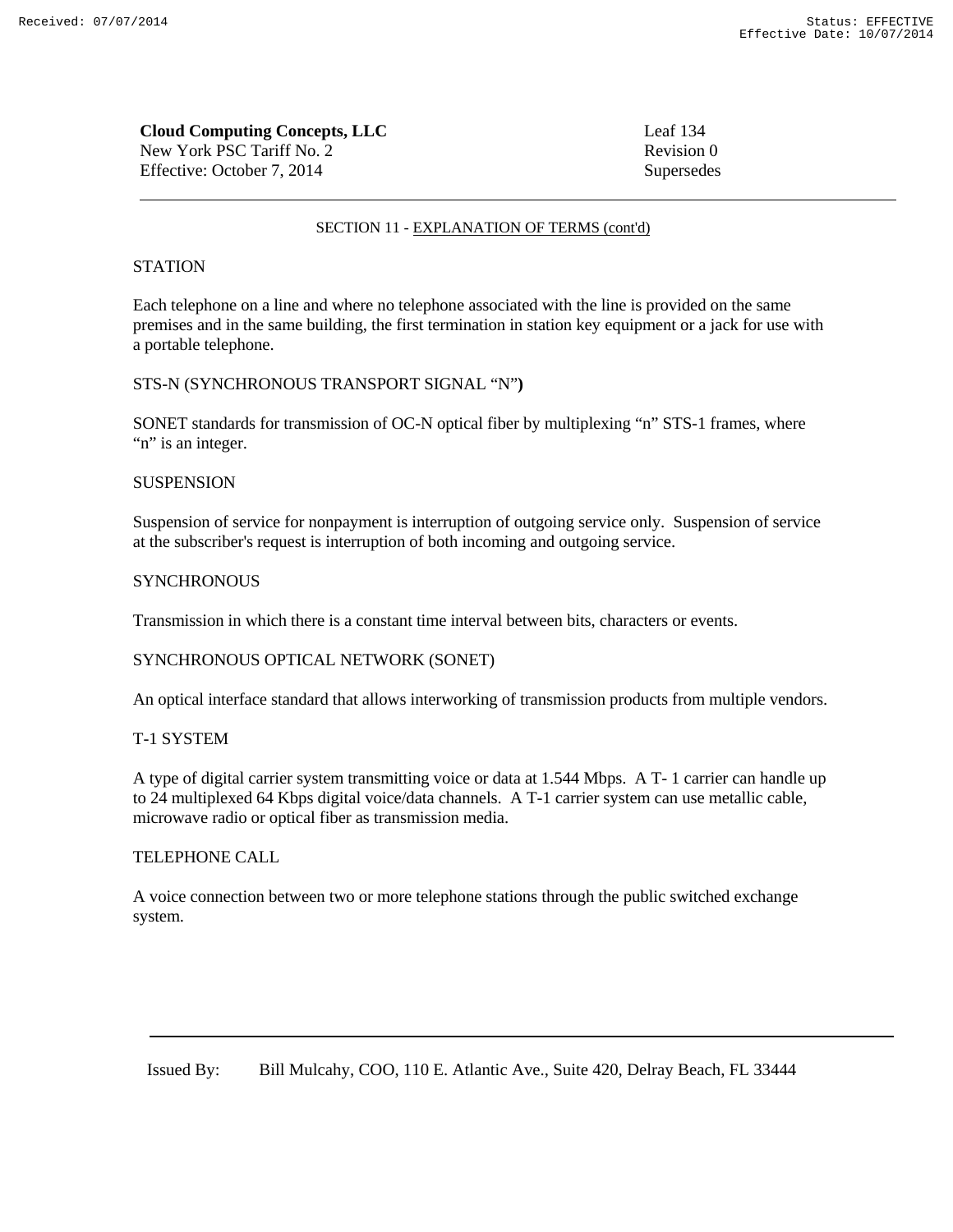SECTION 11 - EXPLANATION OF TERMS (cont'd)

STATION

Each telephone on a line and where no telephone associated with the line is provided on the same premises and in the same building, the first termination in station key equipment or a jack for use with a portable telephone.

STS-N (SYNCHRONOUS TRANSPORT SIGNAL “N”**)**

SONET standards for transmission of OC-N optical fiber by multiplexing “n” STS-1 frames, where “n” is an integer.

SUSPENSION

Suspension of service for nonpayment is interruption of outgoing service only. Suspension of service at the subscriber's request is interruption of both incoming and outgoing service.

SYNCHRONOUS

Transmission in which there is a constant time interval between bits, characters or events.

SYNCHRONOUS OPTICAL NETWORK (SONET)

An optical interface standard that allows interworking of transmission products from multiple vendors.

T-1 SYSTEM

A type of digital carrier system transmitting voice or data at 1.544 Mbps. A T- 1 carrier can handle up to 24 multiplexed 64 Kbps digital voice/data channels. A T-1 carrier system can use metallic cable, microwave radio or optical fiber as transmission media.

TELEPHONE CALL

A voice connection between two or more telephone stations through the public switched exchange system.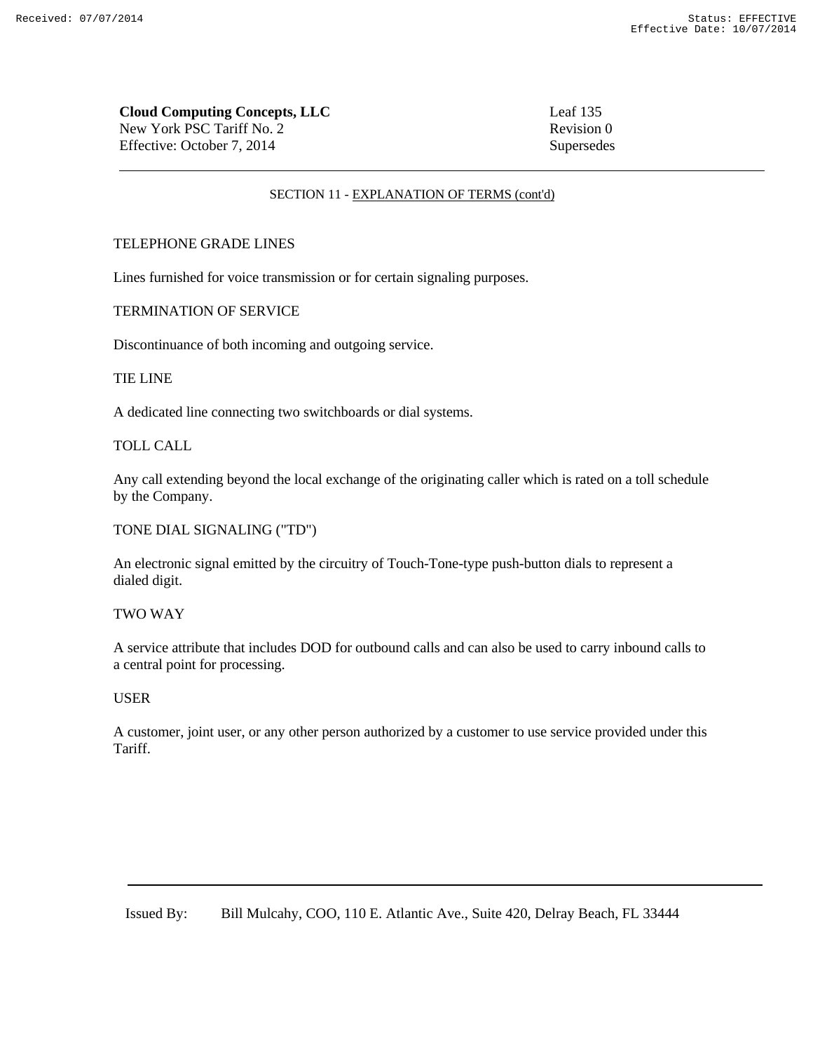## SECTION 11 - EXPLANATION OF TERMS (cont'd)

TELEPHONE GRADE LINES

Lines furnished for voice transmission or for certain signaling purposes.

TERMINATION OF SERVICE

Discontinuance of both incoming and outgoing service.

TIE LINE

A dedicated line connecting two switchboards or dial systems.

TOLL CALL

Any call extending beyond the local exchange of the originating caller which is rated on a toll schedule by the Company.

TONE DIAL SIGNALING ("TD")

An electronic signal emitted by the circuitry of Touch-Tone-type push-button dials to represent a dialed digit.

TWO WAY

A service attribute that includes DOD for outbound calls and can also be used to carry inbound calls to a central point for processing.

USER

A customer, joint user, or any other person authorized by a customer to use service provided under this Tariff.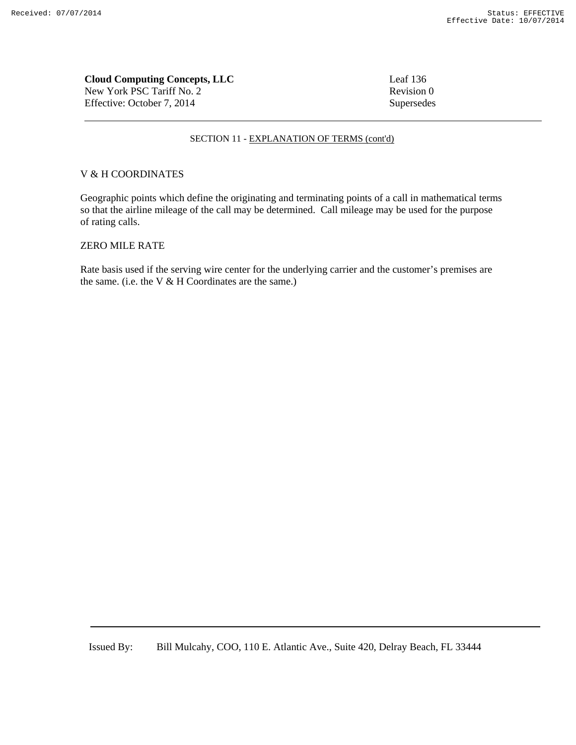SECTION 11 - EXPLANATION OF TERMS (cont'd)

V & H COORDINATES

Geographic points which define the originating and terminating points of a call in mathematical terms so that the airline mileage of the call may be determined. Call mileage may be used for the purpose of rating calls.

ZERO MILE RATE

Rate basis used if the serving wire center for the underlying carrier and the customer's premises are the same. (i.e. the V & H Coordinates are the same.)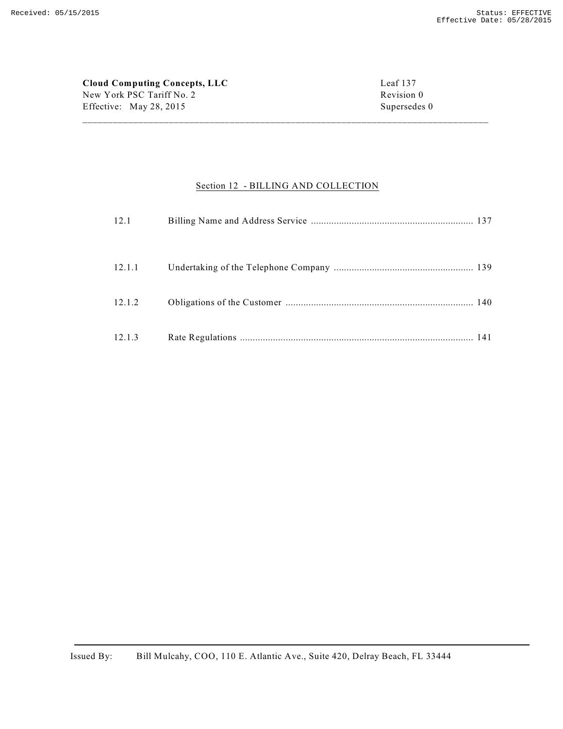**Cloud Computing Concepts, LLC**
New York PSC Tariff No. 2
Effective: May 28, 2015

Leaf 137
Revision 0
Supersedes 0

## Section 12 - BILLING AND COLLECTION

| | | |
|---|---|---|
| 12.1 | Billing Name and Address Service | 137 |
| 12.1.1 | Undertaking of the Telephone Company | 139 |
| 12.1.2 | Obligations of the Customer | 140 |
| 12.1.3 | Rate Regulations | 141 |

Issued By: Bill Mulcahy, COO, 110 E. Atlantic Ave., Suite 420, Delray Beach, FL 33444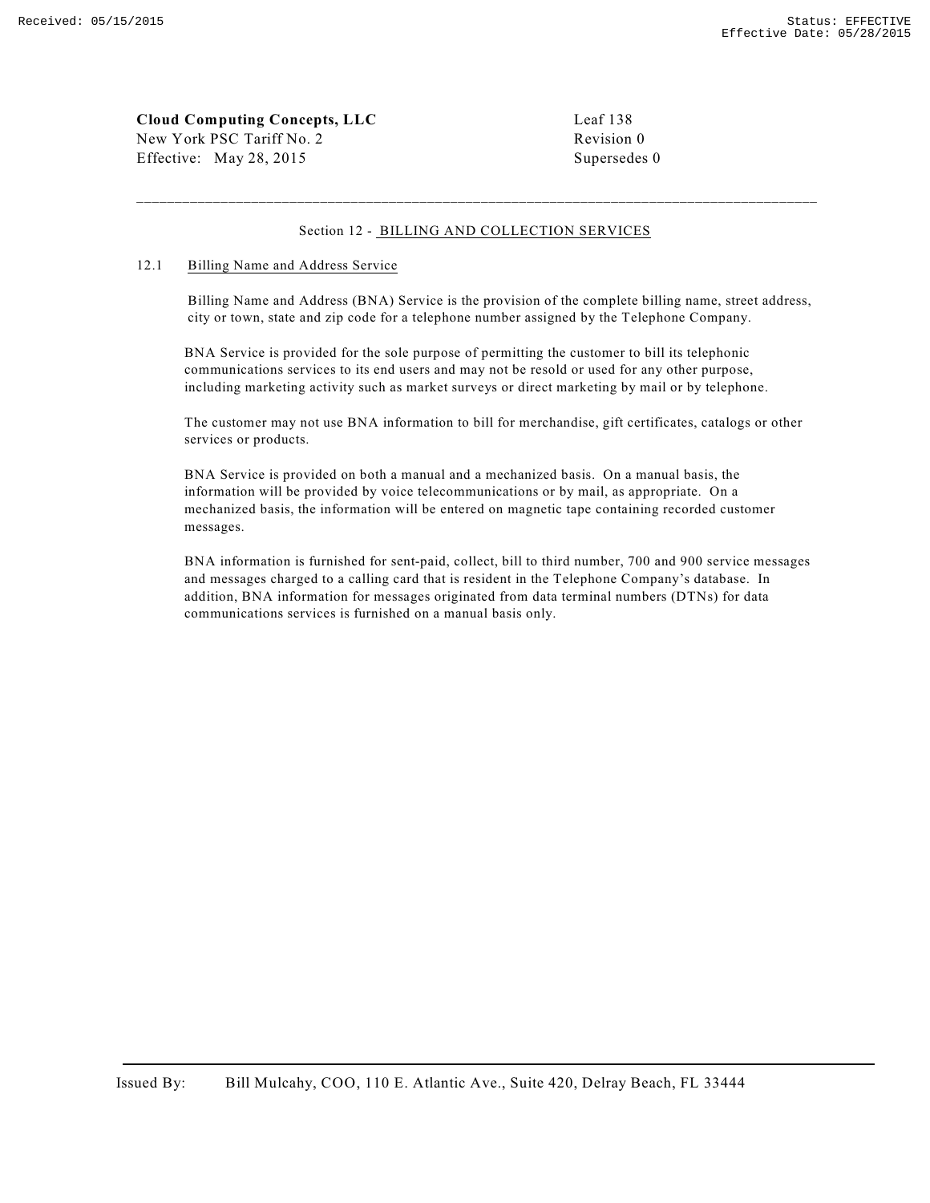## Section 12 - BILLING AND COLLECTION SERVICES

### 12.1 Billing Name and Address Service

Billing Name and Address (BNA) Service is the provision of the complete billing name, street address, city or town, state and zip code for a telephone number assigned by the Telephone Company.

BNA Service is provided for the sole purpose of permitting the customer to bill its telephonic communications services to its end users and may not be resold or used for any other purpose, including marketing activity such as market surveys or direct marketing by mail or by telephone.

The customer may not use BNA information to bill for merchandise, gift certificates, catalogs or other services or products.

BNA Service is provided on both a manual and a mechanized basis. On a manual basis, the information will be provided by voice telecommunications or by mail, as appropriate. On a mechanized basis, the information will be entered on magnetic tape containing recorded customer messages.

BNA information is furnished for sent-paid, collect, bill to third number, 700 and 900 service messages and messages charged to a calling card that is resident in the Telephone Company's database. In addition, BNA information for messages originated from data terminal numbers (DTNs) for data communications services is furnished on a manual basis only.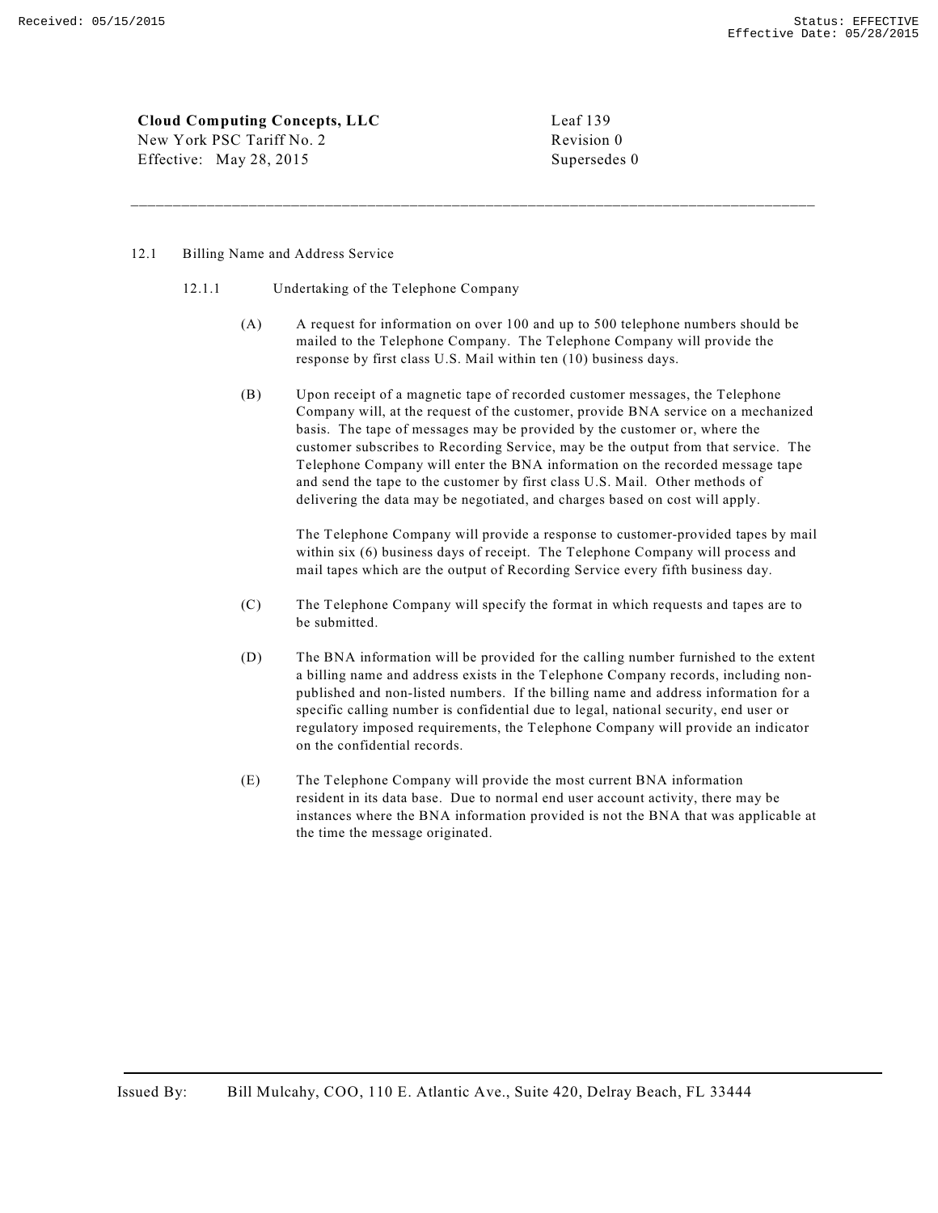12.1 Billing Name and Address Service

12.1.1 Undertaking of the Telephone Company

(A) A request for information on over 100 and up to 500 telephone numbers should be mailed to the Telephone Company. The Telephone Company will provide the response by first class U.S. Mail within ten (10) business days.

(B) Upon receipt of a magnetic tape of recorded customer messages, the Telephone Company will, at the request of the customer, provide BNA service on a mechanized basis. The tape of messages may be provided by the customer or, where the customer subscribes to Recording Service, may be the output from that service. The Telephone Company will enter the BNA information on the recorded message tape and send the tape to the customer by first class U.S. Mail. Other methods of delivering the data may be negotiated, and charges based on cost will apply.

The Telephone Company will provide a response to customer-provided tapes by mail within six (6) business days of receipt. The Telephone Company will process and mail tapes which are the output of Recording Service every fifth business day.

(C) The Telephone Company will specify the format in which requests and tapes are to be submitted.

(D) The BNA information will be provided for the calling number furnished to the extent a billing name and address exists in the Telephone Company records, including non-published and non-listed numbers. If the billing name and address information for a specific calling number is confidential due to legal, national security, end user or regulatory imposed requirements, the Telephone Company will provide an indicator on the confidential records.

(E) The Telephone Company will provide the most current BNA information resident in its data base. Due to normal end user account activity, there may be instances where the BNA information provided is not the BNA that was applicable at the time the message originated.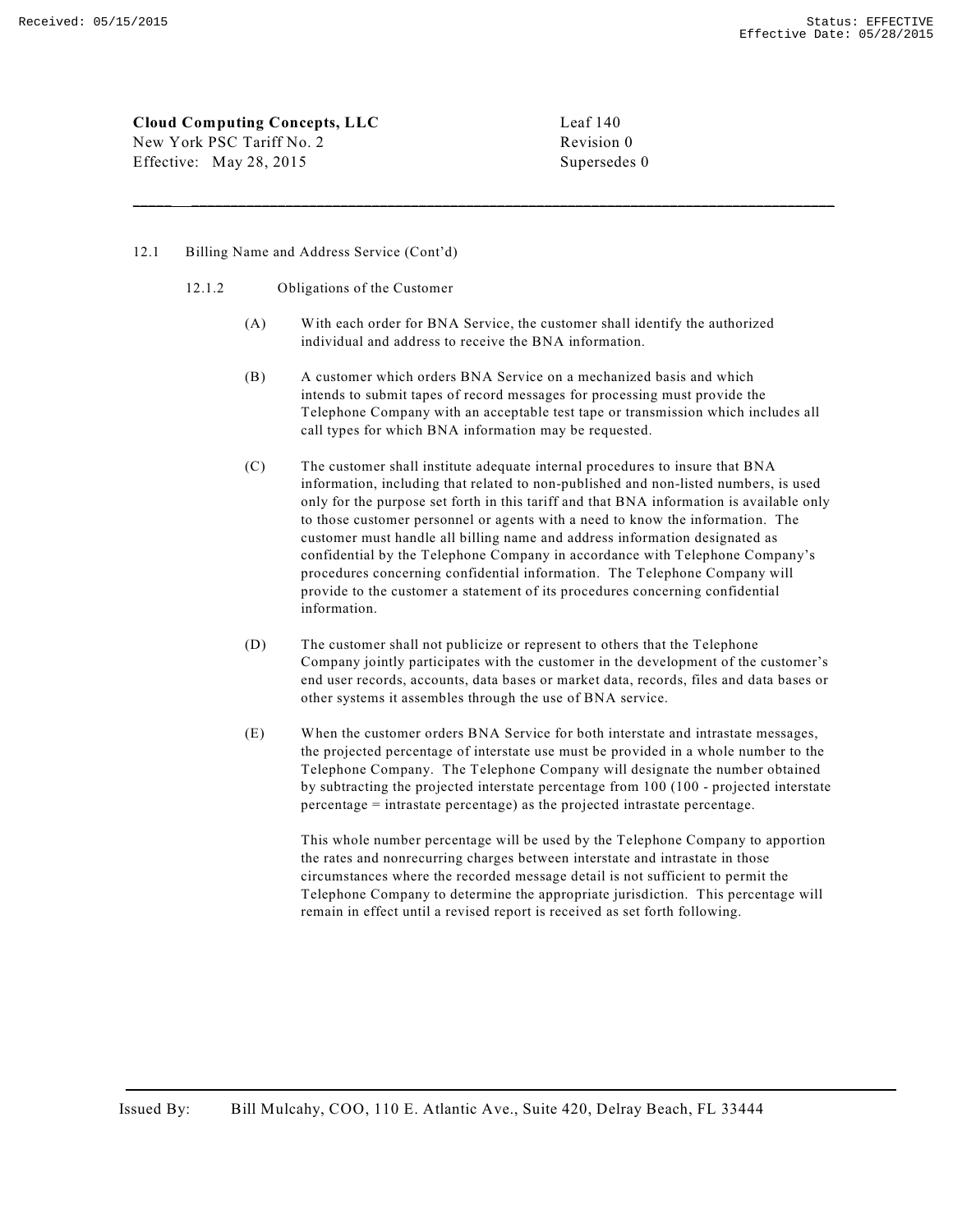**Cloud Computing Concepts, LLC**
New York PSC Tariff No. 2
Effective: May 28, 2015

Leaf 140
Revision 0
Supersedes 0

12.1 Billing Name and Address Service (Cont'd)

12.1.2 Obligations of the Customer

(A) With each order for BNA Service, the customer shall identify the authorized individual and address to receive the BNA information.

(B) A customer which orders BNA Service on a mechanized basis and which intends to submit tapes of record messages for processing must provide the Telephone Company with an acceptable test tape or transmission which includes all call types for which BNA information may be requested.

(C) The customer shall institute adequate internal procedures to insure that BNA information, including that related to non-published and non-listed numbers, is used only for the purpose set forth in this tariff and that BNA information is available only to those customer personnel or agents with a need to know the information. The customer must handle all billing name and address information designated as confidential by the Telephone Company in accordance with Telephone Company's procedures concerning confidential information. The Telephone Company will provide to the customer a statement of its procedures concerning confidential information.

(D) The customer shall not publicize or represent to others that the Telephone Company jointly participates with the customer in the development of the customer's end user records, accounts, data bases or market data, records, files and data bases or other systems it assembles through the use of BNA service.

(E) When the customer orders BNA Service for both interstate and intrastate messages, the projected percentage of interstate use must be provided in a whole number to the Telephone Company. The Telephone Company will designate the number obtained by subtracting the projected interstate percentage from 100 (100 - projected interstate percentage = intrastate percentage) as the projected intrastate percentage.

This whole number percentage will be used by the Telephone Company to apportion the rates and nonrecurring charges between interstate and intrastate in those circumstances where the recorded message detail is not sufficient to permit the Telephone Company to determine the appropriate jurisdiction. This percentage will remain in effect until a revised report is received as set forth following.

Issued By: Bill Mulcahy, COO, 110 E. Atlantic Ave., Suite 420, Delray Beach, FL 33444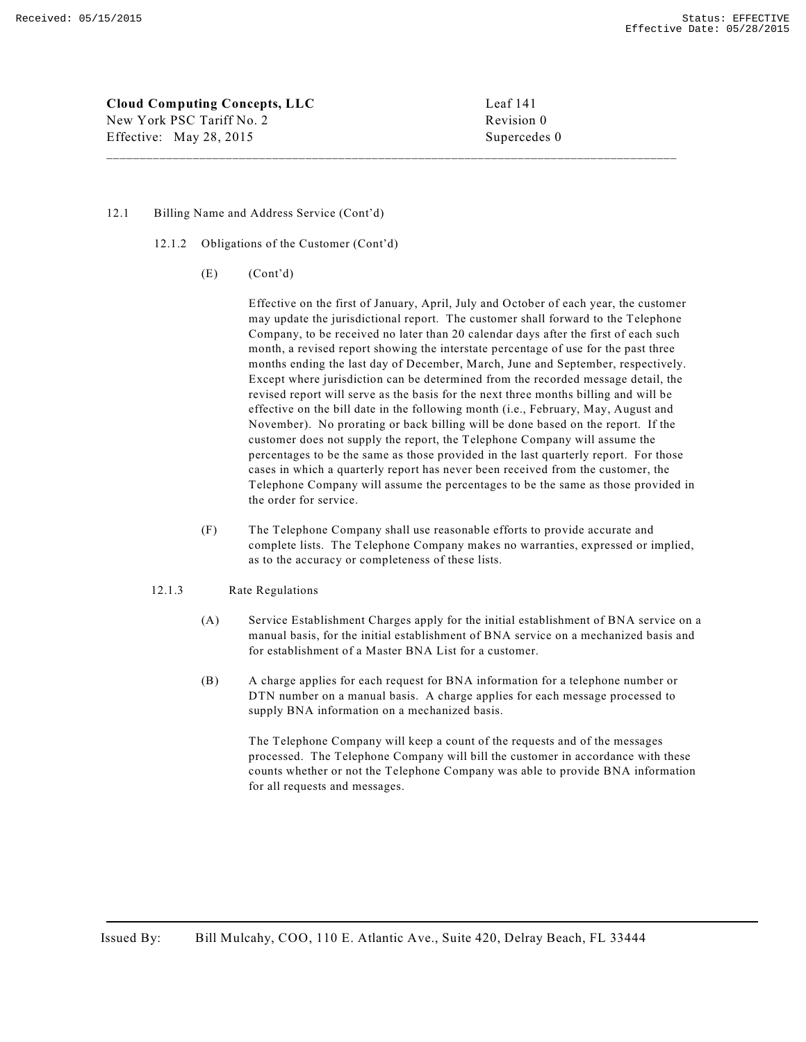12.1 Billing Name and Address Service (Cont'd)

12.1.2 Obligations of the Customer (Cont'd)

(E) (Cont'd)

Effective on the first of January, April, July and October of each year, the customer may update the jurisdictional report. The customer shall forward to the Telephone Company, to be received no later than 20 calendar days after the first of each such month, a revised report showing the interstate percentage of use for the past three months ending the last day of December, March, June and September, respectively. Except where jurisdiction can be determined from the recorded message detail, the revised report will serve as the basis for the next three months billing and will be effective on the bill date in the following month (i.e., February, May, August and November). No prorating or back billing will be done based on the report. If the customer does not supply the report, the Telephone Company will assume the percentages to be the same as those provided in the last quarterly report. For those cases in which a quarterly report has never been received from the customer, the Telephone Company will assume the percentages to be the same as those provided in the order for service.

(F) The Telephone Company shall use reasonable efforts to provide accurate and complete lists. The Telephone Company makes no warranties, expressed or implied, as to the accuracy or completeness of these lists.

12.1.3 Rate Regulations

(A) Service Establishment Charges apply for the initial establishment of BNA service on a manual basis, for the initial establishment of BNA service on a mechanized basis and for establishment of a Master BNA List for a customer.

(B) A charge applies for each request for BNA information for a telephone number or DTN number on a manual basis. A charge applies for each message processed to supply BNA information on a mechanized basis.

The Telephone Company will keep a count of the requests and of the messages processed. The Telephone Company will bill the customer in accordance with these counts whether or not the Telephone Company was able to provide BNA information for all requests and messages.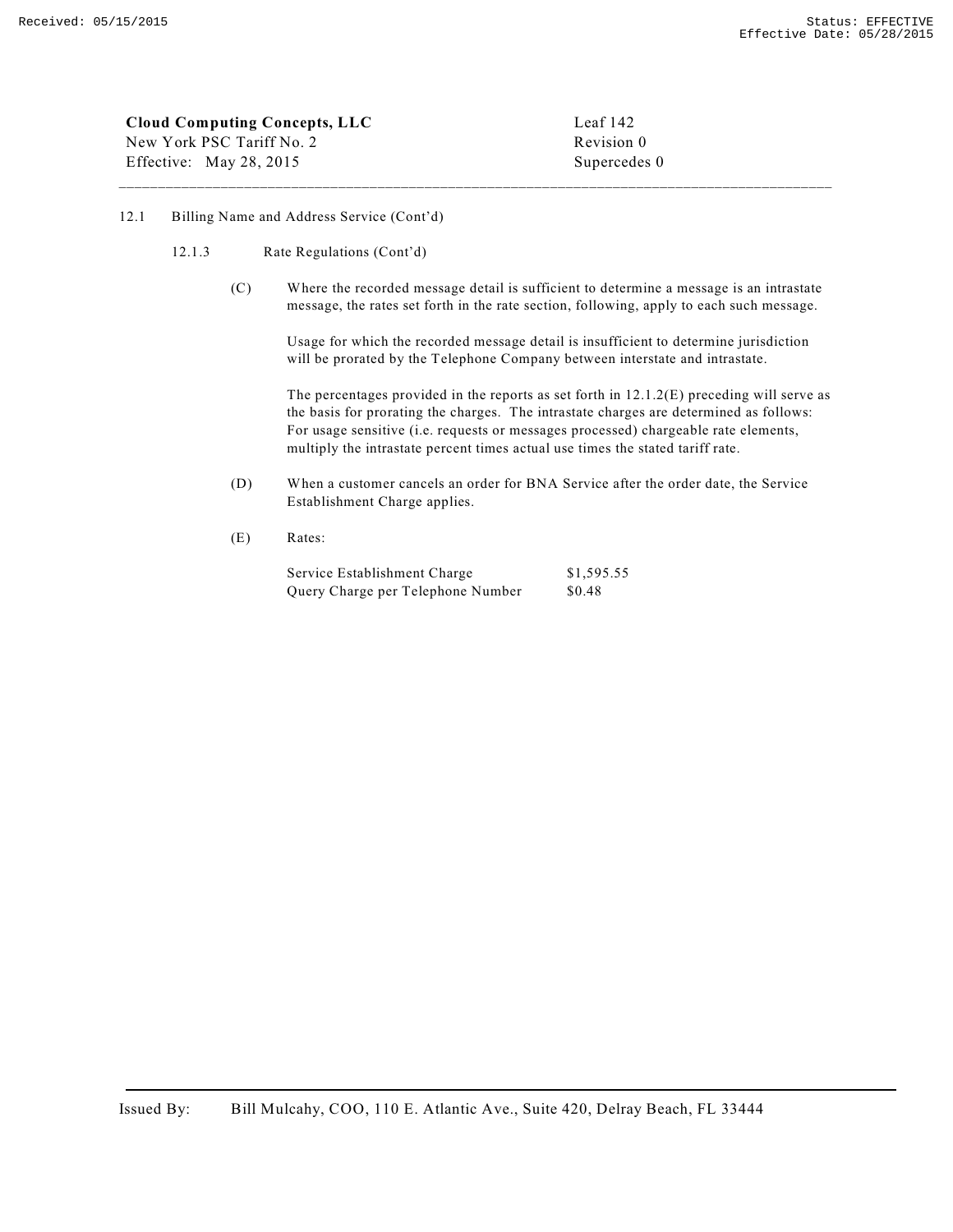12.1 Billing Name and Address Service (Cont'd)

12.1.3 Rate Regulations (Cont'd)

(C) Where the recorded message detail is sufficient to determine a message is an intrastate message, the rates set forth in the rate section, following, apply to each such message.

Usage for which the recorded message detail is insufficient to determine jurisdiction will be prorated by the Telephone Company between interstate and intrastate.

The percentages provided in the reports as set forth in 12.1.2(E) preceding will serve as the basis for prorating the charges. The intrastate charges are determined as follows: For usage sensitive (i.e. requests or messages processed) chargeable rate elements, multiply the intrastate percent times actual use times the stated tariff rate.

(D) When a customer cancels an order for BNA Service after the order date, the Service Establishment Charge applies.

(E) Rates:

| | |
|---|---|
| Service Establishment Charge | $1,595.55 |
| Query Charge per Telephone Number | $0.48 |